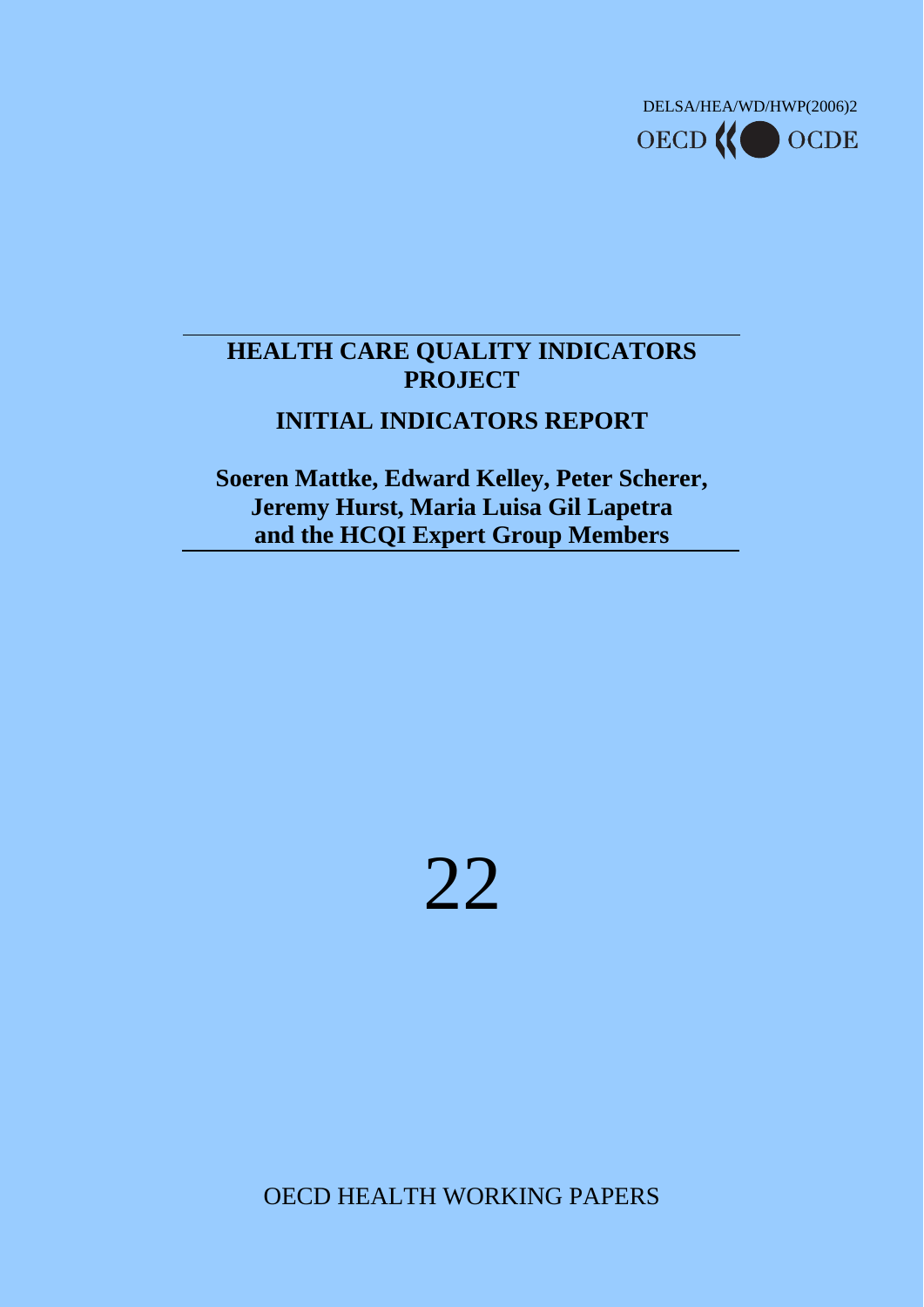DELSA/HEA/WD/HWP(2006)2

OECD OCDE

# HEALTH CARE QUALITY INDICATORS PROJECT

## INITIAL INDICATORS REPORT

**Soeren Mattke, Edward Kelley, Peter Scherer, Jeremy Hurst, Maria Luisa Gil Lapetra and the HCQI Expert Group Members**

22

OECD HEALTH WORKING PAPERS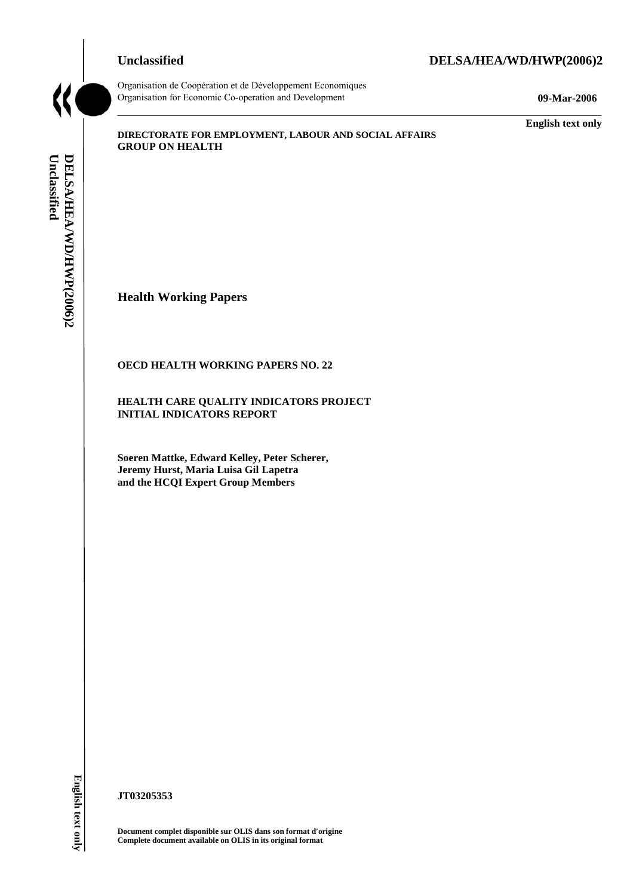Unclassified **DELSA/HEA/WD/HWP(2006)2**

Organisation de Coopération et de Développement Economiques
Organisation for Economic Co-operation and Development **09-Mar-2006**

**English text only**

**DIRECTORATE FOR EMPLOYMENT, LABOUR AND SOCIAL AFFAIRS**
**GROUP ON HEALTH**

# Health Working Papers

**OECD HEALTH WORKING PAPERS NO. 22**

**HEALTH CARE QUALITY INDICATORS PROJECT**
**INITIAL INDICATORS REPORT**

**Soeren Mattke, Edward Kelley, Peter Scherer,**
**Jeremy Hurst, Maria Luisa Gil Lapetra**
**and the HCQI Expert Group Members**

**JT03205353**

**Document complet disponible sur OLIS dans son format d'origine**
**Complete document available on OLIS in its original format**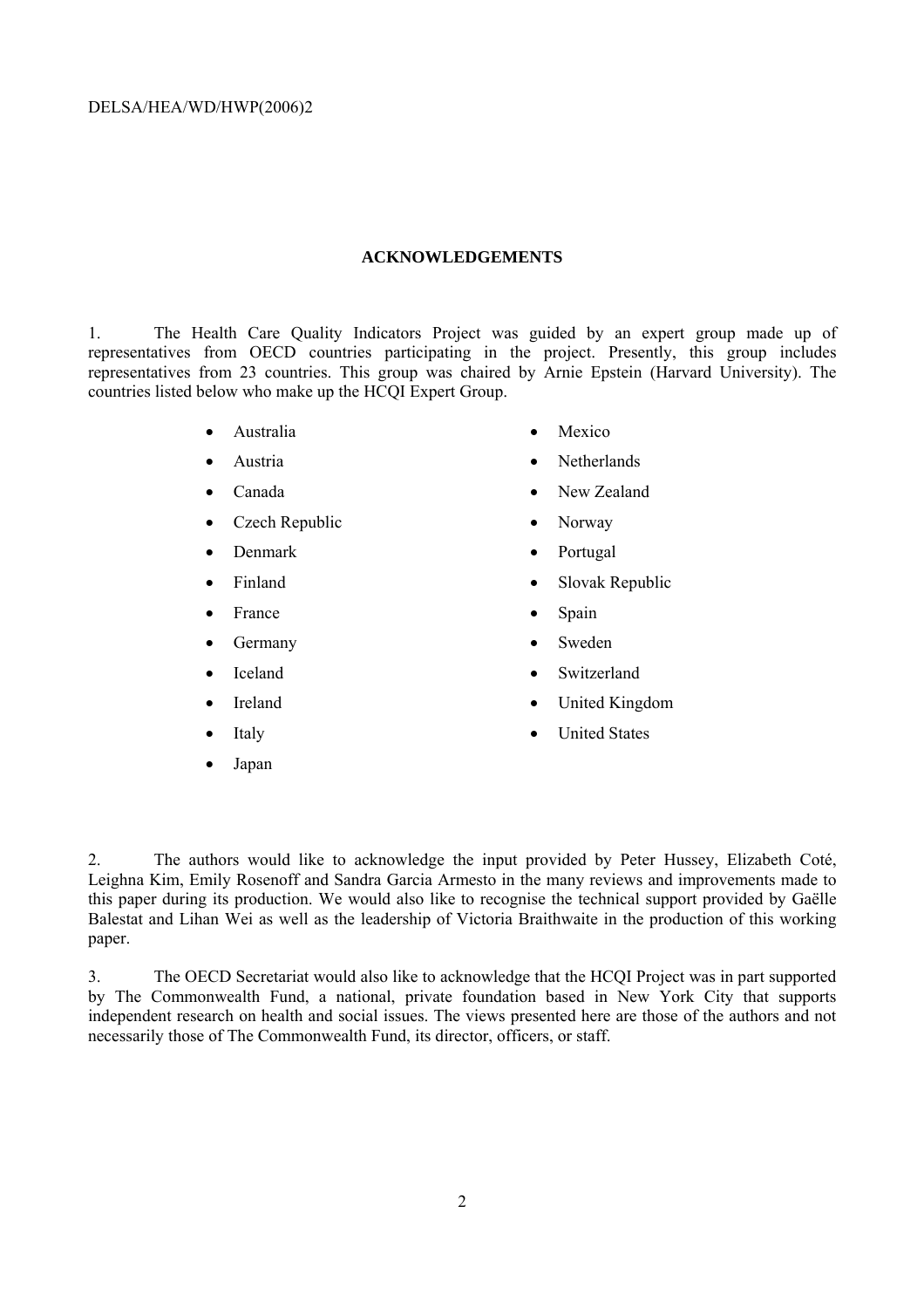## ACKNOWLEDGEMENTS

1. The Health Care Quality Indicators Project was guided by an expert group made up of representatives from OECD countries participating in the project. Presently, this group includes representatives from 23 countries. This group was chaired by Arnie Epstein (Harvard University). The countries listed below who make up the HCQI Expert Group.

- Australia
- Austria
- Canada
- Czech Republic
- Denmark
- Finland
- France
- Germany
- Iceland
- Ireland
- Italy
- Japan
- Mexico
- Netherlands
- New Zealand
- Norway
- Portugal
- Slovak Republic
- Spain
- Sweden
- Switzerland
- United Kingdom
- United States

2. The authors would like to acknowledge the input provided by Peter Hussey, Elizabeth Coté, Leighna Kim, Emily Rosenoff and Sandra Garcia Armesto in the many reviews and improvements made to this paper during its production. We would also like to recognise the technical support provided by Gaëlle Balestat and Lihan Wei as well as the leadership of Victoria Braithwaite in the production of this working paper.

3. The OECD Secretariat would also like to acknowledge that the HCQI Project was in part supported by The Commonwealth Fund, a national, private foundation based in New York City that supports independent research on health and social issues. The views presented here are those of the authors and not necessarily those of The Commonwealth Fund, its director, officers, or staff.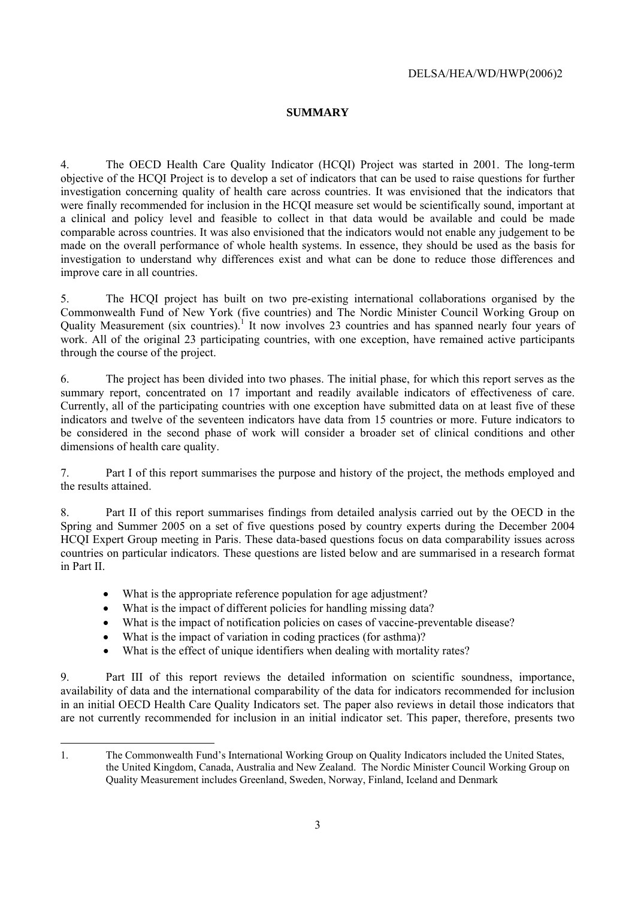## SUMMARY

4. The OECD Health Care Quality Indicator (HCQI) Project was started in 2001. The long-term objective of the HCQI Project is to develop a set of indicators that can be used to raise questions for further investigation concerning quality of health care across countries. It was envisioned that the indicators that were finally recommended for inclusion in the HCQI measure set would be scientifically sound, important at a clinical and policy level and feasible to collect in that data would be available and could be made comparable across countries. It was also envisioned that the indicators would not enable any judgement to be made on the overall performance of whole health systems. In essence, they should be used as the basis for investigation to understand why differences exist and what can be done to reduce those differences and improve care in all countries.

5. The HCQI project has built on two pre-existing international collaborations organised by the Commonwealth Fund of New York (five countries) and The Nordic Minister Council Working Group on Quality Measurement (six countries).[1] It now involves 23 countries and has spanned nearly four years of work. All of the original 23 participating countries, with one exception, have remained active participants through the course of the project.

6. The project has been divided into two phases. The initial phase, for which this report serves as the summary report, concentrated on 17 important and readily available indicators of effectiveness of care. Currently, all of the participating countries with one exception have submitted data on at least five of these indicators and twelve of the seventeen indicators have data from 15 countries or more. Future indicators to be considered in the second phase of work will consider a broader set of clinical conditions and other dimensions of health care quality.

7. Part I of this report summarises the purpose and history of the project, the methods employed and the results attained.

8. Part II of this report summarises findings from detailed analysis carried out by the OECD in the Spring and Summer 2005 on a set of five questions posed by country experts during the December 2004 HCQI Expert Group meeting in Paris. These data-based questions focus on data comparability issues across countries on particular indicators. These questions are listed below and are summarised in a research format in Part II.

- What is the appropriate reference population for age adjustment?
- What is the impact of different policies for handling missing data?
- What is the impact of notification policies on cases of vaccine-preventable disease?
- What is the impact of variation in coding practices (for asthma)?
- What is the effect of unique identifiers when dealing with mortality rates?

9. Part III of this report reviews the detailed information on scientific soundness, importance, availability of data and the international comparability of the data for indicators recommended for inclusion in an initial OECD Health Care Quality Indicators set. The paper also reviews in detail those indicators that are not currently recommended for inclusion in an initial indicator set. This paper, therefore, presents two

---

1. The Commonwealth Fund's International Working Group on Quality Indicators included the United States, the United Kingdom, Canada, Australia and New Zealand. The Nordic Minister Council Working Group on Quality Measurement includes Greenland, Sweden, Norway, Finland, Iceland and Denmark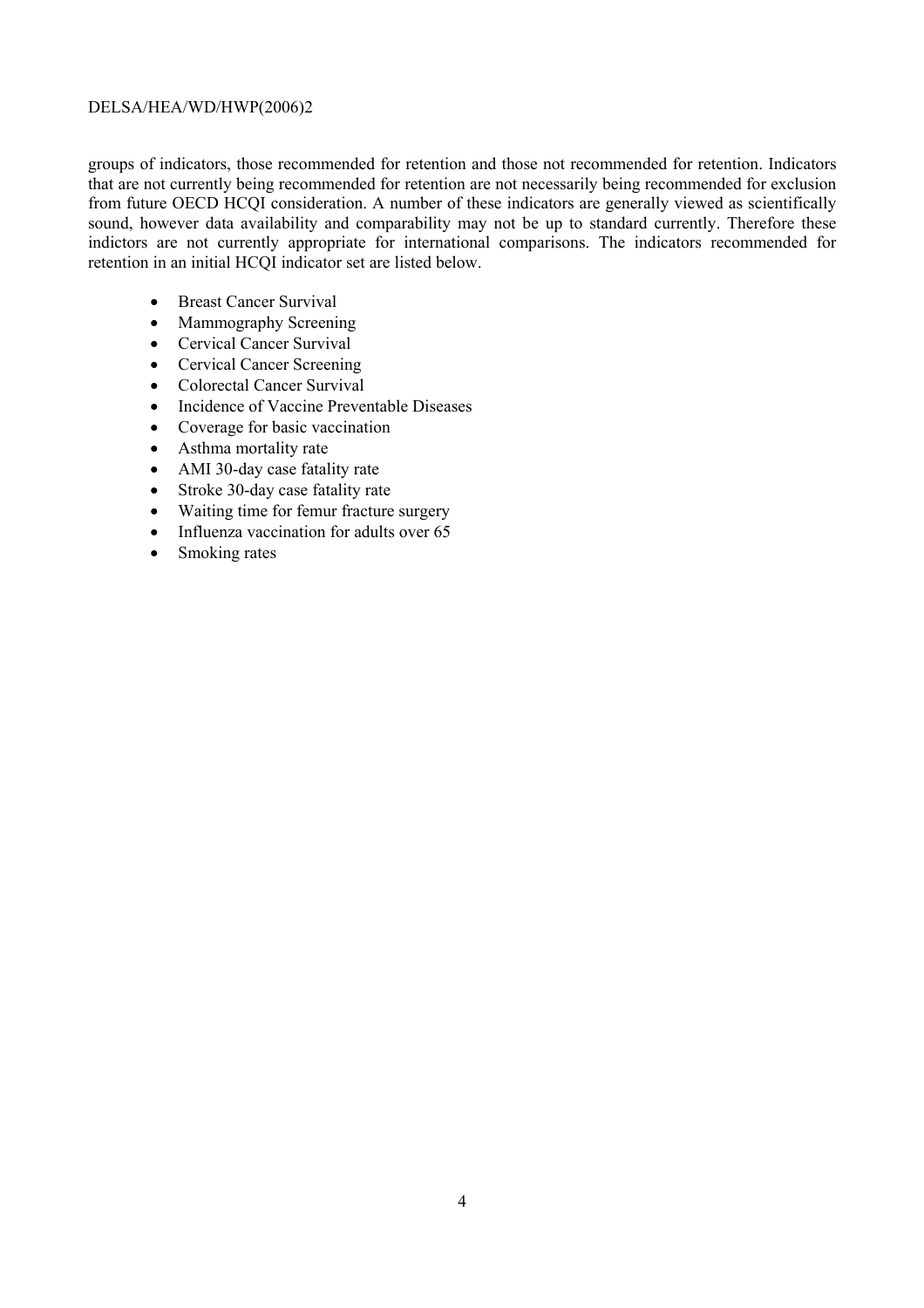groups of indicators, those recommended for retention and those not recommended for retention. Indicators that are not currently being recommended for retention are not necessarily being recommended for exclusion from future OECD HCQI consideration. A number of these indicators are generally viewed as scientifically sound, however data availability and comparability may not be up to standard currently. Therefore these indictors are not currently appropriate for international comparisons. The indicators recommended for retention in an initial HCQI indicator set are listed below.

- Breast Cancer Survival
- Mammography Screening
- Cervical Cancer Survival
- Cervical Cancer Screening
- Colorectal Cancer Survival
- Incidence of Vaccine Preventable Diseases
- Coverage for basic vaccination
- Asthma mortality rate
- AMI 30-day case fatality rate
- Stroke 30-day case fatality rate
- Waiting time for femur fracture surgery
- Influenza vaccination for adults over 65
- Smoking rates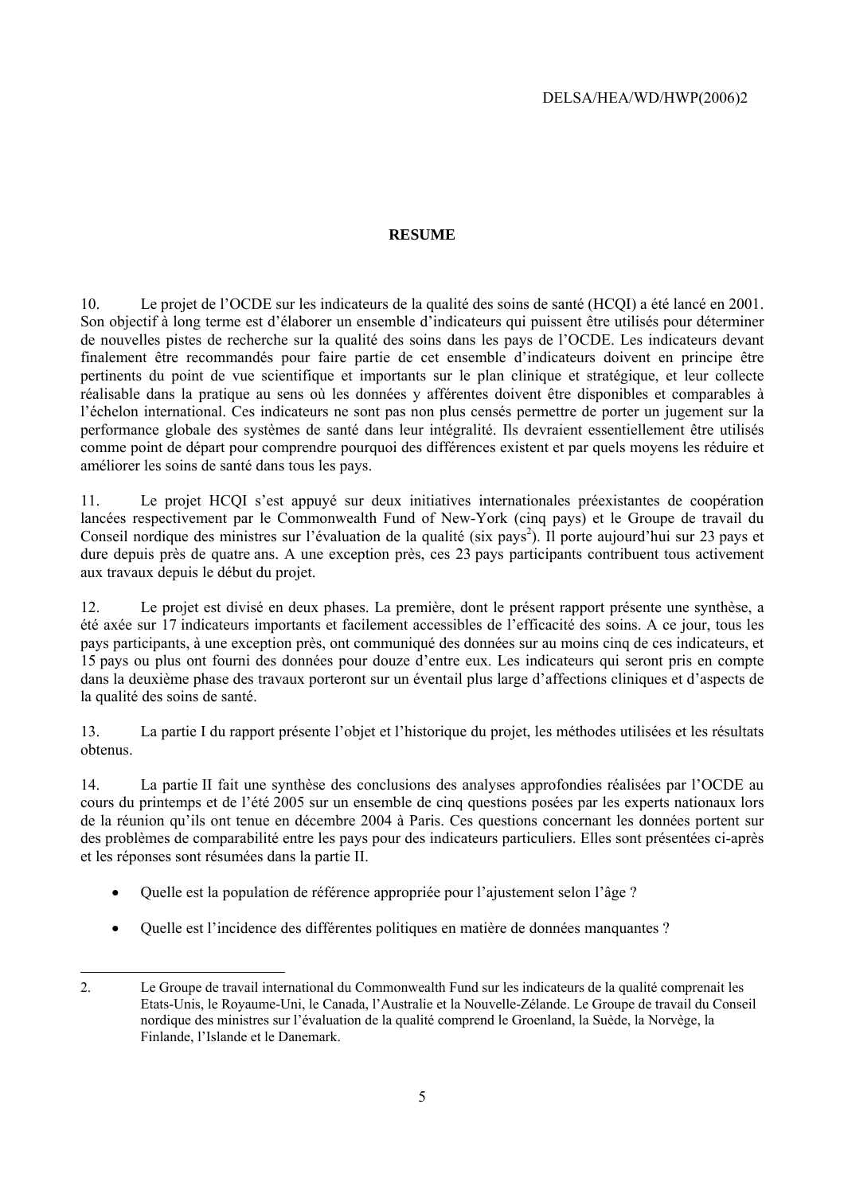## RESUME

10. Le projet de l'OCDE sur les indicateurs de la qualité des soins de santé (HCQI) a été lancé en 2001. Son objectif à long terme est d'élaborer un ensemble d'indicateurs qui puissent être utilisés pour déterminer de nouvelles pistes de recherche sur la qualité des soins dans les pays de l'OCDE. Les indicateurs devant finalement être recommandés pour faire partie de cet ensemble d'indicateurs doivent en principe être pertinents du point de vue scientifique et importants sur le plan clinique et stratégique, et leur collecte réalisable dans la pratique au sens où les données y afférentes doivent être disponibles et comparables à l'échelon international. Ces indicateurs ne sont pas non plus censés permettre de porter un jugement sur la performance globale des systèmes de santé dans leur intégralité. Ils devraient essentiellement être utilisés comme point de départ pour comprendre pourquoi des différences existent et par quels moyens les réduire et améliorer les soins de santé dans tous les pays.

11. Le projet HCQI s'est appuyé sur deux initiatives internationales préexistantes de coopération lancées respectivement par le Commonwealth Fund of New-York (cinq pays) et le Groupe de travail du Conseil nordique des ministres sur l'évaluation de la qualité (six pays[2]). Il porte aujourd'hui sur 23 pays et dure depuis près de quatre ans. A une exception près, ces 23 pays participants contribuent tous activement aux travaux depuis le début du projet.

12. Le projet est divisé en deux phases. La première, dont le présent rapport présente une synthèse, a été axée sur 17 indicateurs importants et facilement accessibles de l'efficacité des soins. A ce jour, tous les pays participants, à une exception près, ont communiqué des données sur au moins cinq de ces indicateurs, et 15 pays ou plus ont fourni des données pour douze d'entre eux. Les indicateurs qui seront pris en compte dans la deuxième phase des travaux porteront sur un éventail plus large d'affections cliniques et d'aspects de la qualité des soins de santé.

13. La partie I du rapport présente l'objet et l'historique du projet, les méthodes utilisées et les résultats obtenus.

14. La partie II fait une synthèse des conclusions des analyses approfondies réalisées par l'OCDE au cours du printemps et de l'été 2005 sur un ensemble de cinq questions posées par les experts nationaux lors de la réunion qu'ils ont tenue en décembre 2004 à Paris. Ces questions concernant les données portent sur des problèmes de comparabilité entre les pays pour des indicateurs particuliers. Elles sont présentées ci-après et les réponses sont résumées dans la partie II.

- Quelle est la population de référence appropriée pour l'ajustement selon l'âge ?
- Quelle est l'incidence des différentes politiques en matière de données manquantes ?

---

2. Le Groupe de travail international du Commonwealth Fund sur les indicateurs de la qualité comprenait les Etats-Unis, le Royaume-Uni, le Canada, l'Australie et la Nouvelle-Zélande. Le Groupe de travail du Conseil nordique des ministres sur l'évaluation de la qualité comprend le Groenland, la Suède, la Norvège, la Finlande, l'Islande et le Danemark.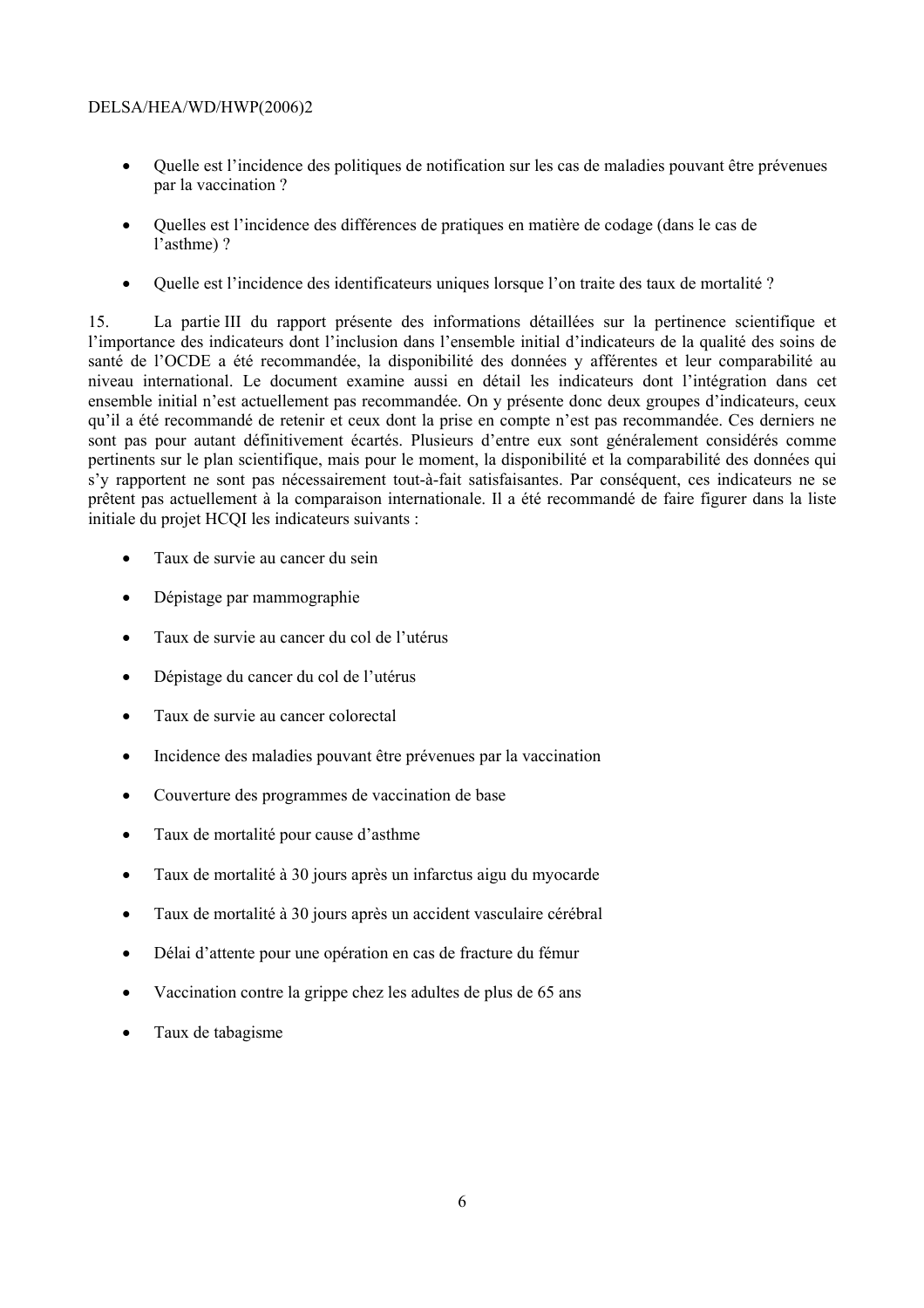- Quelle est l'incidence des politiques de notification sur les cas de maladies pouvant être prévenues par la vaccination ?
- Quelles est l'incidence des différences de pratiques en matière de codage (dans le cas de l'asthme) ?
- Quelle est l'incidence des identificateurs uniques lorsque l'on traite des taux de mortalité ?

15. La partie III du rapport présente des informations détaillées sur la pertinence scientifique et l'importance des indicateurs dont l'inclusion dans l'ensemble initial d'indicateurs de la qualité des soins de santé de l'OCDE a été recommandée, la disponibilité des données y afférentes et leur comparabilité au niveau international. Le document examine aussi en détail les indicateurs dont l'intégration dans cet ensemble initial n'est actuellement pas recommandée. On y présente donc deux groupes d'indicateurs, ceux qu'il a été recommandé de retenir et ceux dont la prise en compte n'est pas recommandée. Ces derniers ne sont pas pour autant définitivement écartés. Plusieurs d'entre eux sont généralement considérés comme pertinents sur le plan scientifique, mais pour le moment, la disponibilité et la comparabilité des données qui s'y rapportent ne sont pas nécessairement tout-à-fait satisfaisantes. Par conséquent, ces indicateurs ne se prêtent pas actuellement à la comparaison internationale. Il a été recommandé de faire figurer dans la liste initiale du projet HCQI les indicateurs suivants :

- Taux de survie au cancer du sein
- Dépistage par mammographie
- Taux de survie au cancer du col de l'utérus
- Dépistage du cancer du col de l'utérus
- Taux de survie au cancer colorectal
- Incidence des maladies pouvant être prévenues par la vaccination
- Couverture des programmes de vaccination de base
- Taux de mortalité pour cause d'asthme
- Taux de mortalité à 30 jours après un infarctus aigu du myocarde
- Taux de mortalité à 30 jours après un accident vasculaire cérébral
- Délai d'attente pour une opération en cas de fracture du fémur
- Vaccination contre la grippe chez les adultes de plus de 65 ans
- Taux de tabagisme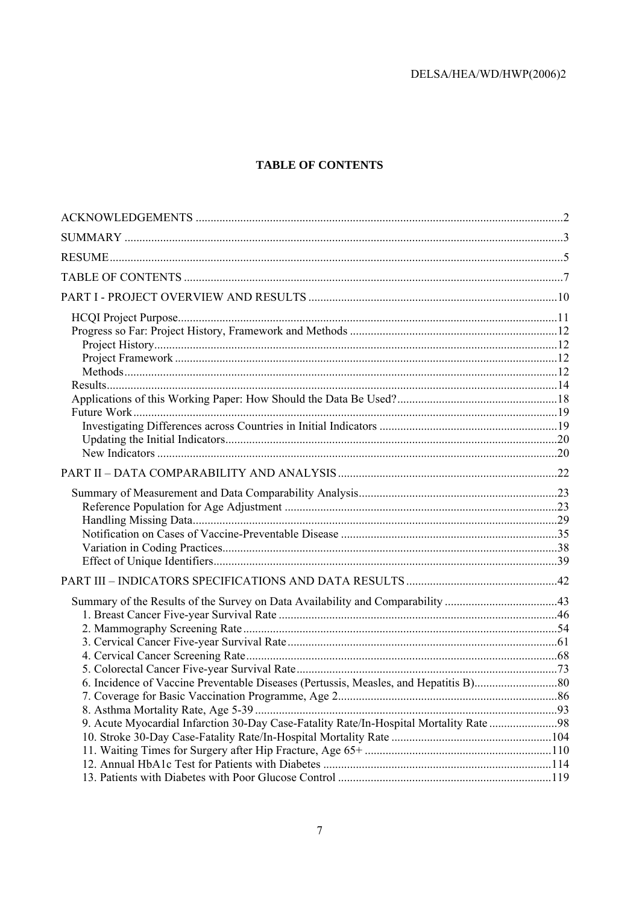# TABLE OF CONTENTS

ACKNOWLEDGEMENTS ....................................................................................................................2

SUMMARY ....................................................................................................................................3

RESUME........................................................................................................................................5

TABLE OF CONTENTS ................................................................................................................7

PART I - PROJECT OVERVIEW AND RESULTS .....................................................................10

- HCQI Project Purpose.........................................................................................................11
- Progress so Far: Project History, Framework and Methods ..............................................12
  - Project History.................................................................................................................12
  - Project Framework ..........................................................................................................12
  - Methods...........................................................................................................................12
- Results.................................................................................................................................14
- Applications of this Working Paper: How Should the Data Be Used?...............................18
- Future Work........................................................................................................................19
  - Investigating Differences across Countries in Initial Indicators .....................................19
  - Updating the Initial Indicators.........................................................................................20
  - New Indicators ................................................................................................................20

PART II – DATA COMPARABILITY AND ANALYSIS ............................................................22

- Summary of Measurement and Data Comparability Analysis............................................23
  - Reference Population for Age Adjustment .....................................................................23
  - Handling Missing Data....................................................................................................29
  - Notification on Cases of Vaccine-Preventable Disease ..................................................35
  - Variation in Coding Practices..........................................................................................38
  - Effect of Unique Identifiers.............................................................................................39

PART III – INDICATORS SPECIFICATIONS AND DATA RESULTS .....................................42

- Summary of the Results of the Survey on Data Availability and Comparability ...............43
  - 1. Breast Cancer Five-year Survival Rate ........................................................................46
  - 2. Mammography Screening Rate ....................................................................................54
  - 3. Cervical Cancer Five-year Survival Rate .....................................................................61
  - 4. Cervical Cancer Screening Rate...................................................................................68
  - 5. Colorectal Cancer Five-year Survival Rate..................................................................73
  - 6. Incidence of Vaccine Preventable Diseases (Pertussis, Measles, and Hepatitis B)......80
  - 7. Coverage for Basic Vaccination Programme, Age 2....................................................86
  - 8. Asthma Mortality Rate, Age 5-39 ...............................................................................93
  - 9. Acute Myocardial Infarction 30-Day Case-Fatality Rate/In-Hospital Mortality Rate .....98
  - 10. Stroke 30-Day Case-Fatality Rate/In-Hospital Mortality Rate ................................104
  - 11. Waiting Times for Surgery after Hip Fracture, Age 65+ ..........................................110
  - 12. Annual HbA1c Test for Patients with Diabetes ........................................................114
  - 13. Patients with Diabetes with Poor Glucose Control ...................................................119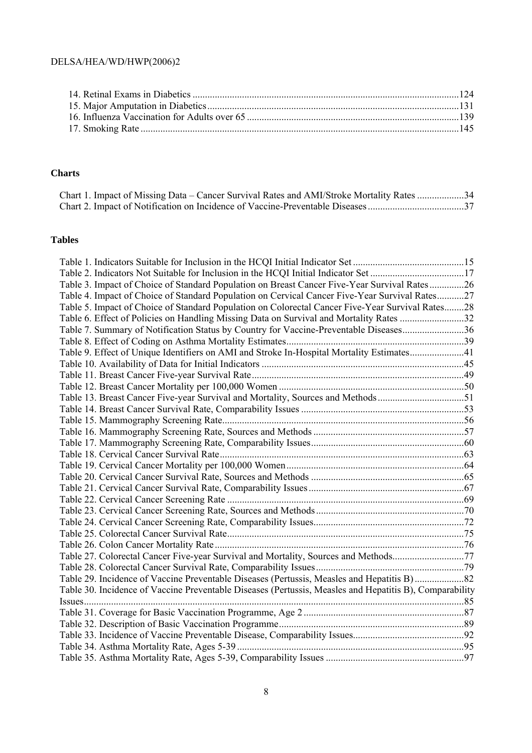14. Retinal Exams in Diabetics ..........................................................................................................124
15. Major Amputation in Diabetics ....................................................................................................131
16. Influenza Vaccination for Adults over 65 .....................................................................................139
17. Smoking Rate ...............................................................................................................................145

### Charts

Chart 1. Impact of Missing Data – Cancer Survival Rates and AMI/Stroke Mortality Rates ...................34
Chart 2. Impact of Notification on Incidence of Vaccine-Preventable Diseases .......................................37

### Tables

Table 1. Indicators Suitable for Inclusion in the HCQI Initial Indicator Set .............................................15
Table 2. Indicators Not Suitable for Inclusion in the HCQI Initial Indicator Set ......................................17
Table 3. Impact of Choice of Standard Population on Breast Cancer Five-Year Survival Rates ..............26
Table 4. Impact of Choice of Standard Population on Cervical Cancer Five-Year Survival Rates...........27
Table 5. Impact of Choice of Standard Population on Colorectal Cancer Five-Year Survival Rates........28
Table 6. Effect of Policies on Handling Missing Data on Survival and Mortality Rates ..........................32
Table 7. Summary of Notification Status by Country for Vaccine-Preventable Diseases.........................36
Table 8. Effect of Coding on Asthma Mortality Estimates........................................................................39
Table 9. Effect of Unique Identifiers on AMI and Stroke In-Hospital Mortality Estimates......................41
Table 10. Availability of Data for Initial Indicators ..................................................................................45
Table 11. Breast Cancer Five-year Survival Rate......................................................................................49
Table 12. Breast Cancer Mortality per 100,000 Women ...........................................................................50
Table 13. Breast Cancer Five-year Survival and Mortality, Sources and Methods ...................................51
Table 14. Breast Cancer Survival Rate, Comparability Issues ..................................................................53
Table 15. Mammography Screening Rate..................................................................................................56
Table 16. Mammography Screening Rate, Sources and Methods .............................................................57
Table 17. Mammography Screening Rate, Comparability Issues..............................................................60
Table 18. Cervical Cancer Survival Rate...................................................................................................63
Table 19. Cervical Cancer Mortality per 100,000 Women........................................................................64
Table 20. Cervical Cancer Survival Rate, Sources and Methods ..............................................................65
Table 21. Cervical Cancer Survival Rate, Comparability Issues...............................................................67
Table 22. Cervical Cancer Screening Rate ................................................................................................69
Table 23. Cervical Cancer Screening Rate, Sources and Methods ............................................................70
Table 24. Cervical Cancer Screening Rate, Comparability Issues.............................................................72
Table 25. Colorectal Cancer Survival Rate................................................................................................75
Table 26. Colon Cancer Mortality Rate .....................................................................................................76
Table 27. Colorectal Cancer Five-year Survival and Mortality, Sources and Methods.............................77
Table 28. Colorectal Cancer Survival Rate, Comparability Issues............................................................79
Table 29. Incidence of Vaccine Preventable Diseases (Pertussis, Measles and Hepatitis B) ....................82
Table 30. Incidence of Vaccine Preventable Diseases (Pertussis, Measles and Hepatitis B), Comparability Issues..........................................................................................................................................85
Table 31. Coverage for Basic Vaccination Programme, Age 2 .................................................................87
Table 32. Description of Basic Vaccination Programme...........................................................................89
Table 33. Incidence of Vaccine Preventable Disease, Comparability Issues.............................................92
Table 34. Asthma Mortality Rate, Ages 5-39 ............................................................................................95
Table 35. Asthma Mortality Rate, Ages 5-39, Comparability Issues ........................................................97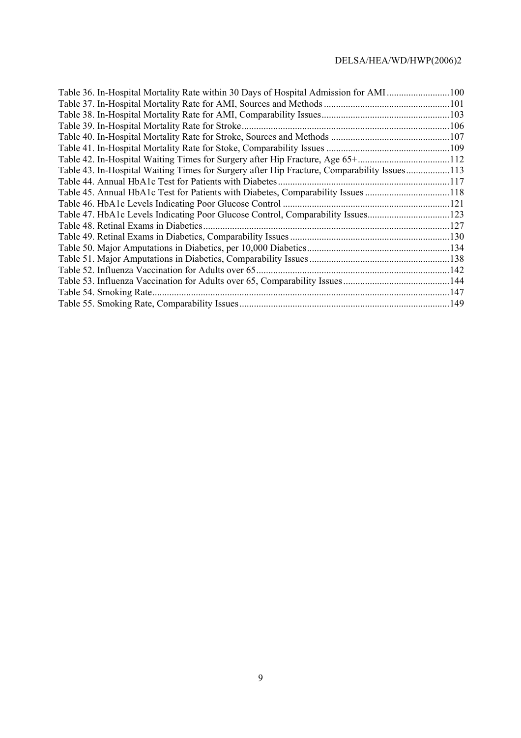Table 36. In-Hospital Mortality Rate within 30 Days of Hospital Admission for AMI ..........................100
Table 37. In-Hospital Mortality Rate for AMI, Sources and Methods ....................................................101
Table 38. In-Hospital Mortality Rate for AMI, Comparability Issues.....................................................103
Table 39. In-Hospital Mortality Rate for Stroke......................................................................................106
Table 40. In-Hospital Mortality Rate for Stroke, Sources and Methods .................................................107
Table 41. In-Hospital Mortality Rate for Stoke, Comparability Issues ...................................................109
Table 42. In-Hospital Waiting Times for Surgery after Hip Fracture, Age 65+......................................112
Table 43. In-Hospital Waiting Times for Surgery after Hip Fracture, Comparability Issues..................113
Table 44. Annual HbA1c Test for Patients with Diabetes.......................................................................117
Table 45. Annual HbA1c Test for Patients with Diabetes, Comparability Issues ...................................118
Table 46. HbA1c Levels Indicating Poor Glucose Control .....................................................................121
Table 47. HbA1c Levels Indicating Poor Glucose Control, Comparability Issues..................................123
Table 48. Retinal Exams in Diabetics.....................................................................................................127
Table 49. Retinal Exams in Diabetics, Comparability Issues..................................................................130
Table 50. Major Amputations in Diabetics, per 10,000 Diabetics...........................................................134
Table 51. Major Amputations in Diabetics, Comparability Issues..........................................................138
Table 52. Influenza Vaccination for Adults over 65................................................................................142
Table 53. Influenza Vaccination for Adults over 65, Comparability Issues............................................144
Table 54. Smoking Rate...........................................................................................................................147
Table 55. Smoking Rate, Comparability Issues......................................................................................149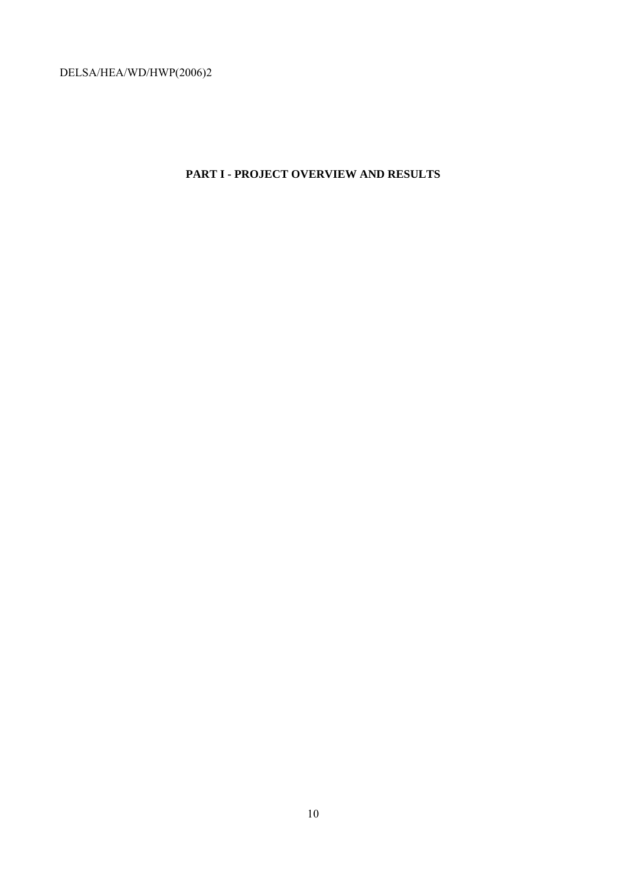# PART I - PROJECT OVERVIEW AND RESULTS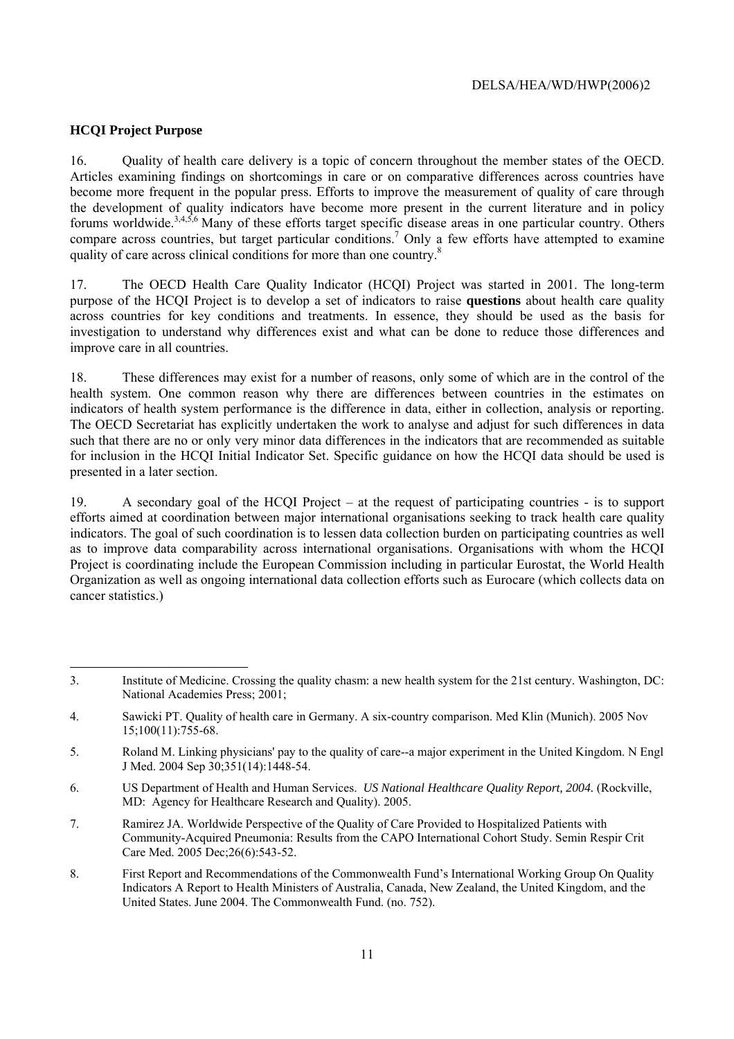### HCQI Project Purpose

16. Quality of health care delivery is a topic of concern throughout the member states of the OECD. Articles examining findings on shortcomings in care or on comparative differences across countries have become more frequent in the popular press. Efforts to improve the measurement of quality of care through the development of quality indicators have become more present in the current literature and in policy forums worldwide.[3,4,5,6] Many of these efforts target specific disease areas in one particular country. Others compare across countries, but target particular conditions.[7] Only a few efforts have attempted to examine quality of care across clinical conditions for more than one country.[8]

17. The OECD Health Care Quality Indicator (HCQI) Project was started in 2001. The long-term purpose of the HCQI Project is to develop a set of indicators to raise **questions** about health care quality across countries for key conditions and treatments. In essence, they should be used as the basis for investigation to understand why differences exist and what can be done to reduce those differences and improve care in all countries.

18. These differences may exist for a number of reasons, only some of which are in the control of the health system. One common reason why there are differences between countries in the estimates on indicators of health system performance is the difference in data, either in collection, analysis or reporting. The OECD Secretariat has explicitly undertaken the work to analyse and adjust for such differences in data such that there are no or only very minor data differences in the indicators that are recommended as suitable for inclusion in the HCQI Initial Indicator Set. Specific guidance on how the HCQI data should be used is presented in a later section.

19. A secondary goal of the HCQI Project – at the request of participating countries - is to support efforts aimed at coordination between major international organisations seeking to track health care quality indicators. The goal of such coordination is to lessen data collection burden on participating countries as well as to improve data comparability across international organisations. Organisations with whom the HCQI Project is coordinating include the European Commission including in particular Eurostat, the World Health Organization as well as ongoing international data collection efforts such as Eurocare (which collects data on cancer statistics.)

---

3. Institute of Medicine. Crossing the quality chasm: a new health system for the 21st century. Washington, DC: National Academies Press; 2001;

4. Sawicki PT. Quality of health care in Germany. A six-country comparison. Med Klin (Munich). 2005 Nov 15;100(11):755-68.

5. Roland M. Linking physicians' pay to the quality of care--a major experiment in the United Kingdom. N Engl J Med. 2004 Sep 30;351(14):1448-54.

6. US Department of Health and Human Services. *US National Healthcare Quality Report, 2004.* (Rockville, MD: Agency for Healthcare Research and Quality). 2005.

7. Ramirez JA. Worldwide Perspective of the Quality of Care Provided to Hospitalized Patients with Community-Acquired Pneumonia: Results from the CAPO International Cohort Study. Semin Respir Crit Care Med. 2005 Dec;26(6):543-52.

8. First Report and Recommendations of the Commonwealth Fund's International Working Group On Quality Indicators A Report to Health Ministers of Australia, Canada, New Zealand, the United Kingdom, and the United States. June 2004. The Commonwealth Fund. (no. 752).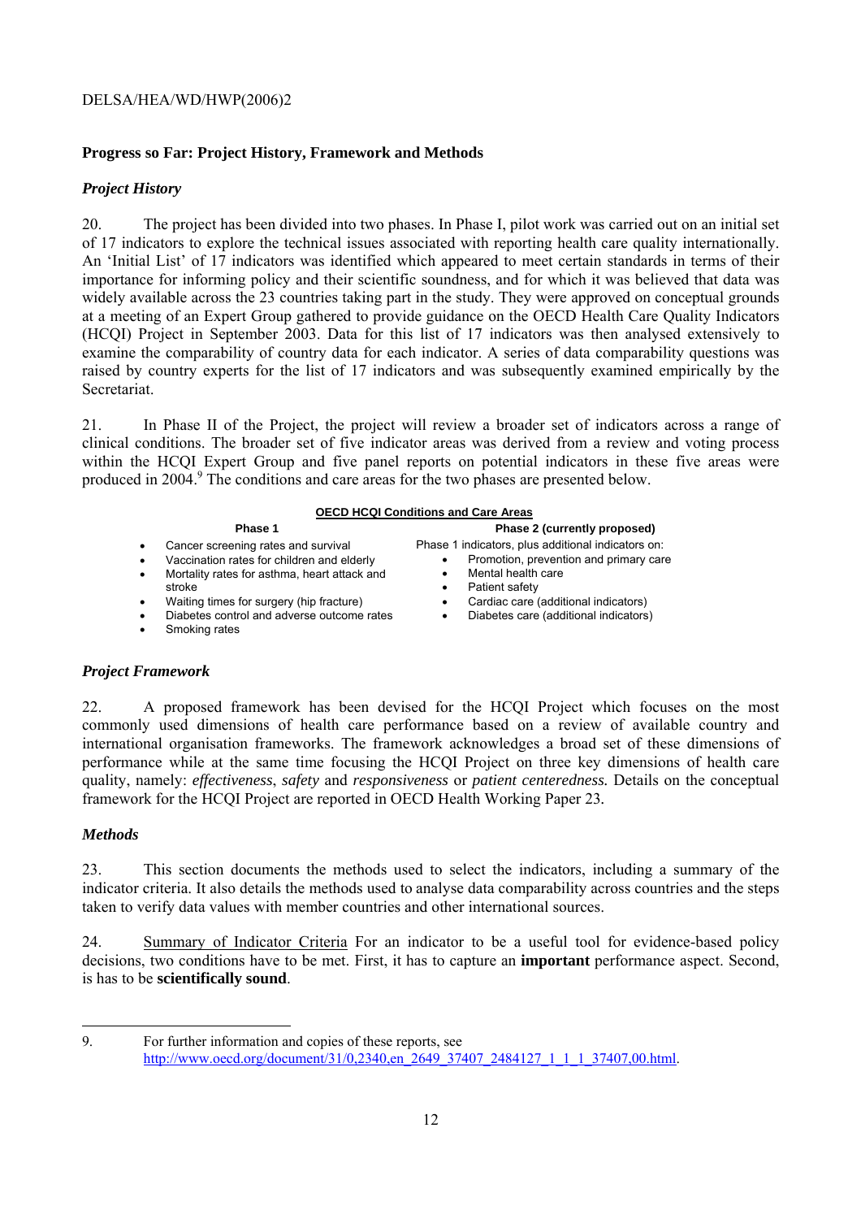## Progress so Far: Project History, Framework and Methods

### *Project History*

20. The project has been divided into two phases. In Phase I, pilot work was carried out on an initial set of 17 indicators to explore the technical issues associated with reporting health care quality internationally. An 'Initial List' of 17 indicators was identified which appeared to meet certain standards in terms of their importance for informing policy and their scientific soundness, and for which it was believed that data was widely available across the 23 countries taking part in the study. They were approved on conceptual grounds at a meeting of an Expert Group gathered to provide guidance on the OECD Health Care Quality Indicators (HCQI) Project in September 2003. Data for this list of 17 indicators was then analysed extensively to examine the comparability of country data for each indicator. A series of data comparability questions was raised by country experts for the list of 17 indicators and was subsequently examined empirically by the Secretariat.

21. In Phase II of the Project, the project will review a broader set of indicators across a range of clinical conditions. The broader set of five indicator areas was derived from a review and voting process within the HCQI Expert Group and five panel reports on potential indicators in these five areas were produced in 2004.[9] The conditions and care areas for the two phases are presented below.

**OECD HCQI Conditions and Care Areas**

| Phase 1 | Phase 2 (currently proposed) |
|---|---|
| • Cancer screening rates and survival<br>• Vaccination rates for children and elderly<br>• Mortality rates for asthma, heart attack and stroke<br>• Waiting times for surgery (hip fracture)<br>• Diabetes control and adverse outcome rates<br>• Smoking rates | Phase 1 indicators, plus additional indicators on:<br>• Promotion, prevention and primary care<br>• Mental health care<br>• Patient safety<br>• Cardiac care (additional indicators)<br>• Diabetes care (additional indicators) |

### *Project Framework*

22. A proposed framework has been devised for the HCQI Project which focuses on the most commonly used dimensions of health care performance based on a review of available country and international organisation frameworks. The framework acknowledges a broad set of these dimensions of performance while at the same time focusing the HCQI Project on three key dimensions of health care quality, namely: *effectiveness*, *safety* and *responsiveness* or *patient centeredness.* Details on the conceptual framework for the HCQI Project are reported in OECD Health Working Paper 23.

### *Methods*

23. This section documents the methods used to select the indicators, including a summary of the indicator criteria. It also details the methods used to analyse data comparability across countries and the steps taken to verify data values with member countries and other international sources.

24. Summary of Indicator Criteria For an indicator to be a useful tool for evidence-based policy decisions, two conditions have to be met. First, it has to capture an **important** performance aspect. Second, is has to be **scientifically sound**.

---

9. For further information and copies of these reports, see http://www.oecd.org/document/31/0,2340,en_2649_37407_2484127_1_1_1_37407,00.html.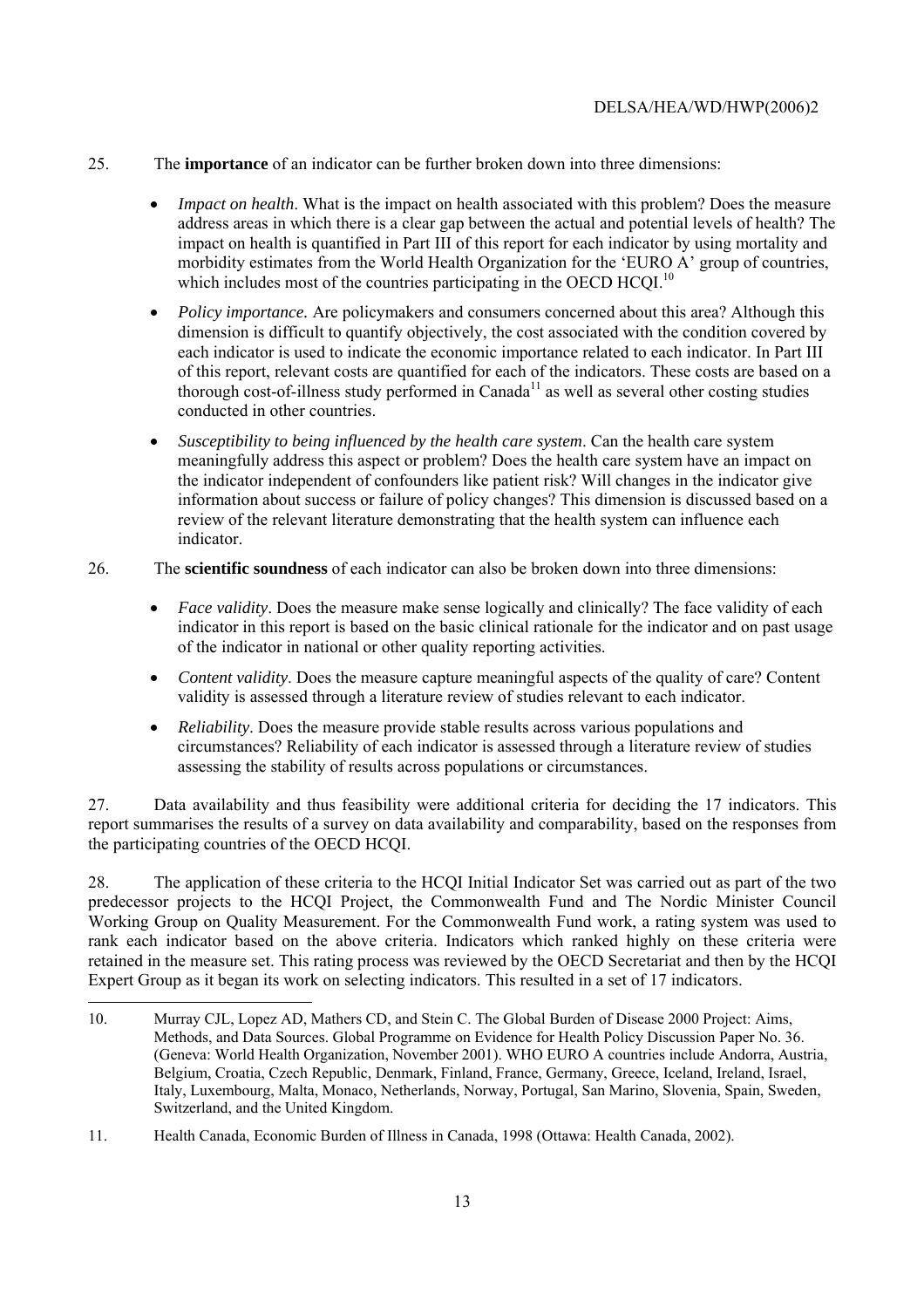25. The **importance** of an indicator can be further broken down into three dimensions:

- *Impact on health*. What is the impact on health associated with this problem? Does the measure address areas in which there is a clear gap between the actual and potential levels of health? The impact on health is quantified in Part III of this report for each indicator by using mortality and morbidity estimates from the World Health Organization for the 'EURO A' group of countries, which includes most of the countries participating in the OECD HCQI.[10]
- *Policy importance.* Are policymakers and consumers concerned about this area? Although this dimension is difficult to quantify objectively, the cost associated with the condition covered by each indicator is used to indicate the economic importance related to each indicator. In Part III of this report, relevant costs are quantified for each of the indicators. These costs are based on a thorough cost-of-illness study performed in Canada[11] as well as several other costing studies conducted in other countries.
- *Susceptibility to being influenced by the health care system*. Can the health care system meaningfully address this aspect or problem? Does the health care system have an impact on the indicator independent of confounders like patient risk? Will changes in the indicator give information about success or failure of policy changes? This dimension is discussed based on a review of the relevant literature demonstrating that the health system can influence each indicator.

26. The **scientific soundness** of each indicator can also be broken down into three dimensions:

- *Face validity*. Does the measure make sense logically and clinically? The face validity of each indicator in this report is based on the basic clinical rationale for the indicator and on past usage of the indicator in national or other quality reporting activities.
- *Content validity*. Does the measure capture meaningful aspects of the quality of care? Content validity is assessed through a literature review of studies relevant to each indicator.
- *Reliability*. Does the measure provide stable results across various populations and circumstances? Reliability of each indicator is assessed through a literature review of studies assessing the stability of results across populations or circumstances.

27. Data availability and thus feasibility were additional criteria for deciding the 17 indicators. This report summarises the results of a survey on data availability and comparability, based on the responses from the participating countries of the OECD HCQI.

28. The application of these criteria to the HCQI Initial Indicator Set was carried out as part of the two predecessor projects to the HCQI Project, the Commonwealth Fund and The Nordic Minister Council Working Group on Quality Measurement. For the Commonwealth Fund work, a rating system was used to rank each indicator based on the above criteria. Indicators which ranked highly on these criteria were retained in the measure set. This rating process was reviewed by the OECD Secretariat and then by the HCQI Expert Group as it began its work on selecting indicators. This resulted in a set of 17 indicators.

---

10. Murray CJL, Lopez AD, Mathers CD, and Stein C. The Global Burden of Disease 2000 Project: Aims, Methods, and Data Sources. Global Programme on Evidence for Health Policy Discussion Paper No. 36. (Geneva: World Health Organization, November 2001). WHO EURO A countries include Andorra, Austria, Belgium, Croatia, Czech Republic, Denmark, Finland, France, Germany, Greece, Iceland, Ireland, Israel, Italy, Luxembourg, Malta, Monaco, Netherlands, Norway, Portugal, San Marino, Slovenia, Spain, Sweden, Switzerland, and the United Kingdom.

11. Health Canada, Economic Burden of Illness in Canada, 1998 (Ottawa: Health Canada, 2002).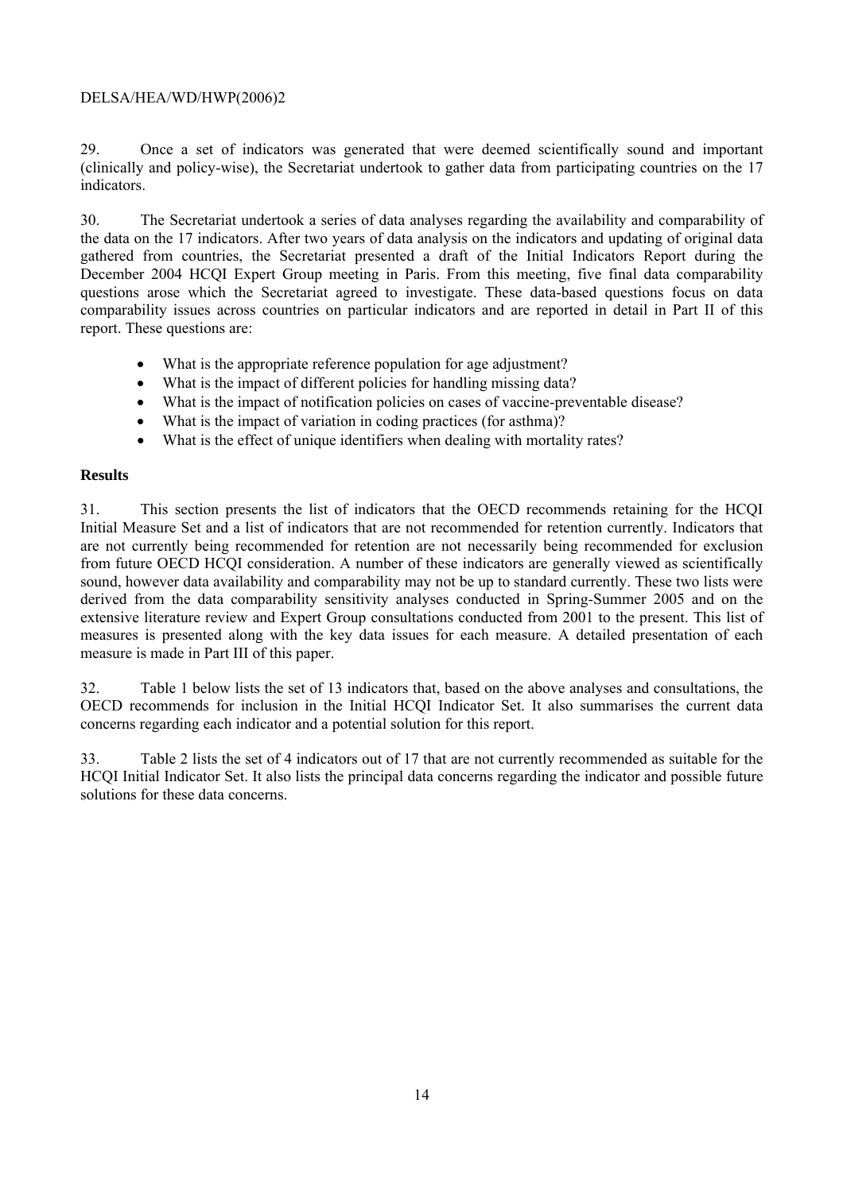29. Once a set of indicators was generated that were deemed scientifically sound and important (clinically and policy-wise), the Secretariat undertook to gather data from participating countries on the 17 indicators.

30. The Secretariat undertook a series of data analyses regarding the availability and comparability of the data on the 17 indicators. After two years of data analysis on the indicators and updating of original data gathered from countries, the Secretariat presented a draft of the Initial Indicators Report during the December 2004 HCQI Expert Group meeting in Paris. From this meeting, five final data comparability questions arose which the Secretariat agreed to investigate. These data-based questions focus on data comparability issues across countries on particular indicators and are reported in detail in Part II of this report. These questions are:

- What is the appropriate reference population for age adjustment?
- What is the impact of different policies for handling missing data?
- What is the impact of notification policies on cases of vaccine-preventable disease?
- What is the impact of variation in coding practices (for asthma)?
- What is the effect of unique identifiers when dealing with mortality rates?

**Results**

31. This section presents the list of indicators that the OECD recommends retaining for the HCQI Initial Measure Set and a list of indicators that are not recommended for retention currently. Indicators that are not currently being recommended for retention are not necessarily being recommended for exclusion from future OECD HCQI consideration. A number of these indicators are generally viewed as scientifically sound, however data availability and comparability may not be up to standard currently. These two lists were derived from the data comparability sensitivity analyses conducted in Spring-Summer 2005 and on the extensive literature review and Expert Group consultations conducted from 2001 to the present. This list of measures is presented along with the key data issues for each measure. A detailed presentation of each measure is made in Part III of this paper.

32. Table 1 below lists the set of 13 indicators that, based on the above analyses and consultations, the OECD recommends for inclusion in the Initial HCQI Indicator Set. It also summarises the current data concerns regarding each indicator and a potential solution for this report.

33. Table 2 lists the set of 4 indicators out of 17 that are not currently recommended as suitable for the HCQI Initial Indicator Set. It also lists the principal data concerns regarding the indicator and possible future solutions for these data concerns.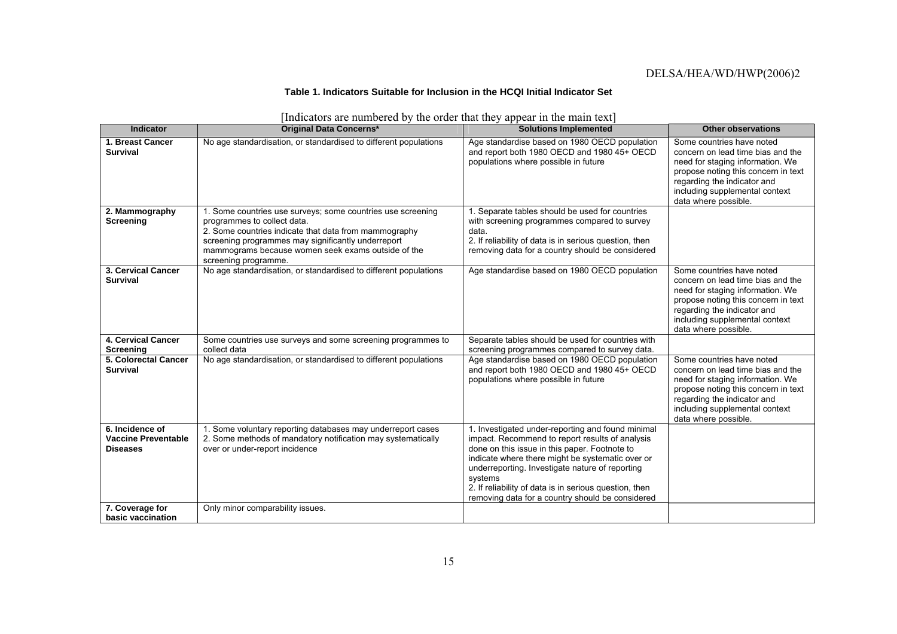**Table 1. Indicators Suitable for Inclusion in the HCQI Initial Indicator Set**

[Indicators are numbered by the order that they appear in the main text]

| Indicator | Original Data Concerns* | Solutions Implemented | Other observations |
|---|---|---|---|
| **1. Breast Cancer Survival** | No age standardisation, or standardised to different populations | Age standardise based on 1980 OECD population and report both 1980 OECD and 1980 45+ OECD populations where possible in future | Some countries have noted concern on lead time bias and the need for staging information. We propose noting this concern in text regarding the indicator and including supplemental context data where possible. |
| **2. Mammography Screening** | 1. Some countries use surveys; some countries use screening programmes to collect data.<br>2. Some countries indicate that data from mammography screening programmes may significantly underreport mammograms because women seek exams outside of the screening programme. | 1. Separate tables should be used for countries with screening programmes compared to survey data.<br>2. If reliability of data is in serious question, then removing data for a country should be considered | |
| **3. Cervical Cancer Survival** | No age standardisation, or standardised to different populations | Age standardise based on 1980 OECD population | Some countries have noted concern on lead time bias and the need for staging information. We propose noting this concern in text regarding the indicator and including supplemental context data where possible. |
| **4. Cervical Cancer Screening** | Some countries use surveys and some screening programmes to collect data | Separate tables should be used for countries with screening programmes compared to survey data. | |
| **5. Colorectal Cancer Survival** | No age standardisation, or standardised to different populations | Age standardise based on 1980 OECD population and report both 1980 OECD and 1980 45+ OECD populations where possible in future | Some countries have noted concern on lead time bias and the need for staging information. We propose noting this concern in text regarding the indicator and including supplemental context data where possible. |
| **6. Incidence of Vaccine Preventable Diseases** | 1. Some voluntary reporting databases may underreport cases<br>2. Some methods of mandatory notification may systematically over or under-report incidence | 1. Investigated under-reporting and found minimal impact. Recommend to report results of analysis done on this issue in this paper. Footnote to indicate where there might be systematic over or underreporting. Investigate nature of reporting systems<br>2. If reliability of data is in serious question, then removing data for a country should be considered | |
| **7. Coverage for basic vaccination** | Only minor comparability issues. | | |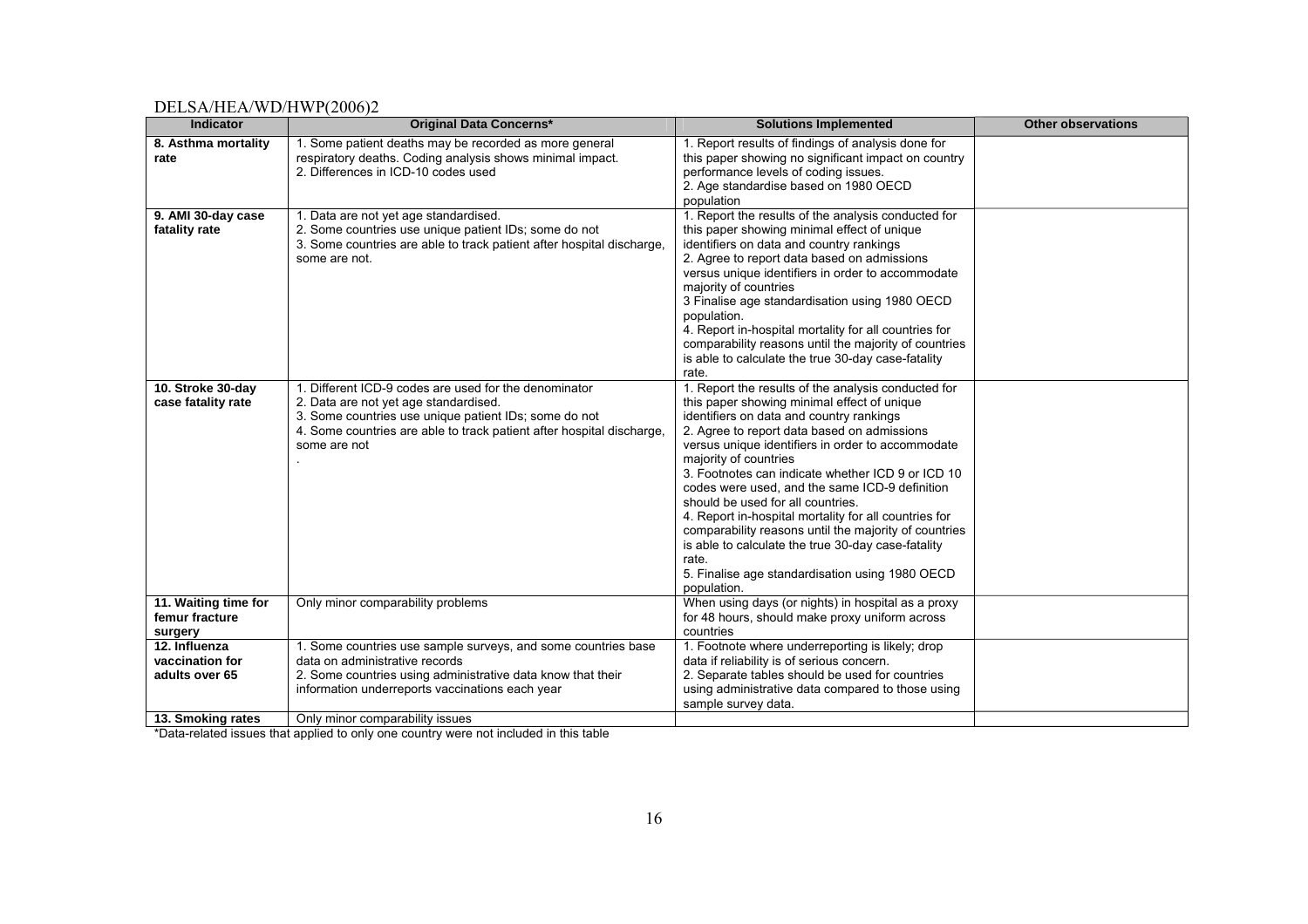| Indicator | Original Data Concerns* | Solutions Implemented | Other observations |
|---|---|---|---|
| **8. Asthma mortality rate** | 1. Some patient deaths may be recorded as more general respiratory deaths. Coding analysis shows minimal impact.<br>2. Differences in ICD-10 codes used | 1. Report results of findings of analysis done for this paper showing no significant impact on country performance levels of coding issues.<br>2. Age standardise based on 1980 OECD population | |
| **9. AMI 30-day case fatality rate** | 1. Data are not yet age standardised.<br>2. Some countries use unique patient IDs; some do not<br>3. Some countries are able to track patient after hospital discharge, some are not. | 1. Report the results of the analysis conducted for this paper showing minimal effect of unique identifiers on data and country rankings<br>2. Agree to report data based on admissions versus unique identifiers in order to accommodate majority of countries<br>3 Finalise age standardisation using 1980 OECD population.<br>4. Report in-hospital mortality for all countries for comparability reasons until the majority of countries is able to calculate the true 30-day case-fatality rate. | |
| **10. Stroke 30-day case fatality rate** | 1. Different ICD-9 codes are used for the denominator<br>2. Data are not yet age standardised.<br>3. Some countries use unique patient IDs; some do not<br>4. Some countries are able to track patient after hospital discharge, some are not<br>. | 1. Report the results of the analysis conducted for this paper showing minimal effect of unique identifiers on data and country rankings<br>2. Agree to report data based on admissions versus unique identifiers in order to accommodate majority of countries<br>3. Footnotes can indicate whether ICD 9 or ICD 10 codes were used, and the same ICD-9 definition should be used for all countries.<br>4. Report in-hospital mortality for all countries for comparability reasons until the majority of countries is able to calculate the true 30-day case-fatality rate.<br>5. Finalise age standardisation using 1980 OECD population. | |
| **11. Waiting time for femur fracture surgery** | Only minor comparability problems | When using days (or nights) in hospital as a proxy for 48 hours, should make proxy uniform across countries | |
| **12. Influenza vaccination for adults over 65** | 1. Some countries use sample surveys, and some countries base data on administrative records<br>2. Some countries using administrative data know that their information underreports vaccinations each year | 1. Footnote where underreporting is likely; drop data if reliability is of serious concern.<br>2. Separate tables should be used for countries using administrative data compared to those using sample survey data. | |
| **13. Smoking rates** | Only minor comparability issues | | |

*Data-related issues that applied to only one country were not included in this table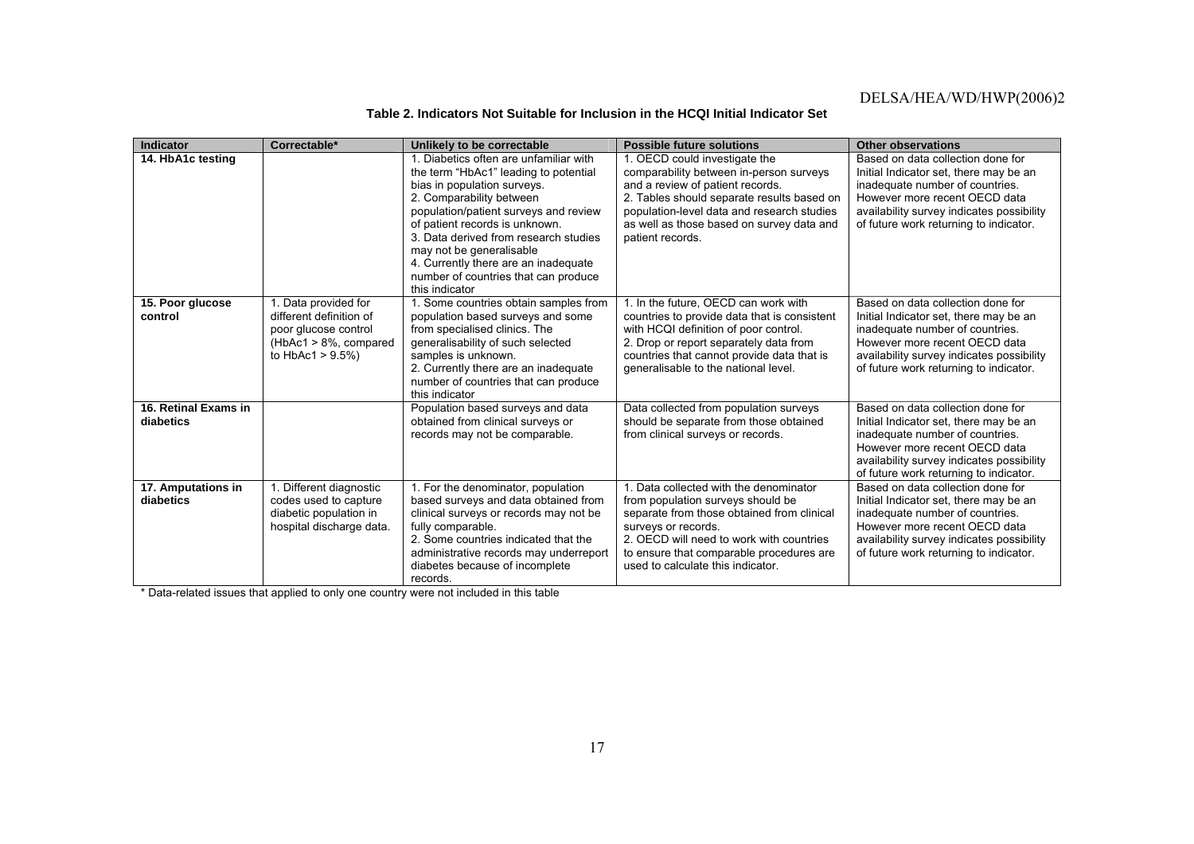**Table 2. Indicators Not Suitable for Inclusion in the HCQI Initial Indicator Set**

| Indicator | Correctable* | Unlikely to be correctable | Possible future solutions | Other observations |
|---|---|---|---|---|
| **14. HbA1c testing** | | 1. Diabetics often are unfamiliar with the term "HbAc1" leading to potential bias in population surveys. 2. Comparability between population/patient surveys and review of patient records is unknown. 3. Data derived from research studies may not be generalisable 4. Currently there are an inadequate number of countries that can produce this indicator | 1. OECD could investigate the comparability between in-person surveys and a review of patient records. 2. Tables should separate results based on population-level data and research studies as well as those based on survey data and patient records. | Based on data collection done for Initial Indicator set, there may be an inadequate number of countries. However more recent OECD data availability survey indicates possibility of future work returning to indicator. |
| **15. Poor glucose control** | 1. Data provided for different definition of poor glucose control (HbAc1 > 8%, compared to HbAc1 > 9.5%) | 1. Some countries obtain samples from population based surveys and some from specialised clinics. The generalisability of such selected samples is unknown. 2. Currently there are an inadequate number of countries that can produce this indicator | 1. In the future, OECD can work with countries to provide data that is consistent with HCQI definition of poor control. 2. Drop or report separately data from countries that cannot provide data that is generalisable to the national level. | Based on data collection done for Initial Indicator set, there may be an inadequate number of countries. However more recent OECD data availability survey indicates possibility of future work returning to indicator. |
| **16. Retinal Exams in diabetics** | | Population based surveys and data obtained from clinical surveys or records may not be comparable. | Data collected from population surveys should be separate from those obtained from clinical surveys or records. | Based on data collection done for Initial Indicator set, there may be an inadequate number of countries. However more recent OECD data availability survey indicates possibility of future work returning to indicator. |
| **17. Amputations in diabetics** | 1. Different diagnostic codes used to capture diabetic population in hospital discharge data. | 1. For the denominator, population based surveys and data obtained from clinical surveys or records may not be fully comparable. 2. Some countries indicated that the administrative records may underreport diabetes because of incomplete records. | 1. Data collected with the denominator from population surveys should be separate from those obtained from clinical surveys or records. 2. OECD will need to work with countries to ensure that comparable procedures are used to calculate this indicator. | Based on data collection done for Initial Indicator set, there may be an inadequate number of countries. However more recent OECD data availability survey indicates possibility of future work returning to indicator. |

\* Data-related issues that applied to only one country were not included in this table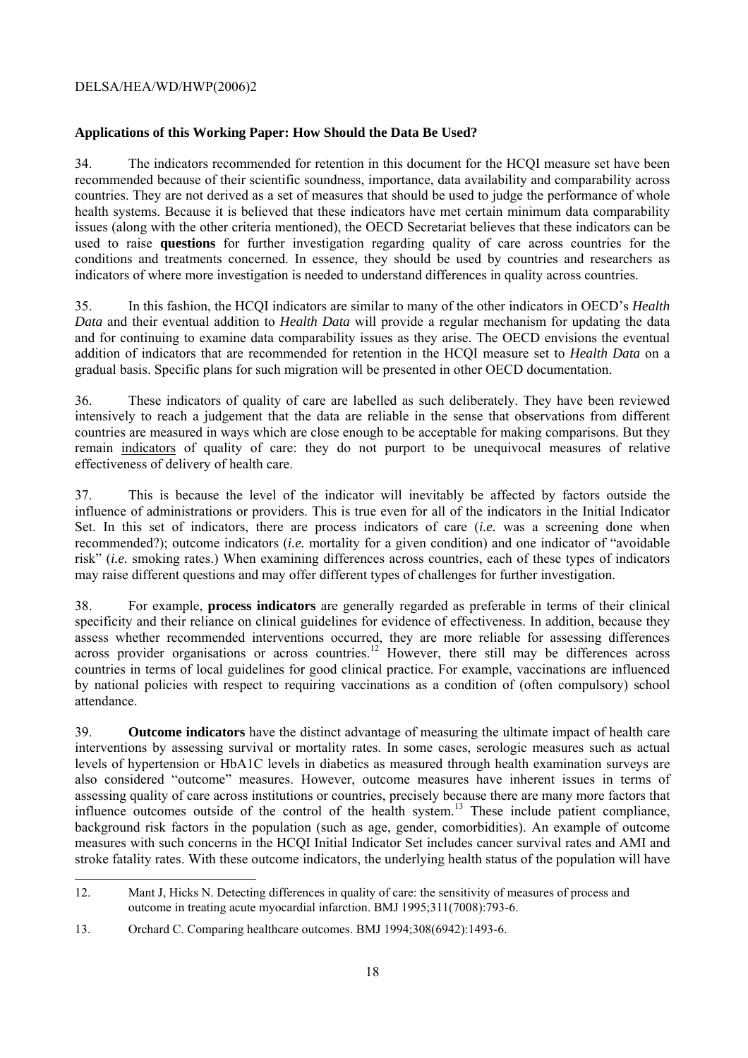### Applications of this Working Paper: How Should the Data Be Used?

34. The indicators recommended for retention in this document for the HCQI measure set have been recommended because of their scientific soundness, importance, data availability and comparability across countries. They are not derived as a set of measures that should be used to judge the performance of whole health systems. Because it is believed that these indicators have met certain minimum data comparability issues (along with the other criteria mentioned), the OECD Secretariat believes that these indicators can be used to raise **questions** for further investigation regarding quality of care across countries for the conditions and treatments concerned. In essence, they should be used by countries and researchers as indicators of where more investigation is needed to understand differences in quality across countries.

35. In this fashion, the HCQI indicators are similar to many of the other indicators in OECD's *Health Data* and their eventual addition to *Health Data* will provide a regular mechanism for updating the data and for continuing to examine data comparability issues as they arise. The OECD envisions the eventual addition of indicators that are recommended for retention in the HCQI measure set to *Health Data* on a gradual basis. Specific plans for such migration will be presented in other OECD documentation.

36. These indicators of quality of care are labelled as such deliberately. They have been reviewed intensively to reach a judgement that the data are reliable in the sense that observations from different countries are measured in ways which are close enough to be acceptable for making comparisons. But they remain indicators of quality of care: they do not purport to be unequivocal measures of relative effectiveness of delivery of health care.

37. This is because the level of the indicator will inevitably be affected by factors outside the influence of administrations or providers. This is true even for all of the indicators in the Initial Indicator Set. In this set of indicators, there are process indicators of care (*i.e.* was a screening done when recommended?); outcome indicators (*i.e.* mortality for a given condition) and one indicator of "avoidable risk" (*i.e.* smoking rates.) When examining differences across countries, each of these types of indicators may raise different questions and may offer different types of challenges for further investigation.

38. For example, **process indicators** are generally regarded as preferable in terms of their clinical specificity and their reliance on clinical guidelines for evidence of effectiveness. In addition, because they assess whether recommended interventions occurred, they are more reliable for assessing differences across provider organisations or across countries.[12] However, there still may be differences across countries in terms of local guidelines for good clinical practice. For example, vaccinations are influenced by national policies with respect to requiring vaccinations as a condition of (often compulsory) school attendance.

39. **Outcome indicators** have the distinct advantage of measuring the ultimate impact of health care interventions by assessing survival or mortality rates. In some cases, serologic measures such as actual levels of hypertension or HbA1C levels in diabetics as measured through health examination surveys are also considered "outcome" measures. However, outcome measures have inherent issues in terms of assessing quality of care across institutions or countries, precisely because there are many more factors that influence outcomes outside of the control of the health system.[13] These include patient compliance, background risk factors in the population (such as age, gender, comorbidities). An example of outcome measures with such concerns in the HCQI Initial Indicator Set includes cancer survival rates and AMI and stroke fatality rates. With these outcome indicators, the underlying health status of the population will have

---

12. Mant J, Hicks N. Detecting differences in quality of care: the sensitivity of measures of process and outcome in treating acute myocardial infarction. BMJ 1995;311(7008):793-6.

13. Orchard C. Comparing healthcare outcomes. BMJ 1994;308(6942):1493-6.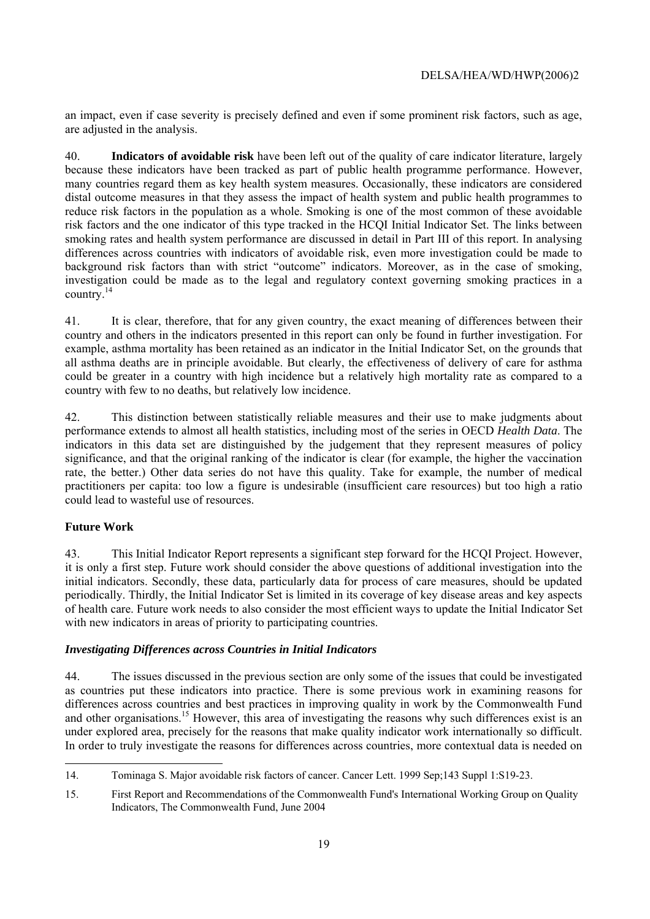an impact, even if case severity is precisely defined and even if some prominent risk factors, such as age, are adjusted in the analysis.

40. **Indicators of avoidable risk** have been left out of the quality of care indicator literature, largely because these indicators have been tracked as part of public health programme performance. However, many countries regard them as key health system measures. Occasionally, these indicators are considered distal outcome measures in that they assess the impact of health system and public health programmes to reduce risk factors in the population as a whole. Smoking is one of the most common of these avoidable risk factors and the one indicator of this type tracked in the HCQI Initial Indicator Set. The links between smoking rates and health system performance are discussed in detail in Part III of this report. In analysing differences across countries with indicators of avoidable risk, even more investigation could be made to background risk factors than with strict "outcome" indicators. Moreover, as in the case of smoking, investigation could be made as to the legal and regulatory context governing smoking practices in a country.[14]

41. It is clear, therefore, that for any given country, the exact meaning of differences between their country and others in the indicators presented in this report can only be found in further investigation. For example, asthma mortality has been retained as an indicator in the Initial Indicator Set, on the grounds that all asthma deaths are in principle avoidable. But clearly, the effectiveness of delivery of care for asthma could be greater in a country with high incidence but a relatively high mortality rate as compared to a country with few to no deaths, but relatively low incidence.

42. This distinction between statistically reliable measures and their use to make judgments about performance extends to almost all health statistics, including most of the series in OECD *Health Data*. The indicators in this data set are distinguished by the judgement that they represent measures of policy significance, and that the original ranking of the indicator is clear (for example, the higher the vaccination rate, the better.) Other data series do not have this quality. Take for example, the number of medical practitioners per capita: too low a figure is undesirable (insufficient care resources) but too high a ratio could lead to wasteful use of resources.

### Future Work

43. This Initial Indicator Report represents a significant step forward for the HCQI Project. However, it is only a first step. Future work should consider the above questions of additional investigation into the initial indicators. Secondly, these data, particularly data for process of care measures, should be updated periodically. Thirdly, the Initial Indicator Set is limited in its coverage of key disease areas and key aspects of health care. Future work needs to also consider the most efficient ways to update the Initial Indicator Set with new indicators in areas of priority to participating countries.

#### *Investigating Differences across Countries in Initial Indicators*

44. The issues discussed in the previous section are only some of the issues that could be investigated as countries put these indicators into practice. There is some previous work in examining reasons for differences across countries and best practices in improving quality in work by the Commonwealth Fund and other organisations.[15] However, this area of investigating the reasons why such differences exist is an under explored area, precisely for the reasons that make quality indicator work internationally so difficult. In order to truly investigate the reasons for differences across countries, more contextual data is needed on

---

14. Tominaga S. Major avoidable risk factors of cancer. Cancer Lett. 1999 Sep;143 Suppl 1:S19-23.

15. First Report and Recommendations of the Commonwealth Fund's International Working Group on Quality Indicators, The Commonwealth Fund, June 2004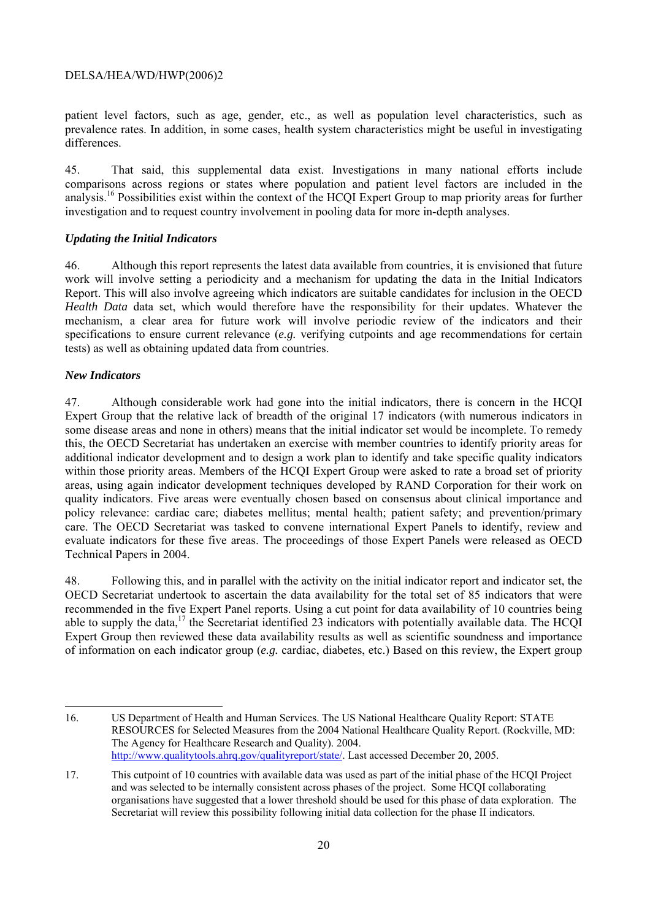patient level factors, such as age, gender, etc., as well as population level characteristics, such as prevalence rates. In addition, in some cases, health system characteristics might be useful in investigating differences.

45. That said, this supplemental data exist. Investigations in many national efforts include comparisons across regions or states where population and patient level factors are included in the analysis.[16] Possibilities exist within the context of the HCQI Expert Group to map priority areas for further investigation and to request country involvement in pooling data for more in-depth analyses.

### *Updating the Initial Indicators*

46. Although this report represents the latest data available from countries, it is envisioned that future work will involve setting a periodicity and a mechanism for updating the data in the Initial Indicators Report. This will also involve agreeing which indicators are suitable candidates for inclusion in the OECD *Health Data* data set, which would therefore have the responsibility for their updates. Whatever the mechanism, a clear area for future work will involve periodic review of the indicators and their specifications to ensure current relevance (*e.g.* verifying cutpoints and age recommendations for certain tests) as well as obtaining updated data from countries.

### *New Indicators*

47. Although considerable work had gone into the initial indicators, there is concern in the HCQI Expert Group that the relative lack of breadth of the original 17 indicators (with numerous indicators in some disease areas and none in others) means that the initial indicator set would be incomplete. To remedy this, the OECD Secretariat has undertaken an exercise with member countries to identify priority areas for additional indicator development and to design a work plan to identify and take specific quality indicators within those priority areas. Members of the HCQI Expert Group were asked to rate a broad set of priority areas, using again indicator development techniques developed by RAND Corporation for their work on quality indicators. Five areas were eventually chosen based on consensus about clinical importance and policy relevance: cardiac care; diabetes mellitus; mental health; patient safety; and prevention/primary care. The OECD Secretariat was tasked to convene international Expert Panels to identify, review and evaluate indicators for these five areas. The proceedings of those Expert Panels were released as OECD Technical Papers in 2004.

48. Following this, and in parallel with the activity on the initial indicator report and indicator set, the OECD Secretariat undertook to ascertain the data availability for the total set of 85 indicators that were recommended in the five Expert Panel reports. Using a cut point for data availability of 10 countries being able to supply the data,[17] the Secretariat identified 23 indicators with potentially available data. The HCQI Expert Group then reviewed these data availability results as well as scientific soundness and importance of information on each indicator group (*e.g.* cardiac, diabetes, etc.) Based on this review, the Expert group

---

16. US Department of Health and Human Services. The US National Healthcare Quality Report: STATE RESOURCES for Selected Measures from the 2004 National Healthcare Quality Report. (Rockville, MD: The Agency for Healthcare Research and Quality). 2004. http://www.qualitytools.ahrq.gov/qualityreport/state/. Last accessed December 20, 2005.

17. This cutpoint of 10 countries with available data was used as part of the initial phase of the HCQI Project and was selected to be internally consistent across phases of the project. Some HCQI collaborating organisations have suggested that a lower threshold should be used for this phase of data exploration. The Secretariat will review this possibility following initial data collection for the phase II indicators.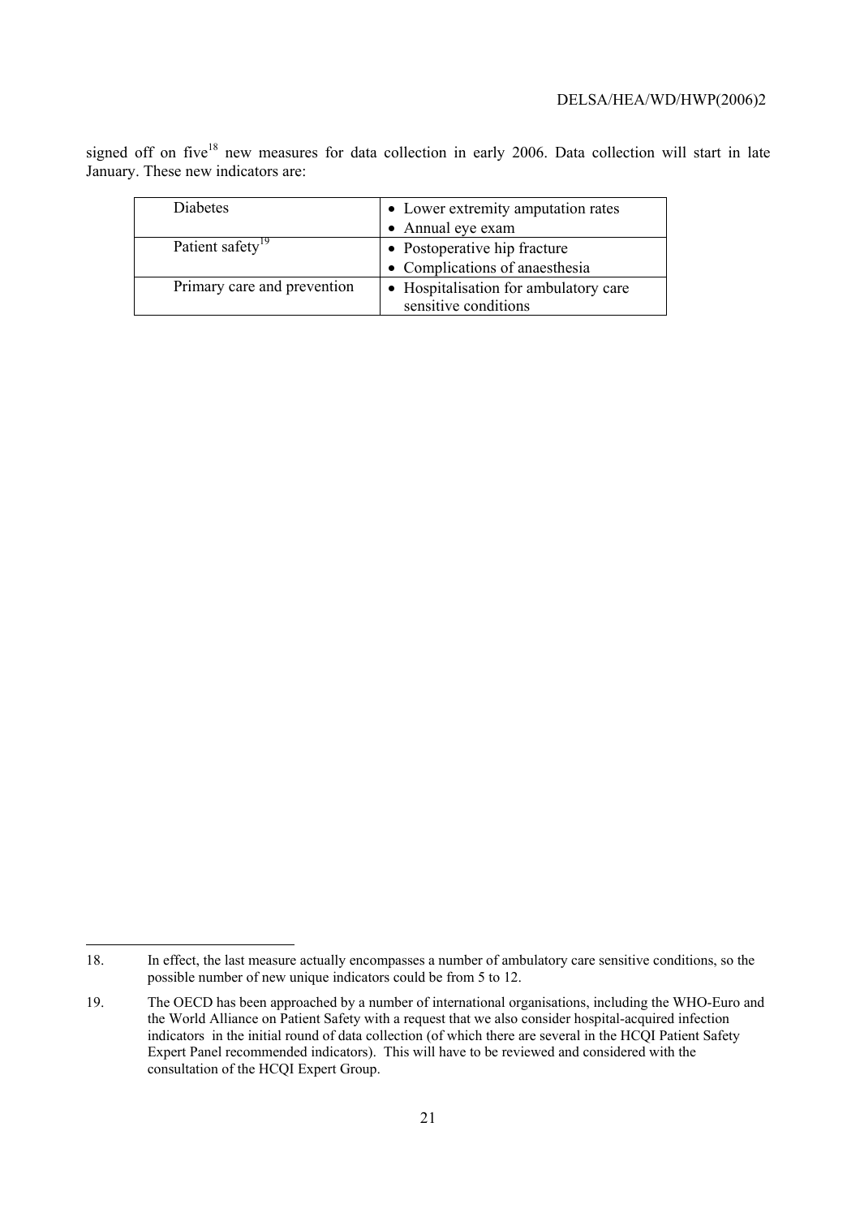signed off on five[18] new measures for data collection in early 2006. Data collection will start in late January. These new indicators are:

| | |
|---|---|
| Diabetes | • Lower extremity amputation rates<br>• Annual eye exam |
| Patient safety[19] | • Postoperative hip fracture<br>• Complications of anaesthesia |
| Primary care and prevention | • Hospitalisation for ambulatory care sensitive conditions |

---

18. In effect, the last measure actually encompasses a number of ambulatory care sensitive conditions, so the possible number of new unique indicators could be from 5 to 12.

19. The OECD has been approached by a number of international organisations, including the WHO-Euro and the World Alliance on Patient Safety with a request that we also consider hospital-acquired infection indicators in the initial round of data collection (of which there are several in the HCQI Patient Safety Expert Panel recommended indicators). This will have to be reviewed and considered with the consultation of the HCQI Expert Group.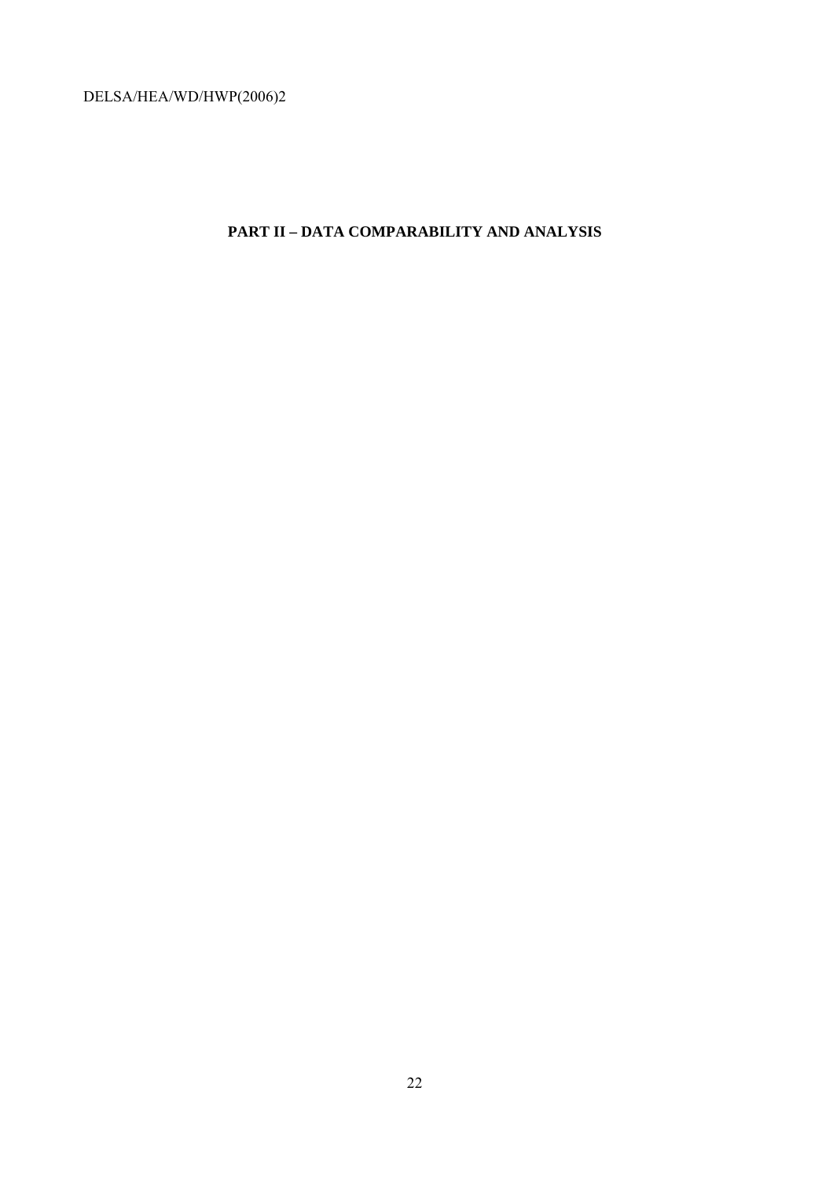# PART II – DATA COMPARABILITY AND ANALYSIS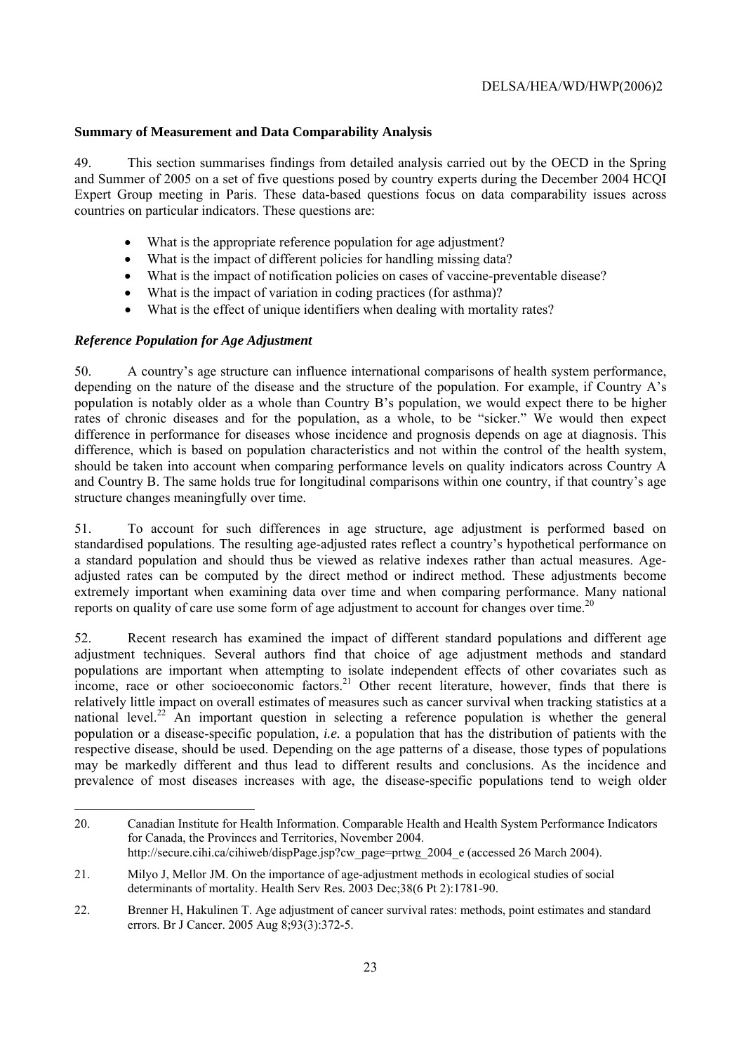### Summary of Measurement and Data Comparability Analysis

49. This section summarises findings from detailed analysis carried out by the OECD in the Spring and Summer of 2005 on a set of five questions posed by country experts during the December 2004 HCQI Expert Group meeting in Paris. These data-based questions focus on data comparability issues across countries on particular indicators. These questions are:

- What is the appropriate reference population for age adjustment?
- What is the impact of different policies for handling missing data?
- What is the impact of notification policies on cases of vaccine-preventable disease?
- What is the impact of variation in coding practices (for asthma)?
- What is the effect of unique identifiers when dealing with mortality rates?

### *Reference Population for Age Adjustment*

50. A country's age structure can influence international comparisons of health system performance, depending on the nature of the disease and the structure of the population. For example, if Country A's population is notably older as a whole than Country B's population, we would expect there to be higher rates of chronic diseases and for the population, as a whole, to be "sicker." We would then expect difference in performance for diseases whose incidence and prognosis depends on age at diagnosis. This difference, which is based on population characteristics and not within the control of the health system, should be taken into account when comparing performance levels on quality indicators across Country A and Country B. The same holds true for longitudinal comparisons within one country, if that country's age structure changes meaningfully over time.

51. To account for such differences in age structure, age adjustment is performed based on standardised populations. The resulting age-adjusted rates reflect a country's hypothetical performance on a standard population and should thus be viewed as relative indexes rather than actual measures. Age-adjusted rates can be computed by the direct method or indirect method. These adjustments become extremely important when examining data over time and when comparing performance. Many national reports on quality of care use some form of age adjustment to account for changes over time.[20]

52. Recent research has examined the impact of different standard populations and different age adjustment techniques. Several authors find that choice of age adjustment methods and standard populations are important when attempting to isolate independent effects of other covariates such as income, race or other socioeconomic factors.[21] Other recent literature, however, finds that there is relatively little impact on overall estimates of measures such as cancer survival when tracking statistics at a national level.[22] An important question in selecting a reference population is whether the general population or a disease-specific population, *i.e.* a population that has the distribution of patients with the respective disease, should be used. Depending on the age patterns of a disease, those types of populations may be markedly different and thus lead to different results and conclusions. As the incidence and prevalence of most diseases increases with age, the disease-specific populations tend to weigh older

---

20. Canadian Institute for Health Information. Comparable Health and Health System Performance Indicators for Canada, the Provinces and Territories, November 2004. http://secure.cihi.ca/cihiweb/dispPage.jsp?cw_page=prtwg_2004_e (accessed 26 March 2004).

21. Milyo J, Mellor JM. On the importance of age-adjustment methods in ecological studies of social determinants of mortality. Health Serv Res. 2003 Dec;38(6 Pt 2):1781-90.

22. Brenner H, Hakulinen T. Age adjustment of cancer survival rates: methods, point estimates and standard errors. Br J Cancer. 2005 Aug 8;93(3):372-5.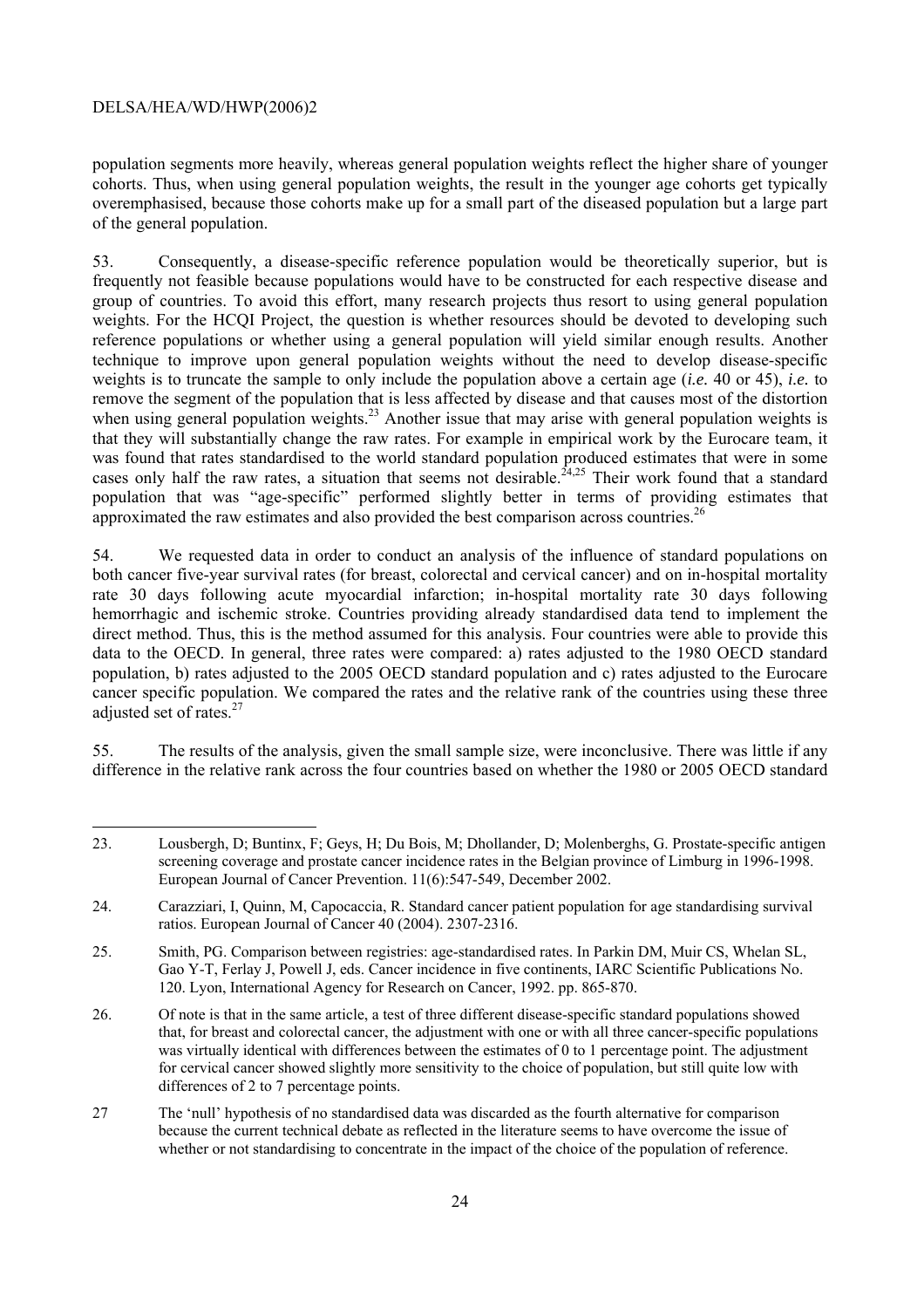population segments more heavily, whereas general population weights reflect the higher share of younger cohorts. Thus, when using general population weights, the result in the younger age cohorts get typically overemphasised, because those cohorts make up for a small part of the diseased population but a large part of the general population.

53. Consequently, a disease-specific reference population would be theoretically superior, but is frequently not feasible because populations would have to be constructed for each respective disease and group of countries. To avoid this effort, many research projects thus resort to using general population weights. For the HCQI Project, the question is whether resources should be devoted to developing such reference populations or whether using a general population will yield similar enough results. Another technique to improve upon general population weights without the need to develop disease-specific weights is to truncate the sample to only include the population above a certain age (*i.e.* 40 or 45), *i.e.* to remove the segment of the population that is less affected by disease and that causes most of the distortion when using general population weights.[23] Another issue that may arise with general population weights is that they will substantially change the raw rates. For example in empirical work by the Eurocare team, it was found that rates standardised to the world standard population produced estimates that were in some cases only half the raw rates, a situation that seems not desirable.[24,25] Their work found that a standard population that was "age-specific" performed slightly better in terms of providing estimates that approximated the raw estimates and also provided the best comparison across countries.[26]

54. We requested data in order to conduct an analysis of the influence of standard populations on both cancer five-year survival rates (for breast, colorectal and cervical cancer) and on in-hospital mortality rate 30 days following acute myocardial infarction; in-hospital mortality rate 30 days following hemorrhagic and ischemic stroke. Countries providing already standardised data tend to implement the direct method. Thus, this is the method assumed for this analysis. Four countries were able to provide this data to the OECD. In general, three rates were compared: a) rates adjusted to the 1980 OECD standard population, b) rates adjusted to the 2005 OECD standard population and c) rates adjusted to the Eurocare cancer specific population. We compared the rates and the relative rank of the countries using these three adjusted set of rates.[27]

55. The results of the analysis, given the small sample size, were inconclusive. There was little if any difference in the relative rank across the four countries based on whether the 1980 or 2005 OECD standard

---

23. Lousbergh, D; Buntinx, F; Geys, H; Du Bois, M; Dhollander, D; Molenberghs, G. Prostate-specific antigen screening coverage and prostate cancer incidence rates in the Belgian province of Limburg in 1996-1998. European Journal of Cancer Prevention. 11(6):547-549, December 2002.

24. Carazziari, I, Quinn, M, Capocaccia, R. Standard cancer patient population for age standardising survival ratios. European Journal of Cancer 40 (2004). 2307-2316.

25. Smith, PG. Comparison between registries: age-standardised rates. In Parkin DM, Muir CS, Whelan SL, Gao Y-T, Ferlay J, Powell J, eds. Cancer incidence in five continents, IARC Scientific Publications No. 120. Lyon, International Agency for Research on Cancer, 1992. pp. 865-870.

26. Of note is that in the same article, a test of three different disease-specific standard populations showed that, for breast and colorectal cancer, the adjustment with one or with all three cancer-specific populations was virtually identical with differences between the estimates of 0 to 1 percentage point. The adjustment for cervical cancer showed slightly more sensitivity to the choice of population, but still quite low with differences of 2 to 7 percentage points.

27 The 'null' hypothesis of no standardised data was discarded as the fourth alternative for comparison because the current technical debate as reflected in the literature seems to have overcome the issue of whether or not standardising to concentrate in the impact of the choice of the population of reference.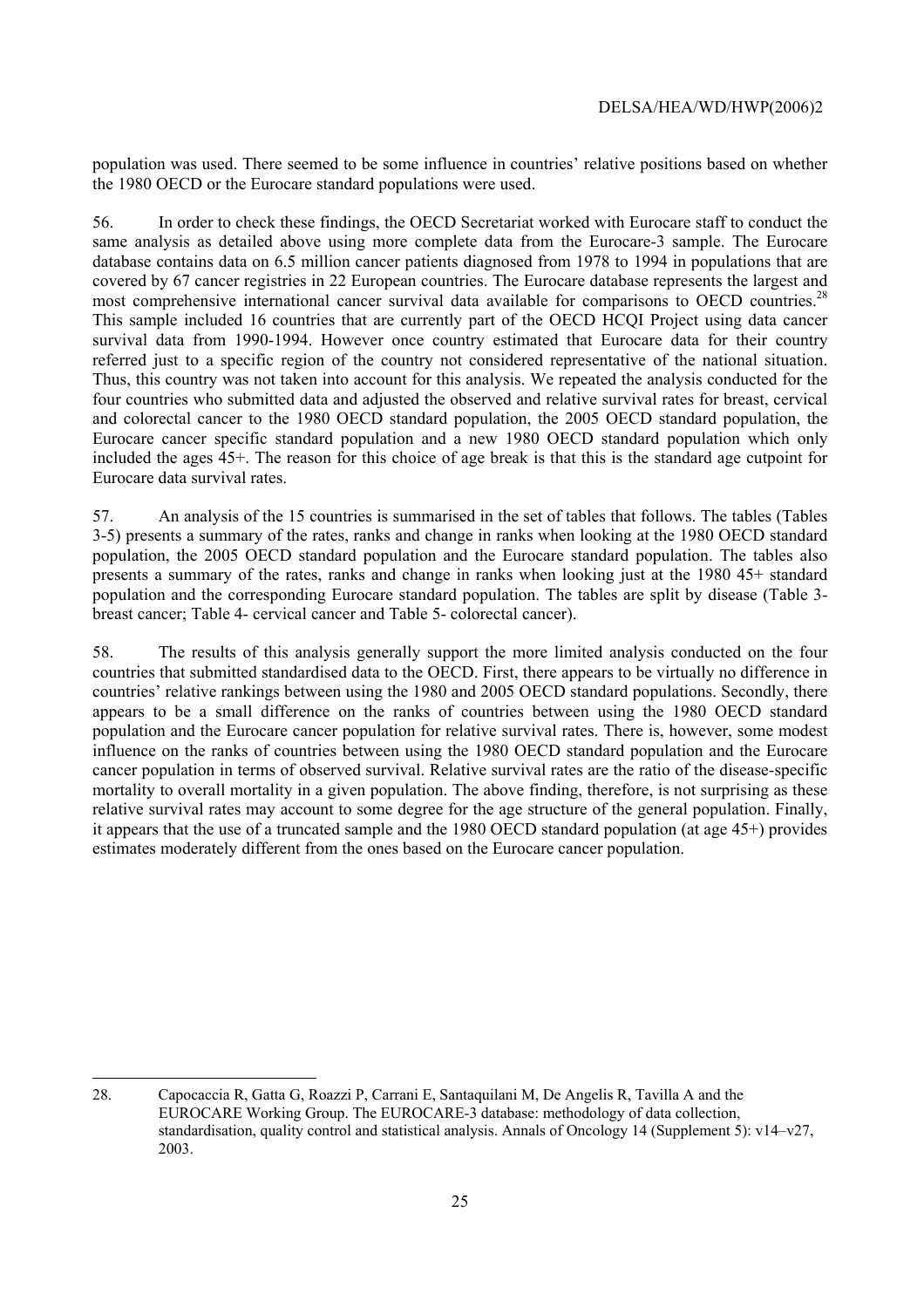population was used. There seemed to be some influence in countries' relative positions based on whether the 1980 OECD or the Eurocare standard populations were used.

56. In order to check these findings, the OECD Secretariat worked with Eurocare staff to conduct the same analysis as detailed above using more complete data from the Eurocare-3 sample. The Eurocare database contains data on 6.5 million cancer patients diagnosed from 1978 to 1994 in populations that are covered by 67 cancer registries in 22 European countries. The Eurocare database represents the largest and most comprehensive international cancer survival data available for comparisons to OECD countries.[28] This sample included 16 countries that are currently part of the OECD HCQI Project using data cancer survival data from 1990-1994. However once country estimated that Eurocare data for their country referred just to a specific region of the country not considered representative of the national situation. Thus, this country was not taken into account for this analysis. We repeated the analysis conducted for the four countries who submitted data and adjusted the observed and relative survival rates for breast, cervical and colorectal cancer to the 1980 OECD standard population, the 2005 OECD standard population, the Eurocare cancer specific standard population and a new 1980 OECD standard population which only included the ages 45+. The reason for this choice of age break is that this is the standard age cutpoint for Eurocare data survival rates.

57. An analysis of the 15 countries is summarised in the set of tables that follows. The tables (Tables 3-5) presents a summary of the rates, ranks and change in ranks when looking at the 1980 OECD standard population, the 2005 OECD standard population and the Eurocare standard population. The tables also presents a summary of the rates, ranks and change in ranks when looking just at the 1980 45+ standard population and the corresponding Eurocare standard population. The tables are split by disease (Table 3- breast cancer; Table 4- cervical cancer and Table 5- colorectal cancer).

58. The results of this analysis generally support the more limited analysis conducted on the four countries that submitted standardised data to the OECD. First, there appears to be virtually no difference in countries' relative rankings between using the 1980 and 2005 OECD standard populations. Secondly, there appears to be a small difference on the ranks of countries between using the 1980 OECD standard population and the Eurocare cancer population for relative survival rates. There is, however, some modest influence on the ranks of countries between using the 1980 OECD standard population and the Eurocare cancer population in terms of observed survival. Relative survival rates are the ratio of the disease-specific mortality to overall mortality in a given population. The above finding, therefore, is not surprising as these relative survival rates may account to some degree for the age structure of the general population. Finally, it appears that the use of a truncated sample and the 1980 OECD standard population (at age 45+) provides estimates moderately different from the ones based on the Eurocare cancer population.

---

28. Capocaccia R, Gatta G, Roazzi P, Carrani E, Santaquilani M, De Angelis R, Tavilla A and the EUROCARE Working Group. The EUROCARE-3 database: methodology of data collection, standardisation, quality control and statistical analysis. Annals of Oncology 14 (Supplement 5): v14–v27, 2003.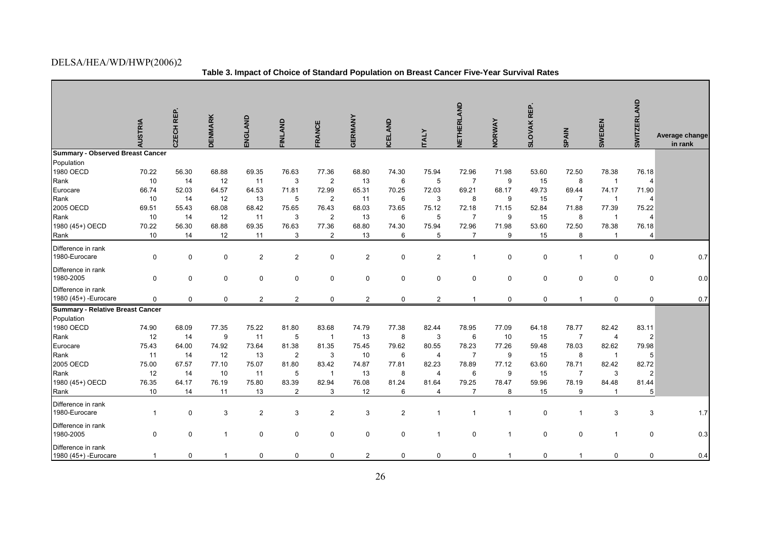**Table 3. Impact of Choice of Standard Population on Breast Cancer Five-Year Survival Rates**

| | AUSTRIA | CZECH REP. | DENMARK | ENGLAND | FINLAND | FRANCE | GERMANY | ICELAND | ITALY | NETHERLAND | NORWAY | SLOVAK REP. | SPAIN | SWEDEN | SWITZERLAND | Average change in rank |
|---|---|---|---|---|---|---|---|---|---|---|---|---|---|---|---|---|
| **Summary - Observed Breast Cancer** | | | | | | | | | | | | | | | | |
| Population | | | | | | | | | | | | | | | | |
| 1980 OECD | 70.22 | 56.30 | 68.88 | 69.35 | 76.63 | 77.36 | 68.80 | 74.30 | 75.94 | 72.96 | 71.98 | 53.60 | 72.50 | 78.38 | 76.18 | |
| Rank | 10 | 14 | 12 | 11 | 3 | 2 | 13 | 6 | 5 | 7 | 9 | 15 | 8 | 1 | 4 | |
| Eurocare | 66.74 | 52.03 | 64.57 | 64.53 | 71.81 | 72.99 | 65.31 | 70.25 | 72.03 | 69.21 | 68.17 | 49.73 | 69.44 | 74.17 | 71.90 | |
| Rank | 10 | 14 | 12 | 13 | 5 | 2 | 11 | 6 | 3 | 8 | 9 | 15 | 7 | 1 | 4 | |
| 2005 OECD | 69.51 | 55.43 | 68.08 | 68.42 | 75.65 | 76.43 | 68.03 | 73.65 | 75.12 | 72.18 | 71.15 | 52.84 | 71.88 | 77.39 | 75.22 | |
| Rank | 10 | 14 | 12 | 11 | 3 | 2 | 13 | 6 | 5 | 7 | 9 | 15 | 8 | 1 | 4 | |
| 1980 (45+) OECD | 70.22 | 56.30 | 68.88 | 69.35 | 76.63 | 77.36 | 68.80 | 74.30 | 75.94 | 72.96 | 71.98 | 53.60 | 72.50 | 78.38 | 76.18 | |
| Rank | 10 | 14 | 12 | 11 | 3 | 2 | 13 | 6 | 5 | 7 | 9 | 15 | 8 | 1 | 4 | |
| Difference in rank 1980-Eurocare | 0 | 0 | 0 | 2 | 2 | 0 | 2 | 0 | 2 | 1 | 0 | 0 | 1 | 0 | 0 | 0.7 |
| Difference in rank 1980-2005 | 0 | 0 | 0 | 0 | 0 | 0 | 0 | 0 | 0 | 0 | 0 | 0 | 0 | 0 | 0 | 0.0 |
| Difference in rank 1980 (45+) -Eurocare | 0 | 0 | 0 | 2 | 2 | 0 | 2 | 0 | 2 | 1 | 0 | 0 | 1 | 0 | 0 | 0.7 |
| **Summary - Relative Breast Cancer** | | | | | | | | | | | | | | | | |
| Population | | | | | | | | | | | | | | | | |
| 1980 OECD | 74.90 | 68.09 | 77.35 | 75.22 | 81.80 | 83.68 | 74.79 | 77.38 | 82.44 | 78.95 | 77.09 | 64.18 | 78.77 | 82.42 | 83.11 | |
| Rank | 12 | 14 | 9 | 11 | 5 | 1 | 13 | 8 | 3 | 6 | 10 | 15 | 7 | 4 | 2 | |
| Eurocare | 75.43 | 64.00 | 74.92 | 73.64 | 81.38 | 81.35 | 75.45 | 79.62 | 80.55 | 78.23 | 77.26 | 59.48 | 78.03 | 82.62 | 79.98 | |
| Rank | 11 | 14 | 12 | 13 | 2 | 3 | 10 | 6 | 4 | 7 | 9 | 15 | 8 | 1 | 5 | |
| 2005 OECD | 75.00 | 67.57 | 77.10 | 75.07 | 81.80 | 83.42 | 74.87 | 77.81 | 82.23 | 78.89 | 77.12 | 63.60 | 78.71 | 82.42 | 82.72 | |
| Rank | 12 | 14 | 10 | 11 | 5 | 1 | 13 | 8 | 4 | 6 | 9 | 15 | 7 | 3 | 2 | |
| 1980 (45+) OECD | 76.35 | 64.17 | 76.19 | 75.80 | 83.39 | 82.94 | 76.08 | 81.24 | 81.64 | 79.25 | 78.47 | 59.96 | 78.19 | 84.48 | 81.44 | |
| Rank | 10 | 14 | 11 | 13 | 2 | 3 | 12 | 6 | 4 | 7 | 8 | 15 | 9 | 1 | 5 | |
| Difference in rank 1980-Eurocare | 1 | 0 | 3 | 2 | 3 | 2 | 3 | 2 | 1 | 1 | 1 | 0 | 1 | 3 | 3 | 1.7 |
| Difference in rank 1980-2005 | 0 | 0 | 1 | 0 | 0 | 0 | 0 | 0 | 1 | 0 | 1 | 0 | 0 | 1 | 0 | 0.3 |
| Difference in rank 1980 (45+) -Eurocare | 1 | 0 | 1 | 0 | 0 | 0 | 2 | 0 | 0 | 0 | 1 | 0 | 1 | 0 | 0 | 0.4 |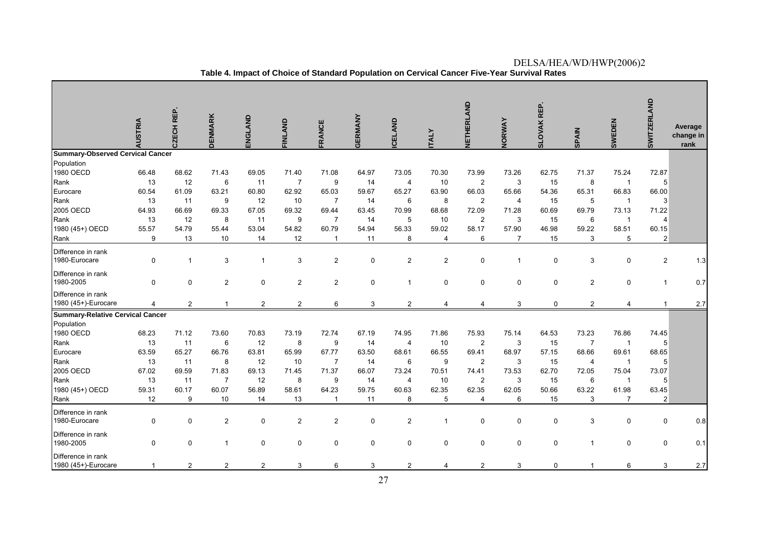**Table 4. Impact of Choice of Standard Population on Cervical Cancer Five-Year Survival Rates**

| | AUSTRIA | CZECH REP. | DENMARK | ENGLAND | FINLAND | FRANCE | GERMANY | ICELAND | ITALY | NETHERLAND | NORWAY | SLOVAK REP. | SPAIN | SWEDEN | SWITZERLAND | Average change in rank |
|---|---|---|---|---|---|---|---|---|---|---|---|---|---|---|---|---|
| **Summary-Observed Cervical Cancer** | | | | | | | | | | | | | | | | |
| Population | | | | | | | | | | | | | | | | |
| 1980 OECD | 66.48 | 68.62 | 71.43 | 69.05 | 71.40 | 71.08 | 64.97 | 73.05 | 70.30 | 73.99 | 73.26 | 62.75 | 71.37 | 75.24 | 72.87 | |
| Rank | 13 | 12 | 6 | 11 | 7 | 9 | 14 | 4 | 10 | 2 | 3 | 15 | 8 | 1 | 5 | |
| Eurocare | 60.54 | 61.09 | 63.21 | 60.80 | 62.92 | 65.03 | 59.67 | 65.27 | 63.90 | 66.03 | 65.66 | 54.36 | 65.31 | 66.83 | 66.00 | |
| Rank | 13 | 11 | 9 | 12 | 10 | 7 | 14 | 6 | 8 | 2 | 4 | 15 | 5 | 1 | 3 | |
| 2005 OECD | 64.93 | 66.69 | 69.33 | 67.05 | 69.32 | 69.44 | 63.45 | 70.99 | 68.68 | 72.09 | 71.28 | 60.69 | 69.79 | 73.13 | 71.22 | |
| Rank | 13 | 12 | 8 | 11 | 9 | 7 | 14 | 5 | 10 | 2 | 3 | 15 | 6 | 1 | 4 | |
| 1980 (45+) OECD | 55.57 | 54.79 | 55.44 | 53.04 | 54.82 | 60.79 | 54.94 | 56.33 | 59.02 | 58.17 | 57.90 | 46.98 | 59.22 | 58.51 | 60.15 | |
| Rank | 9 | 13 | 10 | 14 | 12 | 1 | 11 | 8 | 4 | 6 | 7 | 15 | 3 | 5 | 2 | |
| Difference in rank 1980-Eurocare | 0 | 1 | 3 | 1 | 3 | 2 | 0 | 2 | 2 | 0 | 1 | 0 | 3 | 0 | 2 | 1.3 |
| Difference in rank 1980-2005 | 0 | 0 | 2 | 0 | 2 | 2 | 0 | 1 | 0 | 0 | 0 | 0 | 2 | 0 | 1 | 0.7 |
| Difference in rank 1980 (45+)-Eurocare | 4 | 2 | 1 | 2 | 2 | 6 | 3 | 2 | 4 | 4 | 3 | 0 | 2 | 4 | 1 | 2.7 |
| **Summary-Relative Cervical Cancer** | | | | | | | | | | | | | | | | |
| Population | | | | | | | | | | | | | | | | |
| 1980 OECD | 68.23 | 71.12 | 73.60 | 70.83 | 73.19 | 72.74 | 67.19 | 74.95 | 71.86 | 75.93 | 75.14 | 64.53 | 73.23 | 76.86 | 74.45 | |
| Rank | 13 | 11 | 6 | 12 | 8 | 9 | 14 | 4 | 10 | 2 | 3 | 15 | 7 | 1 | 5 | |
| Eurocare | 63.59 | 65.27 | 66.76 | 63.81 | 65.99 | 67.77 | 63.50 | 68.61 | 66.55 | 69.41 | 68.97 | 57.15 | 68.66 | 69.61 | 68.65 | |
| Rank | 13 | 11 | 8 | 12 | 10 | 7 | 14 | 6 | 9 | 2 | 3 | 15 | 4 | 1 | 5 | |
| 2005 OECD | 67.02 | 69.59 | 71.83 | 69.13 | 71.45 | 71.37 | 66.07 | 73.24 | 70.51 | 74.41 | 73.53 | 62.70 | 72.05 | 75.04 | 73.07 | |
| Rank | 13 | 11 | 7 | 12 | 8 | 9 | 14 | 4 | 10 | 2 | 3 | 15 | 6 | 1 | 5 | |
| 1980 (45+) OECD | 59.31 | 60.17 | 60.07 | 56.89 | 58.61 | 64.23 | 59.75 | 60.63 | 62.35 | 62.35 | 62.05 | 50.66 | 63.22 | 61.98 | 63.45 | |
| Rank | 12 | 9 | 10 | 14 | 13 | 1 | 11 | 8 | 5 | 4 | 6 | 15 | 3 | 7 | 2 | |
| Difference in rank 1980-Eurocare | 0 | 0 | 2 | 0 | 2 | 2 | 0 | 2 | 1 | 0 | 0 | 0 | 3 | 0 | 0 | 0.8 |
| Difference in rank 1980-2005 | 0 | 0 | 1 | 0 | 0 | 0 | 0 | 0 | 0 | 0 | 0 | 0 | 1 | 0 | 0 | 0.1 |
| Difference in rank 1980 (45+)-Eurocare | 1 | 2 | 2 | 2 | 3 | 6 | 3 | 2 | 4 | 2 | 3 | 0 | 1 | 6 | 3 | 2.7 |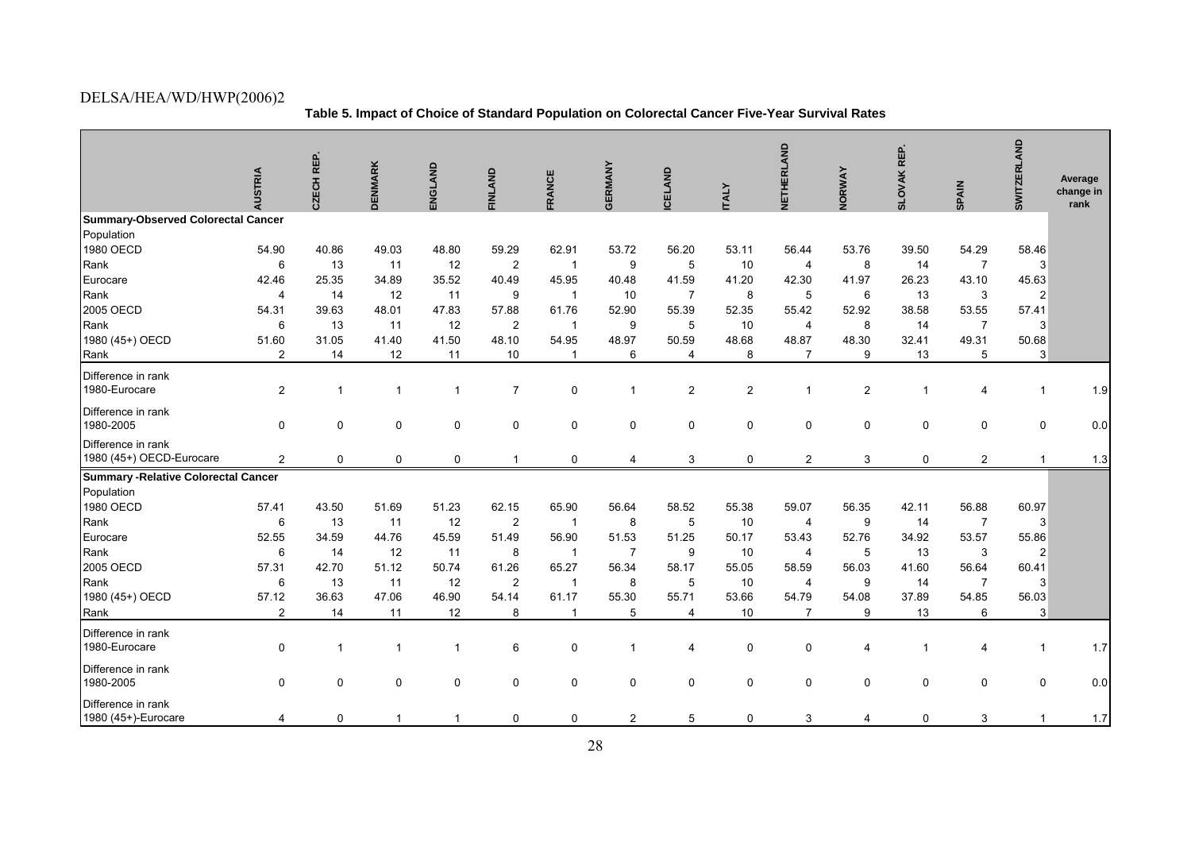**Table 5. Impact of Choice of Standard Population on Colorectal Cancer Five-Year Survival Rates**

| | AUSTRIA | CZECH REP. | DENMARK | ENGLAND | FINLAND | FRANCE | GERMANY | ICELAND | ITALY | NETHERLAND | NORWAY | SLOVAK REP. | SPAIN | SWITZERLAND | Average change in rank |
|---|---|---|---|---|---|---|---|---|---|---|---|---|---|---|---|
| **Summary-Observed Colorectal Cancer** | | | | | | | | | | | | | | | |
| Population | | | | | | | | | | | | | | | |
| 1980 OECD | 54.90 | 40.86 | 49.03 | 48.80 | 59.29 | 62.91 | 53.72 | 56.20 | 53.11 | 56.44 | 53.76 | 39.50 | 54.29 | 58.46 | |
| Rank | 6 | 13 | 11 | 12 | 2 | 1 | 9 | 5 | 10 | 4 | 8 | 14 | 7 | 3 | |
| Eurocare | 42.46 | 25.35 | 34.89 | 35.52 | 40.49 | 45.95 | 40.48 | 41.59 | 41.20 | 42.30 | 41.97 | 26.23 | 43.10 | 45.63 | |
| Rank | 4 | 14 | 12 | 11 | 9 | 1 | 10 | 7 | 8 | 5 | 6 | 13 | 3 | 2 | |
| 2005 OECD | 54.31 | 39.63 | 48.01 | 47.83 | 57.88 | 61.76 | 52.90 | 55.39 | 52.35 | 55.42 | 52.92 | 38.58 | 53.55 | 57.41 | |
| Rank | 6 | 13 | 11 | 12 | 2 | 1 | 9 | 5 | 10 | 4 | 8 | 14 | 7 | 3 | |
| 1980 (45+) OECD | 51.60 | 31.05 | 41.40 | 41.50 | 48.10 | 54.95 | 48.97 | 50.59 | 48.68 | 48.87 | 48.30 | 32.41 | 49.31 | 50.68 | |
| Rank | 2 | 14 | 12 | 11 | 10 | 1 | 6 | 4 | 8 | 7 | 9 | 13 | 5 | 3 | |
| Difference in rank 1980-Eurocare | 2 | 1 | 1 | 1 | 7 | 0 | 1 | 2 | 2 | 1 | 2 | 1 | 4 | 1 | 1.9 |
| Difference in rank 1980-2005 | 0 | 0 | 0 | 0 | 0 | 0 | 0 | 0 | 0 | 0 | 0 | 0 | 0 | 0 | 0.0 |
| Difference in rank 1980 (45+) OECD-Eurocare | 2 | 0 | 0 | 0 | 1 | 0 | 4 | 3 | 0 | 2 | 3 | 0 | 2 | 1 | 1.3 |
| **Summary -Relative Colorectal Cancer** | | | | | | | | | | | | | | | |
| Population | | | | | | | | | | | | | | | |
| 1980 OECD | 57.41 | 43.50 | 51.69 | 51.23 | 62.15 | 65.90 | 56.64 | 58.52 | 55.38 | 59.07 | 56.35 | 42.11 | 56.88 | 60.97 | |
| Rank | 6 | 13 | 11 | 12 | 2 | 1 | 8 | 5 | 10 | 4 | 9 | 14 | 7 | 3 | |
| Eurocare | 52.55 | 34.59 | 44.76 | 45.59 | 51.49 | 56.90 | 51.53 | 51.25 | 50.17 | 53.43 | 52.76 | 34.92 | 53.57 | 55.86 | |
| Rank | 6 | 14 | 12 | 11 | 8 | 1 | 7 | 9 | 10 | 4 | 5 | 13 | 3 | 2 | |
| 2005 OECD | 57.31 | 42.70 | 51.12 | 50.74 | 61.26 | 65.27 | 56.34 | 58.17 | 55.05 | 58.59 | 56.03 | 41.60 | 56.64 | 60.41 | |
| Rank | 6 | 13 | 11 | 12 | 2 | 1 | 8 | 5 | 10 | 4 | 9 | 14 | 7 | 3 | |
| 1980 (45+) OECD | 57.12 | 36.63 | 47.06 | 46.90 | 54.14 | 61.17 | 55.30 | 55.71 | 53.66 | 54.79 | 54.08 | 37.89 | 54.85 | 56.03 | |
| Rank | 2 | 14 | 11 | 12 | 8 | 1 | 5 | 4 | 10 | 7 | 9 | 13 | 6 | 3 | |
| Difference in rank 1980-Eurocare | 0 | 1 | 1 | 1 | 6 | 0 | 1 | 4 | 0 | 0 | 4 | 1 | 4 | 1 | 1.7 |
| Difference in rank 1980-2005 | 0 | 0 | 0 | 0 | 0 | 0 | 0 | 0 | 0 | 0 | 0 | 0 | 0 | 0 | 0.0 |
| Difference in rank 1980 (45+)-Eurocare | 4 | 0 | 1 | 1 | 0 | 0 | 2 | 5 | 0 | 3 | 4 | 0 | 3 | 1 | 1.7 |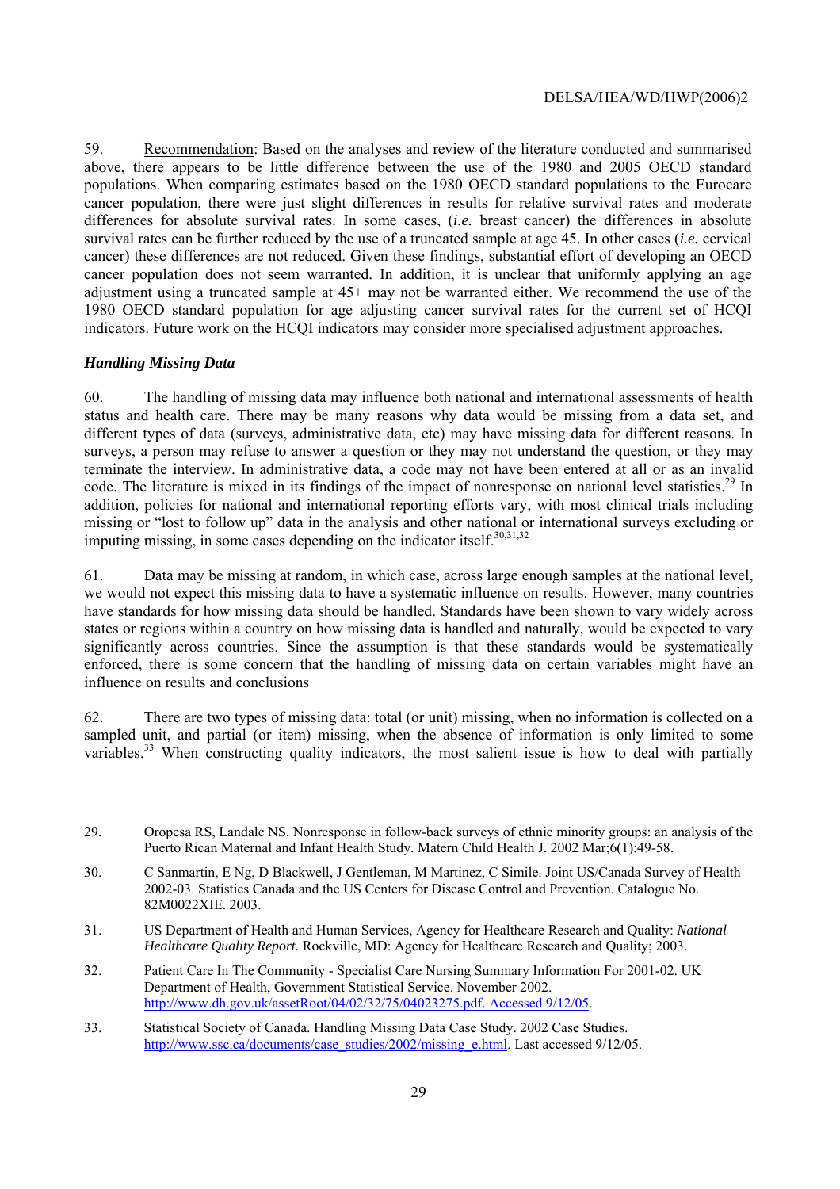59. Recommendation: Based on the analyses and review of the literature conducted and summarised above, there appears to be little difference between the use of the 1980 and 2005 OECD standard populations. When comparing estimates based on the 1980 OECD standard populations to the Eurocare cancer population, there were just slight differences in results for relative survival rates and moderate differences for absolute survival rates. In some cases, (*i.e.* breast cancer) the differences in absolute survival rates can be further reduced by the use of a truncated sample at age 45. In other cases (*i.e.* cervical cancer) these differences are not reduced. Given these findings, substantial effort of developing an OECD cancer population does not seem warranted. In addition, it is unclear that uniformly applying an age adjustment using a truncated sample at 45+ may not be warranted either. We recommend the use of the 1980 OECD standard population for age adjusting cancer survival rates for the current set of HCQI indicators. Future work on the HCQI indicators may consider more specialised adjustment approaches.

### *Handling Missing Data*

60. The handling of missing data may influence both national and international assessments of health status and health care. There may be many reasons why data would be missing from a data set, and different types of data (surveys, administrative data, etc) may have missing data for different reasons. In surveys, a person may refuse to answer a question or they may not understand the question, or they may terminate the interview. In administrative data, a code may not have been entered at all or as an invalid code. The literature is mixed in its findings of the impact of nonresponse on national level statistics.[29] In addition, policies for national and international reporting efforts vary, with most clinical trials including missing or "lost to follow up" data in the analysis and other national or international surveys excluding or imputing missing, in some cases depending on the indicator itself.[30,31,32]

61. Data may be missing at random, in which case, across large enough samples at the national level, we would not expect this missing data to have a systematic influence on results. However, many countries have standards for how missing data should be handled. Standards have been shown to vary widely across states or regions within a country on how missing data is handled and naturally, would be expected to vary significantly across countries. Since the assumption is that these standards would be systematically enforced, there is some concern that the handling of missing data on certain variables might have an influence on results and conclusions

62. There are two types of missing data: total (or unit) missing, when no information is collected on a sampled unit, and partial (or item) missing, when the absence of information is only limited to some variables.[33] When constructing quality indicators, the most salient issue is how to deal with partially

---

29. Oropesa RS, Landale NS. Nonresponse in follow-back surveys of ethnic minority groups: an analysis of the Puerto Rican Maternal and Infant Health Study. Matern Child Health J. 2002 Mar;6(1):49-58.

30. C Sanmartin, E Ng, D Blackwell, J Gentleman, M Martinez, C Simile. Joint US/Canada Survey of Health 2002-03. Statistics Canada and the US Centers for Disease Control and Prevention. Catalogue No. 82M0022XIE. 2003.

31. US Department of Health and Human Services, Agency for Healthcare Research and Quality: *National Healthcare Quality Report.* Rockville, MD: Agency for Healthcare Research and Quality; 2003.

32. Patient Care In The Community - Specialist Care Nursing Summary Information For 2001-02. UK Department of Health, Government Statistical Service. November 2002. http://www.dh.gov.uk/assetRoot/04/02/32/75/04023275.pdf. Accessed 9/12/05.

33. Statistical Society of Canada. Handling Missing Data Case Study. 2002 Case Studies. http://www.ssc.ca/documents/case_studies/2002/missing_e.html. Last accessed 9/12/05.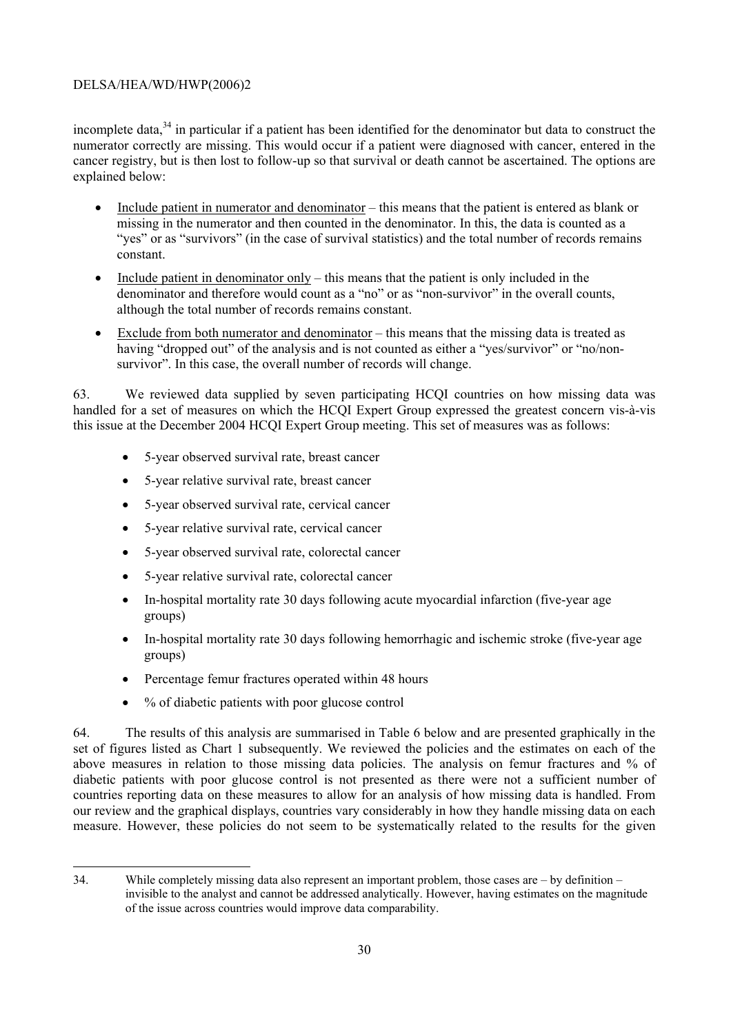incomplete data,[34] in particular if a patient has been identified for the denominator but data to construct the numerator correctly are missing. This would occur if a patient were diagnosed with cancer, entered in the cancer registry, but is then lost to follow-up so that survival or death cannot be ascertained. The options are explained below:

- Include patient in numerator and denominator – this means that the patient is entered as blank or missing in the numerator and then counted in the denominator. In this, the data is counted as a "yes" or as "survivors" (in the case of survival statistics) and the total number of records remains constant.
- Include patient in denominator only – this means that the patient is only included in the denominator and therefore would count as a "no" or as "non-survivor" in the overall counts, although the total number of records remains constant.
- Exclude from both numerator and denominator – this means that the missing data is treated as having "dropped out" of the analysis and is not counted as either a "yes/survivor" or "no/non-survivor". In this case, the overall number of records will change.

63. We reviewed data supplied by seven participating HCQI countries on how missing data was handled for a set of measures on which the HCQI Expert Group expressed the greatest concern vis-à-vis this issue at the December 2004 HCQI Expert Group meeting. This set of measures was as follows:

- 5-year observed survival rate, breast cancer
- 5-year relative survival rate, breast cancer
- 5-year observed survival rate, cervical cancer
- 5-year relative survival rate, cervical cancer
- 5-year observed survival rate, colorectal cancer
- 5-year relative survival rate, colorectal cancer
- In-hospital mortality rate 30 days following acute myocardial infarction (five-year age groups)
- In-hospital mortality rate 30 days following hemorrhagic and ischemic stroke (five-year age groups)
- Percentage femur fractures operated within 48 hours
- % of diabetic patients with poor glucose control

64. The results of this analysis are summarised in Table 6 below and are presented graphically in the set of figures listed as Chart 1 subsequently. We reviewed the policies and the estimates on each of the above measures in relation to those missing data policies. The analysis on femur fractures and % of diabetic patients with poor glucose control is not presented as there were not a sufficient number of countries reporting data on these measures to allow for an analysis of how missing data is handled. From our review and the graphical displays, countries vary considerably in how they handle missing data on each measure. However, these policies do not seem to be systematically related to the results for the given

34. While completely missing data also represent an important problem, those cases are – by definition – invisible to the analyst and cannot be addressed analytically. However, having estimates on the magnitude of the issue across countries would improve data comparability.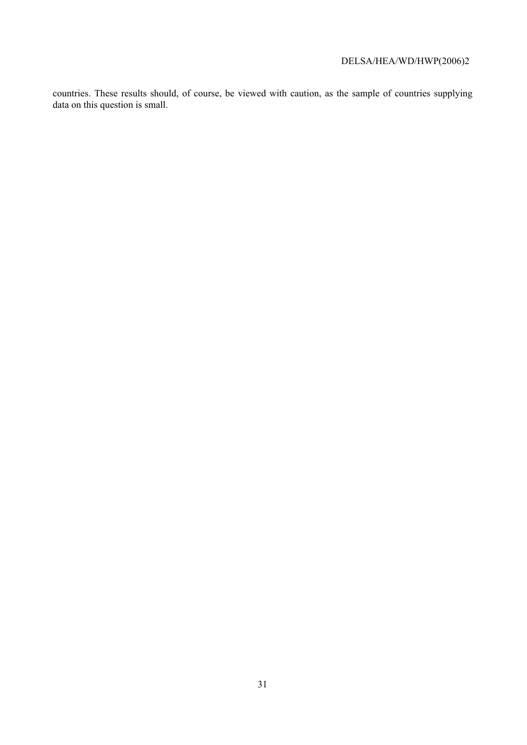countries. These results should, of course, be viewed with caution, as the sample of countries supplying data on this question is small.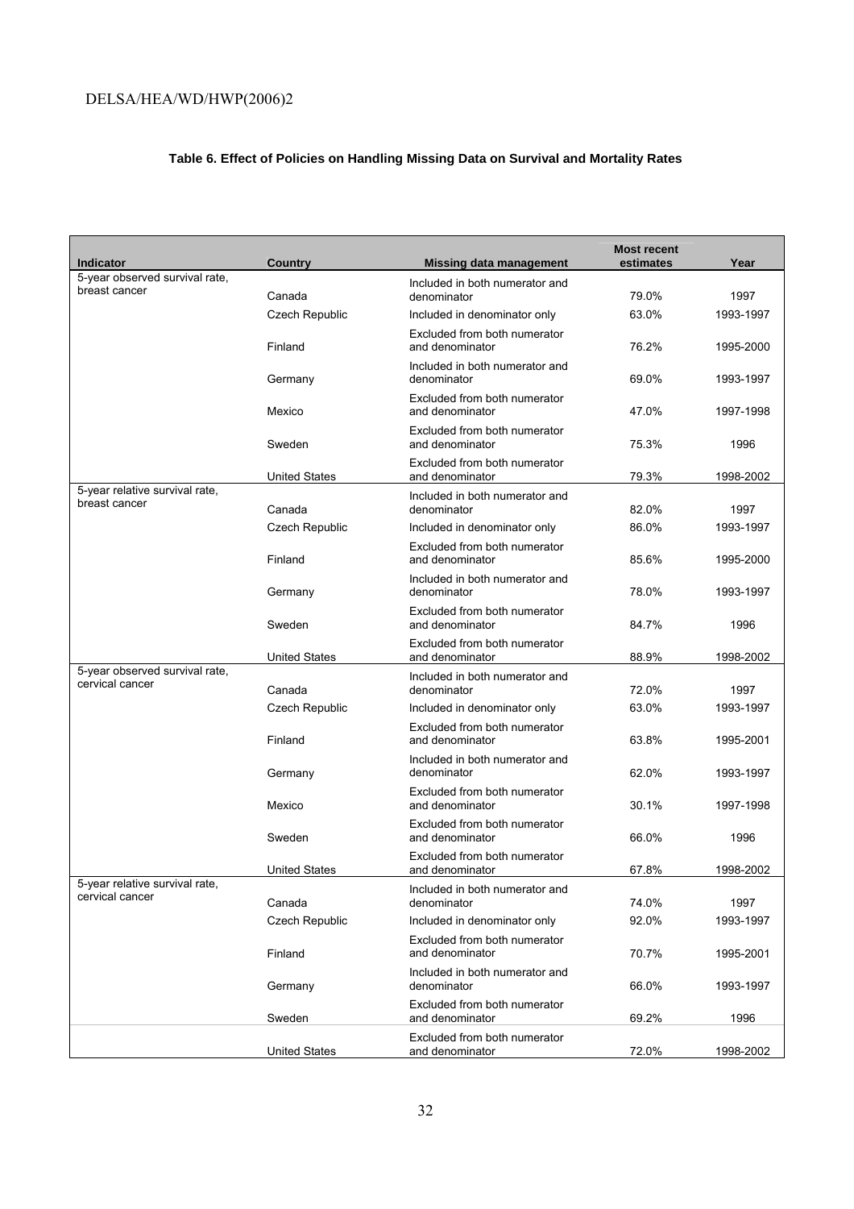**Table 6. Effect of Policies on Handling Missing Data on Survival and Mortality Rates**

| Indicator | Country | Missing data management | Most recent estimates | Year |
|---|---|---|---|---|
| 5-year observed survival rate, breast cancer | Canada | Included in both numerator and denominator | 79.0% | 1997 |
| | Czech Republic | Included in denominator only | 63.0% | 1993-1997 |
| | Finland | Excluded from both numerator and denominator | 76.2% | 1995-2000 |
| | Germany | Included in both numerator and denominator | 69.0% | 1993-1997 |
| | Mexico | Excluded from both numerator and denominator | 47.0% | 1997-1998 |
| | Sweden | Excluded from both numerator and denominator | 75.3% | 1996 |
| | United States | Excluded from both numerator and denominator | 79.3% | 1998-2002 |
| 5-year relative survival rate, breast cancer | Canada | Included in both numerator and denominator | 82.0% | 1997 |
| | Czech Republic | Included in denominator only | 86.0% | 1993-1997 |
| | Finland | Excluded from both numerator and denominator | 85.6% | 1995-2000 |
| | Germany | Included in both numerator and denominator | 78.0% | 1993-1997 |
| | Sweden | Excluded from both numerator and denominator | 84.7% | 1996 |
| | United States | Excluded from both numerator and denominator | 88.9% | 1998-2002 |
| 5-year observed survival rate, cervical cancer | Canada | Included in both numerator and denominator | 72.0% | 1997 |
| | Czech Republic | Included in denominator only | 63.0% | 1993-1997 |
| | Finland | Excluded from both numerator and denominator | 63.8% | 1995-2001 |
| | Germany | Included in both numerator and denominator | 62.0% | 1993-1997 |
| | Mexico | Excluded from both numerator and denominator | 30.1% | 1997-1998 |
| | Sweden | Excluded from both numerator and denominator | 66.0% | 1996 |
| | United States | Excluded from both numerator and denominator | 67.8% | 1998-2002 |
| 5-year relative survival rate, cervical cancer | Canada | Included in both numerator and denominator | 74.0% | 1997 |
| | Czech Republic | Included in denominator only | 92.0% | 1993-1997 |
| | Finland | Excluded from both numerator and denominator | 70.7% | 1995-2001 |
| | Germany | Included in both numerator and denominator | 66.0% | 1993-1997 |
| | Sweden | Excluded from both numerator and denominator | 69.2% | 1996 |
| | United States | Excluded from both numerator and denominator | 72.0% | 1998-2002 |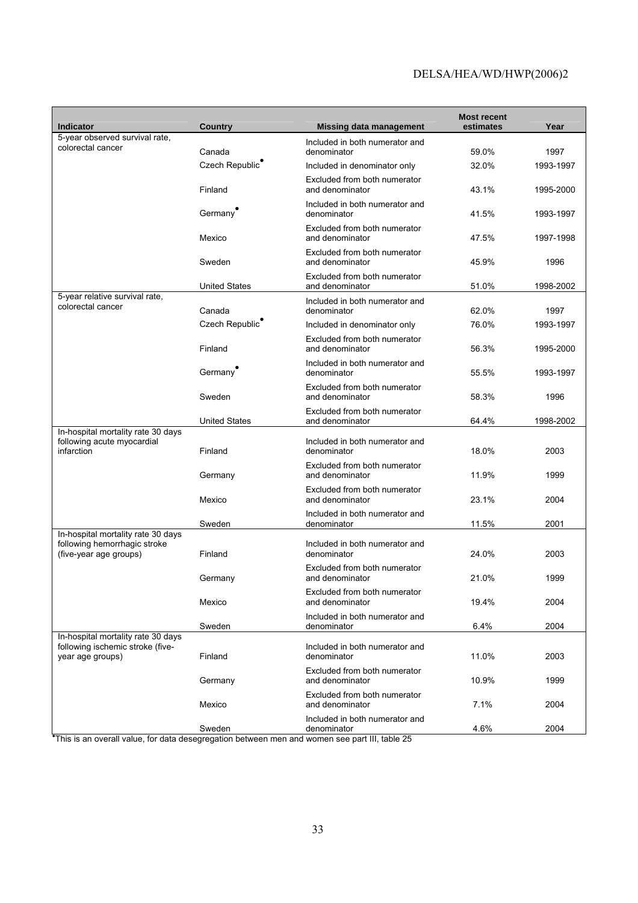| Indicator | Country | Missing data management | Most recent estimates | Year |
|---|---|---|---|---|
| 5-year observed survival rate, colorectal cancer | Canada | Included in both numerator and denominator | 59.0% | 1997 |
| | Czech Republic• | Included in denominator only | 32.0% | 1993-1997 |
| | Finland | Excluded from both numerator and denominator | 43.1% | 1995-2000 |
| | Germany• | Included in both numerator and denominator | 41.5% | 1993-1997 |
| | Mexico | Excluded from both numerator and denominator | 47.5% | 1997-1998 |
| | Sweden | Excluded from both numerator and denominator | 45.9% | 1996 |
| | United States | Excluded from both numerator and denominator | 51.0% | 1998-2002 |
| 5-year relative survival rate, colorectal cancer | Canada | Included in both numerator and denominator | 62.0% | 1997 |
| | Czech Republic• | Included in denominator only | 76.0% | 1993-1997 |
| | Finland | Excluded from both numerator and denominator | 56.3% | 1995-2000 |
| | Germany• | Included in both numerator and denominator | 55.5% | 1993-1997 |
| | Sweden | Excluded from both numerator and denominator | 58.3% | 1996 |
| | United States | Excluded from both numerator and denominator | 64.4% | 1998-2002 |
| In-hospital mortality rate 30 days following acute myocardial infarction | Finland | Included in both numerator and denominator | 18.0% | 2003 |
| | Germany | Excluded from both numerator and denominator | 11.9% | 1999 |
| | Mexico | Excluded from both numerator and denominator | 23.1% | 2004 |
| | Sweden | Included in both numerator and denominator | 11.5% | 2001 |
| In-hospital mortality rate 30 days following hemorrhagic stroke (five-year age groups) | Finland | Included in both numerator and denominator | 24.0% | 2003 |
| | Germany | Excluded from both numerator and denominator | 21.0% | 1999 |
| | Mexico | Excluded from both numerator and denominator | 19.4% | 2004 |
| | Sweden | Included in both numerator and denominator | 6.4% | 2004 |
| In-hospital mortality rate 30 days following ischemic stroke (five-year age groups) | Finland | Included in both numerator and denominator | 11.0% | 2003 |
| | Germany | Excluded from both numerator and denominator | 10.9% | 1999 |
| | Mexico | Excluded from both numerator and denominator | 7.1% | 2004 |
| | Sweden | Included in both numerator and denominator | 4.6% | 2004 |

•This is an overall value, for data desegregation between men and women see part III, table 25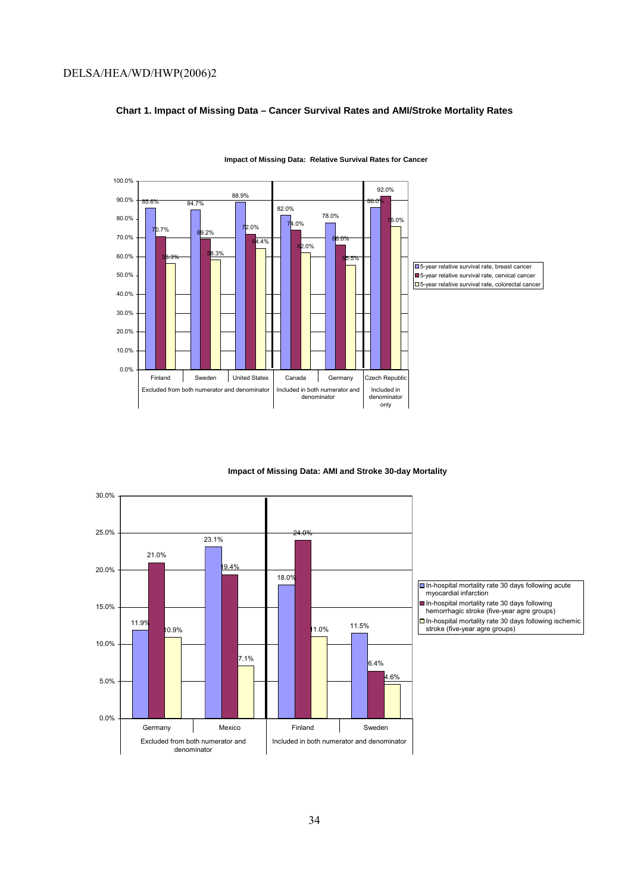**Chart 1. Impact of Missing Data – Cancer Survival Rates and AMI/Stroke Mortality Rates**

**Impact of Missing Data: Relative Survival Rates for Cancer**

| Group | Country | 5-year relative survival rate, breast cancer | 5-year relative survival rate, cervical cancer | 5-year relative survival rate, colorectal cancer |
|---|---|---|---|---|
| Excluded from both numerator and denominator | Finland | 85.6% | 70.7% | 56.3% |
| | Sweden | 84.7% | 69.2% | 58.3% |
| | United States | 88.9% | 72.0% | 64.4% |
| Included in both numerator and denominator | Canada | 82.0% | 74.0% | 62.0% |
| | Germany | 78.0% | 66.0% | 55.5% |
| Included in denominator only | Czech Republic | 86.0% | 92.0% | 76.0% |

**Impact of Missing Data: AMI and Stroke 30-day Mortality**

| Group | Country | In-hospital mortality rate 30 days following acute myocardial infarction | In-hospital mortality rate 30 days following hemorrhagic stroke (five-year agre groups) | In-hospital mortality rate 30 days following ischemic stroke (five-year agre groups) |
|---|---|---|---|---|
| Excluded from both numerator and denominator | Germany | 11.9% | 21.0% | 10.9% |
| | Mexico | 23.1% | 19.4% | 7.1% |
| Included in both numerator and denominator | Finland | 18.0% | 24.0% | 11.0% |
| | Sweden | 11.5% | 6.4% | 4.6% |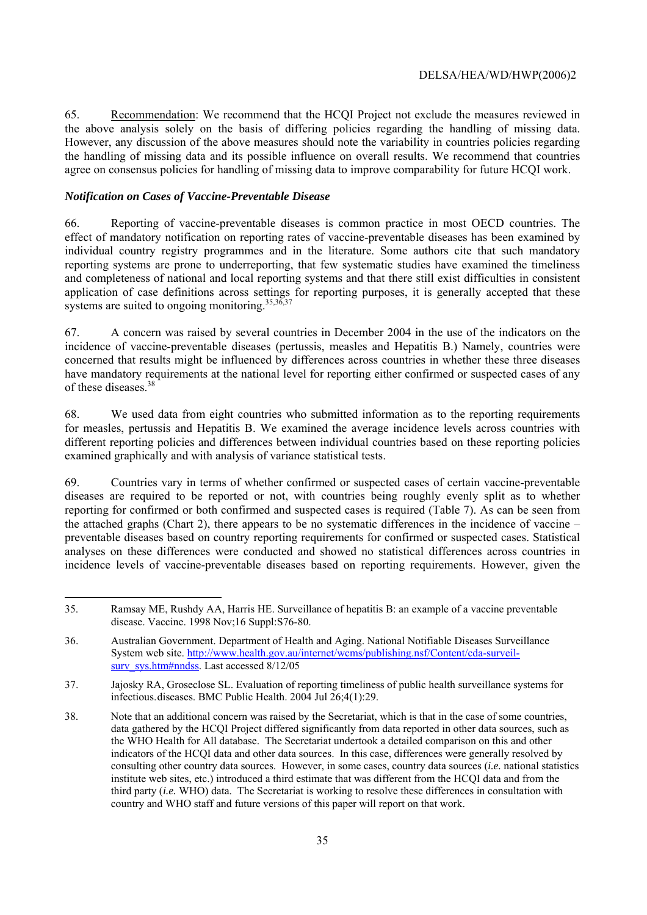65. Recommendation: We recommend that the HCQI Project not exclude the measures reviewed in the above analysis solely on the basis of differing policies regarding the handling of missing data. However, any discussion of the above measures should note the variability in countries policies regarding the handling of missing data and its possible influence on overall results. We recommend that countries agree on consensus policies for handling of missing data to improve comparability for future HCQI work.

### *Notification on Cases of Vaccine-Preventable Disease*

66. Reporting of vaccine-preventable diseases is common practice in most OECD countries. The effect of mandatory notification on reporting rates of vaccine-preventable diseases has been examined by individual country registry programmes and in the literature. Some authors cite that such mandatory reporting systems are prone to underreporting, that few systematic studies have examined the timeliness and completeness of national and local reporting systems and that there still exist difficulties in consistent application of case definitions across settings for reporting purposes, it is generally accepted that these systems are suited to ongoing monitoring.[35,36,37]

67. A concern was raised by several countries in December 2004 in the use of the indicators on the incidence of vaccine-preventable diseases (pertussis, measles and Hepatitis B.) Namely, countries were concerned that results might be influenced by differences across countries in whether these three diseases have mandatory requirements at the national level for reporting either confirmed or suspected cases of any of these diseases.[38]

68. We used data from eight countries who submitted information as to the reporting requirements for measles, pertussis and Hepatitis B. We examined the average incidence levels across countries with different reporting policies and differences between individual countries based on these reporting policies examined graphically and with analysis of variance statistical tests.

69. Countries vary in terms of whether confirmed or suspected cases of certain vaccine-preventable diseases are required to be reported or not, with countries being roughly evenly split as to whether reporting for confirmed or both confirmed and suspected cases is required (Table 7). As can be seen from the attached graphs (Chart 2), there appears to be no systematic differences in the incidence of vaccine – preventable diseases based on country reporting requirements for confirmed or suspected cases. Statistical analyses on these differences were conducted and showed no statistical differences across countries in incidence levels of vaccine-preventable diseases based on reporting requirements. However, given the

---

35. Ramsay ME, Rushdy AA, Harris HE. Surveillance of hepatitis B: an example of a vaccine preventable disease. Vaccine. 1998 Nov;16 Suppl:S76-80.

36. Australian Government. Department of Health and Aging. National Notifiable Diseases Surveillance System web site. http://www.health.gov.au/internet/wcms/publishing.nsf/Content/cda-surveil-surv_sys.htm#nndss. Last accessed 8/12/05

37. Jajosky RA, Groseclose SL. Evaluation of reporting timeliness of public health surveillance systems for infectious.diseases. BMC Public Health. 2004 Jul 26;4(1):29.

38. Note that an additional concern was raised by the Secretariat, which is that in the case of some countries, data gathered by the HCQI Project differed significantly from data reported in other data sources, such as the WHO Health for All database. The Secretariat undertook a detailed comparison on this and other indicators of the HCQI data and other data sources. In this case, differences were generally resolved by consulting other country data sources. However, in some cases, country data sources (*i.e.* national statistics institute web sites, etc.) introduced a third estimate that was different from the HCQI data and from the third party (*i.e.* WHO) data. The Secretariat is working to resolve these differences in consultation with country and WHO staff and future versions of this paper will report on that work.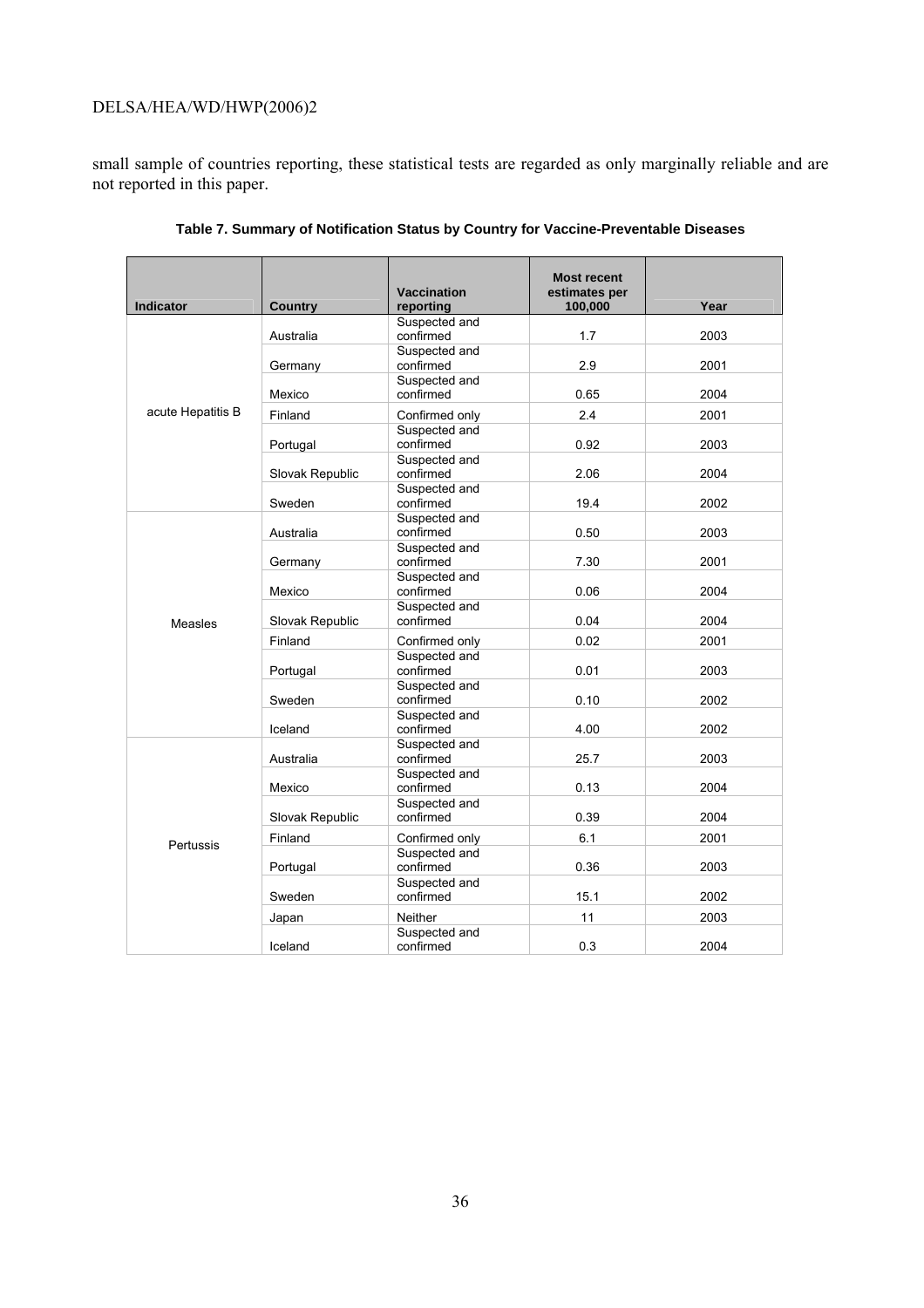small sample of countries reporting, these statistical tests are regarded as only marginally reliable and are not reported in this paper.

**Table 7. Summary of Notification Status by Country for Vaccine-Preventable Diseases**

| Indicator | Country | Vaccination reporting | Most recent estimates per 100,000 | Year |
|---|---|---|---|---|
| acute Hepatitis B | Australia | Suspected and confirmed | 1.7 | 2003 |
| | Germany | Suspected and confirmed | 2.9 | 2001 |
| | Mexico | Suspected and confirmed | 0.65 | 2004 |
| | Finland | Confirmed only | 2.4 | 2001 |
| | Portugal | Suspected and confirmed | 0.92 | 2003 |
| | Slovak Republic | Suspected and confirmed | 2.06 | 2004 |
| | Sweden | Suspected and confirmed | 19.4 | 2002 |
| Measles | Australia | Suspected and confirmed | 0.50 | 2003 |
| | Germany | Suspected and confirmed | 7.30 | 2001 |
| | Mexico | Suspected and confirmed | 0.06 | 2004 |
| | Slovak Republic | Suspected and confirmed | 0.04 | 2004 |
| | Finland | Confirmed only | 0.02 | 2001 |
| | Portugal | Suspected and confirmed | 0.01 | 2003 |
| | Sweden | Suspected and confirmed | 0.10 | 2002 |
| | Iceland | Suspected and confirmed | 4.00 | 2002 |
| Pertussis | Australia | Suspected and confirmed | 25.7 | 2003 |
| | Mexico | Suspected and confirmed | 0.13 | 2004 |
| | Slovak Republic | Suspected and confirmed | 0.39 | 2004 |
| | Finland | Confirmed only | 6.1 | 2001 |
| | Portugal | Suspected and confirmed | 0.36 | 2003 |
| | Sweden | Suspected and confirmed | 15.1 | 2002 |
| | Japan | Neither | 11 | 2003 |
| | Iceland | Suspected and confirmed | 0.3 | 2004 |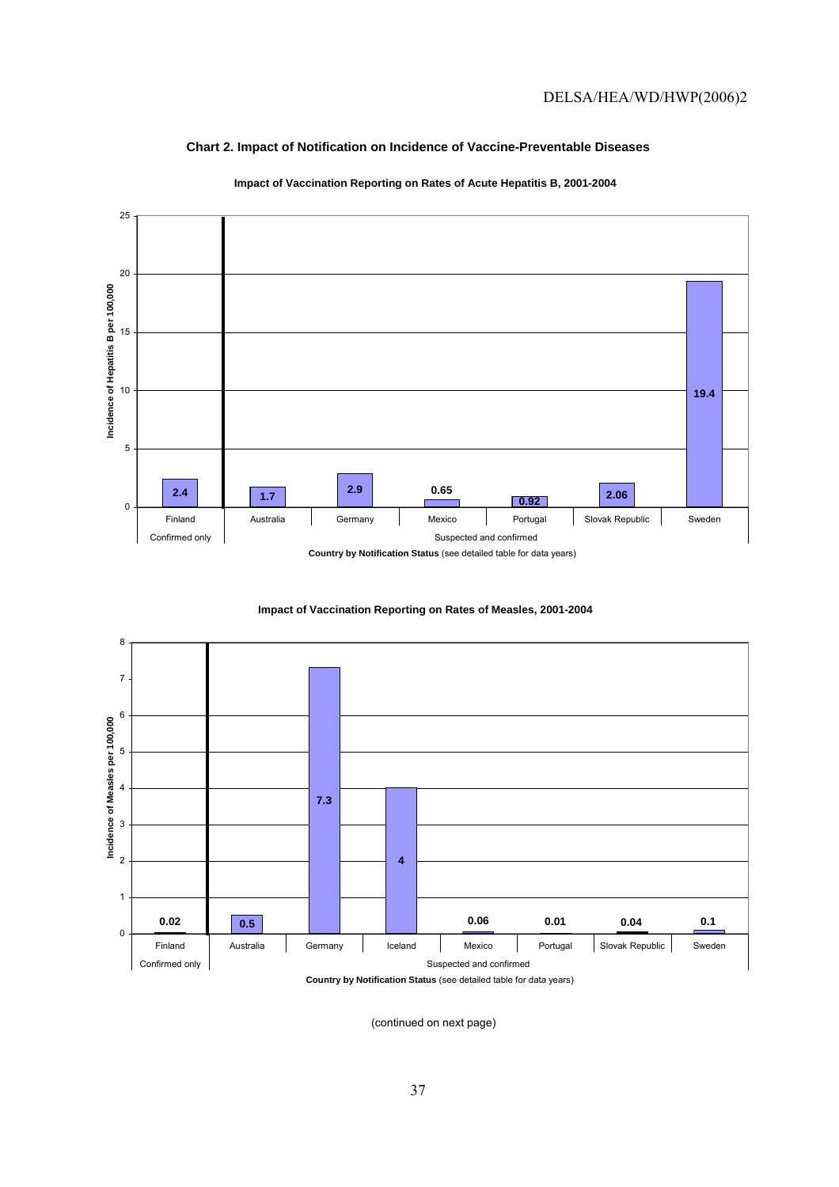### Chart 2. Impact of Notification on Incidence of Vaccine-Preventable Diseases

**Impact of Vaccination Reporting on Rates of Acute Hepatitis B, 2001-2004**

| Notification status | Country | Incidence of Hepatitis B per 100,000 |
|---|---|---|
| Confirmed only | Finland | 2.4 |
| Suspected and confirmed | Australia | 1.7 |
| Suspected and confirmed | Germany | 2.9 |
| Suspected and confirmed | Mexico | 0.65 |
| Suspected and confirmed | Portugal | 0.92 |
| Suspected and confirmed | Slovak Republic | 2.06 |
| Suspected and confirmed | Sweden | 19.4 |

**Country by Notification Status** (see detailed table for data years)

**Impact of Vaccination Reporting on Rates of Measles, 2001-2004**

| Notification status | Country | Incidence of Measles per 100,000 |
|---|---|---|
| Confirmed only | Finland | 0.02 |
| Suspected and confirmed | Australia | 0.5 |
| Suspected and confirmed | Germany | 7.3 |
| Suspected and confirmed | Iceland | 4 |
| Suspected and confirmed | Mexico | 0.06 |
| Suspected and confirmed | Portugal | 0.01 |
| Suspected and confirmed | Slovak Republic | 0.04 |
| Suspected and confirmed | Sweden | 0.1 |

**Country by Notification Status** (see detailed table for data years)

(continued on next page)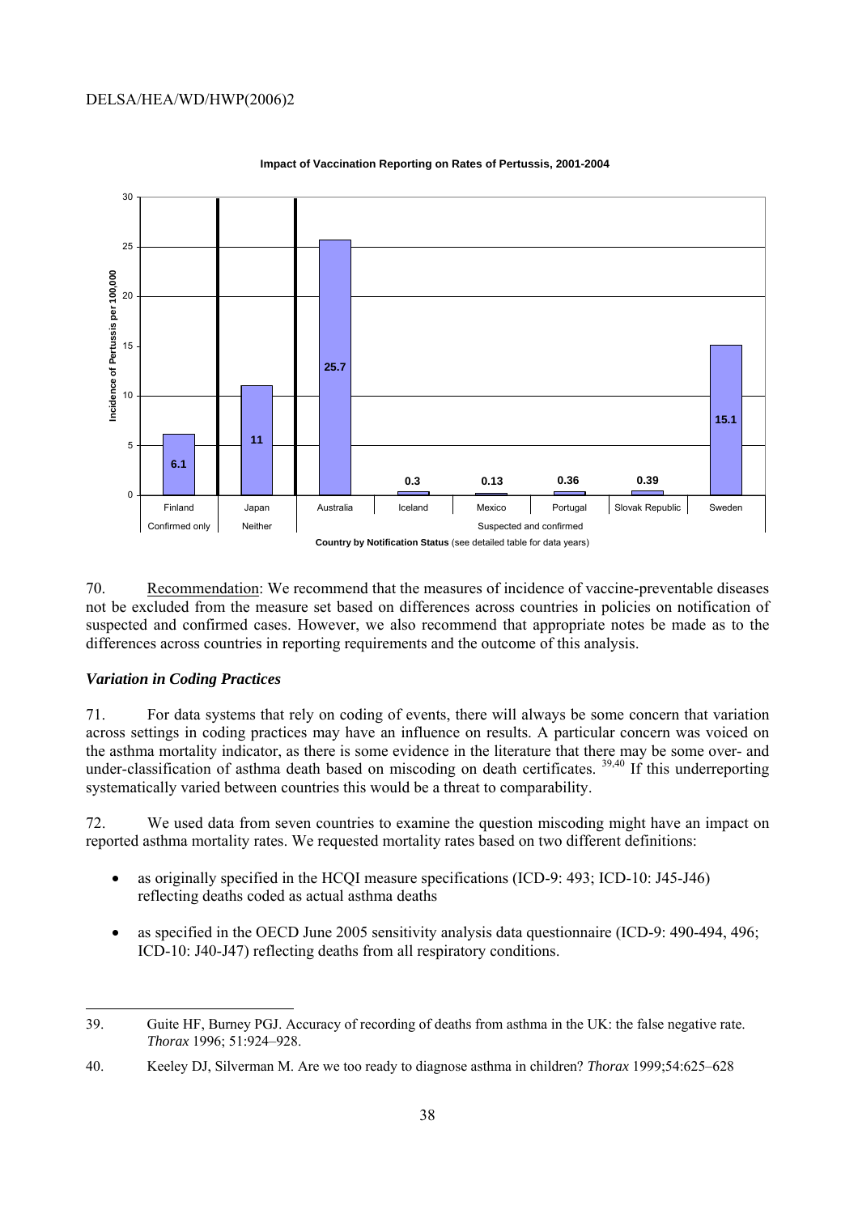**Impact of Vaccination Reporting on Rates of Pertussis, 2001-2004**

| Notification Status | Country | Incidence of Pertussis per 100,000 |
|---|---|---|
| Confirmed only | Finland | 6.1 |
| Neither | Japan | 11 |
| Suspected and confirmed | Australia | 25.7 |
| Suspected and confirmed | Iceland | 0.3 |
| Suspected and confirmed | Mexico | 0.13 |
| Suspected and confirmed | Portugal | 0.36 |
| Suspected and confirmed | Slovak Republic | 0.39 |
| Suspected and confirmed | Sweden | 15.1 |

**Country by Notification Status** (see detailed table for data years)

70. Recommendation: We recommend that the measures of incidence of vaccine-preventable diseases not be excluded from the measure set based on differences across countries in policies on notification of suspected and confirmed cases. However, we also recommend that appropriate notes be made as to the differences across countries in reporting requirements and the outcome of this analysis.

### *Variation in Coding Practices*

71. For data systems that rely on coding of events, there will always be some concern that variation across settings in coding practices may have an influence on results. A particular concern was voiced on the asthma mortality indicator, as there is some evidence in the literature that there may be some over- and under-classification of asthma death based on miscoding on death certificates. [39,40] If this underreporting systematically varied between countries this would be a threat to comparability.

72. We used data from seven countries to examine the question miscoding might have an impact on reported asthma mortality rates. We requested mortality rates based on two different definitions:

- as originally specified in the HCQI measure specifications (ICD-9: 493; ICD-10: J45-J46) reflecting deaths coded as actual asthma deaths
- as specified in the OECD June 2005 sensitivity analysis data questionnaire (ICD-9: 490-494, 496; ICD-10: J40-J47) reflecting deaths from all respiratory conditions.

---

39. Guite HF, Burney PGJ. Accuracy of recording of deaths from asthma in the UK: the false negative rate. *Thorax* 1996; 51:924–928.

40. Keeley DJ, Silverman M. Are we too ready to diagnose asthma in children? *Thorax* 1999;54:625–628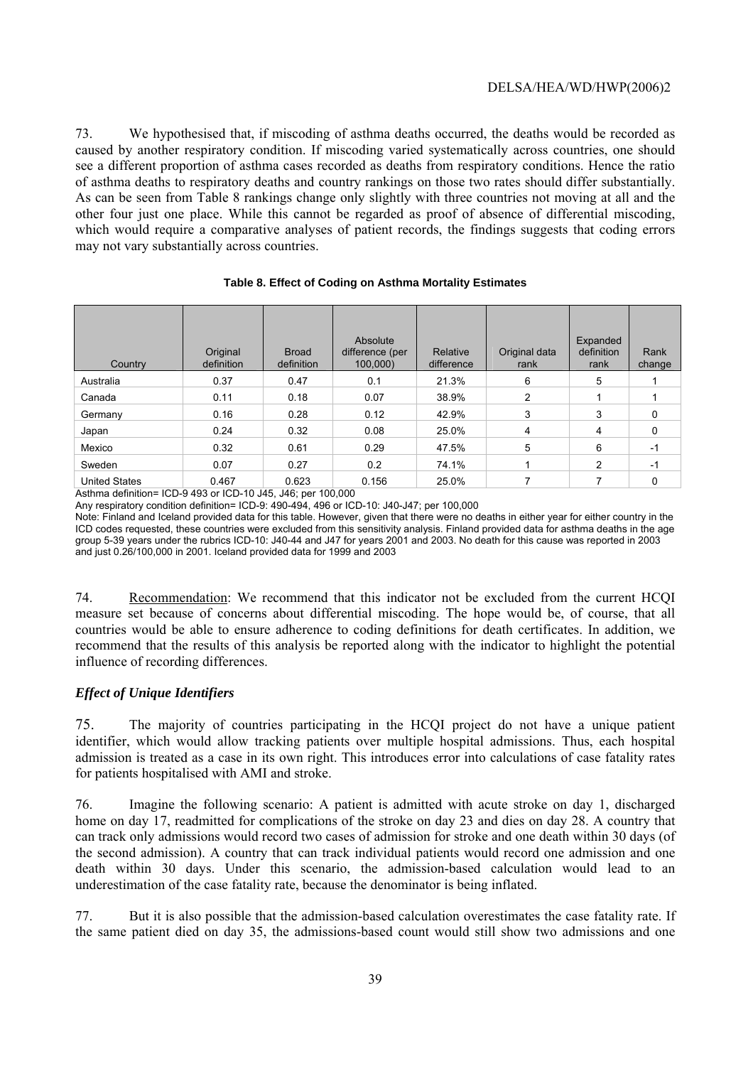73. We hypothesised that, if miscoding of asthma deaths occurred, the deaths would be recorded as caused by another respiratory condition. If miscoding varied systematically across countries, one should see a different proportion of asthma cases recorded as deaths from respiratory conditions. Hence the ratio of asthma deaths to respiratory deaths and country rankings on those two rates should differ substantially. As can be seen from Table 8 rankings change only slightly with three countries not moving at all and the other four just one place. While this cannot be regarded as proof of absence of differential miscoding, which would require a comparative analyses of patient records, the findings suggests that coding errors may not vary substantially across countries.

**Table 8. Effect of Coding on Asthma Mortality Estimates**

| Country | Original definition | Broad definition | Absolute difference (per 100,000) | Relative difference | Original data rank | Expanded definition rank | Rank change |
|---|---|---|---|---|---|---|---|
| Australia | 0.37 | 0.47 | 0.1 | 21.3% | 6 | 5 | 1 |
| Canada | 0.11 | 0.18 | 0.07 | 38.9% | 2 | 1 | 1 |
| Germany | 0.16 | 0.28 | 0.12 | 42.9% | 3 | 3 | 0 |
| Japan | 0.24 | 0.32 | 0.08 | 25.0% | 4 | 4 | 0 |
| Mexico | 0.32 | 0.61 | 0.29 | 47.5% | 5 | 6 | -1 |
| Sweden | 0.07 | 0.27 | 0.2 | 74.1% | 1 | 2 | -1 |
| United States | 0.467 | 0.623 | 0.156 | 25.0% | 7 | 7 | 0 |

Asthma definition= ICD-9 493 or ICD-10 J45, J46; per 100,000

Any respiratory condition definition= ICD-9: 490-494, 496 or ICD-10: J40-J47; per 100,000

Note: Finland and Iceland provided data for this table. However, given that there were no deaths in either year for either country in the ICD codes requested, these countries were excluded from this sensitivity analysis. Finland provided data for asthma deaths in the age group 5-39 years under the rubrics ICD-10: J40-44 and J47 for years 2001 and 2003. No death for this cause was reported in 2003 and just 0.26/100,000 in 2001. Iceland provided data for 1999 and 2003

74. Recommendation: We recommend that this indicator not be excluded from the current HCQI measure set because of concerns about differential miscoding. The hope would be, of course, that all countries would be able to ensure adherence to coding definitions for death certificates. In addition, we recommend that the results of this analysis be reported along with the indicator to highlight the potential influence of recording differences.

### *Effect of Unique Identifiers*

75. The majority of countries participating in the HCQI project do not have a unique patient identifier, which would allow tracking patients over multiple hospital admissions. Thus, each hospital admission is treated as a case in its own right. This introduces error into calculations of case fatality rates for patients hospitalised with AMI and stroke.

76. Imagine the following scenario: A patient is admitted with acute stroke on day 1, discharged home on day 17, readmitted for complications of the stroke on day 23 and dies on day 28. A country that can track only admissions would record two cases of admission for stroke and one death within 30 days (of the second admission). A country that can track individual patients would record one admission and one death within 30 days. Under this scenario, the admission-based calculation would lead to an underestimation of the case fatality rate, because the denominator is being inflated.

77. But it is also possible that the admission-based calculation overestimates the case fatality rate. If the same patient died on day 35, the admissions-based count would still show two admissions and one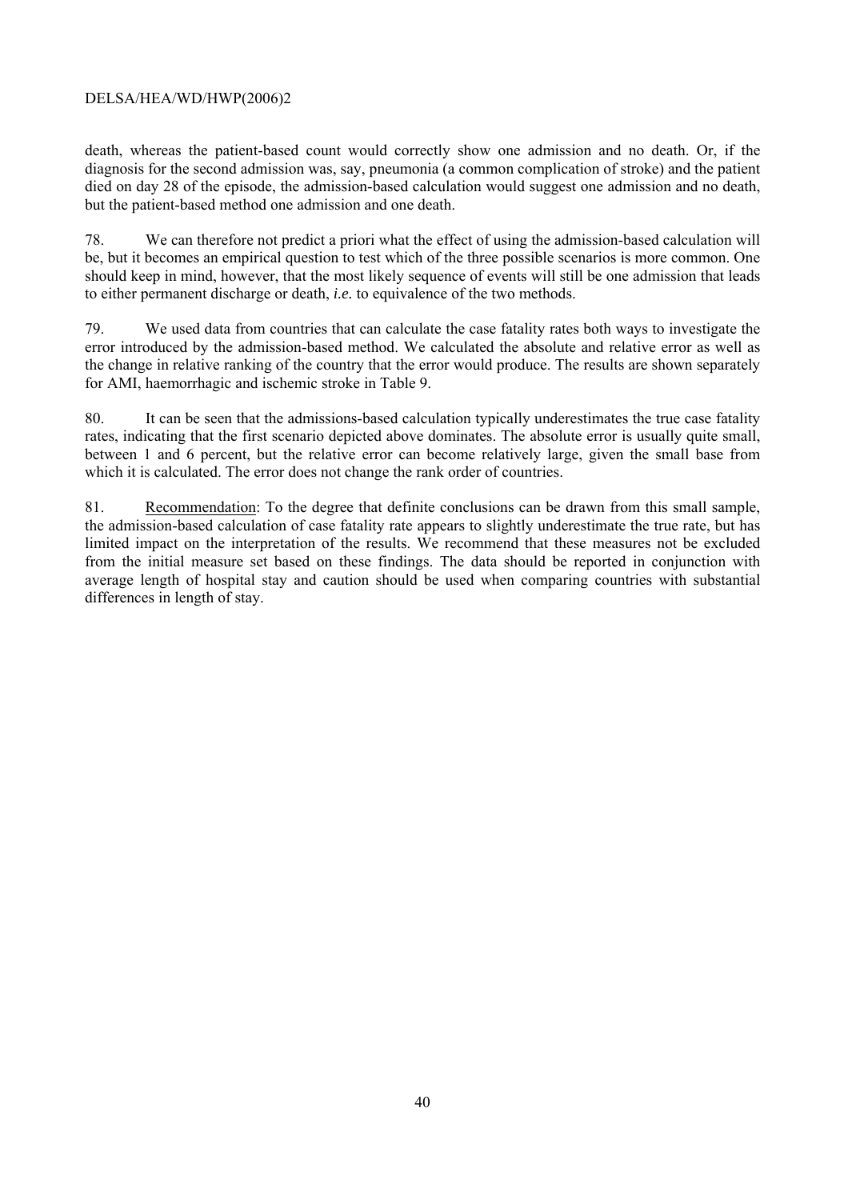death, whereas the patient-based count would correctly show one admission and no death. Or, if the diagnosis for the second admission was, say, pneumonia (a common complication of stroke) and the patient died on day 28 of the episode, the admission-based calculation would suggest one admission and no death, but the patient-based method one admission and one death.

78. We can therefore not predict a priori what the effect of using the admission-based calculation will be, but it becomes an empirical question to test which of the three possible scenarios is more common. One should keep in mind, however, that the most likely sequence of events will still be one admission that leads to either permanent discharge or death, *i.e.* to equivalence of the two methods.

79. We used data from countries that can calculate the case fatality rates both ways to investigate the error introduced by the admission-based method. We calculated the absolute and relative error as well as the change in relative ranking of the country that the error would produce. The results are shown separately for AMI, haemorrhagic and ischemic stroke in Table 9.

80. It can be seen that the admissions-based calculation typically underestimates the true case fatality rates, indicating that the first scenario depicted above dominates. The absolute error is usually quite small, between 1 and 6 percent, but the relative error can become relatively large, given the small base from which it is calculated. The error does not change the rank order of countries.

81. Recommendation: To the degree that definite conclusions can be drawn from this small sample, the admission-based calculation of case fatality rate appears to slightly underestimate the true rate, but has limited impact on the interpretation of the results. We recommend that these measures not be excluded from the initial measure set based on these findings. The data should be reported in conjunction with average length of hospital stay and caution should be used when comparing countries with substantial differences in length of stay.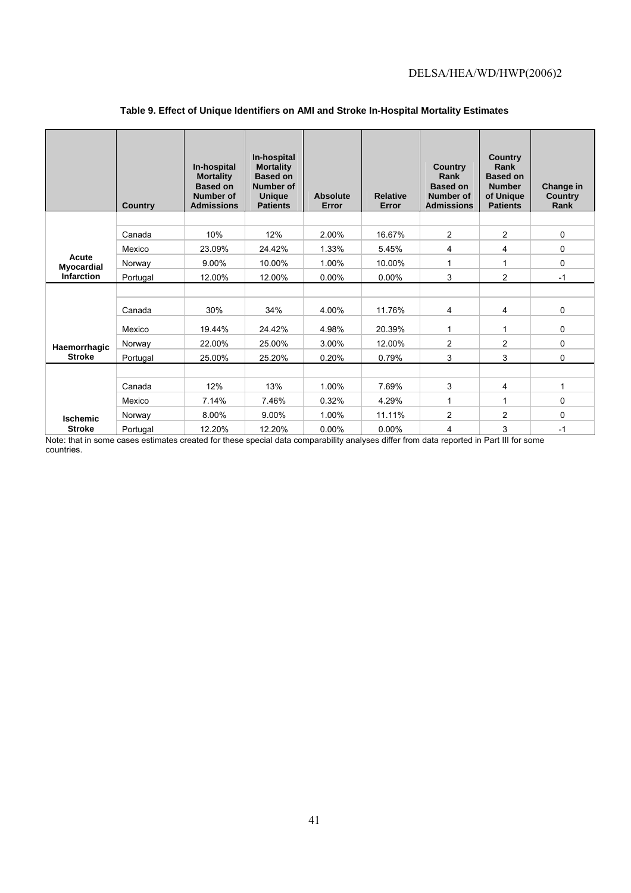**Table 9. Effect of Unique Identifiers on AMI and Stroke In-Hospital Mortality Estimates**

| | Country | In-hospital Mortality Based on Number of Admissions | In-hospital Mortality Based on Number of Unique Patients | Absolute Error | Relative Error | Country Rank Based on Number of Admissions | Country Rank Based on Number of Unique Patients | Change in Country Rank |
|---|---|---|---|---|---|---|---|---|
| **Acute Myocardial Infarction** | Canada | 10% | 12% | 2.00% | 16.67% | 2 | 2 | 0 |
| | Mexico | 23.09% | 24.42% | 1.33% | 5.45% | 4 | 4 | 0 |
| | Norway | 9.00% | 10.00% | 1.00% | 10.00% | 1 | 1 | 0 |
| | Portugal | 12.00% | 12.00% | 0.00% | 0.00% | 3 | 2 | -1 |
| **Haemorrhagic Stroke** | Canada | 30% | 34% | 4.00% | 11.76% | 4 | 4 | 0 |
| | Mexico | 19.44% | 24.42% | 4.98% | 20.39% | 1 | 1 | 0 |
| | Norway | 22.00% | 25.00% | 3.00% | 12.00% | 2 | 2 | 0 |
| | Portugal | 25.00% | 25.20% | 0.20% | 0.79% | 3 | 3 | 0 |
| **Ischemic Stroke** | Canada | 12% | 13% | 1.00% | 7.69% | 3 | 4 | 1 |
| | Mexico | 7.14% | 7.46% | 0.32% | 4.29% | 1 | 1 | 0 |
| | Norway | 8.00% | 9.00% | 1.00% | 11.11% | 2 | 2 | 0 |
| | Portugal | 12.20% | 12.20% | 0.00% | 0.00% | 4 | 3 | -1 |

Note: that in some cases estimates created for these special data comparability analyses differ from data reported in Part III for some countries.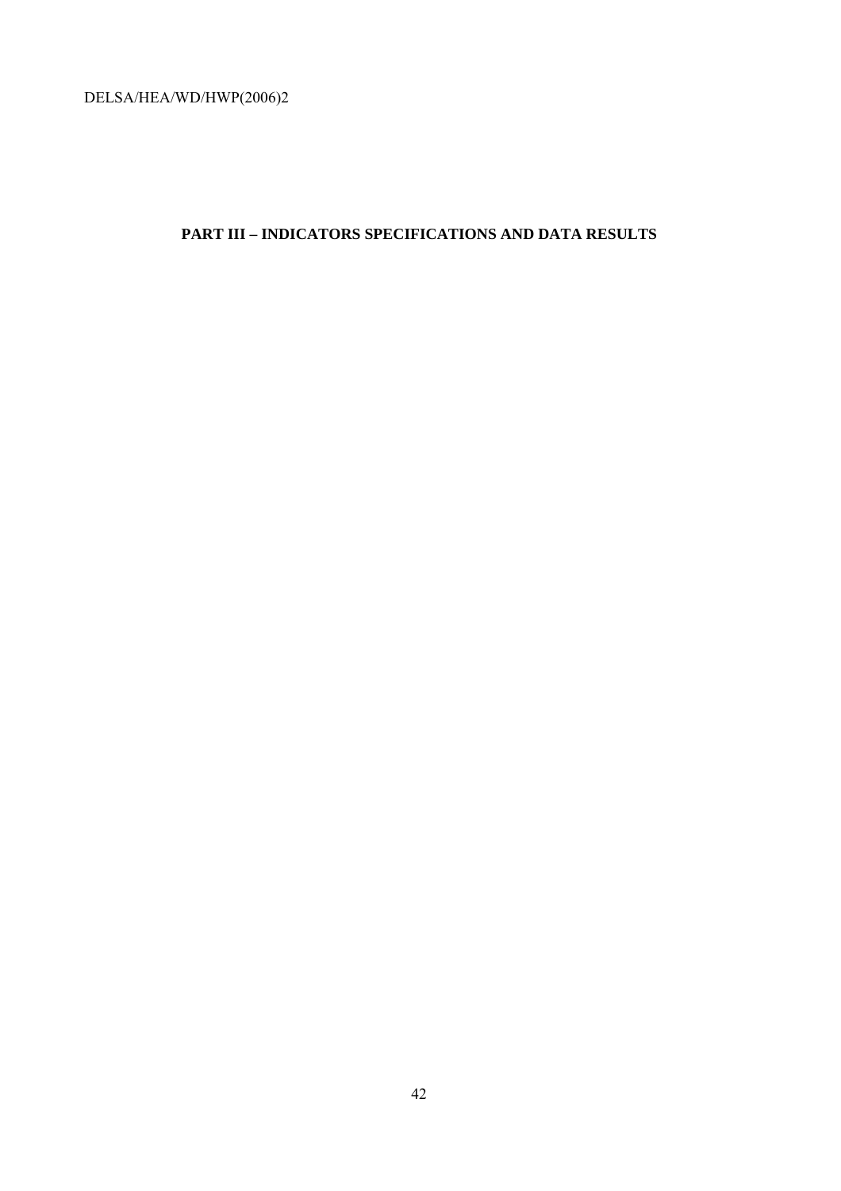# PART III – INDICATORS SPECIFICATIONS AND DATA RESULTS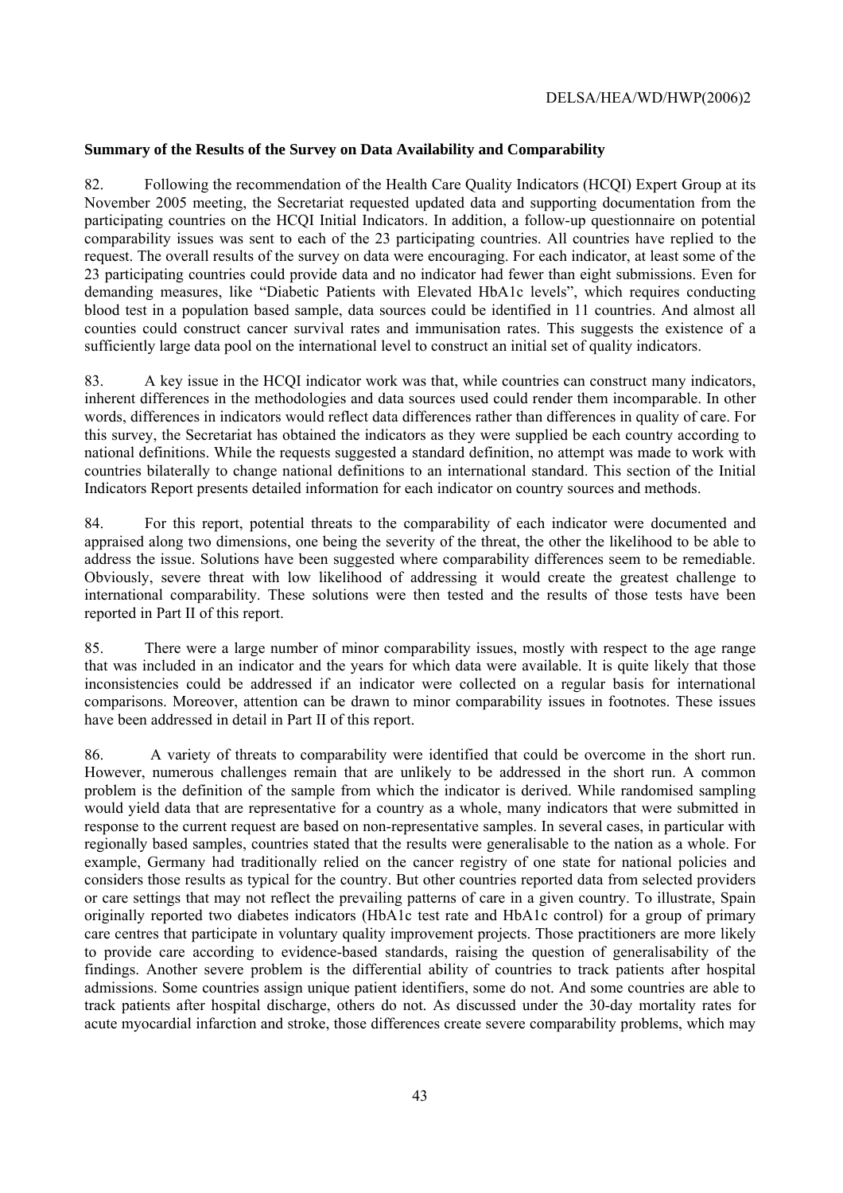**Summary of the Results of the Survey on Data Availability and Comparability**

82. Following the recommendation of the Health Care Quality Indicators (HCQI) Expert Group at its November 2005 meeting, the Secretariat requested updated data and supporting documentation from the participating countries on the HCQI Initial Indicators. In addition, a follow-up questionnaire on potential comparability issues was sent to each of the 23 participating countries. All countries have replied to the request. The overall results of the survey on data were encouraging. For each indicator, at least some of the 23 participating countries could provide data and no indicator had fewer than eight submissions. Even for demanding measures, like "Diabetic Patients with Elevated HbA1c levels", which requires conducting blood test in a population based sample, data sources could be identified in 11 countries. And almost all counties could construct cancer survival rates and immunisation rates. This suggests the existence of a sufficiently large data pool on the international level to construct an initial set of quality indicators.

83. A key issue in the HCQI indicator work was that, while countries can construct many indicators, inherent differences in the methodologies and data sources used could render them incomparable. In other words, differences in indicators would reflect data differences rather than differences in quality of care. For this survey, the Secretariat has obtained the indicators as they were supplied be each country according to national definitions. While the requests suggested a standard definition, no attempt was made to work with countries bilaterally to change national definitions to an international standard. This section of the Initial Indicators Report presents detailed information for each indicator on country sources and methods.

84. For this report, potential threats to the comparability of each indicator were documented and appraised along two dimensions, one being the severity of the threat, the other the likelihood to be able to address the issue. Solutions have been suggested where comparability differences seem to be remediable. Obviously, severe threat with low likelihood of addressing it would create the greatest challenge to international comparability. These solutions were then tested and the results of those tests have been reported in Part II of this report.

85. There were a large number of minor comparability issues, mostly with respect to the age range that was included in an indicator and the years for which data were available. It is quite likely that those inconsistencies could be addressed if an indicator were collected on a regular basis for international comparisons. Moreover, attention can be drawn to minor comparability issues in footnotes. These issues have been addressed in detail in Part II of this report.

86. A variety of threats to comparability were identified that could be overcome in the short run. However, numerous challenges remain that are unlikely to be addressed in the short run. A common problem is the definition of the sample from which the indicator is derived. While randomised sampling would yield data that are representative for a country as a whole, many indicators that were submitted in response to the current request are based on non-representative samples. In several cases, in particular with regionally based samples, countries stated that the results were generalisable to the nation as a whole. For example, Germany had traditionally relied on the cancer registry of one state for national policies and considers those results as typical for the country. But other countries reported data from selected providers or care settings that may not reflect the prevailing patterns of care in a given country. To illustrate, Spain originally reported two diabetes indicators (HbA1c test rate and HbA1c control) for a group of primary care centres that participate in voluntary quality improvement projects. Those practitioners are more likely to provide care according to evidence-based standards, raising the question of generalisability of the findings. Another severe problem is the differential ability of countries to track patients after hospital admissions. Some countries assign unique patient identifiers, some do not. And some countries are able to track patients after hospital discharge, others do not. As discussed under the 30-day mortality rates for acute myocardial infarction and stroke, those differences create severe comparability problems, which may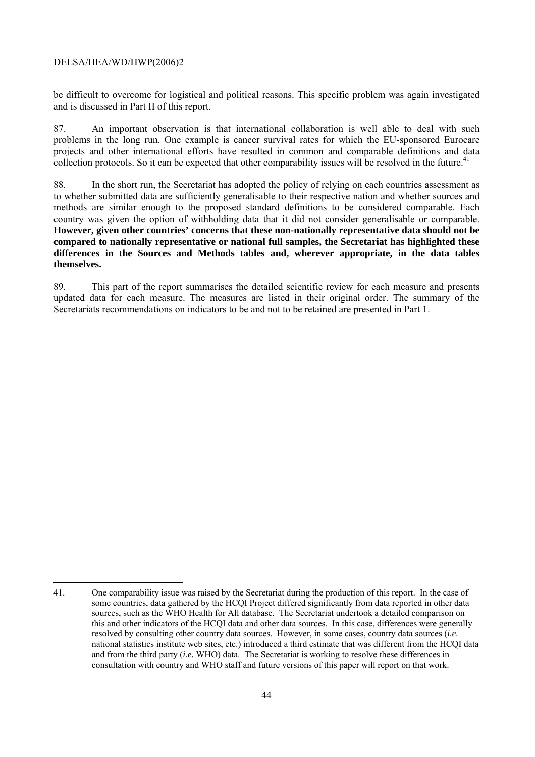be difficult to overcome for logistical and political reasons. This specific problem was again investigated and is discussed in Part II of this report.

87. An important observation is that international collaboration is well able to deal with such problems in the long run. One example is cancer survival rates for which the EU-sponsored Eurocare projects and other international efforts have resulted in common and comparable definitions and data collection protocols. So it can be expected that other comparability issues will be resolved in the future.[41]

88. In the short run, the Secretariat has adopted the policy of relying on each countries assessment as to whether submitted data are sufficiently generalisable to their respective nation and whether sources and methods are similar enough to the proposed standard definitions to be considered comparable. Each country was given the option of withholding data that it did not consider generalisable or comparable. **However, given other countries' concerns that these non-nationally representative data should not be compared to nationally representative or national full samples, the Secretariat has highlighted these differences in the Sources and Methods tables and, wherever appropriate, in the data tables themselves.**

89. This part of the report summarises the detailed scientific review for each measure and presents updated data for each measure. The measures are listed in their original order. The summary of the Secretariats recommendations on indicators to be and not to be retained are presented in Part 1.

---

41. One comparability issue was raised by the Secretariat during the production of this report. In the case of some countries, data gathered by the HCQI Project differed significantly from data reported in other data sources, such as the WHO Health for All database. The Secretariat undertook a detailed comparison on this and other indicators of the HCQI data and other data sources. In this case, differences were generally resolved by consulting other country data sources. However, in some cases, country data sources (*i.e.* national statistics institute web sites, etc.) introduced a third estimate that was different from the HCQI data and from the third party (*i.e.* WHO) data. The Secretariat is working to resolve these differences in consultation with country and WHO staff and future versions of this paper will report on that work.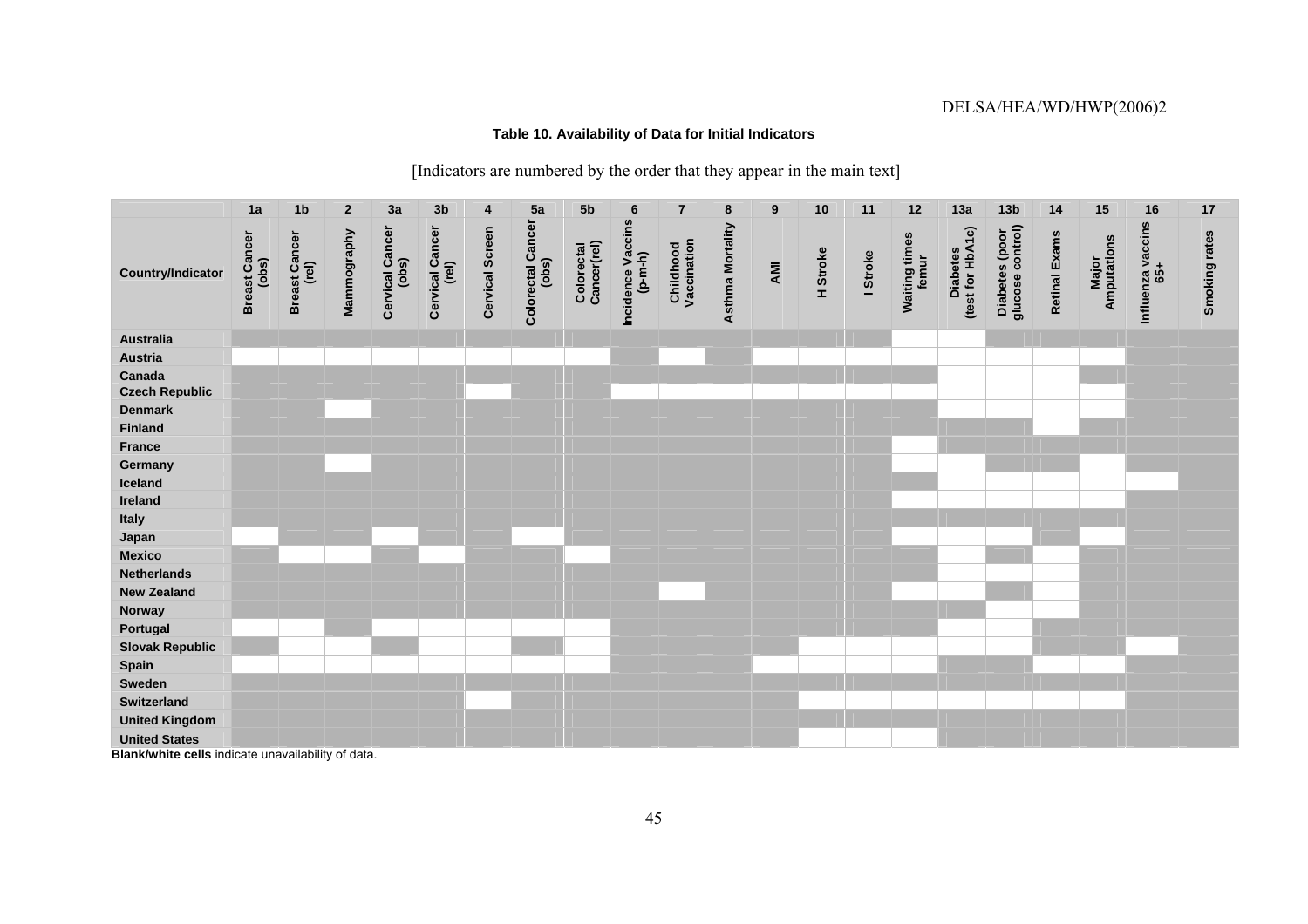**Table 10. Availability of Data for Initial Indicators**

[Indicators are numbered by the order that they appear in the main text]

| | 1a | 1b | 2 | 3a | 3b | 4 | 5a | 5b | 6 | 7 | 8 | 9 | 10 | 11 | 12 | 13a | 13b | 14 | 15 | 16 | 17 |
|---|---|---|---|---|---|---|---|---|---|---|---|---|---|---|---|---|---|---|---|---|---|
| **Country/Indicator** | **Breast Cancer (obs)** | **Breast Cancer (rel)** | **Mammography** | **Cervical Cancer (obs)** | **Cervical Cancer (rel)** | **Cervical Screen** | **Colorectal Cancer (obs)** | **Colorectal Cancer(rel)** | **Incidence Vaccins (p-m-h)** | **Childhood Vaccination** | **Asthma Mortality** | **AMI** | **H Stroke** | **I Stroke** | **Waiting times femur** | **Diabetes (test for HbA1c)** | **Diabetes (poor glucose control)** | **Retinal Exams** | **Major Amputations** | **Influenza vaccins 65+** | **Smoking rates** |
| **Australia** | ■ | ■ | ■ | ■ | ■ | ■ | ■ | ■ | ■ | ■ | ■ | ■ | ■ | ■ | | | ■ | ■ | ■ | ■ | ■ |
| **Austria** | | | | | | | | | ■ | | ■ | | | | | | | | | ■ | ■ |
| **Canada** | ■ | ■ | ■ | ■ | ■ | ■ | ■ | ■ | ■ | ■ | ■ | ■ | ■ | ■ | ■ | | | | ■ | ■ | ■ |
| **Czech Republic** | ■ | ■ | ■ | ■ | ■ | | ■ | ■ | | | | | | | | | | | | ■ | ■ |
| **Denmark** | ■ | ■ | | ■ | ■ | ■ | ■ | ■ | ■ | ■ | ■ | ■ | ■ | ■ | ■ | | | | | ■ | ■ |
| **Finland** | ■ | ■ | ■ | ■ | ■ | ■ | ■ | ■ | ■ | ■ | ■ | ■ | ■ | ■ | ■ | ■ | ■ | | ■ | ■ | ■ |
| **France** | ■ | ■ | ■ | ■ | ■ | ■ | ■ | ■ | ■ | ■ | ■ | ■ | ■ | ■ | | ■ | ■ | ■ | ■ | ■ | ■ |
| **Germany** | ■ | ■ | | ■ | ■ | ■ | ■ | ■ | ■ | ■ | ■ | ■ | ■ | ■ | | | ■ | ■ | | ■ | ■ |
| **Iceland** | ■ | ■ | ■ | ■ | ■ | ■ | ■ | ■ | ■ | ■ | ■ | ■ | ■ | ■ | ■ | | | | | | ■ |
| **Ireland** | ■ | ■ | ■ | ■ | ■ | ■ | ■ | ■ | ■ | ■ | ■ | ■ | ■ | ■ | | | | | | ■ | ■ |
| **Italy** | ■ | ■ | ■ | ■ | ■ | ■ | ■ | ■ | ■ | ■ | ■ | ■ | ■ | ■ | ■ | ■ | ■ | ■ | ■ | ■ | ■ |
| **Japan** | | ■ | ■ | | ■ | ■ | | ■ | ■ | ■ | ■ | ■ | ■ | ■ | | | | ■ | | ■ | ■ |
| **Mexico** | ■ | | | ■ | | ■ | ■ | | ■ | ■ | ■ | ■ | ■ | ■ | ■ | | ■ | | ■ | ■ | ■ |
| **Netherlands** | ■ | ■ | ■ | ■ | ■ | ■ | ■ | ■ | ■ | ■ | ■ | ■ | ■ | ■ | ■ | | | | ■ | ■ | ■ |
| **New Zealand** | ■ | ■ | ■ | ■ | ■ | ■ | ■ | ■ | ■ | | ■ | ■ | ■ | ■ | | | ■ | | ■ | ■ | ■ |
| **Norway** | ■ | ■ | ■ | ■ | ■ | ■ | ■ | ■ | ■ | ■ | ■ | ■ | ■ | ■ | ■ | ■ | | | ■ | ■ | ■ |
| **Portugal** | | | ■ | | | | | | ■ | ■ | ■ | ■ | ■ | ■ | ■ | | | ■ | ■ | ■ | ■ |
| **Slovak Republic** | ■ | | | ■ | | | ■ | | ■ | ■ | ■ | ■ | | | | | | ■ | ■ | | ■ |
| **Spain** | | | | | | | | | ■ | ■ | ■ | | | | | ■ | ■ | | | ■ | ■ |
| **Sweden** | ■ | ■ | ■ | ■ | ■ | ■ | ■ | ■ | ■ | ■ | ■ | ■ | ■ | ■ | ■ | ■ | ■ | ■ | ■ | ■ | ■ |
| **Switzerland** | ■ | ■ | ■ | ■ | ■ | | ■ | ■ | ■ | ■ | ■ | ■ | | | | | | | | ■ | ■ |
| **United Kingdom** | ■ | ■ | ■ | ■ | ■ | ■ | ■ | ■ | ■ | ■ | ■ | ■ | ■ | ■ | ■ | ■ | ■ | ■ | ■ | ■ | ■ |
| **United States** | ■ | ■ | ■ | ■ | ■ | ■ | ■ | ■ | ■ | ■ | ■ | ■ | | | | ■ | ■ | ■ | ■ | ■ | ■ |

**Blank/white cells** indicate unavailability of data.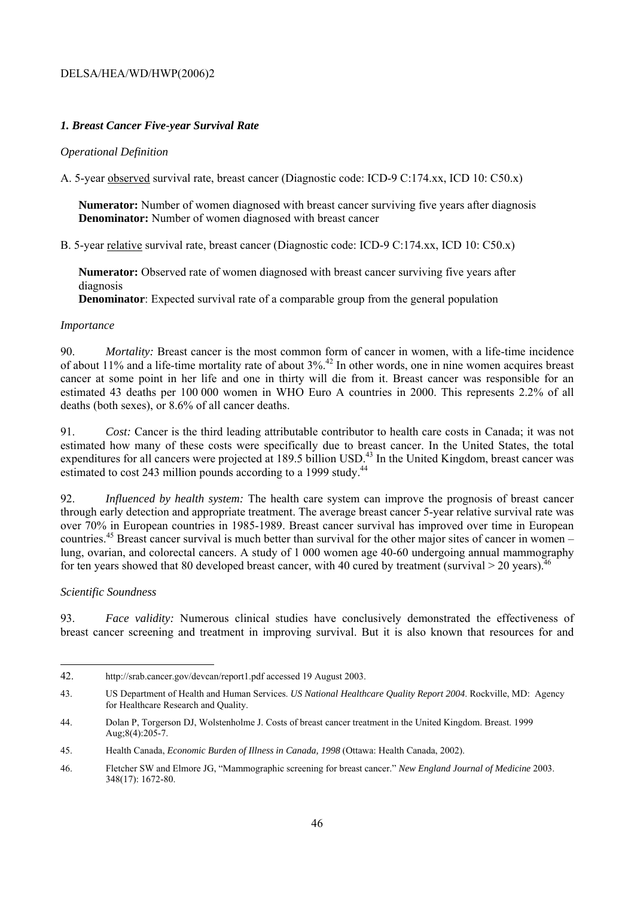### *1. Breast Cancer Five-year Survival Rate*

*Operational Definition*

A. 5-year observed survival rate, breast cancer (Diagnostic code: ICD-9 C:174.xx, ICD 10: C50.x)

> **Numerator:** Number of women diagnosed with breast cancer surviving five years after diagnosis
> **Denominator:** Number of women diagnosed with breast cancer

B. 5-year relative survival rate, breast cancer (Diagnostic code: ICD-9 C:174.xx, ICD 10: C50.x)

> **Numerator:** Observed rate of women diagnosed with breast cancer surviving five years after diagnosis
> **Denominator**: Expected survival rate of a comparable group from the general population

*Importance*

90. *Mortality:* Breast cancer is the most common form of cancer in women, with a life-time incidence of about 11% and a life-time mortality rate of about 3%.[42] In other words, one in nine women acquires breast cancer at some point in her life and one in thirty will die from it. Breast cancer was responsible for an estimated 43 deaths per 100 000 women in WHO Euro A countries in 2000. This represents 2.2% of all deaths (both sexes), or 8.6% of all cancer deaths.

91. *Cost:* Cancer is the third leading attributable contributor to health care costs in Canada; it was not estimated how many of these costs were specifically due to breast cancer. In the United States, the total expenditures for all cancers were projected at 189.5 billion USD.[43] In the United Kingdom, breast cancer was estimated to cost 243 million pounds according to a 1999 study.[44]

92. *Influenced by health system:* The health care system can improve the prognosis of breast cancer through early detection and appropriate treatment. The average breast cancer 5-year relative survival rate was over 70% in European countries in 1985-1989. Breast cancer survival has improved over time in European countries.[45] Breast cancer survival is much better than survival for the other major sites of cancer in women – lung, ovarian, and colorectal cancers. A study of 1 000 women age 40-60 undergoing annual mammography for ten years showed that 80 developed breast cancer, with 40 cured by treatment (survival > 20 years).[46]

*Scientific Soundness*

93. *Face validity:* Numerous clinical studies have conclusively demonstrated the effectiveness of breast cancer screening and treatment in improving survival. But it is also known that resources for and

---

42. http://srab.cancer.gov/devcan/report1.pdf accessed 19 August 2003.

43. US Department of Health and Human Services. *US National Healthcare Quality Report 2004*. Rockville, MD: Agency for Healthcare Research and Quality.

44. Dolan P, Torgerson DJ, Wolstenholme J. Costs of breast cancer treatment in the United Kingdom. Breast. 1999 Aug;8(4):205-7.

45. Health Canada, *Economic Burden of Illness in Canada, 1998* (Ottawa: Health Canada, 2002).

46. Fletcher SW and Elmore JG, "Mammographic screening for breast cancer." *New England Journal of Medicine* 2003. 348(17): 1672-80.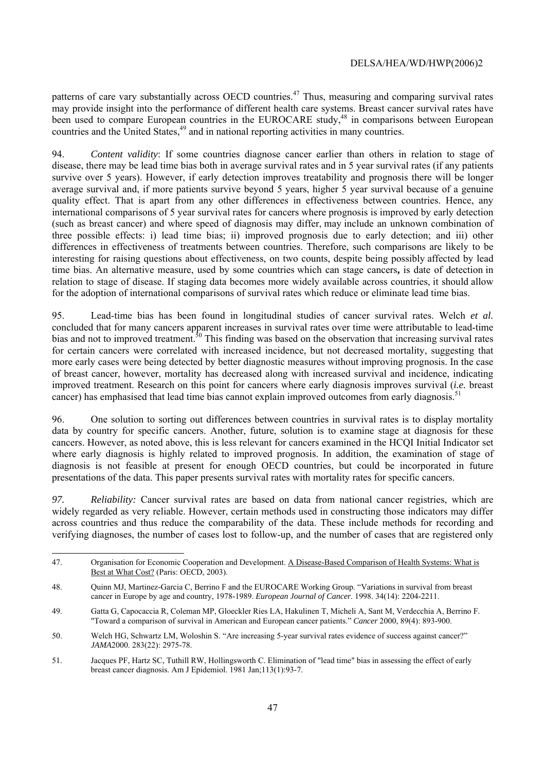patterns of care vary substantially across OECD countries.[47] Thus, measuring and comparing survival rates may provide insight into the performance of different health care systems. Breast cancer survival rates have been used to compare European countries in the EUROCARE study,[48] in comparisons between European countries and the United States,[49] and in national reporting activities in many countries.

94. *Content validity*: If some countries diagnose cancer earlier than others in relation to stage of disease, there may be lead time bias both in average survival rates and in 5 year survival rates (if any patients survive over 5 years). However, if early detection improves treatability and prognosis there will be longer average survival and, if more patients survive beyond 5 years, higher 5 year survival because of a genuine quality effect. That is apart from any other differences in effectiveness between countries. Hence, any international comparisons of 5 year survival rates for cancers where prognosis is improved by early detection (such as breast cancer) and where speed of diagnosis may differ, may include an unknown combination of three possible effects: i) lead time bias; ii) improved prognosis due to early detection; and iii) other differences in effectiveness of treatments between countries. Therefore, such comparisons are likely to be interesting for raising questions about effectiveness, on two counts, despite being possibly affected by lead time bias. An alternative measure, used by some countries which can stage cancers**,** is date of detection in relation to stage of disease. If staging data becomes more widely available across countries, it should allow for the adoption of international comparisons of survival rates which reduce or eliminate lead time bias.

95. Lead-time bias has been found in longitudinal studies of cancer survival rates. Welch *et al.* concluded that for many cancers apparent increases in survival rates over time were attributable to lead-time bias and not to improved treatment.[50] This finding was based on the observation that increasing survival rates for certain cancers were correlated with increased incidence, but not decreased mortality, suggesting that more early cases were being detected by better diagnostic measures without improving prognosis. In the case of breast cancer, however, mortality has decreased along with increased survival and incidence, indicating improved treatment. Research on this point for cancers where early diagnosis improves survival (*i.e.* breast cancer) has emphasised that lead time bias cannot explain improved outcomes from early diagnosis.[51]

96. One solution to sorting out differences between countries in survival rates is to display mortality data by country for specific cancers. Another, future, solution is to examine stage at diagnosis for these cancers. However, as noted above, this is less relevant for cancers examined in the HCQI Initial Indicator set where early diagnosis is highly related to improved prognosis. In addition, the examination of stage of diagnosis is not feasible at present for enough OECD countries, but could be incorporated in future presentations of the data. This paper presents survival rates with mortality rates for specific cancers.

*97. Reliability:* Cancer survival rates are based on data from national cancer registries, which are widely regarded as very reliable. However, certain methods used in constructing those indicators may differ across countries and thus reduce the comparability of the data. These include methods for recording and verifying diagnoses, the number of cases lost to follow-up, and the number of cases that are registered only

---

47. Organisation for Economic Cooperation and Development. A Disease-Based Comparison of Health Systems: What is Best at What Cost? (Paris: OECD, 2003).

48. Quinn MJ, Martinez-Garcia C, Berrino F and the EUROCARE Working Group. "Variations in survival from breast cancer in Europe by age and country, 1978-1989. *European Journal of Cancer*. 1998. 34(14): 2204-2211.

49. Gatta G, Capocaccia R, Coleman MP, Gloeckler Ries LA, Hakulinen T, Micheli A, Sant M, Verdecchia A, Berrino F. "Toward a comparison of survival in American and European cancer patients." *Cancer* 2000, 89(4): 893-900.

50. Welch HG, Schwartz LM, Woloshin S. "Are increasing 5-year survival rates evidence of success against cancer?" *JAMA*2000. 283(22): 2975-78.

51. Jacques PF, Hartz SC, Tuthill RW, Hollingsworth C. Elimination of "lead time" bias in assessing the effect of early breast cancer diagnosis. Am J Epidemiol. 1981 Jan;113(1):93-7.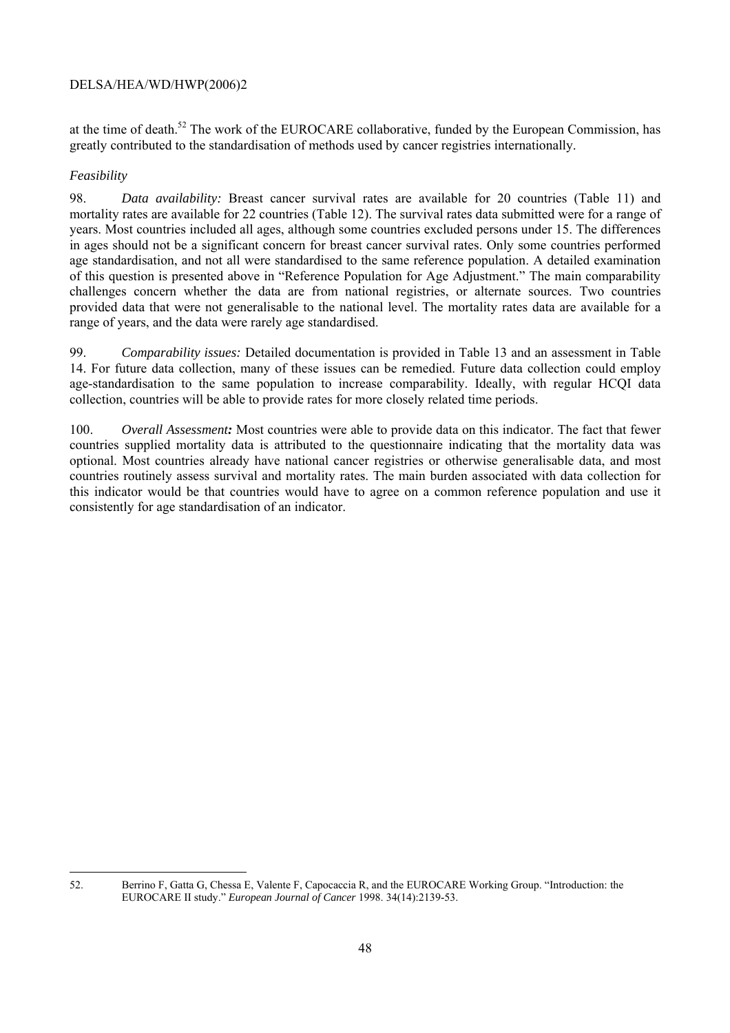at the time of death.[52] The work of the EUROCARE collaborative, funded by the European Commission, has greatly contributed to the standardisation of methods used by cancer registries internationally.

*Feasibility*

98. *Data availability:* Breast cancer survival rates are available for 20 countries (Table 11) and mortality rates are available for 22 countries (Table 12). The survival rates data submitted were for a range of years. Most countries included all ages, although some countries excluded persons under 15. The differences in ages should not be a significant concern for breast cancer survival rates. Only some countries performed age standardisation, and not all were standardised to the same reference population. A detailed examination of this question is presented above in "Reference Population for Age Adjustment." The main comparability challenges concern whether the data are from national registries, or alternate sources. Two countries provided data that were not generalisable to the national level. The mortality rates data are available for a range of years, and the data were rarely age standardised.

99. *Comparability issues:* Detailed documentation is provided in Table 13 and an assessment in Table 14. For future data collection, many of these issues can be remedied. Future data collection could employ age-standardisation to the same population to increase comparability. Ideally, with regular HCQI data collection, countries will be able to provide rates for more closely related time periods.

100. *Overall Assessment:* Most countries were able to provide data on this indicator. The fact that fewer countries supplied mortality data is attributed to the questionnaire indicating that the mortality data was optional. Most countries already have national cancer registries or otherwise generalisable data, and most countries routinely assess survival and mortality rates. The main burden associated with data collection for this indicator would be that countries would have to agree on a common reference population and use it consistently for age standardisation of an indicator.

---

52. Berrino F, Gatta G, Chessa E, Valente F, Capocaccia R, and the EUROCARE Working Group. "Introduction: the EUROCARE II study." *European Journal of Cancer* 1998. 34(14):2139-53.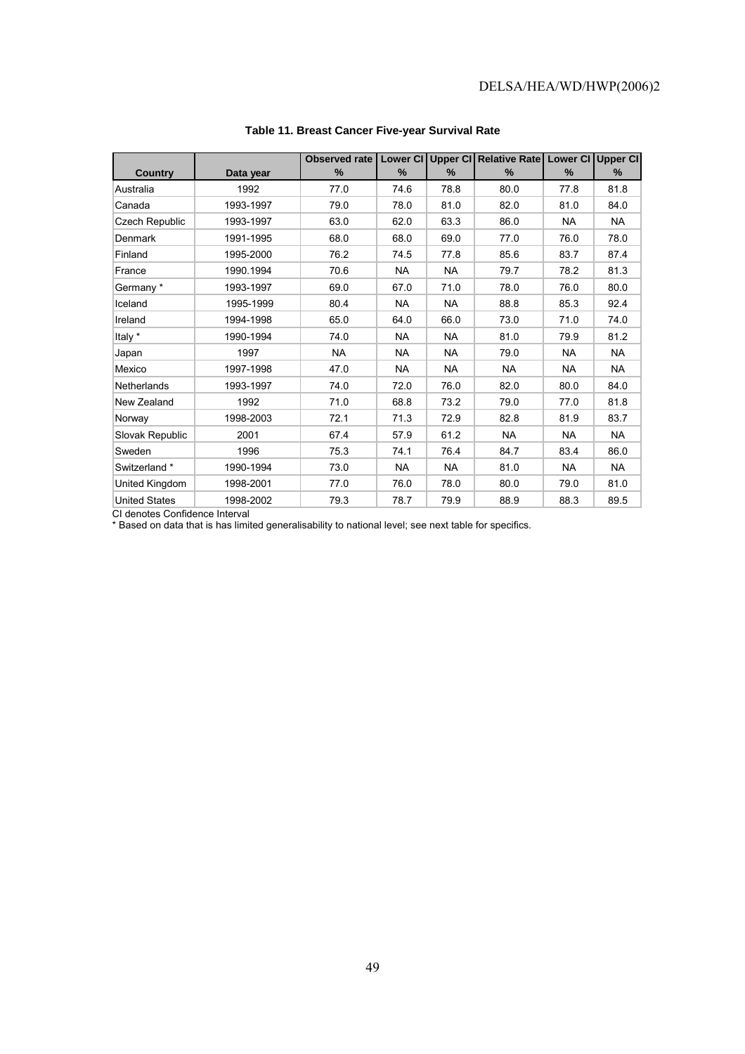**Table 11. Breast Cancer Five-year Survival Rate**

| Country | Data year | Observed rate % | Lower CI % | Upper CI % | Relative Rate % | Lower CI % | Upper CI % |
|---|---|---|---|---|---|---|---|
| Australia | 1992 | 77.0 | 74.6 | 78.8 | 80.0 | 77.8 | 81.8 |
| Canada | 1993-1997 | 79.0 | 78.0 | 81.0 | 82.0 | 81.0 | 84.0 |
| Czech Republic | 1993-1997 | 63.0 | 62.0 | 63.3 | 86.0 | NA | NA |
| Denmark | 1991-1995 | 68.0 | 68.0 | 69.0 | 77.0 | 76.0 | 78.0 |
| Finland | 1995-2000 | 76.2 | 74.5 | 77.8 | 85.6 | 83.7 | 87.4 |
| France | 1990.1994 | 70.6 | NA | NA | 79.7 | 78.2 | 81.3 |
| Germany * | 1993-1997 | 69.0 | 67.0 | 71.0 | 78.0 | 76.0 | 80.0 |
| Iceland | 1995-1999 | 80.4 | NA | NA | 88.8 | 85.3 | 92.4 |
| Ireland | 1994-1998 | 65.0 | 64.0 | 66.0 | 73.0 | 71.0 | 74.0 |
| Italy * | 1990-1994 | 74.0 | NA | NA | 81.0 | 79.9 | 81.2 |
| Japan | 1997 | NA | NA | NA | 79.0 | NA | NA |
| Mexico | 1997-1998 | 47.0 | NA | NA | NA | NA | NA |
| Netherlands | 1993-1997 | 74.0 | 72.0 | 76.0 | 82.0 | 80.0 | 84.0 |
| New Zealand | 1992 | 71.0 | 68.8 | 73.2 | 79.0 | 77.0 | 81.8 |
| Norway | 1998-2003 | 72.1 | 71.3 | 72.9 | 82.8 | 81.9 | 83.7 |
| Slovak Republic | 2001 | 67.4 | 57.9 | 61.2 | NA | NA | NA |
| Sweden | 1996 | 75.3 | 74.1 | 76.4 | 84.7 | 83.4 | 86.0 |
| Switzerland * | 1990-1994 | 73.0 | NA | NA | 81.0 | NA | NA |
| United Kingdom | 1998-2001 | 77.0 | 76.0 | 78.0 | 80.0 | 79.0 | 81.0 |
| United States | 1998-2002 | 79.3 | 78.7 | 79.9 | 88.9 | 88.3 | 89.5 |

CI denotes Confidence Interval

* Based on data that is has limited generalisability to national level; see next table for specifics.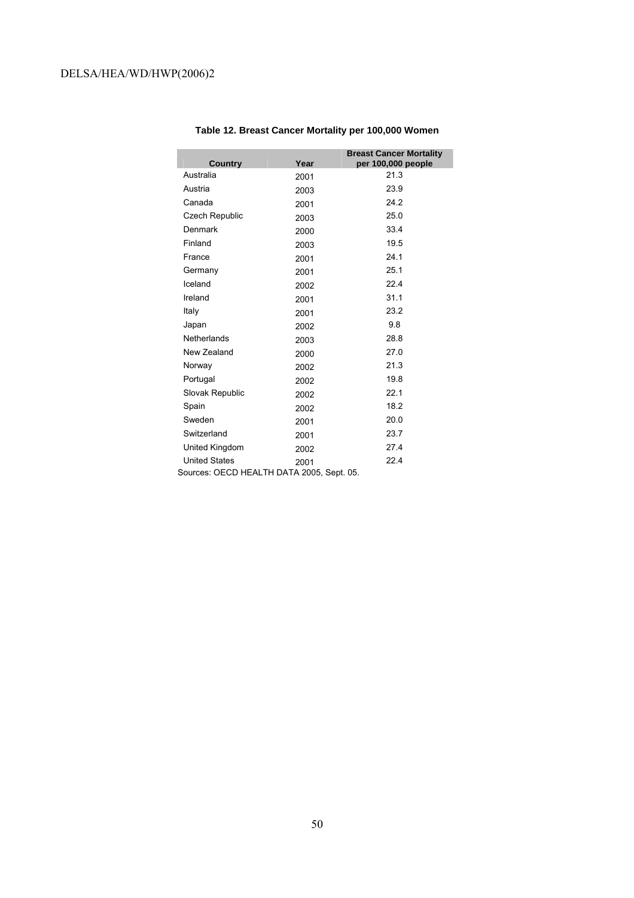**Table 12. Breast Cancer Mortality per 100,000 Women**

| Country | Year | Breast Cancer Mortality per 100,000 people |
|---|---|---|
| Australia | 2001 | 21.3 |
| Austria | 2003 | 23.9 |
| Canada | 2001 | 24.2 |
| Czech Republic | 2003 | 25.0 |
| Denmark | 2000 | 33.4 |
| Finland | 2003 | 19.5 |
| France | 2001 | 24.1 |
| Germany | 2001 | 25.1 |
| Iceland | 2002 | 22.4 |
| Ireland | 2001 | 31.1 |
| Italy | 2001 | 23.2 |
| Japan | 2002 | 9.8 |
| Netherlands | 2003 | 28.8 |
| New Zealand | 2000 | 27.0 |
| Norway | 2002 | 21.3 |
| Portugal | 2002 | 19.8 |
| Slovak Republic | 2002 | 22.1 |
| Spain | 2002 | 18.2 |
| Sweden | 2001 | 20.0 |
| Switzerland | 2001 | 23.7 |
| United Kingdom | 2002 | 27.4 |
| United States | 2001 | 22.4 |

Sources: OECD HEALTH DATA 2005, Sept. 05.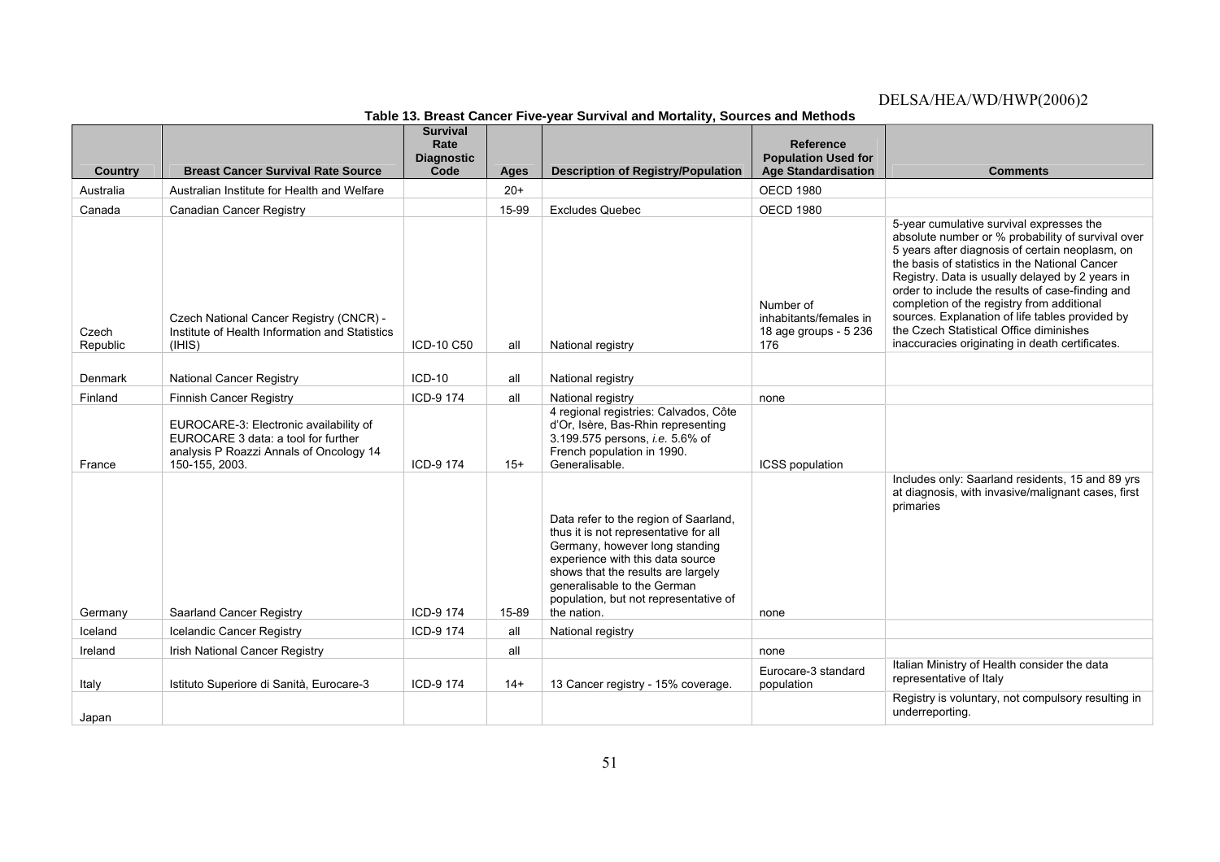**Table 13. Breast Cancer Five-year Survival and Mortality, Sources and Methods**

| Country | Breast Cancer Survival Rate Source | Survival Rate Diagnostic Code | Ages | Description of Registry/Population | Reference Population Used for Age Standardisation | Comments |
|---|---|---|---|---|---|---|
| Australia | Australian Institute for Health and Welfare | | 20+ | | OECD 1980 | |
| Canada | Canadian Cancer Registry | | 15-99 | Excludes Quebec | OECD 1980 | |
| Czech Republic | Czech National Cancer Registry (CNCR) - Institute of Health Information and Statistics (IHIS) | ICD-10 C50 | all | National registry | Number of inhabitants/females in 18 age groups - 5 236 176 | 5-year cumulative survival expresses the absolute number or % probability of survival over 5 years after diagnosis of certain neoplasm, on the basis of statistics in the National Cancer Registry. Data is usually delayed by 2 years in order to include the results of case-finding and completion of the registry from additional sources. Explanation of life tables provided by the Czech Statistical Office diminishes inaccuracies originating in death certificates. |
| Denmark | National Cancer Registry | ICD-10 | all | National registry | | |
| Finland | Finnish Cancer Registry | ICD-9 174 | all | National registry | none | |
| France | EUROCARE-3: Electronic availability of EUROCARE 3 data: a tool for further analysis P Roazzi Annals of Oncology 14 150-155, 2003. | ICD-9 174 | 15+ | 4 regional registries: Calvados, Côte d'Or, Isère, Bas-Rhin representing 3.199.575 persons, *i.e.* 5.6% of French population in 1990. Generalisable. | ICSS population | |
| Germany | Saarland Cancer Registry | ICD-9 174 | 15-89 | Data refer to the region of Saarland, thus it is not representative for all Germany, however long standing experience with this data source shows that the results are largely generalisable to the German population, but not representative of the nation. | none | Includes only: Saarland residents, 15 and 89 yrs at diagnosis, with invasive/malignant cases, first primaries |
| Iceland | Icelandic Cancer Registry | ICD-9 174 | all | National registry | | |
| Ireland | Irish National Cancer Registry | | all | | none | |
| Italy | Istituto Superiore di Sanità, Eurocare-3 | ICD-9 174 | 14+ | 13 Cancer registry - 15% coverage. | Eurocare-3 standard population | Italian Ministry of Health consider the data representative of Italy |
| Japan | | | | | | Registry is voluntary, not compulsory resulting in underreporting. |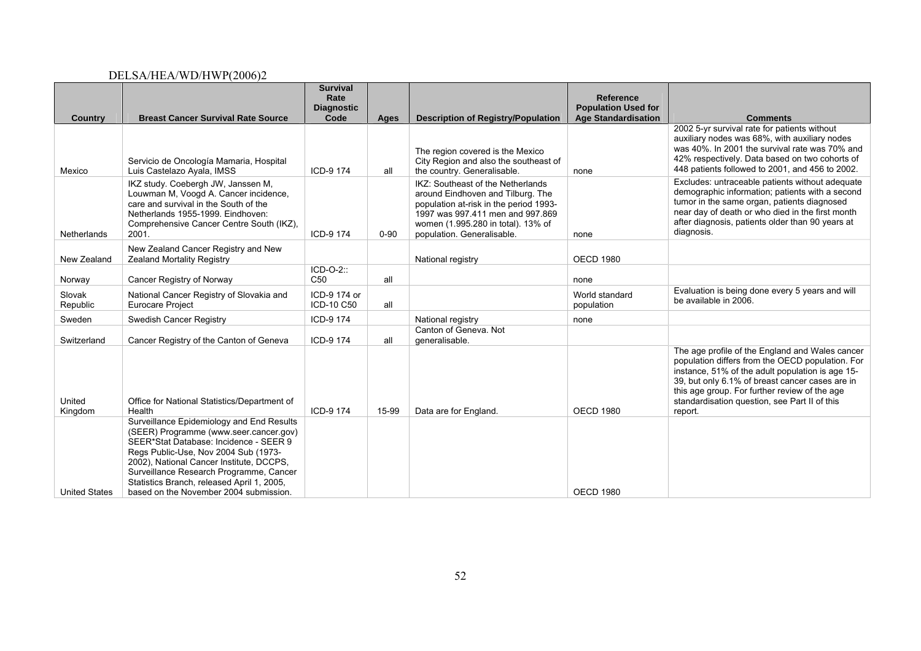| Country | Breast Cancer Survival Rate Source | Survival Rate Diagnostic Code | Ages | Description of Registry/Population | Reference Population Used for Age Standardisation | Comments |
|---|---|---|---|---|---|---|
| Mexico | Servicio de Oncología Mamaria, Hospital Luis Castelazo Ayala, IMSS | ICD-9 174 | all | The region covered is the Mexico City Region and also the southeast of the country. Generalisable. | none | 2002 5-yr survival rate for patients without auxiliary nodes was 68%, with auxiliary nodes was 40%. In 2001 the survival rate was 70% and 42% respectively. Data based on two cohorts of 448 patients followed to 2001, and 456 to 2002. |
| Netherlands | IKZ study. Coebergh JW, Janssen M, Louwman M, Voogd A. Cancer incidence, care and survival in the South of the Netherlands 1955-1999. Eindhoven: Comprehensive Cancer Centre South (IKZ), 2001. | ICD-9 174 | 0-90 | IKZ: Southeast of the Netherlands around Eindhoven and Tilburg. The population at-risk in the period 1993-1997 was 997.411 men and 997.869 women (1.995.280 in total). 13% of population. Generalisable. | none | Excludes: untraceable patients without adequate demographic information; patients with a second tumor in the same organ, patients diagnosed near day of death or who died in the first month after diagnosis, patients older than 90 years at diagnosis. |
| New Zealand | New Zealand Cancer Registry and New Zealand Mortality Registry | | | National registry | OECD 1980 | |
| Norway | Cancer Registry of Norway | ICD-O-2:: C50 | all | | none | |
| Slovak Republic | National Cancer Registry of Slovakia and Eurocare Project | ICD-9 174 or ICD-10 C50 | all | | World standard population | Evaluation is being done every 5 years and will be available in 2006. |
| Sweden | Swedish Cancer Registry | ICD-9 174 | | National registry | none | |
| Switzerland | Cancer Registry of the Canton of Geneva | ICD-9 174 | all | Canton of Geneva. Not generalisable. | | |
| United Kingdom | Office for National Statistics/Department of Health | ICD-9 174 | 15-99 | Data are for England. | OECD 1980 | The age profile of the England and Wales cancer population differs from the OECD population. For instance, 51% of the adult population is age 15-39, but only 6.1% of breast cancer cases are in this age group. For further review of the age standardisation question, see Part II of this report. |
| United States | Surveillance Epidemiology and End Results (SEER) Programme (www.seer.cancer.gov) SEER*Stat Database: Incidence - SEER 9 Regs Public-Use, Nov 2004 Sub (1973-2002), National Cancer Institute, DCCPS, Surveillance Research Programme, Cancer Statistics Branch, released April 1, 2005, based on the November 2004 submission. | | | | OECD 1980 | |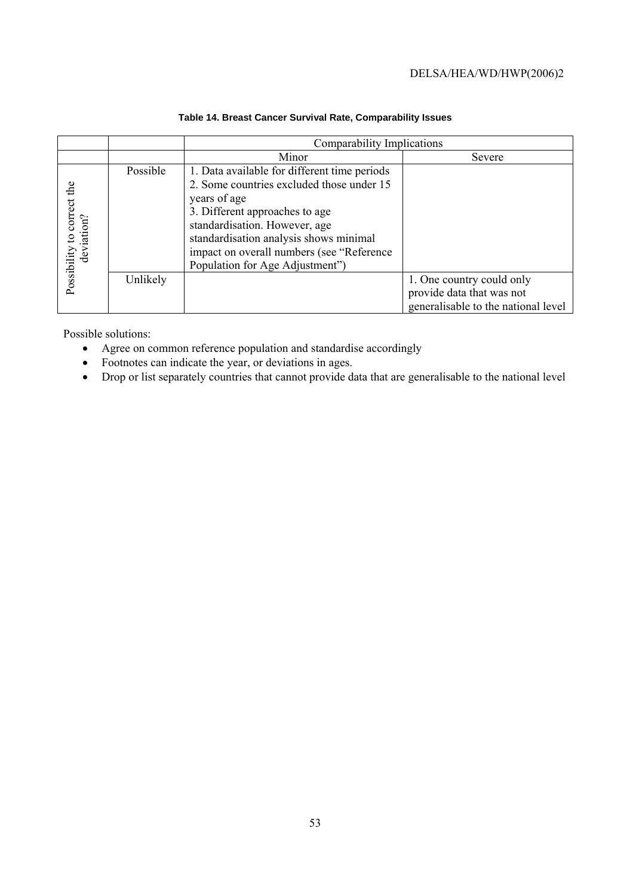**Table 14. Breast Cancer Survival Rate, Comparability Issues**

| | | Comparability Implications | |
|---|---|---|---|
| | | Minor | Severe |
| Possibility to correct the deviation? | Possible | 1. Data available for different time periods<br>2. Some countries excluded those under 15 years of age<br>3. Different approaches to age standardisation. However, age standardisation analysis shows minimal impact on overall numbers (see "Reference Population for Age Adjustment") | |
| | Unlikely | | 1. One country could only provide data that was not generalisable to the national level |

Possible solutions:

- Agree on common reference population and standardise accordingly
- Footnotes can indicate the year, or deviations in ages.
- Drop or list separately countries that cannot provide data that are generalisable to the national level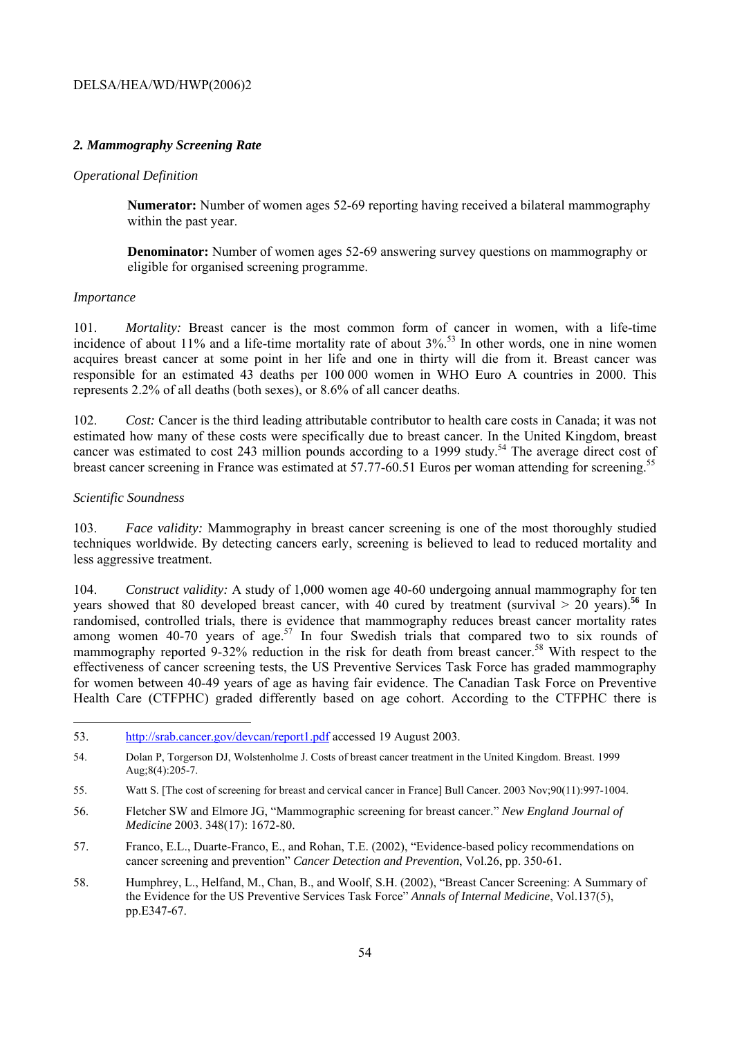## *2. Mammography Screening Rate*

*Operational Definition*

> **Numerator:** Number of women ages 52-69 reporting having received a bilateral mammography within the past year.
>
> **Denominator:** Number of women ages 52-69 answering survey questions on mammography or eligible for organised screening programme.

*Importance*

101. *Mortality:* Breast cancer is the most common form of cancer in women, with a life-time incidence of about 11% and a life-time mortality rate of about 3%.[53] In other words, one in nine women acquires breast cancer at some point in her life and one in thirty will die from it. Breast cancer was responsible for an estimated 43 deaths per 100 000 women in WHO Euro A countries in 2000. This represents 2.2% of all deaths (both sexes), or 8.6% of all cancer deaths.

102. *Cost:* Cancer is the third leading attributable contributor to health care costs in Canada; it was not estimated how many of these costs were specifically due to breast cancer. In the United Kingdom, breast cancer was estimated to cost 243 million pounds according to a 1999 study.[54] The average direct cost of breast cancer screening in France was estimated at 57.77-60.51 Euros per woman attending for screening.[55]

*Scientific Soundness*

103. *Face validity:* Mammography in breast cancer screening is one of the most thoroughly studied techniques worldwide. By detecting cancers early, screening is believed to lead to reduced mortality and less aggressive treatment.

104. *Construct validity:* A study of 1,000 women age 40-60 undergoing annual mammography for ten years showed that 80 developed breast cancer, with 40 cured by treatment (survival > 20 years).[56] In randomised, controlled trials, there is evidence that mammography reduces breast cancer mortality rates among women 40-70 years of age.[57] In four Swedish trials that compared two to six rounds of mammography reported 9-32% reduction in the risk for death from breast cancer.[58] With respect to the effectiveness of cancer screening tests, the US Preventive Services Task Force has graded mammography for women between 40-49 years of age as having fair evidence. The Canadian Task Force on Preventive Health Care (CTFPHC) graded differently based on age cohort. According to the CTFPHC there is

---

53. http://srab.cancer.gov/devcan/report1.pdf accessed 19 August 2003.

54. Dolan P, Torgerson DJ, Wolstenholme J. Costs of breast cancer treatment in the United Kingdom. Breast. 1999 Aug;8(4):205-7.

55. Watt S. [The cost of screening for breast and cervical cancer in France] Bull Cancer. 2003 Nov;90(11):997-1004.

56. Fletcher SW and Elmore JG, "Mammographic screening for breast cancer." *New England Journal of Medicine* 2003. 348(17): 1672-80.

57. Franco, E.L., Duarte-Franco, E., and Rohan, T.E. (2002), "Evidence-based policy recommendations on cancer screening and prevention" *Cancer Detection and Prevention*, Vol.26, pp. 350-61.

58. Humphrey, L., Helfand, M., Chan, B., and Woolf, S.H. (2002), "Breast Cancer Screening: A Summary of the Evidence for the US Preventive Services Task Force" *Annals of Internal Medicine*, Vol.137(5), pp.E347-67.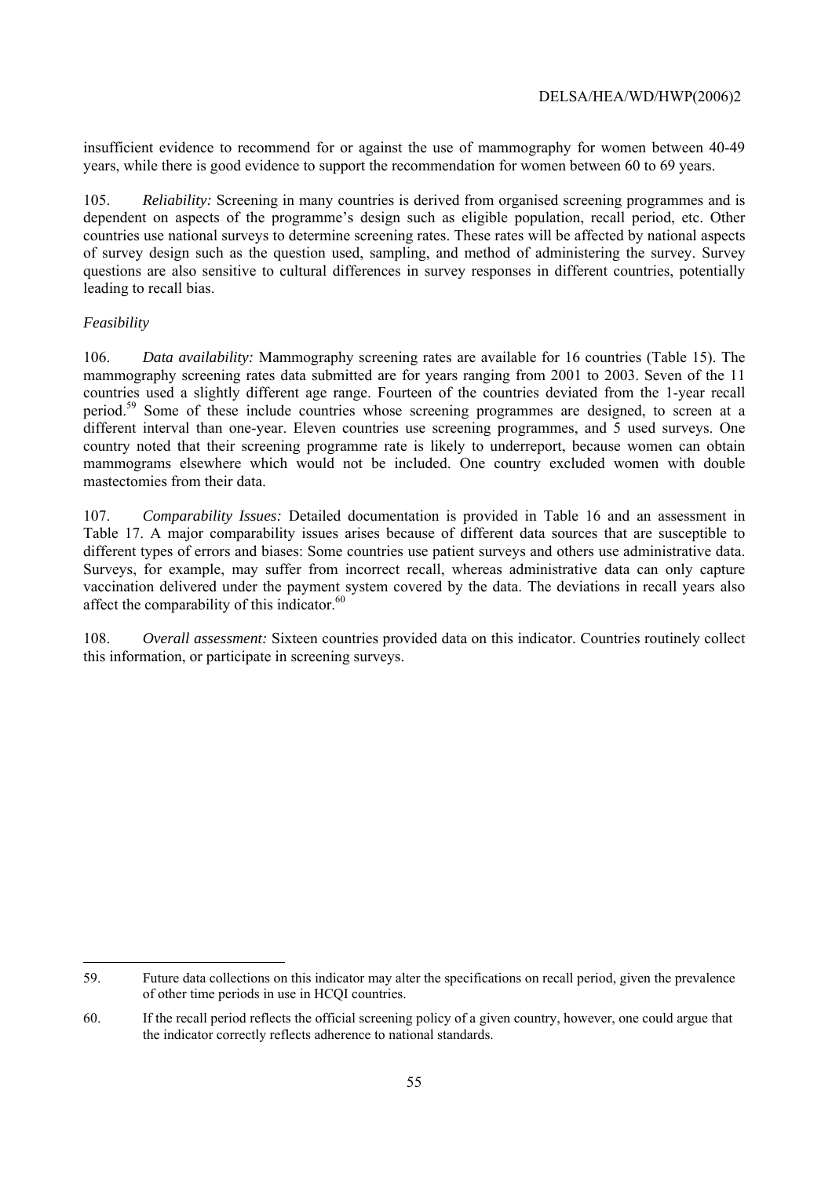insufficient evidence to recommend for or against the use of mammography for women between 40-49 years, while there is good evidence to support the recommendation for women between 60 to 69 years.

105. *Reliability:* Screening in many countries is derived from organised screening programmes and is dependent on aspects of the programme's design such as eligible population, recall period, etc. Other countries use national surveys to determine screening rates. These rates will be affected by national aspects of survey design such as the question used, sampling, and method of administering the survey. Survey questions are also sensitive to cultural differences in survey responses in different countries, potentially leading to recall bias.

*Feasibility*

106. *Data availability:* Mammography screening rates are available for 16 countries (Table 15). The mammography screening rates data submitted are for years ranging from 2001 to 2003. Seven of the 11 countries used a slightly different age range. Fourteen of the countries deviated from the 1-year recall period.[59] Some of these include countries whose screening programmes are designed, to screen at a different interval than one-year. Eleven countries use screening programmes, and 5 used surveys. One country noted that their screening programme rate is likely to underreport, because women can obtain mammograms elsewhere which would not be included. One country excluded women with double mastectomies from their data.

107. *Comparability Issues:* Detailed documentation is provided in Table 16 and an assessment in Table 17. A major comparability issues arises because of different data sources that are susceptible to different types of errors and biases: Some countries use patient surveys and others use administrative data. Surveys, for example, may suffer from incorrect recall, whereas administrative data can only capture vaccination delivered under the payment system covered by the data. The deviations in recall years also affect the comparability of this indicator.[60]

108. *Overall assessment:* Sixteen countries provided data on this indicator. Countries routinely collect this information, or participate in screening surveys.

---

59. Future data collections on this indicator may alter the specifications on recall period, given the prevalence of other time periods in use in HCQI countries.

60. If the recall period reflects the official screening policy of a given country, however, one could argue that the indicator correctly reflects adherence to national standards.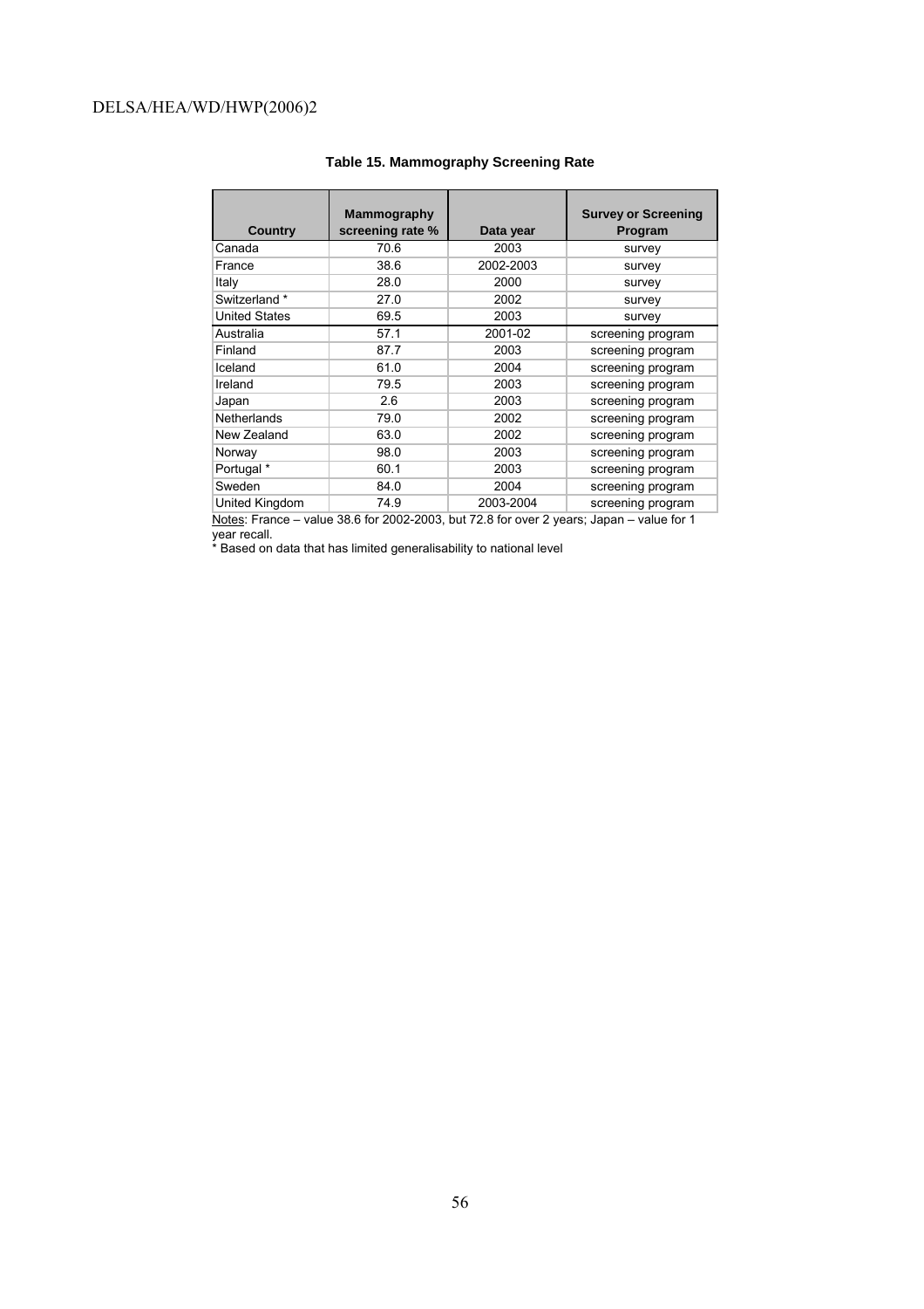**Table 15. Mammography Screening Rate**

| Country | Mammography screening rate % | Data year | Survey or Screening Program |
|---|---|---|---|
| Canada | 70.6 | 2003 | survey |
| France | 38.6 | 2002-2003 | survey |
| Italy | 28.0 | 2000 | survey |
| Switzerland * | 27.0 | 2002 | survey |
| United States | 69.5 | 2003 | survey |
| Australia | 57.1 | 2001-02 | screening program |
| Finland | 87.7 | 2003 | screening program |
| Iceland | 61.0 | 2004 | screening program |
| Ireland | 79.5 | 2003 | screening program |
| Japan | 2.6 | 2003 | screening program |
| Netherlands | 79.0 | 2002 | screening program |
| New Zealand | 63.0 | 2002 | screening program |
| Norway | 98.0 | 2003 | screening program |
| Portugal * | 60.1 | 2003 | screening program |
| Sweden | 84.0 | 2004 | screening program |
| United Kingdom | 74.9 | 2003-2004 | screening program |

Notes: France – value 38.6 for 2002-2003, but 72.8 for over 2 years; Japan – value for 1 year recall.

* Based on data that has limited generalisability to national level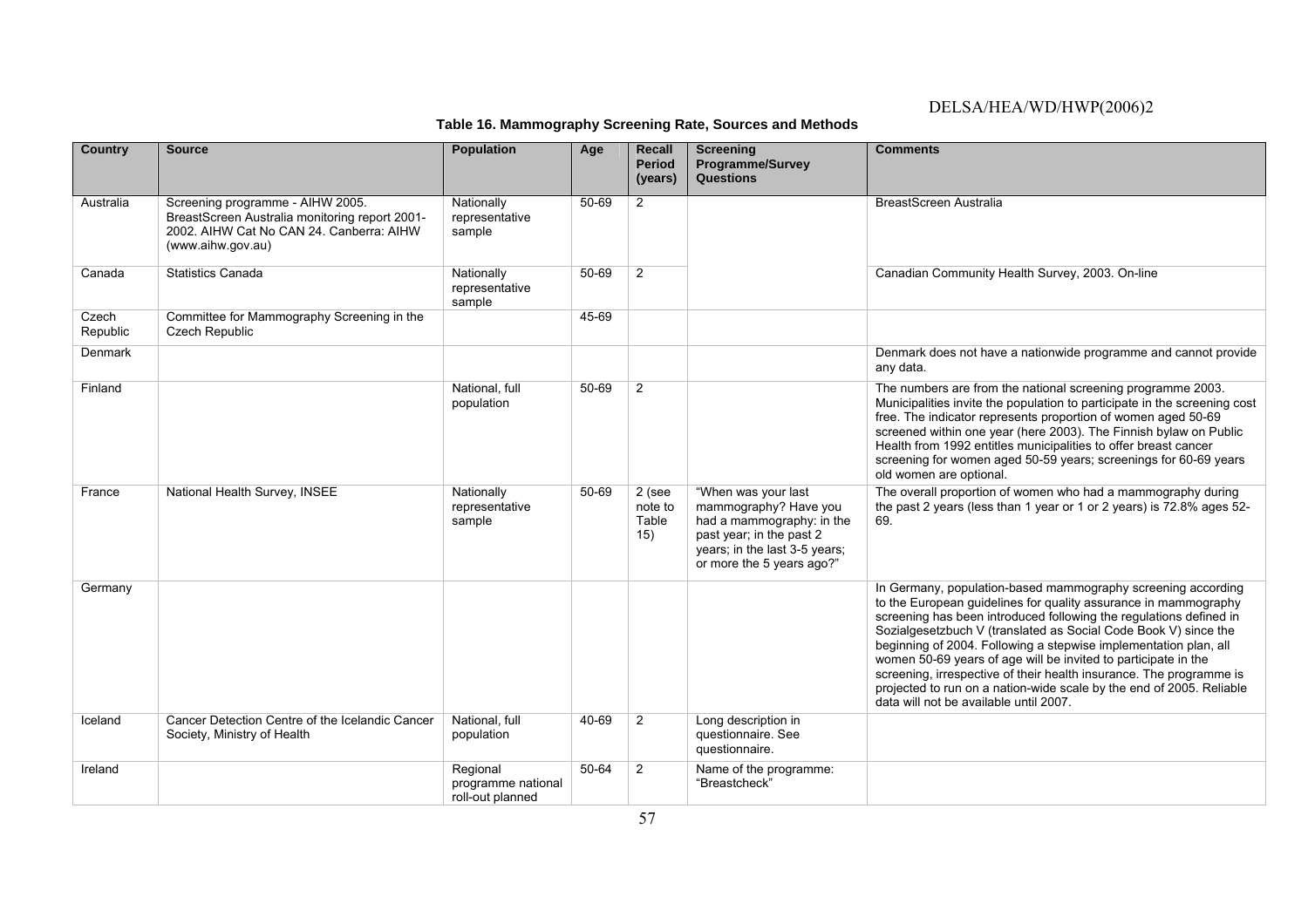**Table 16. Mammography Screening Rate, Sources and Methods**

| Country | Source | Population | Age | Recall Period (years) | Screening Programme/Survey Questions | Comments |
|---|---|---|---|---|---|---|
| Australia | Screening programme - AIHW 2005. BreastScreen Australia monitoring report 2001-2002. AIHW Cat No CAN 24. Canberra: AIHW (www.aihw.gov.au) | Nationally representative sample | 50-69 | 2 | | BreastScreen Australia |
| Canada | Statistics Canada | Nationally representative sample | 50-69 | 2 | | Canadian Community Health Survey, 2003. On-line |
| Czech Republic | Committee for Mammography Screening in the Czech Republic | | 45-69 | | | |
| Denmark | | | | | | Denmark does not have a nationwide programme and cannot provide any data. |
| Finland | | National, full population | 50-69 | 2 | | The numbers are from the national screening programme 2003. Municipalities invite the population to participate in the screening cost free. The indicator represents proportion of women aged 50-69 screened within one year (here 2003). The Finnish bylaw on Public Health from 1992 entitles municipalities to offer breast cancer screening for women aged 50-59 years; screenings for 60-69 years old women are optional. |
| France | National Health Survey, INSEE | Nationally representative sample | 50-69 | 2 (see note to Table 15) | "When was your last mammography? Have you had a mammography: in the past year; in the past 2 years; in the last 3-5 years; or more the 5 years ago?" | The overall proportion of women who had a mammography during the past 2 years (less than 1 year or 1 or 2 years) is 72.8% ages 52-69. |
| Germany | | | | | | In Germany, population-based mammography screening according to the European guidelines for quality assurance in mammography screening has been introduced following the regulations defined in Sozialgesetzbuch V (translated as Social Code Book V) since the beginning of 2004. Following a stepwise implementation plan, all women 50-69 years of age will be invited to participate in the screening, irrespective of their health insurance. The programme is projected to run on a nation-wide scale by the end of 2005. Reliable data will not be available until 2007. |
| Iceland | Cancer Detection Centre of the Icelandic Cancer Society, Ministry of Health | National, full population | 40-69 | 2 | Long description in questionnaire. See questionnaire. | |
| Ireland | | Regional programme national roll-out planned | 50-64 | 2 | Name of the programme: "Breastcheck" | |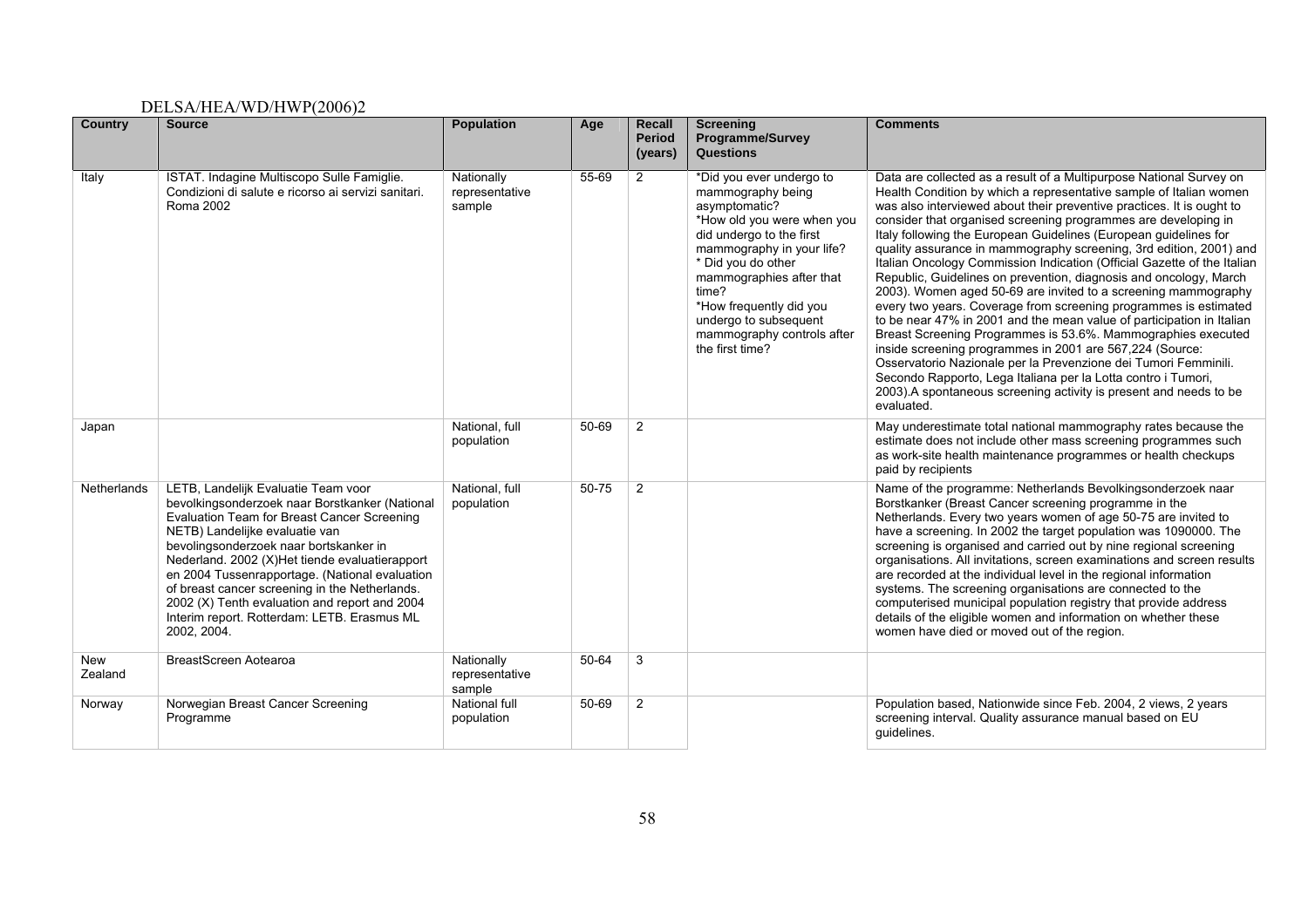| Country | Source | Population | Age | Recall Period (years) | Screening Programme/Survey Questions | Comments |
|---|---|---|---|---|---|---|
| Italy | ISTAT. Indagine Multiscopo Sulle Famiglie. Condizioni di salute e ricorso ai servizi sanitari. Roma 2002 | Nationally representative sample | 55-69 | 2 | *Did you ever undergo to mammography being asymptomatic? *How old you were when you did undergo to the first mammography in your life? * Did you do other mammographies after that time? *How frequently did you undergo to subsequent mammography controls after the first time? | Data are collected as a result of a Multipurpose National Survey on Health Condition by which a representative sample of Italian women was also interviewed about their preventive practices. It is ought to consider that organised screening programmes are developing in Italy following the European Guidelines (European guidelines for quality assurance in mammography screening, 3rd edition, 2001) and Italian Oncology Commission Indication (Official Gazette of the Italian Republic, Guidelines on prevention, diagnosis and oncology, March 2003). Women aged 50-69 are invited to a screening mammography every two years. Coverage from screening programmes is estimated to be near 47% in 2001 and the mean value of participation in Italian Breast Screening Programmes is 53.6%. Mammographies executed inside screening programmes in 2001 are 567,224 (Source: Osservatorio Nazionale per la Prevenzione dei Tumori Femminili. Secondo Rapporto, Lega Italiana per la Lotta contro i Tumori, 2003).A spontaneous screening activity is present and needs to be evaluated. |
| Japan | | National, full population | 50-69 | 2 | | May underestimate total national mammography rates because the estimate does not include other mass screening programmes such as work-site health maintenance programmes or health checkups paid by recipients |
| Netherlands | LETB, Landelijk Evaluatie Team voor bevolkingsonderzoek naar Borstkanker (National Evaluation Team for Breast Cancer Screening NETB) Landelijke evaluatie van bevolingsonderzoek naar bortskanker in Nederland. 2002 (X)Het tiende evaluatierapport en 2004 Tussenrapportage. (National evaluation of breast cancer screening in the Netherlands. 2002 (X) Tenth evaluation and report and 2004 Interim report. Rotterdam: LETB. Erasmus ML 2002, 2004. | National, full population | 50-75 | 2 | | Name of the programme: Netherlands Bevolkingsonderzoek naar Borstkanker (Breast Cancer screening programme in the Netherlands. Every two years women of age 50-75 are invited to have a screening. In 2002 the target population was 1090000. The screening is organised and carried out by nine regional screening organisations. All invitations, screen examinations and screen results are recorded at the individual level in the regional information systems. The screening organisations are connected to the computerised municipal population registry that provide address details of the eligible women and information on whether these women have died or moved out of the region. |
| New Zealand | BreastScreen Aotearoa | Nationally representative sample | 50-64 | 3 | | |
| Norway | Norwegian Breast Cancer Screening Programme | National full population | 50-69 | 2 | | Population based, Nationwide since Feb. 2004, 2 views, 2 years screening interval. Quality assurance manual based on EU guidelines. |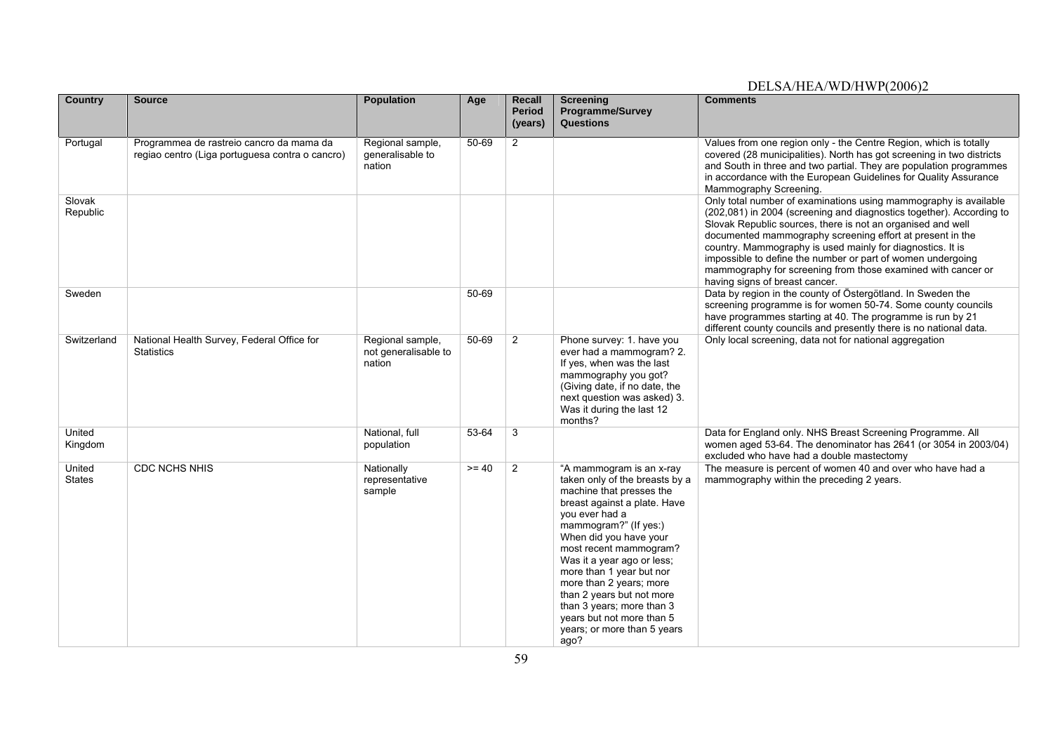| Country | Source | Population | Age | Recall Period (years) | Screening Programme/Survey Questions | Comments |
|---|---|---|---|---|---|---|
| Portugal | Programmea de rastreio cancro da mama da regiao centro (Liga portuguesa contra o cancro) | Regional sample, generalisable to nation | 50-69 | 2 | | Values from one region only - the Centre Region, which is totally covered (28 municipalities). North has got screening in two districts and South in three and two partial. They are population programmes in accordance with the European Guidelines for Quality Assurance Mammography Screening. |
| Slovak Republic | | | | | | Only total number of examinations using mammography is available (202,081) in 2004 (screening and diagnostics together). According to Slovak Republic sources, there is not an organised and well documented mammography screening effort at present in the country. Mammography is used mainly for diagnostics. It is impossible to define the number or part of women undergoing mammography for screening from those examined with cancer or having signs of breast cancer. |
| Sweden | | | 50-69 | | | Data by region in the county of Östergötland. In Sweden the screening programme is for women 50-74. Some county councils have programmes starting at 40. The programme is run by 21 different county councils and presently there is no national data. |
| Switzerland | National Health Survey, Federal Office for Statistics | Regional sample, not generalisable to nation | 50-69 | 2 | Phone survey: 1. have you ever had a mammogram? 2. If yes, when was the last mammography you got? (Giving date, if no date, the next question was asked) 3. Was it during the last 12 months? | Only local screening, data not for national aggregation |
| United Kingdom | | National, full population | 53-64 | 3 | | Data for England only. NHS Breast Screening Programme. All women aged 53-64. The denominator has 2641 (or 3054 in 2003/04) excluded who have had a double mastectomy |
| United States | CDC NCHS NHIS | Nationally representative sample | >= 40 | 2 | "A mammogram is an x-ray taken only of the breasts by a machine that presses the breast against a plate. Have you ever had a mammogram?" (If yes:) When did you have your most recent mammogram? Was it a year ago or less; more than 1 year but nor more than 2 years; more than 2 years but not more than 3 years; more than 3 years but not more than 5 years; or more than 5 years ago? | The measure is percent of women 40 and over who have had a mammography within the preceding 2 years. |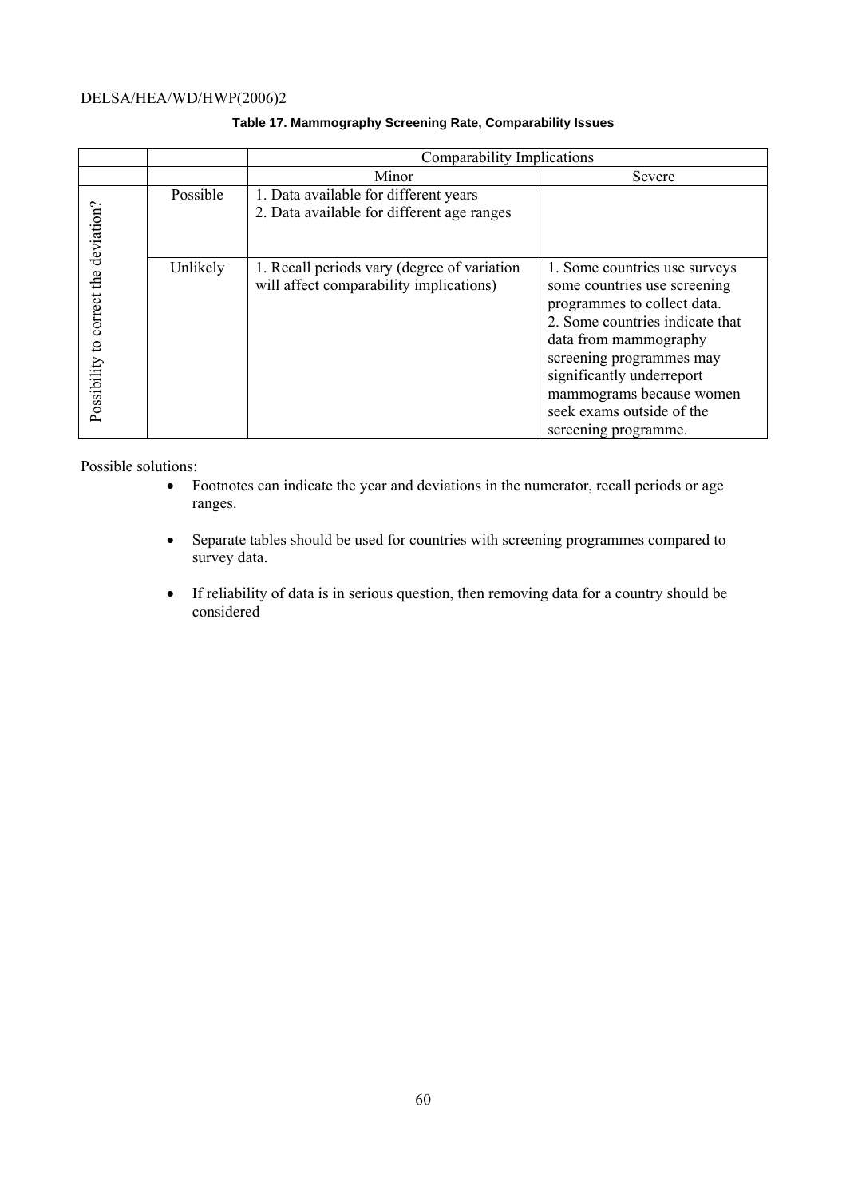**Table 17. Mammography Screening Rate, Comparability Issues**

| | | Comparability Implications | |
|---|---|---|---|
| | | Minor | Severe |
| Possibility to correct the deviation? | Possible | 1. Data available for different years<br>2. Data available for different age ranges | |
| | Unlikely | 1. Recall periods vary (degree of variation will affect comparability implications) | 1. Some countries use surveys some countries use screening programmes to collect data.<br>2. Some countries indicate that data from mammography screening programmes may significantly underreport mammograms because women seek exams outside of the screening programme. |

Possible solutions:

- Footnotes can indicate the year and deviations in the numerator, recall periods or age ranges.
- Separate tables should be used for countries with screening programmes compared to survey data.
- If reliability of data is in serious question, then removing data for a country should be considered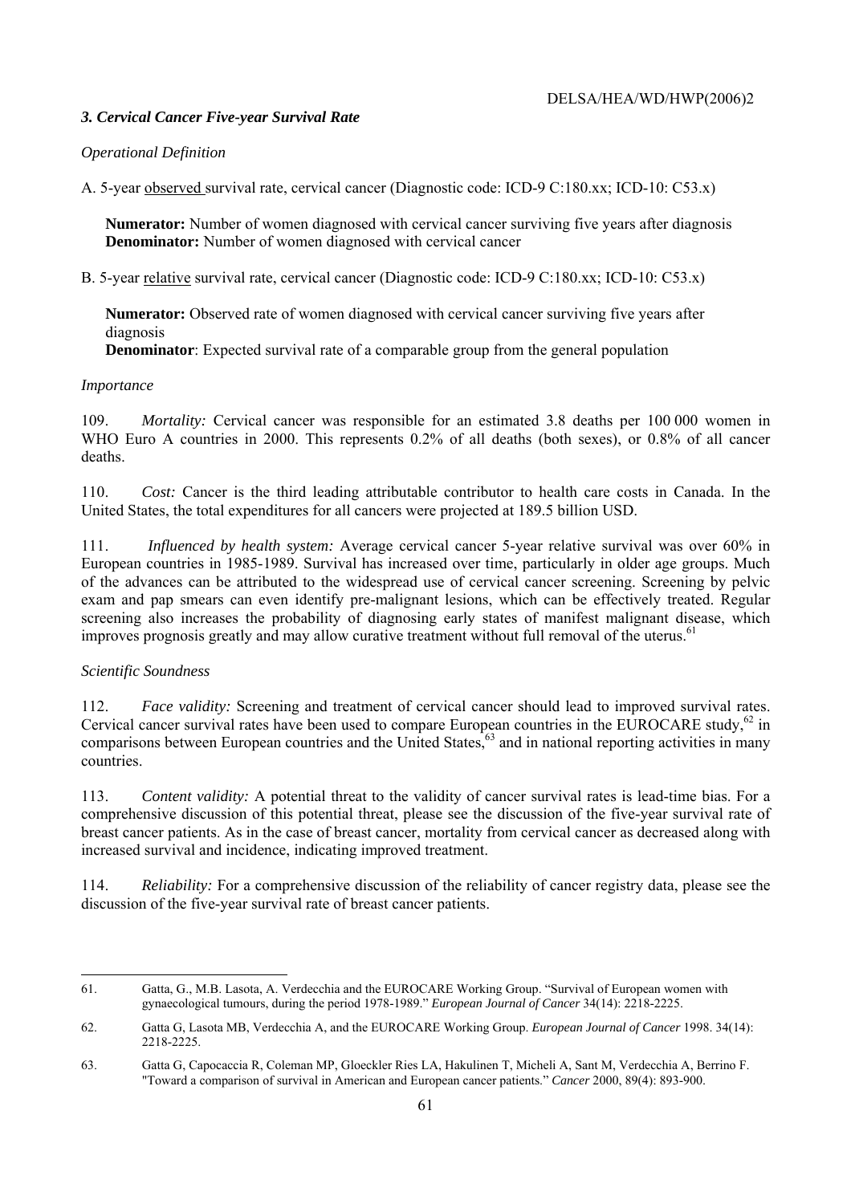### *3. Cervical Cancer Five-year Survival Rate*

*Operational Definition*

A. 5-year observed survival rate, cervical cancer (Diagnostic code: ICD-9 C:180.xx; ICD-10: C53.x)

**Numerator:** Number of women diagnosed with cervical cancer surviving five years after diagnosis
**Denominator:** Number of women diagnosed with cervical cancer

B. 5-year relative survival rate, cervical cancer (Diagnostic code: ICD-9 C:180.xx; ICD-10: C53.x)

**Numerator:** Observed rate of women diagnosed with cervical cancer surviving five years after diagnosis
**Denominator**: Expected survival rate of a comparable group from the general population

*Importance*

109. *Mortality:* Cervical cancer was responsible for an estimated 3.8 deaths per 100 000 women in WHO Euro A countries in 2000. This represents 0.2% of all deaths (both sexes), or 0.8% of all cancer deaths.

110. *Cost:* Cancer is the third leading attributable contributor to health care costs in Canada. In the United States, the total expenditures for all cancers were projected at 189.5 billion USD.

111. *Influenced by health system:* Average cervical cancer 5-year relative survival was over 60% in European countries in 1985-1989. Survival has increased over time, particularly in older age groups. Much of the advances can be attributed to the widespread use of cervical cancer screening. Screening by pelvic exam and pap smears can even identify pre-malignant lesions, which can be effectively treated. Regular screening also increases the probability of diagnosing early states of manifest malignant disease, which improves prognosis greatly and may allow curative treatment without full removal of the uterus.[61]

*Scientific Soundness*

112. *Face validity:* Screening and treatment of cervical cancer should lead to improved survival rates. Cervical cancer survival rates have been used to compare European countries in the EUROCARE study,[62] in comparisons between European countries and the United States,[63] and in national reporting activities in many countries.

113. *Content validity:* A potential threat to the validity of cancer survival rates is lead-time bias. For a comprehensive discussion of this potential threat, please see the discussion of the five-year survival rate of breast cancer patients. As in the case of breast cancer, mortality from cervical cancer as decreased along with increased survival and incidence, indicating improved treatment.

114. *Reliability:* For a comprehensive discussion of the reliability of cancer registry data, please see the discussion of the five-year survival rate of breast cancer patients.

---

61. Gatta, G., M.B. Lasota, A. Verdecchia and the EUROCARE Working Group. "Survival of European women with gynaecological tumours, during the period 1978-1989." *European Journal of Cancer* 34(14): 2218-2225.

62. Gatta G, Lasota MB, Verdecchia A, and the EUROCARE Working Group. *European Journal of Cancer* 1998. 34(14): 2218-2225.

63. Gatta G, Capocaccia R, Coleman MP, Gloeckler Ries LA, Hakulinen T, Micheli A, Sant M, Verdecchia A, Berrino F. "Toward a comparison of survival in American and European cancer patients." *Cancer* 2000, 89(4): 893-900.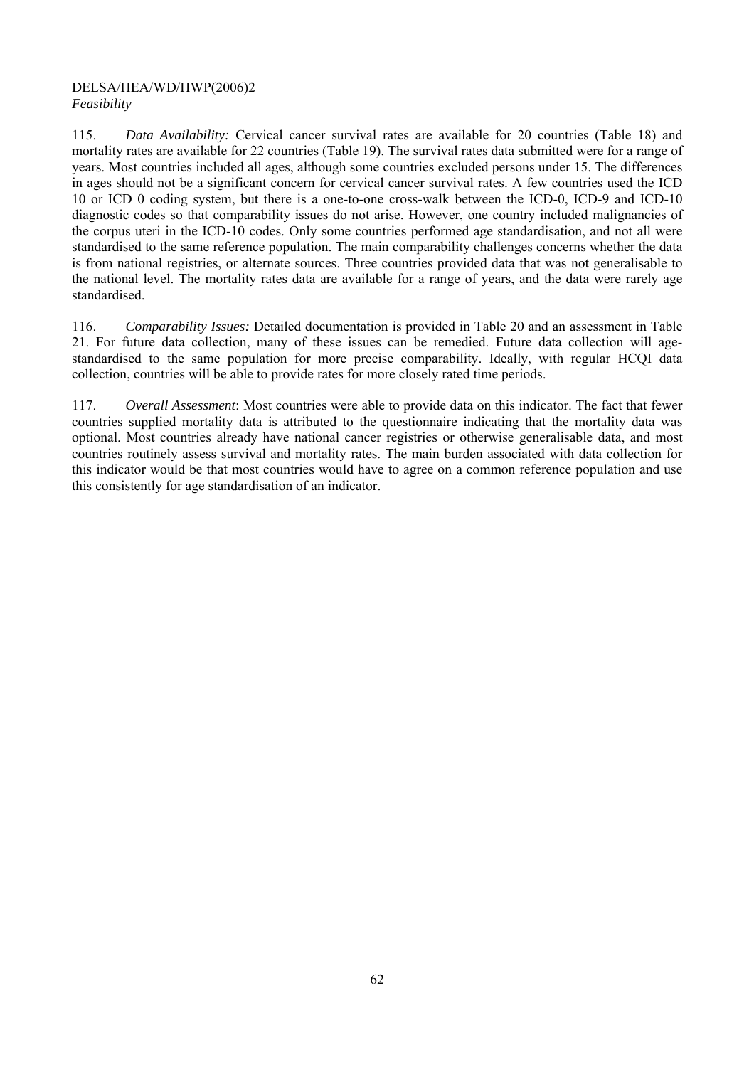*Feasibility*

115. *Data Availability:* Cervical cancer survival rates are available for 20 countries (Table 18) and mortality rates are available for 22 countries (Table 19). The survival rates data submitted were for a range of years. Most countries included all ages, although some countries excluded persons under 15. The differences in ages should not be a significant concern for cervical cancer survival rates. A few countries used the ICD 10 or ICD 0 coding system, but there is a one-to-one cross-walk between the ICD-0, ICD-9 and ICD-10 diagnostic codes so that comparability issues do not arise. However, one country included malignancies of the corpus uteri in the ICD-10 codes. Only some countries performed age standardisation, and not all were standardised to the same reference population. The main comparability challenges concerns whether the data is from national registries, or alternate sources. Three countries provided data that was not generalisable to the national level. The mortality rates data are available for a range of years, and the data were rarely age standardised.

116. *Comparability Issues:* Detailed documentation is provided in Table 20 and an assessment in Table 21. For future data collection, many of these issues can be remedied. Future data collection will age-standardised to the same population for more precise comparability. Ideally, with regular HCQI data collection, countries will be able to provide rates for more closely rated time periods.

117. *Overall Assessment*: Most countries were able to provide data on this indicator. The fact that fewer countries supplied mortality data is attributed to the questionnaire indicating that the mortality data was optional. Most countries already have national cancer registries or otherwise generalisable data, and most countries routinely assess survival and mortality rates. The main burden associated with data collection for this indicator would be that most countries would have to agree on a common reference population and use this consistently for age standardisation of an indicator.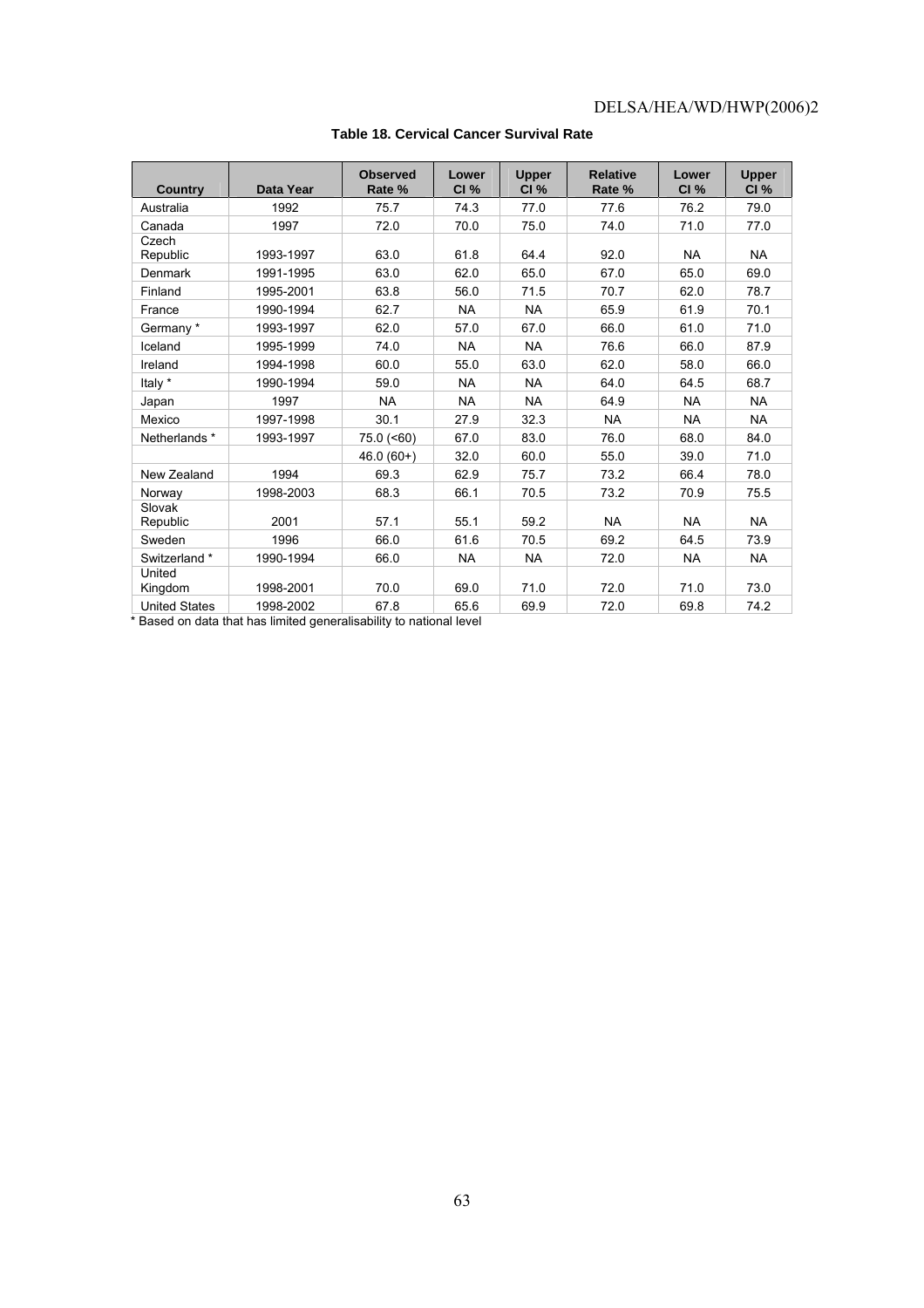**Table 18. Cervical Cancer Survival Rate**

| Country | Data Year | Observed Rate % | Lower CI % | Upper CI % | Relative Rate % | Lower CI % | Upper CI % |
|---|---|---|---|---|---|---|---|
| Australia | 1992 | 75.7 | 74.3 | 77.0 | 77.6 | 76.2 | 79.0 |
| Canada | 1997 | 72.0 | 70.0 | 75.0 | 74.0 | 71.0 | 77.0 |
| Czech Republic | 1993-1997 | 63.0 | 61.8 | 64.4 | 92.0 | NA | NA |
| Denmark | 1991-1995 | 63.0 | 62.0 | 65.0 | 67.0 | 65.0 | 69.0 |
| Finland | 1995-2001 | 63.8 | 56.0 | 71.5 | 70.7 | 62.0 | 78.7 |
| France | 1990-1994 | 62.7 | NA | NA | 65.9 | 61.9 | 70.1 |
| Germany * | 1993-1997 | 62.0 | 57.0 | 67.0 | 66.0 | 61.0 | 71.0 |
| Iceland | 1995-1999 | 74.0 | NA | NA | 76.6 | 66.0 | 87.9 |
| Ireland | 1994-1998 | 60.0 | 55.0 | 63.0 | 62.0 | 58.0 | 66.0 |
| Italy * | 1990-1994 | 59.0 | NA | NA | 64.0 | 64.5 | 68.7 |
| Japan | 1997 | NA | NA | NA | 64.9 | NA | NA |
| Mexico | 1997-1998 | 30.1 | 27.9 | 32.3 | NA | NA | NA |
| Netherlands * | 1993-1997 | 75.0 (<60) | 67.0 | 83.0 | 76.0 | 68.0 | 84.0 |
| | | 46.0 (60+) | 32.0 | 60.0 | 55.0 | 39.0 | 71.0 |
| New Zealand | 1994 | 69.3 | 62.9 | 75.7 | 73.2 | 66.4 | 78.0 |
| Norway | 1998-2003 | 68.3 | 66.1 | 70.5 | 73.2 | 70.9 | 75.5 |
| Slovak Republic | 2001 | 57.1 | 55.1 | 59.2 | NA | NA | NA |
| Sweden | 1996 | 66.0 | 61.6 | 70.5 | 69.2 | 64.5 | 73.9 |
| Switzerland * | 1990-1994 | 66.0 | NA | NA | 72.0 | NA | NA |
| United Kingdom | 1998-2001 | 70.0 | 69.0 | 71.0 | 72.0 | 71.0 | 73.0 |
| United States | 1998-2002 | 67.8 | 65.6 | 69.9 | 72.0 | 69.8 | 74.2 |

* Based on data that has limited generalisability to national level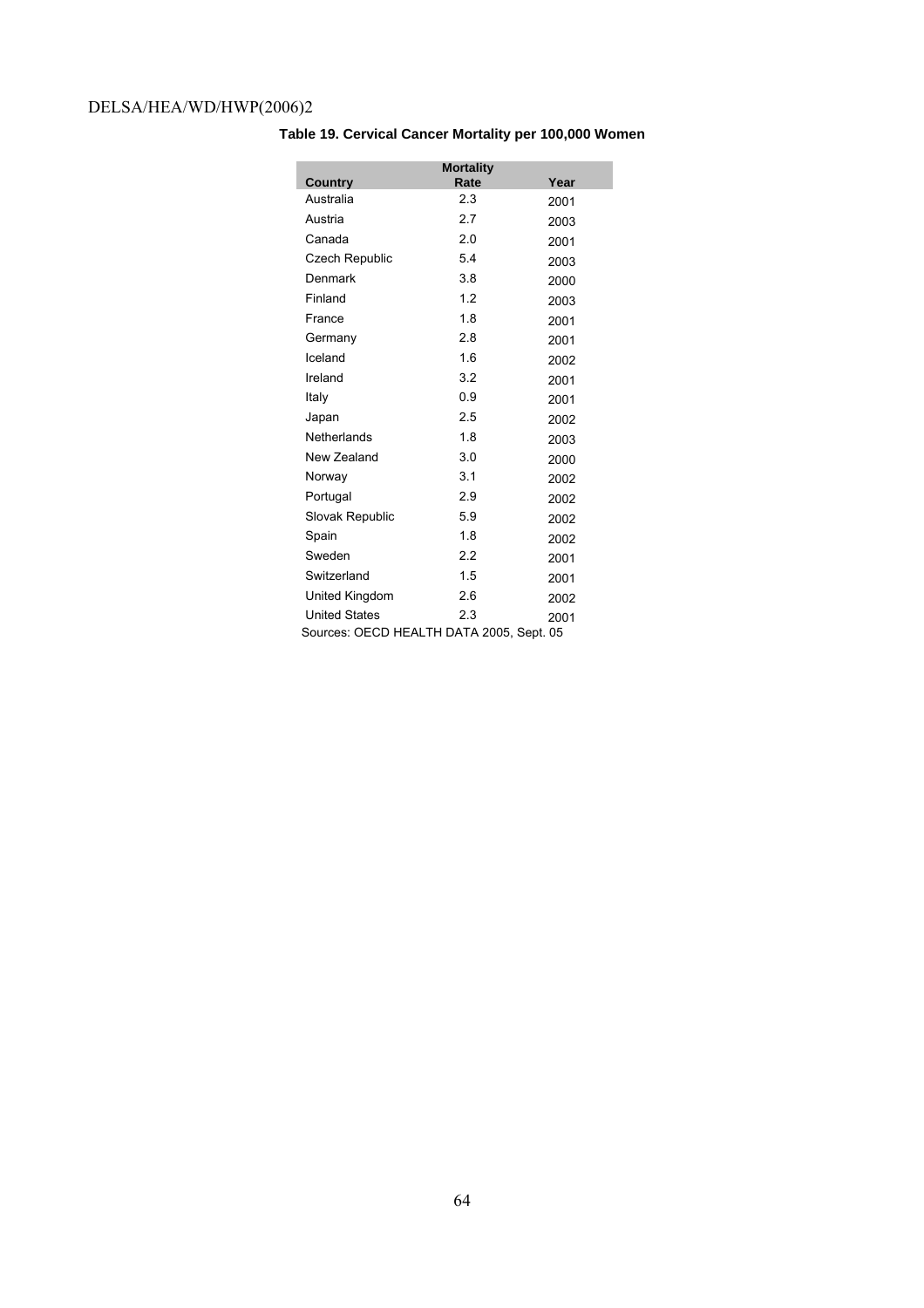**Table 19. Cervical Cancer Mortality per 100,000 Women**

| Country | Mortality Rate | Year |
|---|---|---|
| Australia | 2.3 | 2001 |
| Austria | 2.7 | 2003 |
| Canada | 2.0 | 2001 |
| Czech Republic | 5.4 | 2003 |
| Denmark | 3.8 | 2000 |
| Finland | 1.2 | 2003 |
| France | 1.8 | 2001 |
| Germany | 2.8 | 2001 |
| Iceland | 1.6 | 2002 |
| Ireland | 3.2 | 2001 |
| Italy | 0.9 | 2001 |
| Japan | 2.5 | 2002 |
| Netherlands | 1.8 | 2003 |
| New Zealand | 3.0 | 2000 |
| Norway | 3.1 | 2002 |
| Portugal | 2.9 | 2002 |
| Slovak Republic | 5.9 | 2002 |
| Spain | 1.8 | 2002 |
| Sweden | 2.2 | 2001 |
| Switzerland | 1.5 | 2001 |
| United Kingdom | 2.6 | 2002 |
| United States | 2.3 | 2001 |

Sources: OECD HEALTH DATA 2005, Sept. 05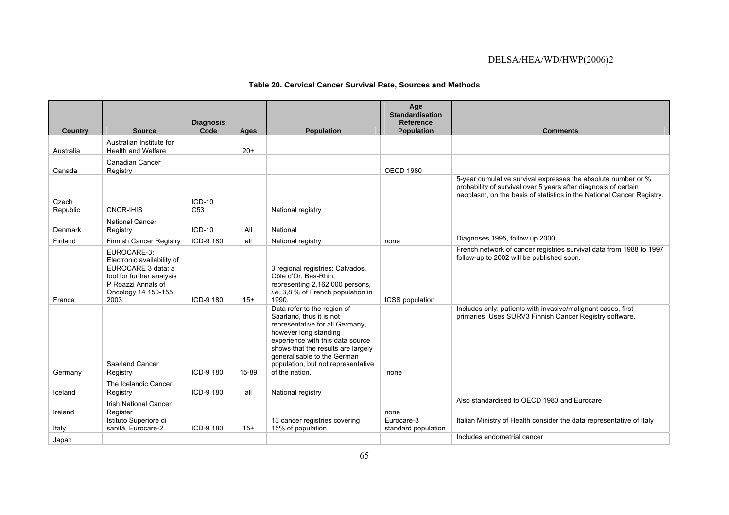**Table 20. Cervical Cancer Survival Rate, Sources and Methods**

| Country | Source | Diagnosis Code | Ages | Population | Age Standardisation Reference Population | Comments |
|---|---|---|---|---|---|---|
| Australia | Australian Institute for Health and Welfare | | 20+ | | | |
| Canada | Canadian Cancer Registry | | | | OECD 1980 | |
| Czech Republic | CNCR-IHIS | ICD-10 C53 | | National registry | | 5-year cumulative survival expresses the absolute number or % probability of survival over 5 years after diagnosis of certain neoplasm, on the basis of statistics in the National Cancer Registry. |
| Denmark | National Cancer Registry | ICD-10 | All | National | | |
| Finland | Finnish Cancer Registry | ICD-9 180 | all | National registry | none | Diagnoses 1995, follow up 2000. |
| France | EUROCARE-3: Electronic availability of EUROCARE 3 data: a tool for further analysis P Roazzi Annals of Oncology 14 150-155, 2003. | ICD-9 180 | 15+ | 3 regional registries: Calvados, Côte d'Or, Bas-Rhin, representing 2,162.000 persons, *i.e.* 3,8 % of French population in 1990. | ICSS population | French network of cancer registries survival data from 1988 to 1997 follow-up to 2002 will be published soon. |
| Germany | Saarland Cancer Registry | ICD-9 180 | 15-89 | Data refer to the region of Saarland, thus it is not representative for all Germany, however long standing experience with this data source shows that the results are largely generalisable to the German population, but not representative of the nation. | none | Includes only: patients with invasive/malignant cases, first primaries. Uses SURV3 Finnish Cancer Registry software. |
| Iceland | The Icelandic Cancer Registry | ICD-9 180 | all | National registry | | |
| Ireland | Irish National Cancer Register | | | | none | Also standardised to OECD 1980 and Eurocare |
| Italy | Istituto Superiore di sanità, Eurocare-2 | ICD-9 180 | 15+ | 13 cancer registries covering 15% of population | Eurocare-3 standard population | Italian Ministry of Health consider the data representative of Italy |
| Japan | | | | | | Includes endometrial cancer |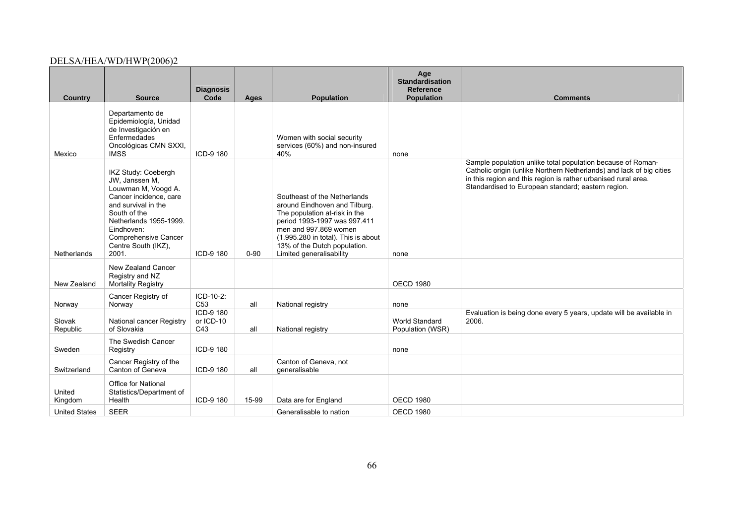| Country | Source | Diagnosis Code | Ages | Population | Age Standardisation Reference Population | Comments |
|---|---|---|---|---|---|---|
| Mexico | Departamento de Epidemiología, Unidad de Investigación en Enfermedades Oncológicas CMN SXXI, IMSS | ICD-9 180 | | Women with social security services (60%) and non-insured 40% | none | |
| Netherlands | IKZ Study: Coebergh JW, Janssen M, Louwman M, Voogd A. Cancer incidence, care and survival in the South of the Netherlands 1955-1999. Eindhoven: Comprehensive Cancer Centre South (IKZ), 2001. | ICD-9 180 | 0-90 | Southeast of the Netherlands around Eindhoven and Tilburg. The population at-risk in the period 1993-1997 was 997.411 men and 997.869 women (1.995.280 in total). This is about 13% of the Dutch population. Limited generalisability | none | Sample population unlike total population because of Roman-Catholic origin (unlike Northern Netherlands) and lack of big cities in this region and this region is rather urbanised rural area. Standardised to European standard; eastern region. |
| New Zealand | New Zealand Cancer Registry and NZ Mortality Registry | | | | OECD 1980 | |
| Norway | Cancer Registry of Norway | ICD-10-2: C53 | all | National registry | none | |
| Slovak Republic | National cancer Registry of Slovakia | ICD-9 180 or ICD-10 C43 | all | National registry | World Standard Population (WSR) | Evaluation is being done every 5 years, update will be available in 2006. |
| Sweden | The Swedish Cancer Registry | ICD-9 180 | | | none | |
| Switzerland | Cancer Registry of the Canton of Geneva | ICD-9 180 | all | Canton of Geneva, not generalisable | | |
| United Kingdom | Office for National Statistics/Department of Health | ICD-9 180 | 15-99 | Data are for England | OECD 1980 | |
| United States | SEER | | | Generalisable to nation | OECD 1980 | |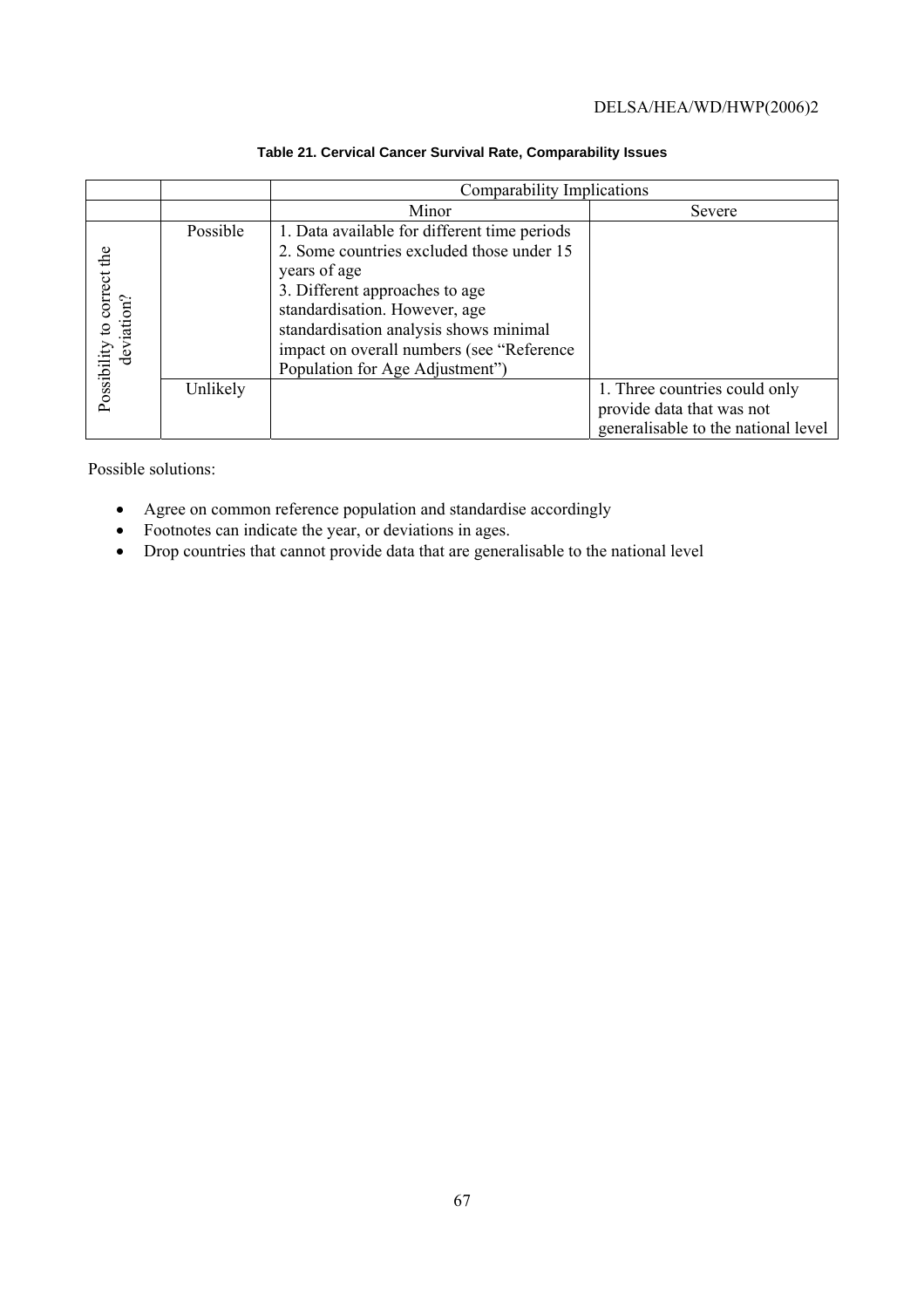**Table 21. Cervical Cancer Survival Rate, Comparability Issues**

| | | Comparability Implications | |
|---|---|---|---|
| | | Minor | Severe |
| Possibility to correct the deviation? | Possible | 1. Data available for different time periods<br>2. Some countries excluded those under 15 years of age<br>3. Different approaches to age standardisation. However, age standardisation analysis shows minimal impact on overall numbers (see "Reference Population for Age Adjustment") | |
| | Unlikely | | 1. Three countries could only provide data that was not generalisable to the national level |

Possible solutions:

- Agree on common reference population and standardise accordingly
- Footnotes can indicate the year, or deviations in ages.
- Drop countries that cannot provide data that are generalisable to the national level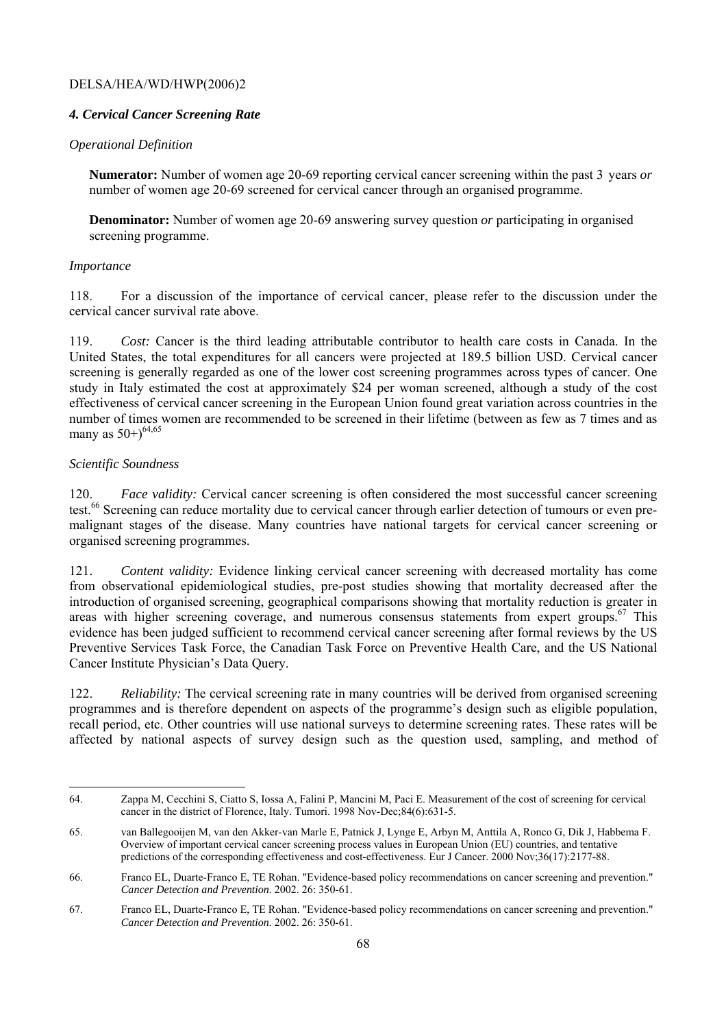### *4. Cervical Cancer Screening Rate*

*Operational Definition*

**Numerator:** Number of women age 20-69 reporting cervical cancer screening within the past 3 years *or* number of women age 20-69 screened for cervical cancer through an organised programme.

**Denominator:** Number of women age 20-69 answering survey question *or* participating in organised screening programme.

*Importance*

118. For a discussion of the importance of cervical cancer, please refer to the discussion under the cervical cancer survival rate above.

119. *Cost:* Cancer is the third leading attributable contributor to health care costs in Canada. In the United States, the total expenditures for all cancers were projected at 189.5 billion USD. Cervical cancer screening is generally regarded as one of the lower cost screening programmes across types of cancer. One study in Italy estimated the cost at approximately $24 per woman screened, although a study of the cost effectiveness of cervical cancer screening in the European Union found great variation across countries in the number of times women are recommended to be screened in their lifetime (between as few as 7 times and as many as 50+)[64,65]

*Scientific Soundness*

120. *Face validity:* Cervical cancer screening is often considered the most successful cancer screening test.[66] Screening can reduce mortality due to cervical cancer through earlier detection of tumours or even pre-malignant stages of the disease. Many countries have national targets for cervical cancer screening or organised screening programmes.

121. *Content validity:* Evidence linking cervical cancer screening with decreased mortality has come from observational epidemiological studies, pre-post studies showing that mortality decreased after the introduction of organised screening, geographical comparisons showing that mortality reduction is greater in areas with higher screening coverage, and numerous consensus statements from expert groups.[67] This evidence has been judged sufficient to recommend cervical cancer screening after formal reviews by the US Preventive Services Task Force, the Canadian Task Force on Preventive Health Care, and the US National Cancer Institute Physician's Data Query.

122. *Reliability:* The cervical screening rate in many countries will be derived from organised screening programmes and is therefore dependent on aspects of the programme's design such as eligible population, recall period, etc. Other countries will use national surveys to determine screening rates. These rates will be affected by national aspects of survey design such as the question used, sampling, and method of

---

64. Zappa M, Cecchini S, Ciatto S, Iossa A, Falini P, Mancini M, Paci E. Measurement of the cost of screening for cervical cancer in the district of Florence, Italy. Tumori. 1998 Nov-Dec;84(6):631-5.

65. van Ballegooijen M, van den Akker-van Marle E, Patnick J, Lynge E, Arbyn M, Anttila A, Ronco G, Dik J, Habbema F. Overview of important cervical cancer screening process values in European Union (EU) countries, and tentative predictions of the corresponding effectiveness and cost-effectiveness. Eur J Cancer. 2000 Nov;36(17):2177-88.

66. Franco EL, Duarte-Franco E, TE Rohan. "Evidence-based policy recommendations on cancer screening and prevention." *Cancer Detection and Prevention*. 2002. 26: 350-61.

67. Franco EL, Duarte-Franco E, TE Rohan. "Evidence-based policy recommendations on cancer screening and prevention." *Cancer Detection and Prevention*. 2002. 26: 350-61.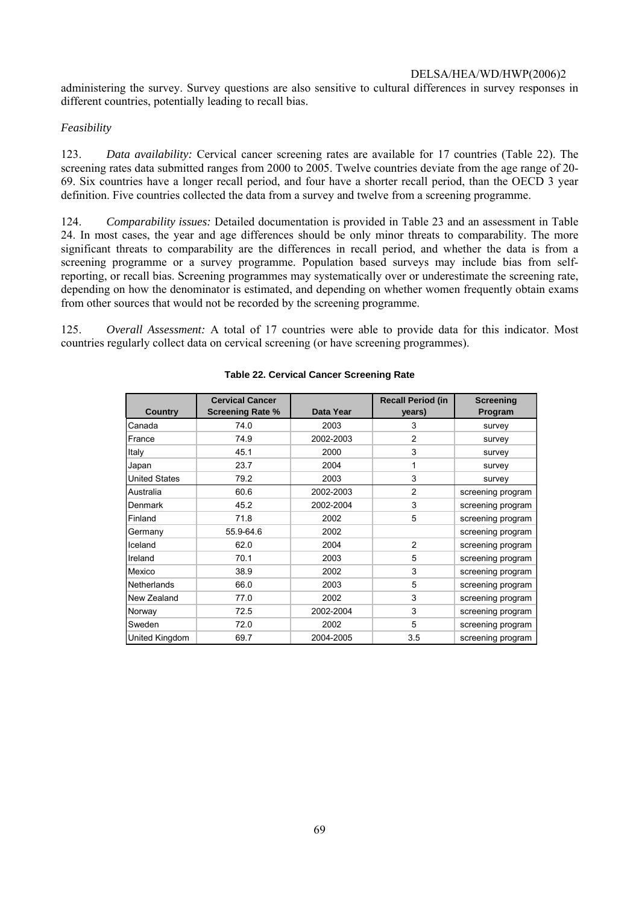administering the survey. Survey questions are also sensitive to cultural differences in survey responses in different countries, potentially leading to recall bias.

*Feasibility*

123. *Data availability:* Cervical cancer screening rates are available for 17 countries (Table 22). The screening rates data submitted ranges from 2000 to 2005. Twelve countries deviate from the age range of 20-69. Six countries have a longer recall period, and four have a shorter recall period, than the OECD 3 year definition. Five countries collected the data from a survey and twelve from a screening programme.

124. *Comparability issues:* Detailed documentation is provided in Table 23 and an assessment in Table 24. In most cases, the year and age differences should be only minor threats to comparability. The more significant threats to comparability are the differences in recall period, and whether the data is from a screening programme or a survey programme. Population based surveys may include bias from self-reporting, or recall bias. Screening programmes may systematically over or underestimate the screening rate, depending on how the denominator is estimated, and depending on whether women frequently obtain exams from other sources that would not be recorded by the screening programme.

125. *Overall Assessment:* A total of 17 countries were able to provide data for this indicator. Most countries regularly collect data on cervical screening (or have screening programmes).

**Table 22. Cervical Cancer Screening Rate**

| Country | Cervical Cancer Screening Rate % | Data Year | Recall Period (in years) | Screening Program |
|---|---|---|---|---|
| Canada | 74.0 | 2003 | 3 | survey |
| France | 74.9 | 2002-2003 | 2 | survey |
| Italy | 45.1 | 2000 | 3 | survey |
| Japan | 23.7 | 2004 | 1 | survey |
| United States | 79.2 | 2003 | 3 | survey |
| Australia | 60.6 | 2002-2003 | 2 | screening program |
| Denmark | 45.2 | 2002-2004 | 3 | screening program |
| Finland | 71.8 | 2002 | 5 | screening program |
| Germany | 55.9-64.6 | 2002 | | screening program |
| Iceland | 62.0 | 2004 | 2 | screening program |
| Ireland | 70.1 | 2003 | 5 | screening program |
| Mexico | 38.9 | 2002 | 3 | screening program |
| Netherlands | 66.0 | 2003 | 5 | screening program |
| New Zealand | 77.0 | 2002 | 3 | screening program |
| Norway | 72.5 | 2002-2004 | 3 | screening program |
| Sweden | 72.0 | 2002 | 5 | screening program |
| United Kingdom | 69.7 | 2004-2005 | 3.5 | screening program |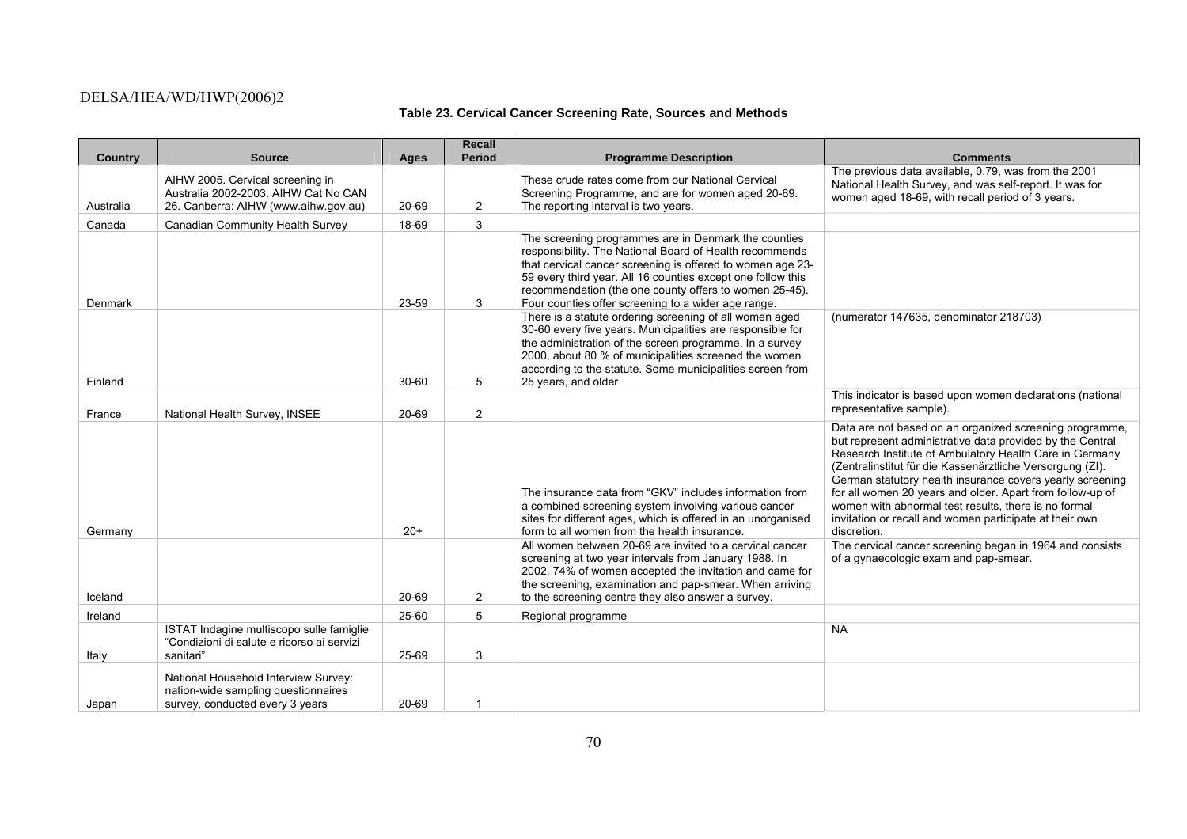**Table 23. Cervical Cancer Screening Rate, Sources and Methods**

| Country | Source | Ages | Recall Period | Programme Description | Comments |
|---|---|---|---|---|---|
| Australia | AIHW 2005. Cervical screening in Australia 2002-2003. AIHW Cat No CAN 26. Canberra: AIHW (www.aihw.gov.au) | 20-69 | 2 | These crude rates come from our National Cervical Screening Programme, and are for women aged 20-69. The reporting interval is two years. | The previous data available, 0.79, was from the 2001 National Health Survey, and was self-report. It was for women aged 18-69, with recall period of 3 years. |
| Canada | Canadian Community Health Survey | 18-69 | 3 | | |
| Denmark | | 23-59 | 3 | The screening programmes are in Denmark the counties responsibility. The National Board of Health recommends that cervical cancer screening is offered to women age 23-59 every third year. All 16 counties except one follow this recommendation (the one county offers to women 25-45). Four counties offer screening to a wider age range. | |
| Finland | | 30-60 | 5 | There is a statute ordering screening of all women aged 30-60 every five years. Municipalities are responsible for the administration of the screen programme. In a survey 2000, about 80 % of municipalities screened the women according to the statute. Some municipalities screen from 25 years, and older | (numerator 147635, denominator 218703) |
| France | National Health Survey, INSEE | 20-69 | 2 | | This indicator is based upon women declarations (national representative sample). |
| Germany | | 20+ | | The insurance data from "GKV" includes information from a combined screening system involving various cancer sites for different ages, which is offered in an unorganised form to all women from the health insurance. | Data are not based on an organized screening programme, but represent administrative data provided by the Central Research Institute of Ambulatory Health Care in Germany (Zentralinstitut für die Kassenärztliche Versorgung (ZI). German statutory health insurance covers yearly screening for all women 20 years and older. Apart from follow-up of women with abnormal test results, there is no formal invitation or recall and women participate at their own discretion. |
| Iceland | | 20-69 | 2 | All women between 20-69 are invited to a cervical cancer screening at two year intervals from January 1988. In 2002, 74% of women accepted the invitation and came for the screening, examination and pap-smear. When arriving to the screening centre they also answer a survey. | The cervical cancer screening began in 1964 and consists of a gynaecologic exam and pap-smear. |
| Ireland | | 25-60 | 5 | Regional programme | |
| Italy | ISTAT Indagine multiscopo sulle famiglie "Condizioni di salute e ricorso ai servizi sanitari" | 25-69 | 3 | | NA |
| Japan | National Household Interview Survey: nation-wide sampling questionnaires survey, conducted every 3 years | 20-69 | 1 | | |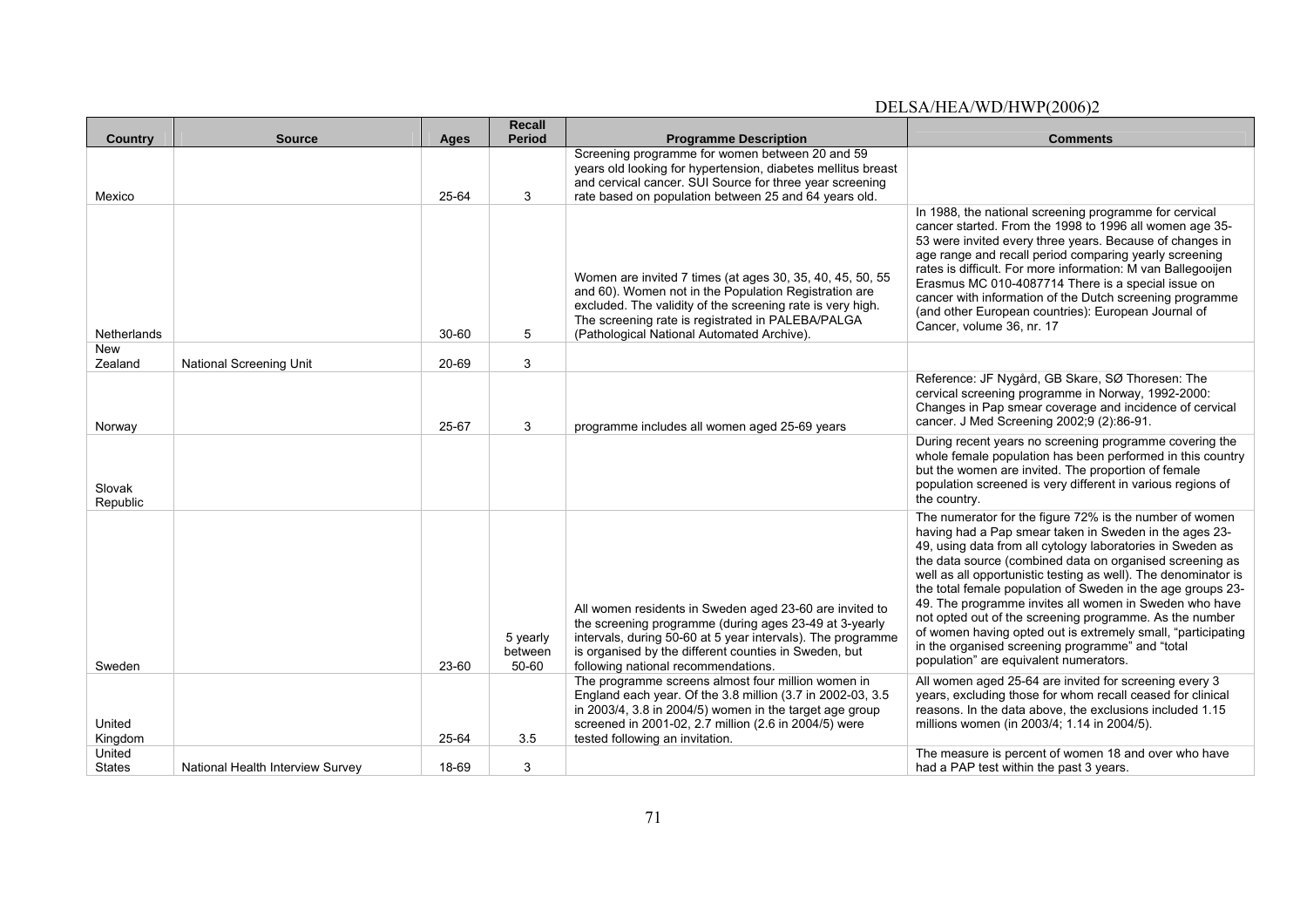| Country | Source | Ages | Recall Period | Programme Description | Comments |
|---|---|---|---|---|---|
| Mexico | | 25-64 | 3 | Screening programme for women between 20 and 59 years old looking for hypertension, diabetes mellitus breast and cervical cancer. SUI Source for three year screening rate based on population between 25 and 64 years old. | |
| Netherlands | | 30-60 | 5 | Women are invited 7 times (at ages 30, 35, 40, 45, 50, 55 and 60). Women not in the Population Registration are excluded. The validity of the screening rate is very high. The screening rate is registrated in PALEBA/PALGA (Pathological National Automated Archive). | In 1988, the national screening programme for cervical cancer started. From the 1998 to 1996 all women age 35-53 were invited every three years. Because of changes in age range and recall period comparing yearly screening rates is difficult. For more information: M van Ballegooijen Erasmus MC 010-4087714 There is a special issue on cancer with information of the Dutch screening programme (and other European countries): European Journal of Cancer, volume 36, nr. 17 |
| New Zealand | National Screening Unit | 20-69 | 3 | | |
| Norway | | 25-67 | 3 | programme includes all women aged 25-69 years | Reference: JF Nygård, GB Skare, SØ Thoresen: The cervical screening programme in Norway, 1992-2000: Changes in Pap smear coverage and incidence of cervical cancer. J Med Screening 2002;9 (2):86-91. |
| Slovak Republic | | | | | During recent years no screening programme covering the whole female population has been performed in this country but the women are invited. The proportion of female population screened is very different in various regions of the country. |
| Sweden | | 23-60 | 5 yearly between 50-60 | All women residents in Sweden aged 23-60 are invited to the screening programme (during ages 23-49 at 3-yearly intervals, during 50-60 at 5 year intervals). The programme is organised by the different counties in Sweden, but following national recommendations. | The numerator for the figure 72% is the number of women having had a Pap smear taken in Sweden in the ages 23-49, using data from all cytology laboratories in Sweden as the data source (combined data on organised screening as well as all opportunistic testing as well). The denominator is the total female population of Sweden in the age groups 23-49. The programme invites all women in Sweden who have not opted out of the screening programme. As the number of women having opted out is extremely small, "participating in the organised screening programme" and "total population" are equivalent numerators. |
| United Kingdom | | 25-64 | 3.5 | The programme screens almost four million women in England each year. Of the 3.8 million (3.7 in 2002-03, 3.5 in 2003/4, 3.8 in 2004/5) women in the target age group screened in 2001-02, 2.7 million (2.6 in 2004/5) were tested following an invitation. | All women aged 25-64 are invited for screening every 3 years, excluding those for whom recall ceased for clinical reasons. In the data above, the exclusions included 1.15 millions women (in 2003/4; 1.14 in 2004/5). |
| United States | National Health Interview Survey | 18-69 | 3 | | The measure is percent of women 18 and over who have had a PAP test within the past 3 years. |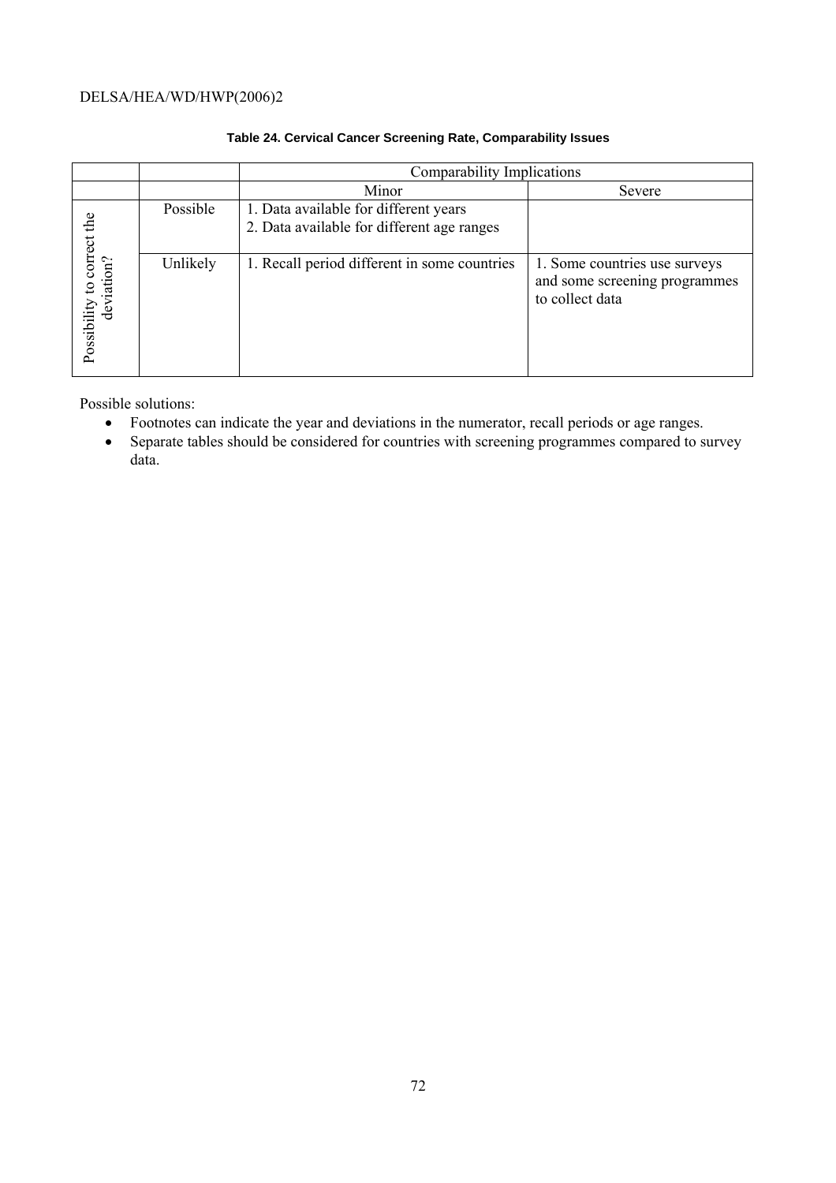**Table 24. Cervical Cancer Screening Rate, Comparability Issues**

| | | Comparability Implications | |
|---|---|---|---|
| | | Minor | Severe |
| Possibility to correct the deviation? | Possible | 1. Data available for different years<br>2. Data available for different age ranges | |
| | Unlikely | 1. Recall period different in some countries | 1. Some countries use surveys and some screening programmes to collect data |

Possible solutions:

- Footnotes can indicate the year and deviations in the numerator, recall periods or age ranges.
- Separate tables should be considered for countries with screening programmes compared to survey data.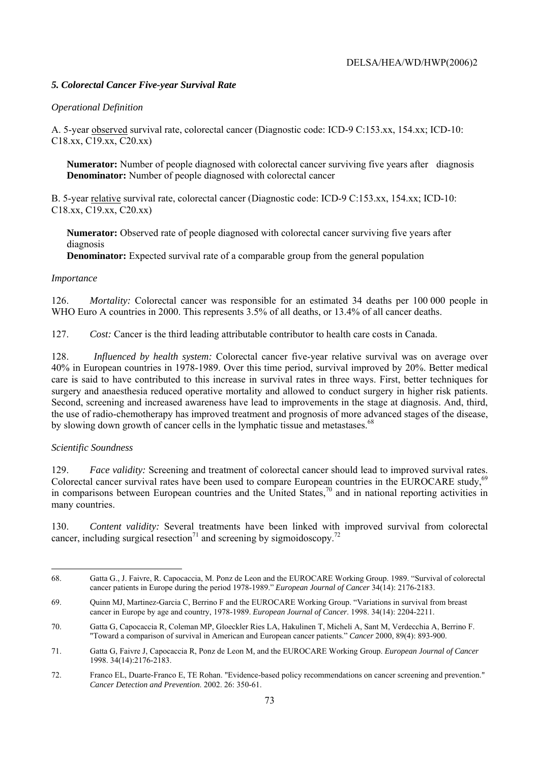### *5. Colorectal Cancer Five-year Survival Rate*

*Operational Definition*

A. 5-year observed survival rate, colorectal cancer (Diagnostic code: ICD-9 C:153.xx, 154.xx; ICD-10: C18.xx, C19.xx, C20.xx)

> **Numerator:** Number of people diagnosed with colorectal cancer surviving five years after diagnosis
> **Denominator:** Number of people diagnosed with colorectal cancer

B. 5-year relative survival rate, colorectal cancer (Diagnostic code: ICD-9 C:153.xx, 154.xx; ICD-10: C18.xx, C19.xx, C20.xx)

> **Numerator:** Observed rate of people diagnosed with colorectal cancer surviving five years after diagnosis
> **Denominator:** Expected survival rate of a comparable group from the general population

*Importance*

126. *Mortality:* Colorectal cancer was responsible for an estimated 34 deaths per 100 000 people in WHO Euro A countries in 2000. This represents 3.5% of all deaths, or 13.4% of all cancer deaths.

127. *Cost:* Cancer is the third leading attributable contributor to health care costs in Canada.

128. *Influenced by health system:* Colorectal cancer five-year relative survival was on average over 40% in European countries in 1978-1989. Over this time period, survival improved by 20%. Better medical care is said to have contributed to this increase in survival rates in three ways. First, better techniques for surgery and anaesthesia reduced operative mortality and allowed to conduct surgery in higher risk patients. Second, screening and increased awareness have lead to improvements in the stage at diagnosis. And, third, the use of radio-chemotherapy has improved treatment and prognosis of more advanced stages of the disease, by slowing down growth of cancer cells in the lymphatic tissue and metastases.[68]

*Scientific Soundness*

129. *Face validity:* Screening and treatment of colorectal cancer should lead to improved survival rates. Colorectal cancer survival rates have been used to compare European countries in the EUROCARE study,[69] in comparisons between European countries and the United States,[70] and in national reporting activities in many countries.

130. *Content validity:* Several treatments have been linked with improved survival from colorectal cancer, including surgical resection[71] and screening by sigmoidoscopy.[72]

---

68. Gatta G., J. Faivre, R. Capocaccia, M. Ponz de Leon and the EUROCARE Working Group. 1989. "Survival of colorectal cancer patients in Europe during the period 1978-1989." *European Journal of Cancer* 34(14): 2176-2183.

69. Quinn MJ, Martinez-Garcia C, Berrino F and the EUROCARE Working Group. "Variations in survival from breast cancer in Europe by age and country, 1978-1989. *European Journal of Cancer*. 1998. 34(14): 2204-2211.

70. Gatta G, Capocaccia R, Coleman MP, Gloeckler Ries LA, Hakulinen T, Micheli A, Sant M, Verdecchia A, Berrino F. "Toward a comparison of survival in American and European cancer patients." *Cancer* 2000, 89(4): 893-900.

71. Gatta G, Faivre J, Capocaccia R, Ponz de Leon M, and the EUROCARE Working Group. *European Journal of Cancer* 1998. 34(14):2176-2183.

72. Franco EL, Duarte-Franco E, TE Rohan. "Evidence-based policy recommendations on cancer screening and prevention." *Cancer Detection and Prevention*. 2002. 26: 350-61.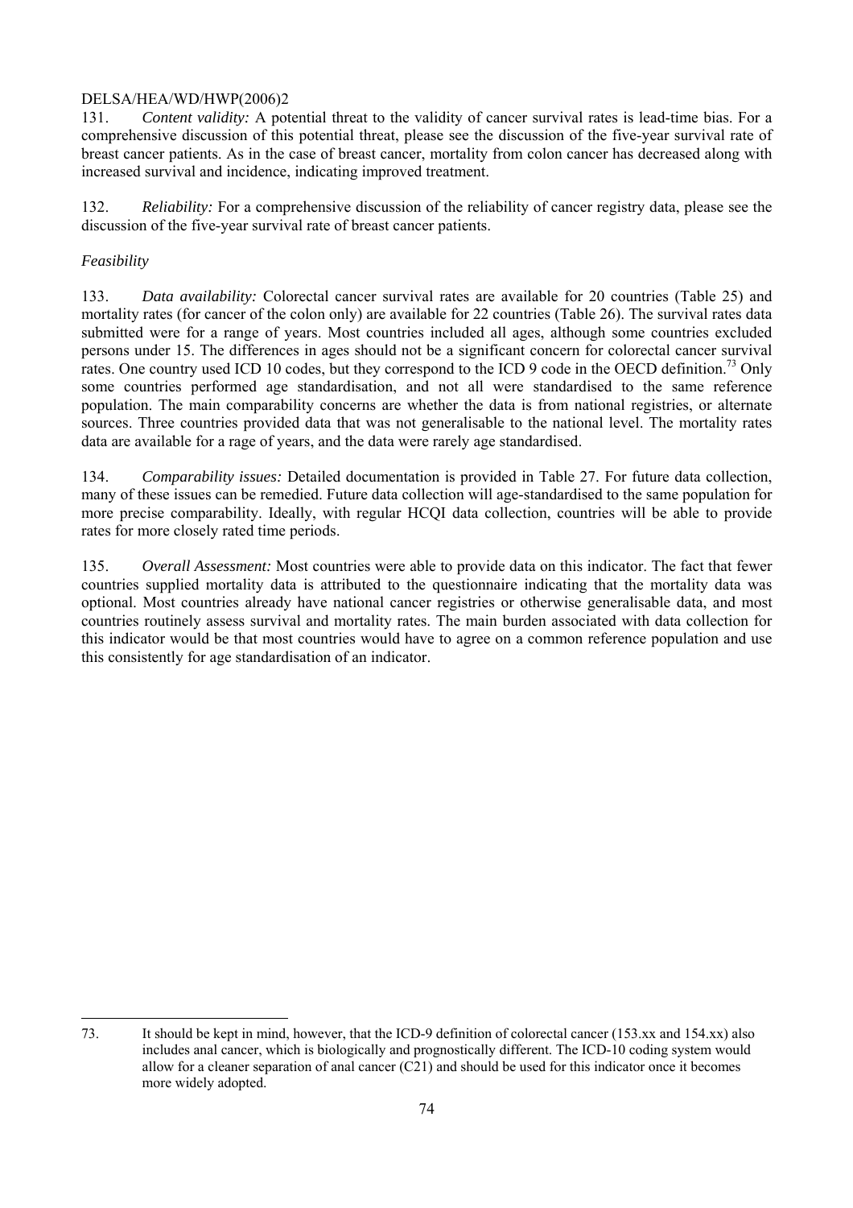131. *Content validity:* A potential threat to the validity of cancer survival rates is lead-time bias. For a comprehensive discussion of this potential threat, please see the discussion of the five-year survival rate of breast cancer patients. As in the case of breast cancer, mortality from colon cancer has decreased along with increased survival and incidence, indicating improved treatment.

132. *Reliability:* For a comprehensive discussion of the reliability of cancer registry data, please see the discussion of the five-year survival rate of breast cancer patients.

*Feasibility*

133. *Data availability:* Colorectal cancer survival rates are available for 20 countries (Table 25) and mortality rates (for cancer of the colon only) are available for 22 countries (Table 26). The survival rates data submitted were for a range of years. Most countries included all ages, although some countries excluded persons under 15. The differences in ages should not be a significant concern for colorectal cancer survival rates. One country used ICD 10 codes, but they correspond to the ICD 9 code in the OECD definition.[73] Only some countries performed age standardisation, and not all were standardised to the same reference population. The main comparability concerns are whether the data is from national registries, or alternate sources. Three countries provided data that was not generalisable to the national level. The mortality rates data are available for a rage of years, and the data were rarely age standardised.

134. *Comparability issues:* Detailed documentation is provided in Table 27. For future data collection, many of these issues can be remedied. Future data collection will age-standardised to the same population for more precise comparability. Ideally, with regular HCQI data collection, countries will be able to provide rates for more closely rated time periods.

135. *Overall Assessment:* Most countries were able to provide data on this indicator. The fact that fewer countries supplied mortality data is attributed to the questionnaire indicating that the mortality data was optional. Most countries already have national cancer registries or otherwise generalisable data, and most countries routinely assess survival and mortality rates. The main burden associated with data collection for this indicator would be that most countries would have to agree on a common reference population and use this consistently for age standardisation of an indicator.

---

73. It should be kept in mind, however, that the ICD-9 definition of colorectal cancer (153.xx and 154.xx) also includes anal cancer, which is biologically and prognostically different. The ICD-10 coding system would allow for a cleaner separation of anal cancer (C21) and should be used for this indicator once it becomes more widely adopted.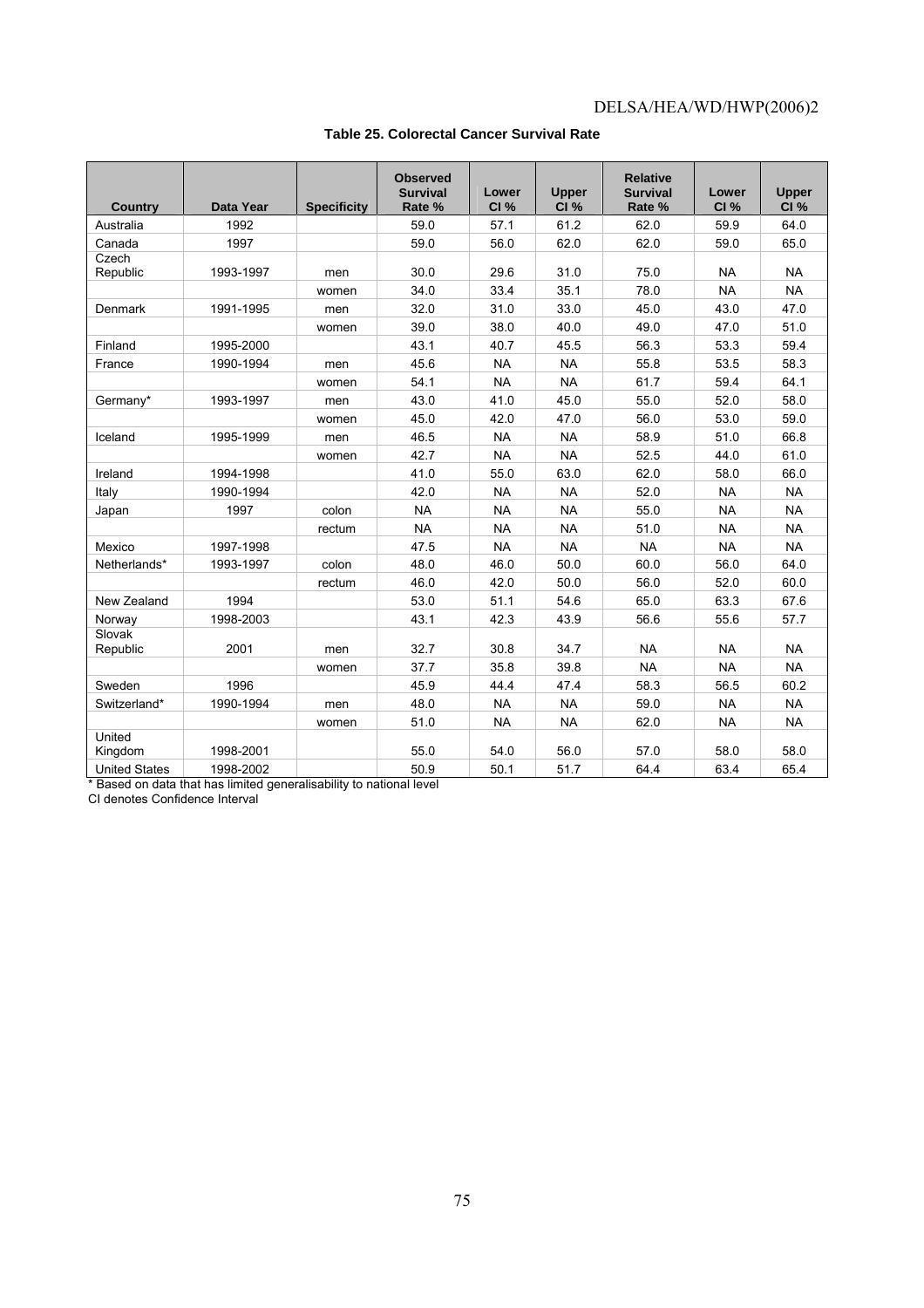**Table 25. Colorectal Cancer Survival Rate**

| Country | Data Year | Specificity | Observed Survival Rate % | Lower CI % | Upper CI % | Relative Survival Rate % | Lower CI % | Upper CI % |
|---|---|---|---|---|---|---|---|---|
| Australia | 1992 | | 59.0 | 57.1 | 61.2 | 62.0 | 59.9 | 64.0 |
| Canada | 1997 | | 59.0 | 56.0 | 62.0 | 62.0 | 59.0 | 65.0 |
| Czech Republic | 1993-1997 | men | 30.0 | 29.6 | 31.0 | 75.0 | NA | NA |
| | | women | 34.0 | 33.4 | 35.1 | 78.0 | NA | NA |
| Denmark | 1991-1995 | men | 32.0 | 31.0 | 33.0 | 45.0 | 43.0 | 47.0 |
| | | women | 39.0 | 38.0 | 40.0 | 49.0 | 47.0 | 51.0 |
| Finland | 1995-2000 | | 43.1 | 40.7 | 45.5 | 56.3 | 53.3 | 59.4 |
| France | 1990-1994 | men | 45.6 | NA | NA | 55.8 | 53.5 | 58.3 |
| | | women | 54.1 | NA | NA | 61.7 | 59.4 | 64.1 |
| Germany* | 1993-1997 | men | 43.0 | 41.0 | 45.0 | 55.0 | 52.0 | 58.0 |
| | | women | 45.0 | 42.0 | 47.0 | 56.0 | 53.0 | 59.0 |
| Iceland | 1995-1999 | men | 46.5 | NA | NA | 58.9 | 51.0 | 66.8 |
| | | women | 42.7 | NA | NA | 52.5 | 44.0 | 61.0 |
| Ireland | 1994-1998 | | 41.0 | 55.0 | 63.0 | 62.0 | 58.0 | 66.0 |
| Italy | 1990-1994 | | 42.0 | NA | NA | 52.0 | NA | NA |
| Japan | 1997 | colon | NA | NA | NA | 55.0 | NA | NA |
| | | rectum | NA | NA | NA | 51.0 | NA | NA |
| Mexico | 1997-1998 | | 47.5 | NA | NA | NA | NA | NA |
| Netherlands* | 1993-1997 | colon | 48.0 | 46.0 | 50.0 | 60.0 | 56.0 | 64.0 |
| | | rectum | 46.0 | 42.0 | 50.0 | 56.0 | 52.0 | 60.0 |
| New Zealand | 1994 | | 53.0 | 51.1 | 54.6 | 65.0 | 63.3 | 67.6 |
| Norway | 1998-2003 | | 43.1 | 42.3 | 43.9 | 56.6 | 55.6 | 57.7 |
| Slovak Republic | 2001 | men | 32.7 | 30.8 | 34.7 | NA | NA | NA |
| | | women | 37.7 | 35.8 | 39.8 | NA | NA | NA |
| Sweden | 1996 | | 45.9 | 44.4 | 47.4 | 58.3 | 56.5 | 60.2 |
| Switzerland* | 1990-1994 | men | 48.0 | NA | NA | 59.0 | NA | NA |
| | | women | 51.0 | NA | NA | 62.0 | NA | NA |
| United Kingdom | 1998-2001 | | 55.0 | 54.0 | 56.0 | 57.0 | 58.0 | 58.0 |
| United States | 1998-2002 | | 50.9 | 50.1 | 51.7 | 64.4 | 63.4 | 65.4 |

\* Based on data that has limited generalisability to national level

CI denotes Confidence Interval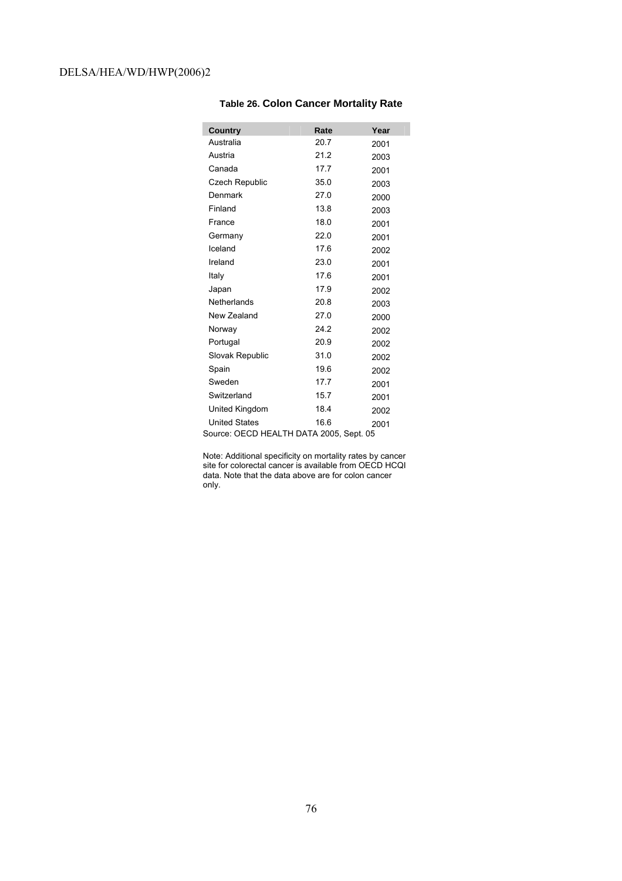**Table 26. Colon Cancer Mortality Rate**

| Country | Rate | Year |
|---|---|---|
| Australia | 20.7 | 2001 |
| Austria | 21.2 | 2003 |
| Canada | 17.7 | 2001 |
| Czech Republic | 35.0 | 2003 |
| Denmark | 27.0 | 2000 |
| Finland | 13.8 | 2003 |
| France | 18.0 | 2001 |
| Germany | 22.0 | 2001 |
| Iceland | 17.6 | 2002 |
| Ireland | 23.0 | 2001 |
| Italy | 17.6 | 2001 |
| Japan | 17.9 | 2002 |
| Netherlands | 20.8 | 2003 |
| New Zealand | 27.0 | 2000 |
| Norway | 24.2 | 2002 |
| Portugal | 20.9 | 2002 |
| Slovak Republic | 31.0 | 2002 |
| Spain | 19.6 | 2002 |
| Sweden | 17.7 | 2001 |
| Switzerland | 15.7 | 2001 |
| United Kingdom | 18.4 | 2002 |
| United States | 16.6 | 2001 |

Source: OECD HEALTH DATA 2005, Sept. 05

Note: Additional specificity on mortality rates by cancer site for colorectal cancer is available from OECD HCQI data. Note that the data above are for colon cancer only.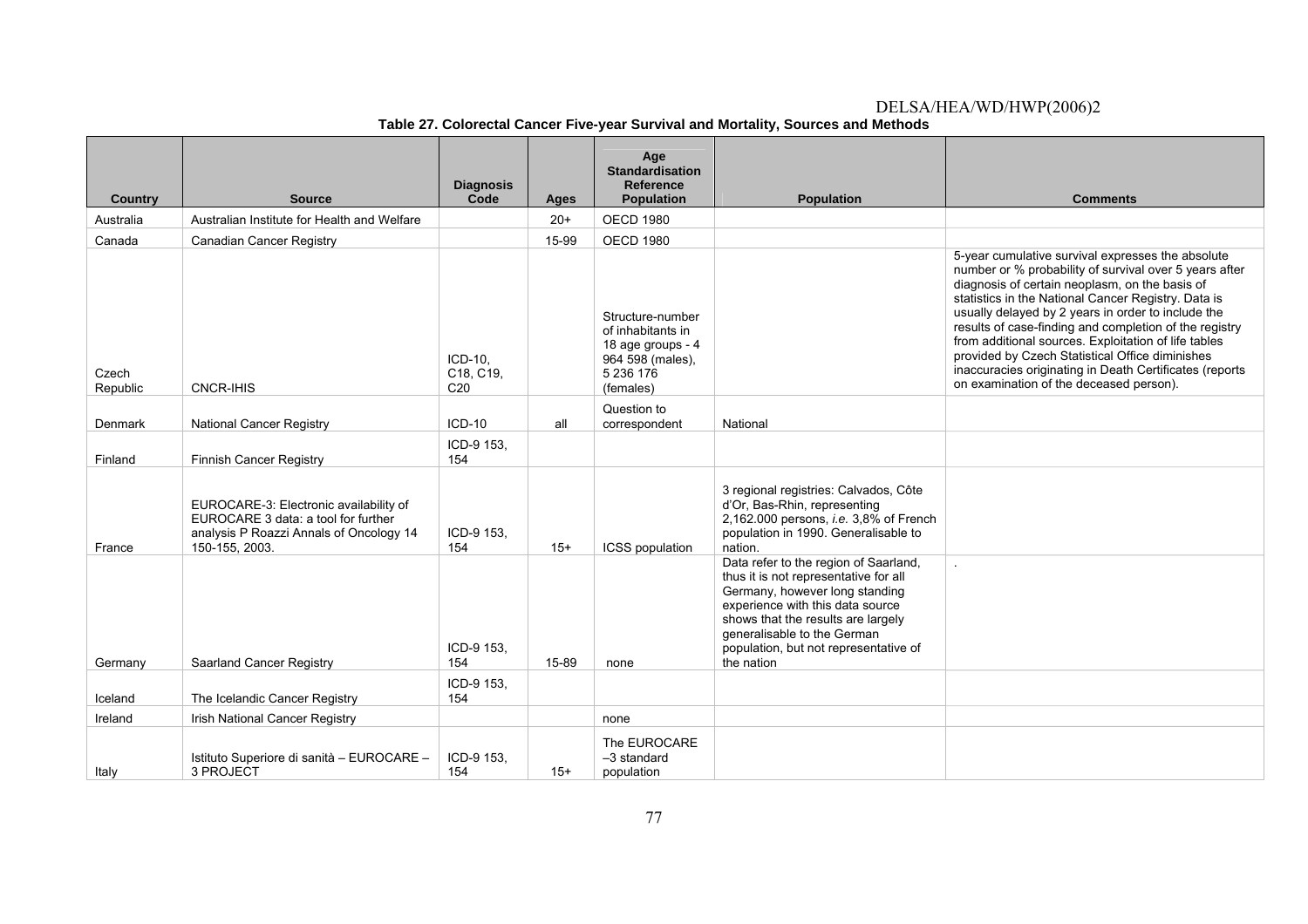**Table 27. Colorectal Cancer Five-year Survival and Mortality, Sources and Methods**

| Country | Source | Diagnosis Code | Ages | Age Standardisation Reference Population | Population | Comments |
|---|---|---|---|---|---|---|
| Australia | Australian Institute for Health and Welfare | | 20+ | OECD 1980 | | |
| Canada | Canadian Cancer Registry | | 15-99 | OECD 1980 | | |
| Czech Republic | CNCR-IHIS | ICD-10, C18, C19, C20 | | Structure-number of inhabitants in 18 age groups - 4 964 598 (males), 5 236 176 (females) | | 5-year cumulative survival expresses the absolute number or % probability of survival over 5 years after diagnosis of certain neoplasm, on the basis of statistics in the National Cancer Registry. Data is usually delayed by 2 years in order to include the results of case-finding and completion of the registry from additional sources. Exploitation of life tables provided by Czech Statistical Office diminishes inaccuracies originating in Death Certificates (reports on examination of the deceased person). |
| Denmark | National Cancer Registry | ICD-10 | all | Question to correspondent | National | |
| Finland | Finnish Cancer Registry | ICD-9 153, 154 | | | | |
| France | EUROCARE-3: Electronic availability of EUROCARE 3 data: a tool for further analysis P Roazzi Annals of Oncology 14 150-155, 2003. | ICD-9 153, 154 | 15+ | ICSS population | 3 regional registries: Calvados, Côte d'Or, Bas-Rhin, representing 2,162.000 persons, *i.e.* 3,8% of French population in 1990. Generalisable to nation. | |
| Germany | Saarland Cancer Registry | ICD-9 153, 154 | 15-89 | none | Data refer to the region of Saarland, thus it is not representative for all Germany, however long standing experience with this data source shows that the results are largely generalisable to the German population, but not representative of the nation | . |
| Iceland | The Icelandic Cancer Registry | ICD-9 153, 154 | | | | |
| Ireland | Irish National Cancer Registry | | | none | | |
| Italy | Istituto Superiore di sanità – EUROCARE – 3 PROJECT | ICD-9 153, 154 | 15+ | The EUROCARE –3 standard population | | |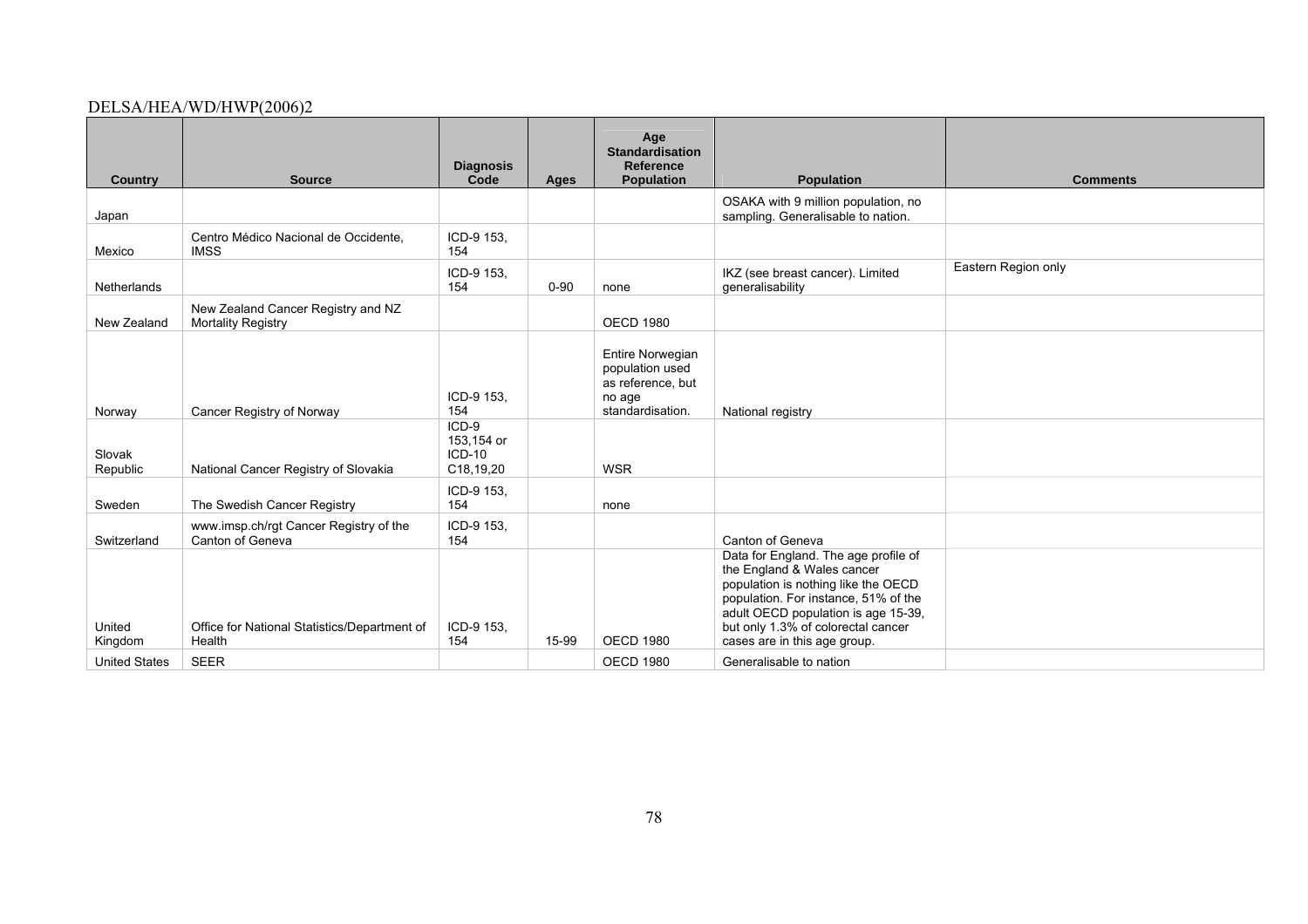| Country | Source | Diagnosis Code | Ages | Age Standardisation Reference Population | Population | Comments |
|---|---|---|---|---|---|---|
| Japan | | | | | OSAKA with 9 million population, no sampling. Generalisable to nation. | |
| Mexico | Centro Médico Nacional de Occidente, IMSS | ICD-9 153, 154 | | | | |
| Netherlands | | ICD-9 153, 154 | 0-90 | none | IKZ (see breast cancer). Limited generalisability | Eastern Region only |
| New Zealand | New Zealand Cancer Registry and NZ Mortality Registry | | | OECD 1980 | | |
| Norway | Cancer Registry of Norway | ICD-9 153, 154 | | Entire Norwegian population used as reference, but no age standardisation. | National registry | |
| Slovak Republic | National Cancer Registry of Slovakia | ICD-9 153,154 or ICD-10 C18,19,20 | | WSR | | |
| Sweden | The Swedish Cancer Registry | ICD-9 153, 154 | | none | | |
| Switzerland | www.imsp.ch/rgt Cancer Registry of the Canton of Geneva | ICD-9 153, 154 | | | Canton of Geneva | |
| United Kingdom | Office for National Statistics/Department of Health | ICD-9 153, 154 | 15-99 | OECD 1980 | Data for England. The age profile of the England & Wales cancer population is nothing like the OECD population. For instance, 51% of the adult OECD population is age 15-39, but only 1.3% of colorectal cancer cases are in this age group. | |
| United States | SEER | | | OECD 1980 | Generalisable to nation | |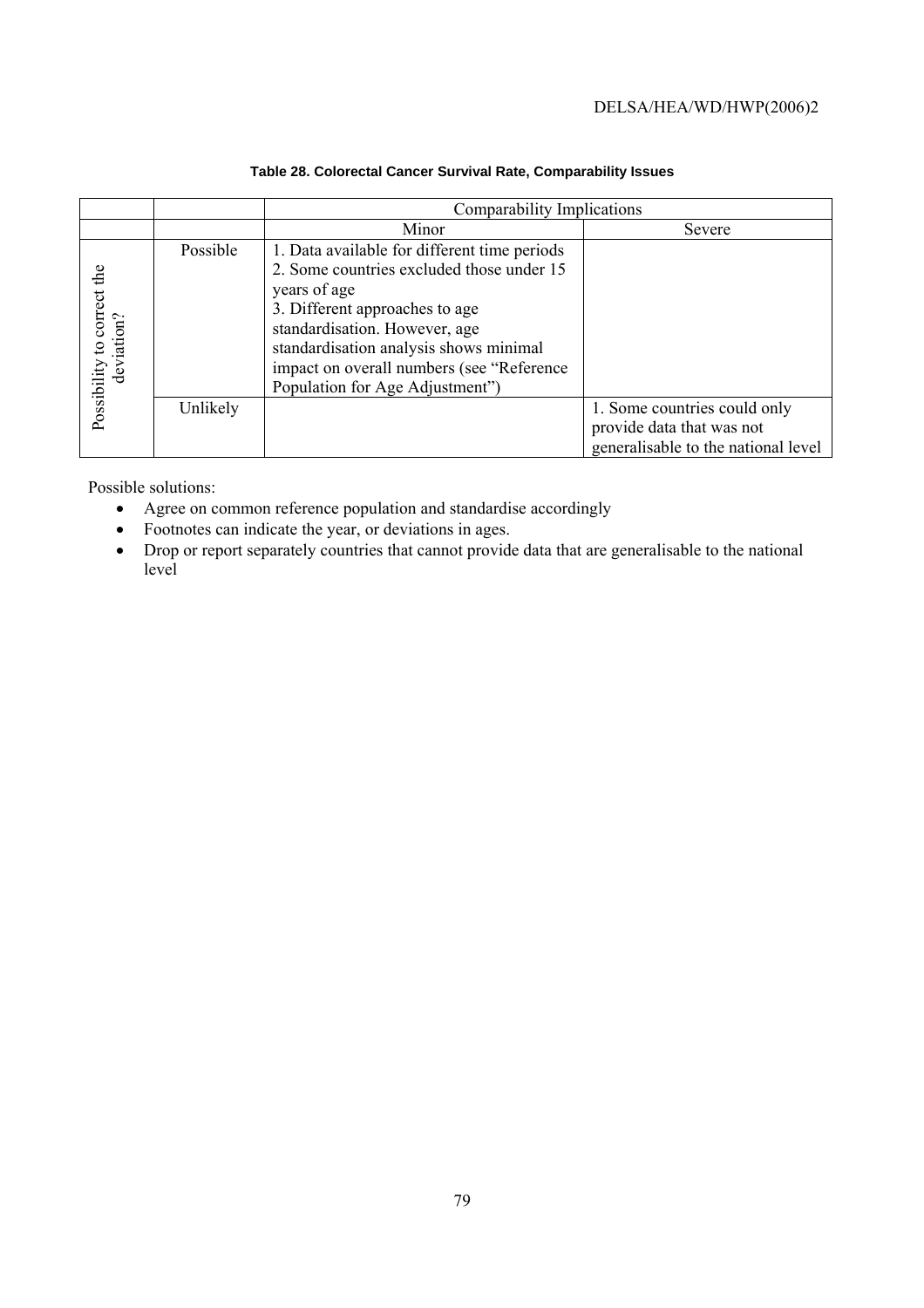**Table 28. Colorectal Cancer Survival Rate, Comparability Issues**

| | | Comparability Implications | |
|---|---|---|---|
| | | Minor | Severe |
| Possibility to correct the deviation? | Possible | 1. Data available for different time periods<br>2. Some countries excluded those under 15 years of age<br>3. Different approaches to age standardisation. However, age standardisation analysis shows minimal impact on overall numbers (see "Reference Population for Age Adjustment") | |
| | Unlikely | | 1. Some countries could only provide data that was not generalisable to the national level |

Possible solutions:

- Agree on common reference population and standardise accordingly
- Footnotes can indicate the year, or deviations in ages.
- Drop or report separately countries that cannot provide data that are generalisable to the national level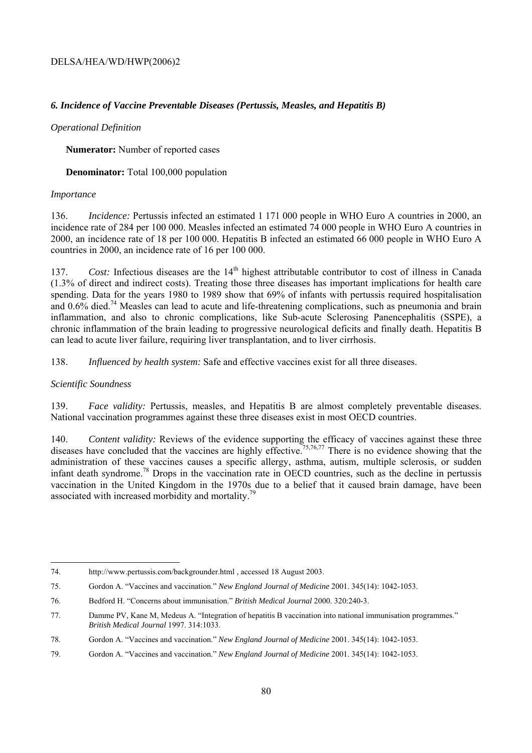### *6. Incidence of Vaccine Preventable Diseases (Pertussis, Measles, and Hepatitis B)*

*Operational Definition*

**Numerator:** Number of reported cases

**Denominator:** Total 100,000 population

*Importance*

136. *Incidence:* Pertussis infected an estimated 1 171 000 people in WHO Euro A countries in 2000, an incidence rate of 284 per 100 000. Measles infected an estimated 74 000 people in WHO Euro A countries in 2000, an incidence rate of 18 per 100 000. Hepatitis B infected an estimated 66 000 people in WHO Euro A countries in 2000, an incidence rate of 16 per 100 000.

137. *Cost:* Infectious diseases are the 14th highest attributable contributor to cost of illness in Canada (1.3% of direct and indirect costs). Treating those three diseases has important implications for health care spending. Data for the years 1980 to 1989 show that 69% of infants with pertussis required hospitalisation and 0.6% died.[74] Measles can lead to acute and life-threatening complications, such as pneumonia and brain inflammation, and also to chronic complications, like Sub-acute Sclerosing Panencephalitis (SSPE), a chronic inflammation of the brain leading to progressive neurological deficits and finally death. Hepatitis B can lead to acute liver failure, requiring liver transplantation, and to liver cirrhosis.

138. *Influenced by health system:* Safe and effective vaccines exist for all three diseases.

*Scientific Soundness*

139. *Face validity:* Pertussis, measles, and Hepatitis B are almost completely preventable diseases. National vaccination programmes against these three diseases exist in most OECD countries.

140. *Content validity:* Reviews of the evidence supporting the efficacy of vaccines against these three diseases have concluded that the vaccines are highly effective.[75,76,77] There is no evidence showing that the administration of these vaccines causes a specific allergy, asthma, autism, multiple sclerosis, or sudden infant death syndrome.[78] Drops in the vaccination rate in OECD countries, such as the decline in pertussis vaccination in the United Kingdom in the 1970s due to a belief that it caused brain damage, have been associated with increased morbidity and mortality.[79]

---

74. http://www.pertussis.com/backgrounder.html , accessed 18 August 2003.

75. Gordon A. "Vaccines and vaccination." *New England Journal of Medicine* 2001. 345(14): 1042-1053.

76. Bedford H. "Concerns about immunisation." *British Medical Journal* 2000. 320:240-3.

77. Damme PV, Kane M, Medeus A. "Integration of hepatitis B vaccination into national immunisation programmes." *British Medical Journal* 1997. 314:1033.

78. Gordon A. "Vaccines and vaccination." *New England Journal of Medicine* 2001. 345(14): 1042-1053.

79. Gordon A. "Vaccines and vaccination." *New England Journal of Medicine* 2001. 345(14): 1042-1053.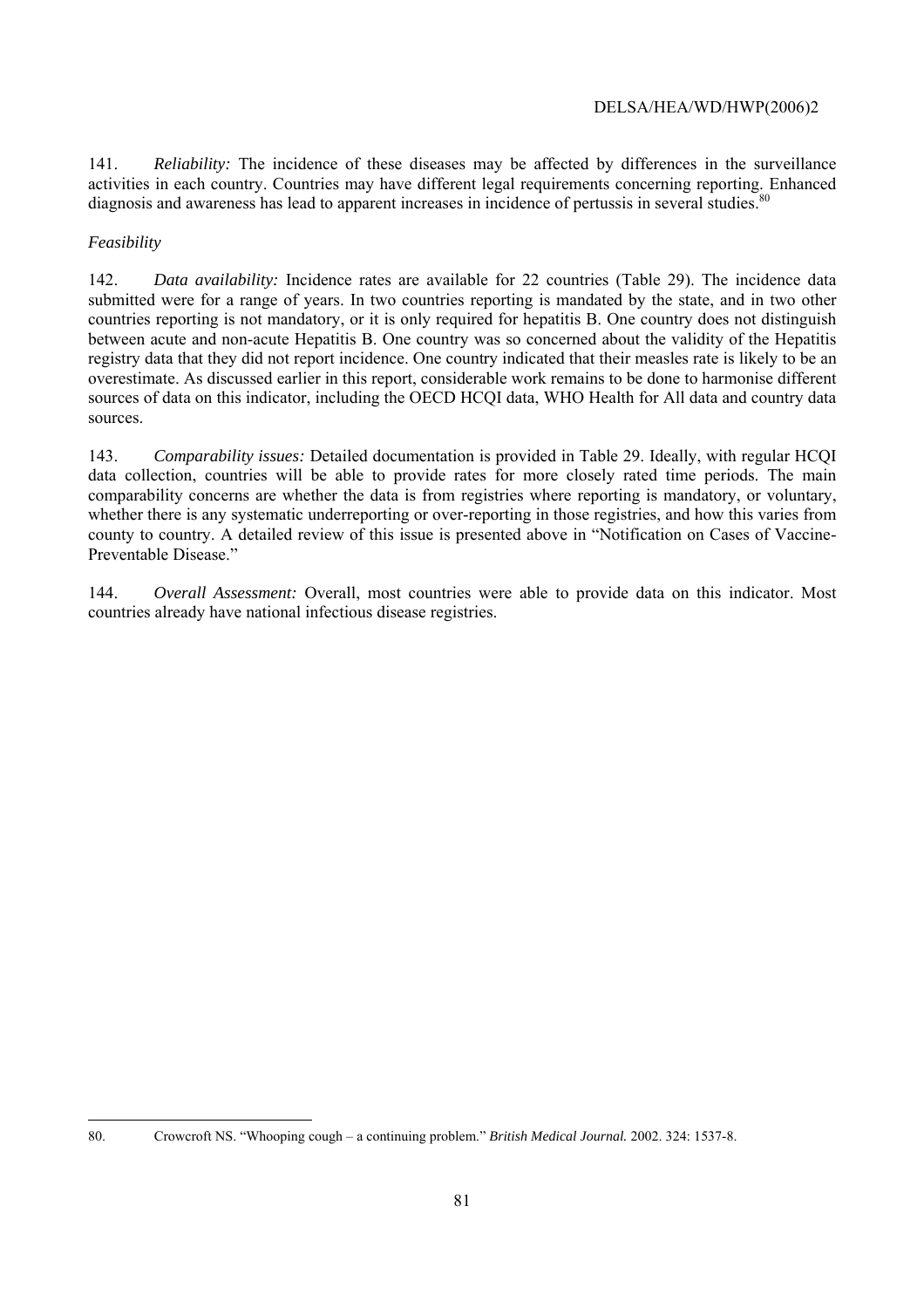141. *Reliability:* The incidence of these diseases may be affected by differences in the surveillance activities in each country. Countries may have different legal requirements concerning reporting. Enhanced diagnosis and awareness has lead to apparent increases in incidence of pertussis in several studies.[80]

*Feasibility*

142. *Data availability:* Incidence rates are available for 22 countries (Table 29). The incidence data submitted were for a range of years. In two countries reporting is mandated by the state, and in two other countries reporting is not mandatory, or it is only required for hepatitis B. One country does not distinguish between acute and non-acute Hepatitis B. One country was so concerned about the validity of the Hepatitis registry data that they did not report incidence. One country indicated that their measles rate is likely to be an overestimate. As discussed earlier in this report, considerable work remains to be done to harmonise different sources of data on this indicator, including the OECD HCQI data, WHO Health for All data and country data sources.

143. *Comparability issues:* Detailed documentation is provided in Table 29. Ideally, with regular HCQI data collection, countries will be able to provide rates for more closely rated time periods. The main comparability concerns are whether the data is from registries where reporting is mandatory, or voluntary, whether there is any systematic underreporting or over-reporting in those registries, and how this varies from county to country. A detailed review of this issue is presented above in "Notification on Cases of Vaccine-Preventable Disease."

144. *Overall Assessment:* Overall, most countries were able to provide data on this indicator. Most countries already have national infectious disease registries.

---

80. Crowcroft NS. "Whooping cough – a continuing problem." *British Medical Journal.* 2002. 324: 1537-8.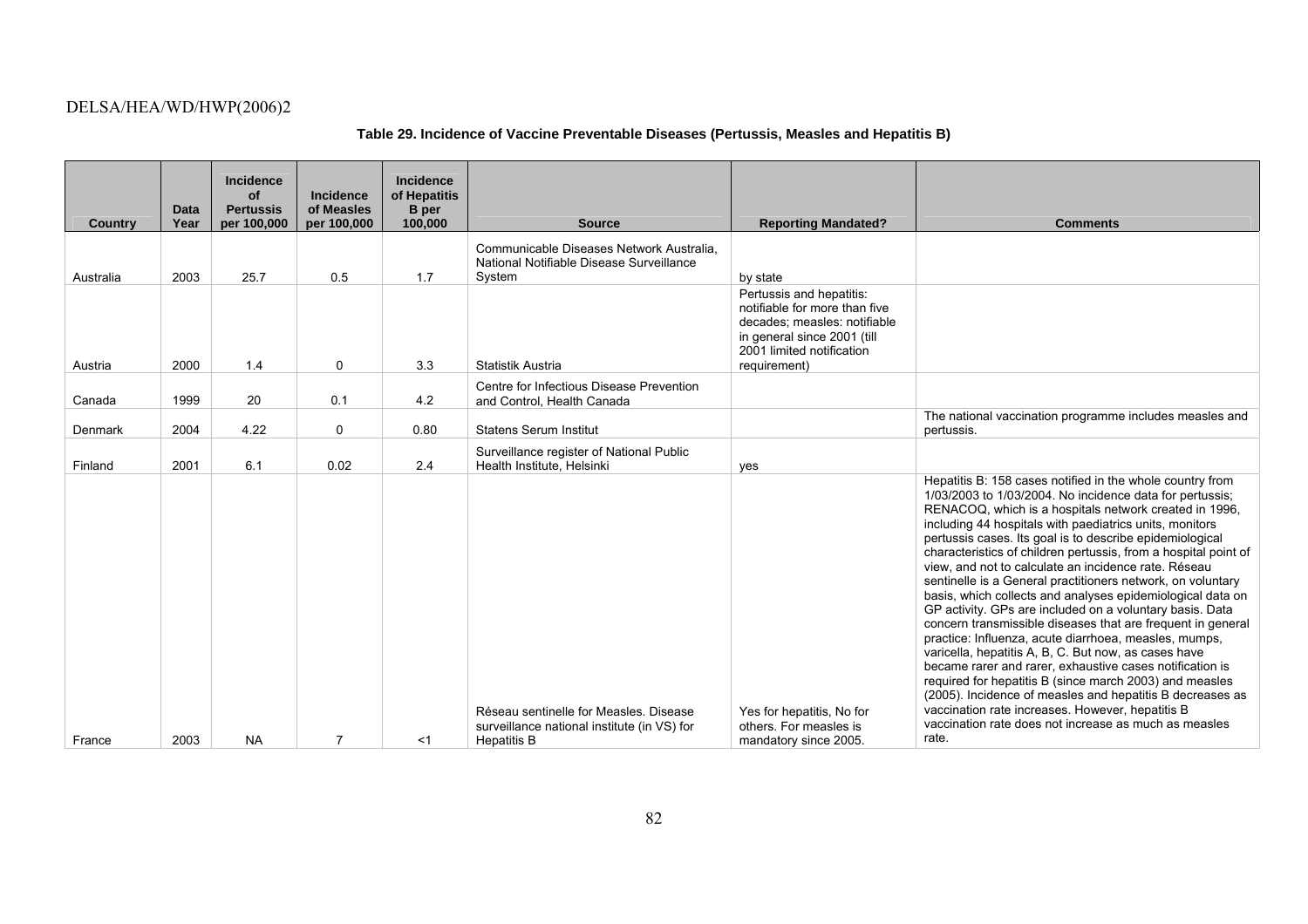**Table 29. Incidence of Vaccine Preventable Diseases (Pertussis, Measles and Hepatitis B)**

| Country | Data Year | Incidence of Pertussis per 100,000 | Incidence of Measles per 100,000 | Incidence of Hepatitis B per 100,000 | Source | Reporting Mandated? | Comments |
|---|---|---|---|---|---|---|---|
| Australia | 2003 | 25.7 | 0.5 | 1.7 | Communicable Diseases Network Australia, National Notifiable Disease Surveillance System | by state | |
| Austria | 2000 | 1.4 | 0 | 3.3 | Statistik Austria | Pertussis and hepatitis: notifiable for more than five decades; measles: notifiable in general since 2001 (till 2001 limited notification requirement) | |
| Canada | 1999 | 20 | 0.1 | 4.2 | Centre for Infectious Disease Prevention and Control, Health Canada | | |
| Denmark | 2004 | 4.22 | 0 | 0.80 | Statens Serum Institut | | The national vaccination programme includes measles and pertussis. |
| Finland | 2001 | 6.1 | 0.02 | 2.4 | Surveillance register of National Public Health Institute, Helsinki | yes | |
| France | 2003 | NA | 7 | <1 | Réseau sentinelle for Measles. Disease surveillance national institute (in VS) for Hepatitis B | Yes for hepatitis, No for others. For measles is mandatory since 2005. | Hepatitis B: 158 cases notified in the whole country from 1/03/2003 to 1/03/2004. No incidence data for pertussis; RENACOQ, which is a hospitals network created in 1996, including 44 hospitals with paediatrics units, monitors pertussis cases. Its goal is to describe epidemiological characteristics of children pertussis, from a hospital point of view, and not to calculate an incidence rate. Réseau sentinelle is a General practitioners network, on voluntary basis, which collects and analyses epidemiological data on GP activity. GPs are included on a voluntary basis. Data concern transmissible diseases that are frequent in general practice: Influenza, acute diarrhoea, measles, mumps, varicella, hepatitis A, B, C. But now, as cases have became rarer and rarer, exhaustive cases notification is required for hepatitis B (since march 2003) and measles (2005). Incidence of measles and hepatitis B decreases as vaccination rate increases. However, hepatitis B vaccination rate does not increase as much as measles rate. |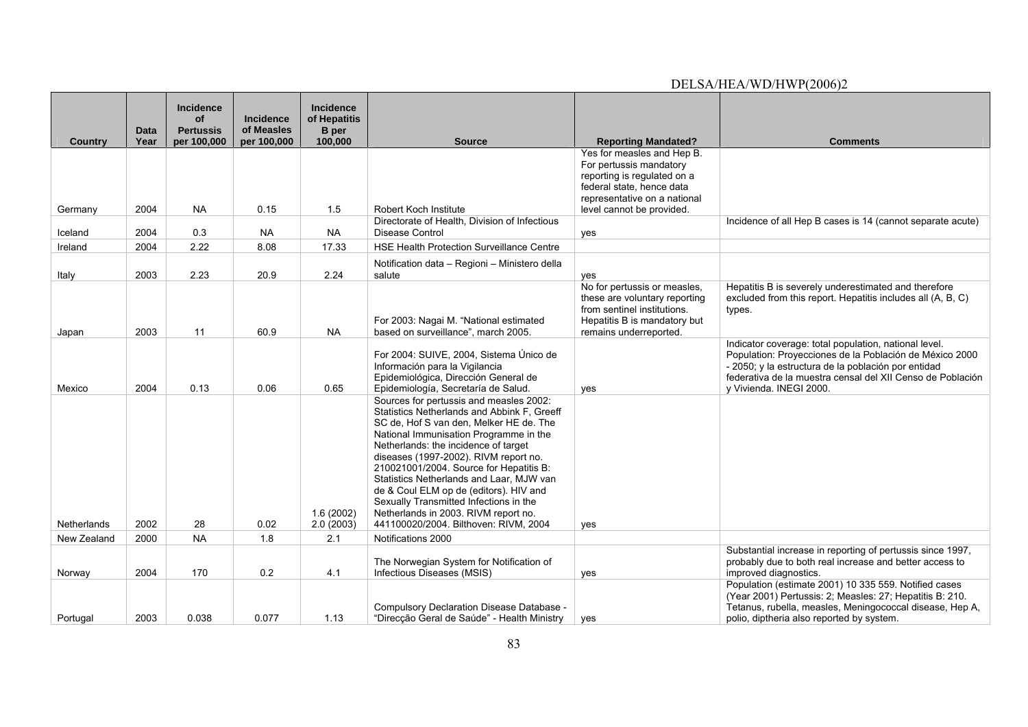| Country | Data Year | Incidence of Pertussis per 100,000 | Incidence of Measles per 100,000 | Incidence of Hepatitis B per 100,000 | Source | Reporting Mandated? | Comments |
|---|---|---|---|---|---|---|---|
| Germany | 2004 | NA | 0.15 | 1.5 | Robert Koch Institute | Yes for measles and Hep B. For pertussis mandatory reporting is regulated on a federal state, hence data representative on a national level cannot be provided. | |
| Iceland | 2004 | 0.3 | NA | NA | Directorate of Health, Division of Infectious Disease Control | yes | Incidence of all Hep B cases is 14 (cannot separate acute) |
| Ireland | 2004 | 2.22 | 8.08 | 17.33 | HSE Health Protection Surveillance Centre | | |
| Italy | 2003 | 2.23 | 20.9 | 2.24 | Notification data – Regioni – Ministero della salute | yes | |
| Japan | 2003 | 11 | 60.9 | NA | For 2003: Nagai M. "National estimated based on surveillance", march 2005. | No for pertussis or measles, these are voluntary reporting from sentinel institutions. Hepatitis B is mandatory but remains underreported. | Hepatitis B is severely underestimated and therefore excluded from this report. Hepatitis includes all (A, B, C) types. |
| Mexico | 2004 | 0.13 | 0.06 | 0.65 | For 2004: SUIVE, 2004, Sistema Único de Información para la Vigilancia Epidemiológica, Dirección General de Epidemiología, Secretaría de Salud. | yes | Indicator coverage: total population, national level. Population: Proyecciones de la Población de México 2000 - 2050; y la estructura de la población por entidad federativa de la muestra censal del XII Censo de Población y Vivienda. INEGI 2000. |
| Netherlands | 2002 | 28 | 0.02 | 1.6 (2002) 2.0 (2003) | Sources for pertussis and measles 2002: Statistics Netherlands and Abbink F, Greeff SC de, Hof S van den, Melker HE de. The National Immunisation Programme in the Netherlands: the incidence of target diseases (1997-2002). RIVM report no. 210021001/2004. Source for Hepatitis B: Statistics Netherlands and Laar, MJW van de & Coul ELM op de (editors). HIV and Sexually Transmitted Infections in the Netherlands in 2003. RIVM report no. 441100020/2004. Bilthoven: RIVM, 2004 | yes | |
| New Zealand | 2000 | NA | 1.8 | 2.1 | Notifications 2000 | | |
| Norway | 2004 | 170 | 0.2 | 4.1 | The Norwegian System for Notification of Infectious Diseases (MSIS) | yes | Substantial increase in reporting of pertussis since 1997, probably due to both real increase and better access to improved diagnostics. |
| Portugal | 2003 | 0.038 | 0.077 | 1.13 | Compulsory Declaration Disease Database - "Direcção Geral de Saúde" - Health Ministry | yes | Population (estimate 2001) 10 335 559. Notified cases (Year 2001) Pertussis: 2; Measles: 27; Hepatitis B: 210. Tetanus, rubella, measles, Meningococcal disease, Hep A, polio, diptheria also reported by system. |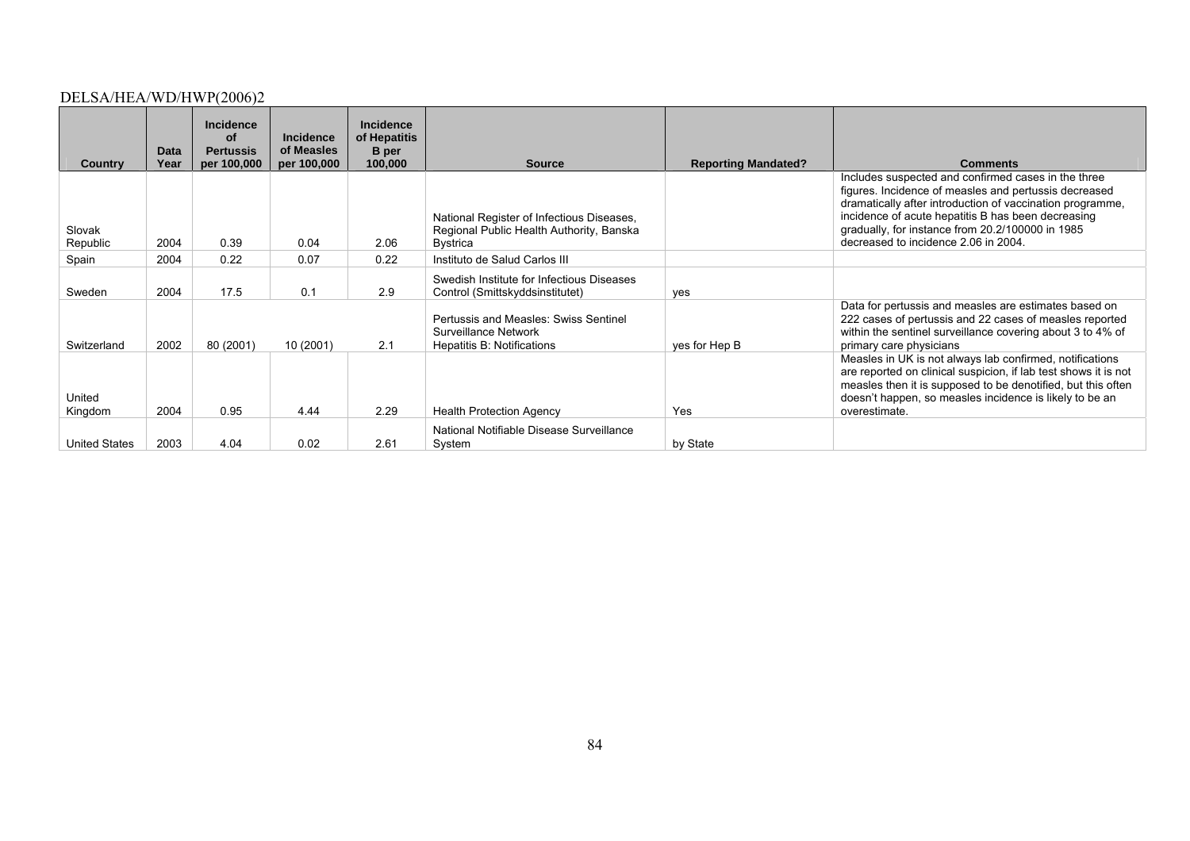| Country | Data Year | Incidence of Pertussis per 100,000 | Incidence of Measles per 100,000 | Incidence of Hepatitis B per 100,000 | Source | Reporting Mandated? | Comments |
|---|---|---|---|---|---|---|---|
| Slovak Republic | 2004 | 0.39 | 0.04 | 2.06 | National Register of Infectious Diseases, Regional Public Health Authority, Banska Bystrica | | Includes suspected and confirmed cases in the three figures. Incidence of measles and pertussis decreased dramatically after introduction of vaccination programme, incidence of acute hepatitis B has been decreasing gradually, for instance from 20.2/100000 in 1985 decreased to incidence 2.06 in 2004. |
| Spain | 2004 | 0.22 | 0.07 | 0.22 | Instituto de Salud Carlos III | | |
| Sweden | 2004 | 17.5 | 0.1 | 2.9 | Swedish Institute for Infectious Diseases Control (Smittskyddsinstitutet) | yes | |
| Switzerland | 2002 | 80 (2001) | 10 (2001) | 2.1 | Pertussis and Measles: Swiss Sentinel Surveillance Network<br>Hepatitis B: Notifications | yes for Hep B | Data for pertussis and measles are estimates based on 222 cases of pertussis and 22 cases of measles reported within the sentinel surveillance covering about 3 to 4% of primary care physicians |
| United Kingdom | 2004 | 0.95 | 4.44 | 2.29 | Health Protection Agency | Yes | Measles in UK is not always lab confirmed, notifications are reported on clinical suspicion, if lab test shows it is not measles then it is supposed to be denotified, but this often doesn't happen, so measles incidence is likely to be an overestimate. |
| United States | 2003 | 4.04 | 0.02 | 2.61 | National Notifiable Disease Surveillance System | by State | |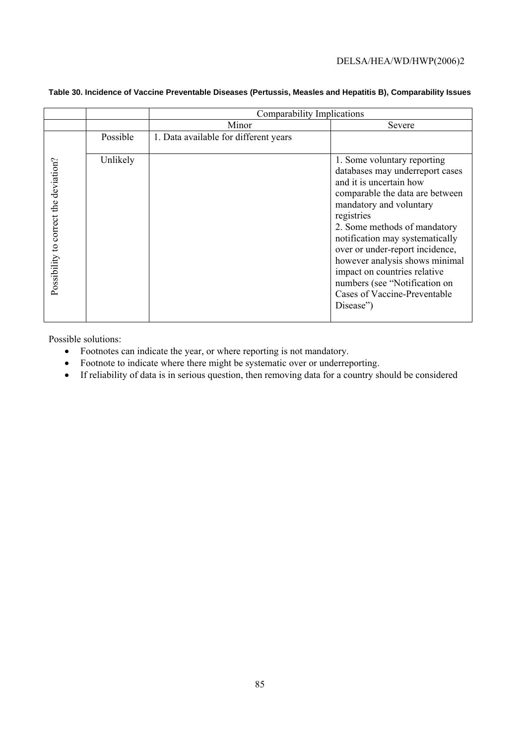**Table 30. Incidence of Vaccine Preventable Diseases (Pertussis, Measles and Hepatitis B), Comparability Issues**

| | | Comparability Implications | |
|---|---|---|---|
| | | Minor | Severe |
| Possibility to correct the deviation? | Possible | 1. Data available for different years | |
| | Unlikely | | 1. Some voluntary reporting databases may underreport cases and it is uncertain how comparable the data are between mandatory and voluntary registries<br>2. Some methods of mandatory notification may systematically over or under-report incidence, however analysis shows minimal impact on countries relative numbers (see "Notification on Cases of Vaccine-Preventable Disease") |

Possible solutions:

- Footnotes can indicate the year, or where reporting is not mandatory.
- Footnote to indicate where there might be systematic over or underreporting.
- If reliability of data is in serious question, then removing data for a country should be considered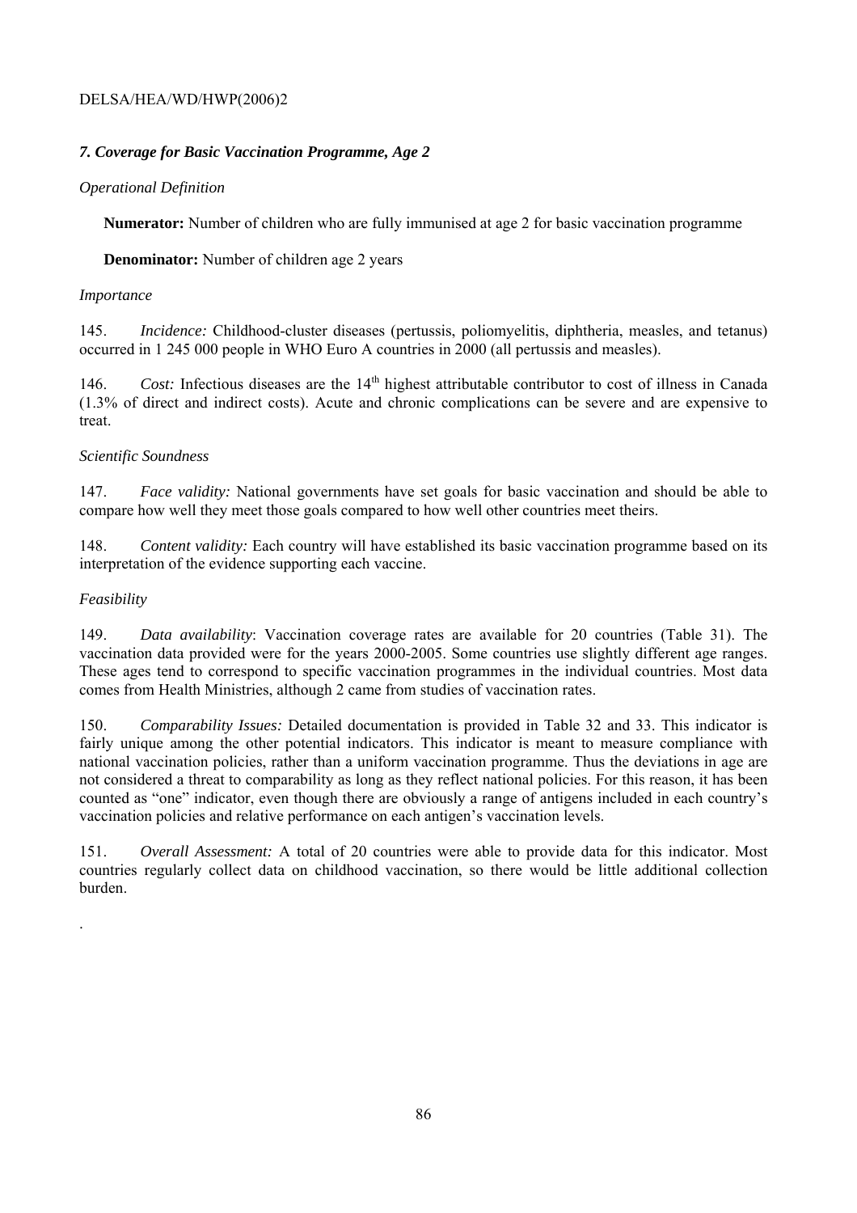### *7. Coverage for Basic Vaccination Programme, Age 2*

*Operational Definition*

**Numerator:** Number of children who are fully immunised at age 2 for basic vaccination programme

**Denominator:** Number of children age 2 years

*Importance*

145. *Incidence:* Childhood-cluster diseases (pertussis, poliomyelitis, diphtheria, measles, and tetanus) occurred in 1 245 000 people in WHO Euro A countries in 2000 (all pertussis and measles).

146. *Cost:* Infectious diseases are the 14th highest attributable contributor to cost of illness in Canada (1.3% of direct and indirect costs). Acute and chronic complications can be severe and are expensive to treat.

*Scientific Soundness*

147. *Face validity:* National governments have set goals for basic vaccination and should be able to compare how well they meet those goals compared to how well other countries meet theirs.

148. *Content validity:* Each country will have established its basic vaccination programme based on its interpretation of the evidence supporting each vaccine.

*Feasibility*

149. *Data availability*: Vaccination coverage rates are available for 20 countries (Table 31). The vaccination data provided were for the years 2000-2005. Some countries use slightly different age ranges. These ages tend to correspond to specific vaccination programmes in the individual countries. Most data comes from Health Ministries, although 2 came from studies of vaccination rates.

150. *Comparability Issues:* Detailed documentation is provided in Table 32 and 33. This indicator is fairly unique among the other potential indicators. This indicator is meant to measure compliance with national vaccination policies, rather than a uniform vaccination programme. Thus the deviations in age are not considered a threat to comparability as long as they reflect national policies. For this reason, it has been counted as "one" indicator, even though there are obviously a range of antigens included in each country's vaccination policies and relative performance on each antigen's vaccination levels.

151. *Overall Assessment:* A total of 20 countries were able to provide data for this indicator. Most countries regularly collect data on childhood vaccination, so there would be little additional collection burden.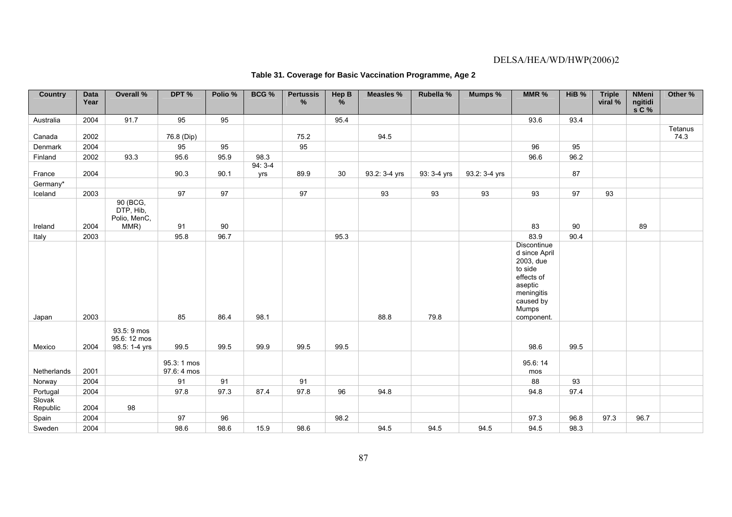**Table 31. Coverage for Basic Vaccination Programme, Age 2**

| Country | Data Year | Overall % | DPT % | Polio % | BCG % | Pertussis % | Hep B % | Measles % | Rubella % | Mumps % | MMR % | HiB % | Triple viral % | NMeningitidis C % | Other % |
|---|---|---|---|---|---|---|---|---|---|---|---|---|---|---|---|
| Australia | 2004 | 91.7 | 95 | 95 | | | 95.4 | | | | 93.6 | 93.4 | | | |
| Canada | 2002 | | 76.8 (Dip) | | | 75.2 | | 94.5 | | | | | | | Tetanus 74.3 |
| Denmark | 2004 | | 95 | 95 | | 95 | | | | | 96 | 95 | | | |
| Finland | 2002 | 93.3 | 95.6 | 95.9 | 98.3 | | | | | | 96.6 | 96.2 | | | |
| France | 2004 | | 90.3 | 90.1 | 94: 3-4 yrs | 89.9 | 30 | 93.2: 3-4 yrs | 93: 3-4 yrs | 93.2: 3-4 yrs | | 87 | | | |
| Germany* | | | | | | | | | | | | | | | |
| Iceland | 2003 | | 97 | 97 | | 97 | | 93 | 93 | 93 | 93 | 97 | 93 | | |
| Ireland | 2004 | 90 (BCG, DTP, Hib, Polio, MenC, MMR) | 91 | 90 | | | | | | | 83 | 90 | | 89 | |
| Italy | 2003 | | 95.8 | 96.7 | | | 95.3 | | | | 83.9 | 90.4 | | | |
| Japan | 2003 | | 85 | 86.4 | 98.1 | | | 88.8 | 79.8 | | Discontinued since April 2003, due to side effects of aseptic meningitis caused by Mumps component. | | | | |
| Mexico | 2004 | 93.5: 9 mos 95.6: 12 mos 98.5: 1-4 yrs | 99.5 | 99.5 | 99.9 | 99.5 | 99.5 | | | | 98.6 | 99.5 | | | |
| Netherlands | 2001 | | 95.3: 1 mos 97.6: 4 mos | | | | | | | | 95.6: 14 mos | | | | |
| Norway | 2004 | | 91 | 91 | | 91 | | | | | 88 | 93 | | | |
| Portugal | 2004 | | 97.8 | 97.3 | 87.4 | 97.8 | 96 | 94.8 | | | 94.8 | 97.4 | | | |
| Slovak Republic | 2004 | 98 | | | | | | | | | | | | | |
| Spain | 2004 | | 97 | 96 | | | 98.2 | | | | 97.3 | 96.8 | 97.3 | 96.7 | |
| Sweden | 2004 | | 98.6 | 98.6 | 15.9 | 98.6 | | 94.5 | 94.5 | 94.5 | 94.5 | 98.3 | | | |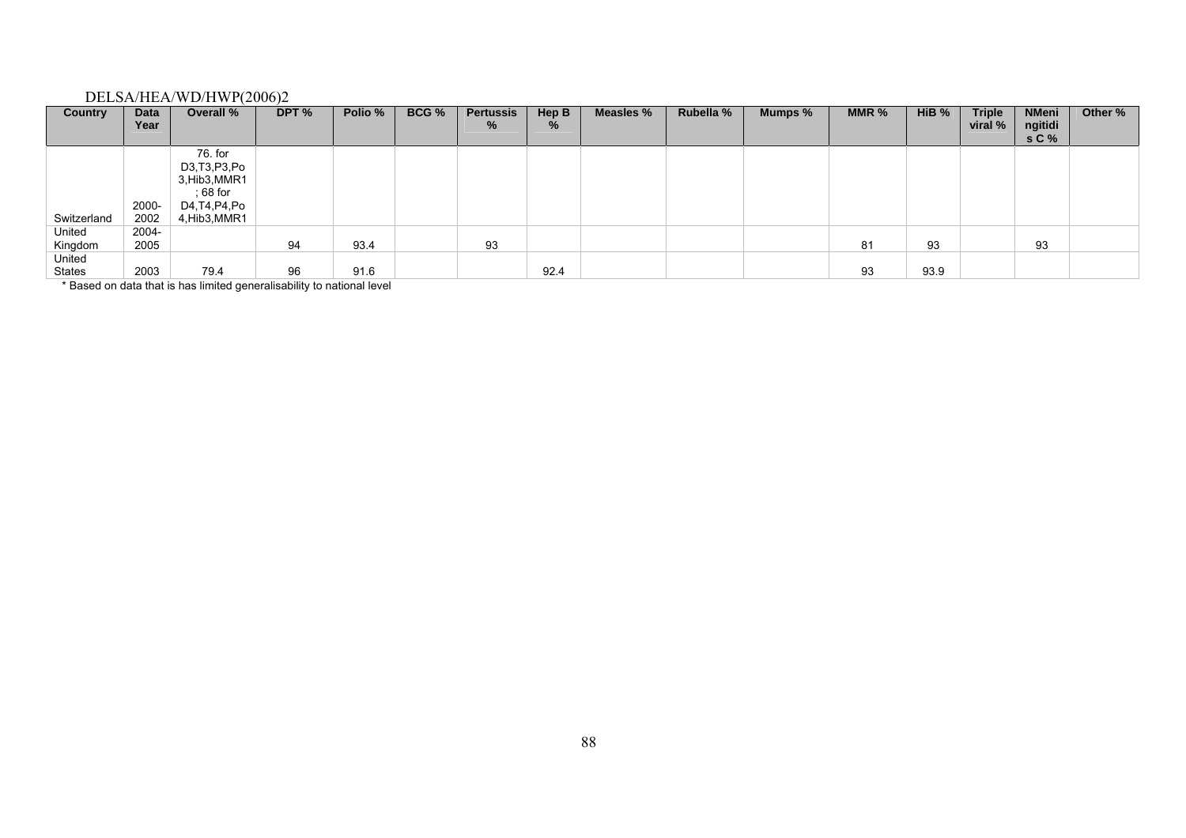| Country | Data Year | Overall % | DPT % | Polio % | BCG % | Pertussis % | Hep B % | Measles % | Rubella % | Mumps % | MMR % | HiB % | Triple viral % | NMeningitidis C % | Other % |
|---|---|---|---|---|---|---|---|---|---|---|---|---|---|---|---|
| Switzerland | 2000-2002 | 76. for D3,T3,P3,Po3,Hib3,MMR1 ; 68 for D4,T4,P4,Po4,Hib3,MMR1 | | | | | | | | | | | | | |
| United Kingdom | 2004-2005 | | 94 | 93.4 | | 93 | | | | | 81 | 93 | | 93 | |
| United States | 2003 | 79.4 | 96 | 91.6 | | | 92.4 | | | | 93 | 93.9 | | | |

\* Based on data that is has limited generalisability to national level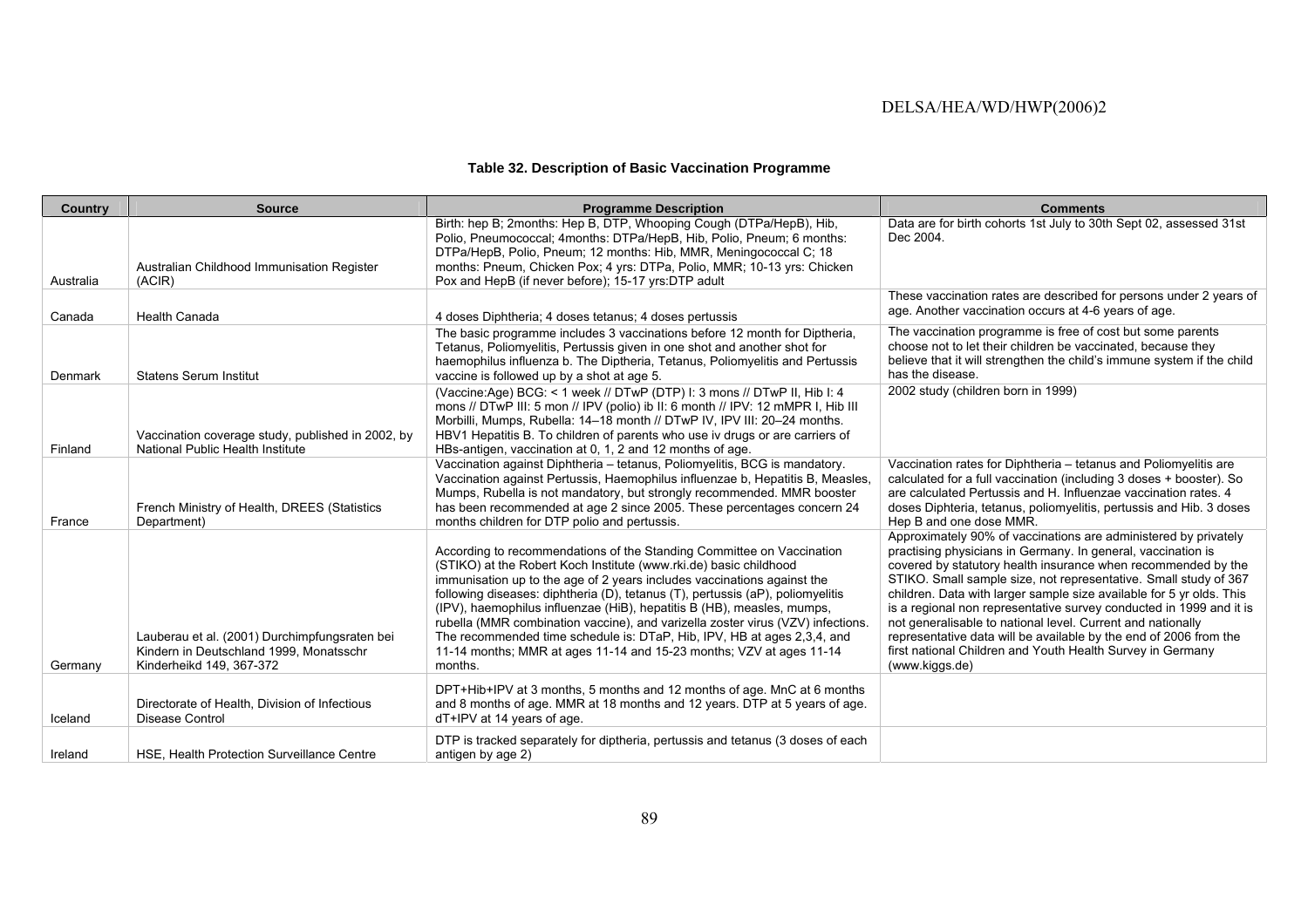**Table 32. Description of Basic Vaccination Programme**

| Country | Source | Programme Description | Comments |
|---|---|---|---|
| Australia | Australian Childhood Immunisation Register (ACIR) | Birth: hep B; 2months: Hep B, DTP, Whooping Cough (DTPa/HepB), Hib, Polio, Pneumococcal; 4months: DTPa/HepB, Hib, Polio, Pneum; 6 months: DTPa/HepB, Polio, Pneum; 12 months: Hib, MMR, Meningococcal C; 18 months: Pneum, Chicken Pox; 4 yrs: DTPa, Polio, MMR; 10-13 yrs: Chicken Pox and HepB (if never before); 15-17 yrs:DTP adult | Data are for birth cohorts 1st July to 30th Sept 02, assessed 31st Dec 2004. |
| Canada | Health Canada | 4 doses Diphtheria; 4 doses tetanus; 4 doses pertussis | These vaccination rates are described for persons under 2 years of age. Another vaccination occurs at 4-6 years of age. |
| Denmark | Statens Serum Institut | The basic programme includes 3 vaccinations before 12 month for Diptheria, Tetanus, Poliomyelitis, Pertussis given in one shot and another shot for haemophilus influenza b. The Diptheria, Tetanus, Poliomyelitis and Pertussis vaccine is followed up by a shot at age 5. | The vaccination programme is free of cost but some parents choose not to let their children be vaccinated, because they believe that it will strengthen the child's immune system if the child has the disease. |
| Finland | Vaccination coverage study, published in 2002, by National Public Health Institute | (Vaccine:Age) BCG: < 1 week // DTwP (DTP) I: 3 mons // DTwP II, Hib I: 4 mons // DTwP III: 5 mon // IPV (polio) ib II: 6 month // IPV: 12 mMPR I, Hib III Morbilli, Mumps, Rubella: 14–18 month // DTwP IV, IPV III: 20–24 months. HBV1 Hepatitis B. To children of parents who use iv drugs or are carriers of HBs-antigen, vaccination at 0, 1, 2 and 12 months of age. | 2002 study (children born in 1999) |
| France | French Ministry of Health, DREES (Statistics Department) | Vaccination against Diphtheria – tetanus, Poliomyelitis, BCG is mandatory. Vaccination against Pertussis, Haemophilus influenzae b, Hepatitis B, Measles, Mumps, Rubella is not mandatory, but strongly recommended. MMR booster has been recommended at age 2 since 2005. These percentages concern 24 months children for DTP polio and pertussis. | Vaccination rates for Diphtheria – tetanus and Poliomyelitis are calculated for a full vaccination (including 3 doses + booster). So are calculated Pertussis and H. Influenzae vaccination rates. 4 doses Diphtheria, tetanus, poliomyelitis, pertussis and Hib. 3 doses Hep B and one dose MMR. |
| Germany | Lauberau et al. (2001) Durchimpfungsraten bei Kindern in Deutschland 1999, Monatsschr Kinderheikd 149, 367-372 | According to recommendations of the Standing Committee on Vaccination (STIKO) at the Robert Koch Institute (www.rki.de) basic childhood immunisation up to the age of 2 years includes vaccinations against the following diseases: diphtheria (D), tetanus (T), pertussis (aP), poliomyelitis (IPV), haemophilus influenzae (HiB), hepatitis B (HB), measles, mumps, rubella (MMR combination vaccine), and varizella zoster virus (VZV) infections. The recommended time schedule is: DTaP, Hib, IPV, HB at ages 2,3,4, and 11-14 months; MMR at ages 11-14 and 15-23 months; VZV at ages 11-14 months. | Approximately 90% of vaccinations are administered by privately practising physicians in Germany. In general, vaccination is covered by statutory health insurance when recommended by the STIKO. Small sample size, not representative. Small study of 367 children. Data with larger sample size available for 5 yr olds. This is a regional non representative survey conducted in 1999 and it is not generalisable to national level. Current and nationally representative data will be available by the end of 2006 from the first national Children and Youth Health Survey in Germany (www.kiggs.de) |
| Iceland | Directorate of Health, Division of Infectious Disease Control | DPT+Hib+IPV at 3 months, 5 months and 12 months of age. MnC at 6 months and 8 months of age. MMR at 18 months and 12 years. DTP at 5 years of age. dT+IPV at 14 years of age. | |
| Ireland | HSE, Health Protection Surveillance Centre | DTP is tracked separately for diptheria, pertussis and tetanus (3 doses of each antigen by age 2) | |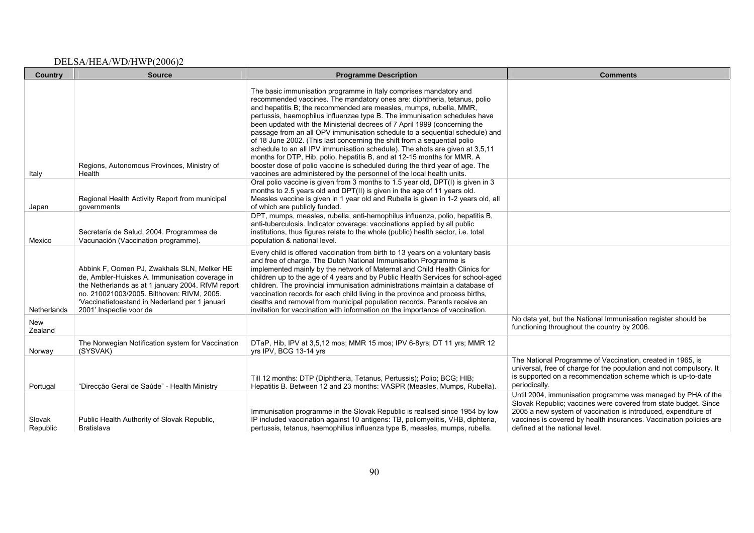| Country | Source | Programme Description | Comments |
|---|---|---|---|
| Italy | Regions, Autonomous Provinces, Ministry of Health | The basic immunisation programme in Italy comprises mandatory and recommended vaccines. The mandatory ones are: diphtheria, tetanus, polio and hepatitis B; the recommended are measles, mumps, rubella, MMR, pertussis, haemophilus influenzae type B. The immunisation schedules have been updated with the Ministerial decrees of 7 April 1999 (concerning the passage from an all OPV immunisation schedule to a sequential schedule) and of 18 June 2002. (This last concerning the shift from a sequential polio schedule to an all IPV immunisation schedule). The shots are given at 3,5,11 months for DTP, Hib, polio, hepatitis B, and at 12-15 months for MMR. A booster dose of polio vaccine is scheduled during the third year of age. The vaccines are administered by the personnel of the local health units. | |
| Japan | Regional Health Activity Report from municipal governments | Oral polio vaccine is given from 3 months to 1.5 year old, DPT(I) is given in 3 months to 2.5 years old and DPT(II) is given in the age of 11 years old. Measles vaccine is given in 1 year old and Rubella is given in 1-2 years old, all of which are publicly funded. | |
| Mexico | Secretaría de Salud, 2004. Programmea de Vacunación (Vaccination programme). | DPT, mumps, measles, rubella, anti-hemophilus influenza, polio, hepatitis B, anti-tuberculosis. Indicator coverage: vaccinations applied by all public institutions, thus figures relate to the whole (public) health sector, i.e. total population & national level. | |
| Netherlands | Abbink F, Oomen PJ, Zwakhals SLN, Melker HE de, Ambler-Huiskes A. Immunisation coverage in the Netherlands as at 1 january 2004. RIVM report no. 210021003/2005. Bilthoven: RIVM, 2005. 'Vaccinatietoestand in Nederland per 1 januari 2001' Inspectie voor de | Every child is offered vaccination from birth to 13 years on a voluntary basis and free of charge. The Dutch National Immunisation Programme is implemented mainly by the network of Maternal and Child Health Clinics for children up to the age of 4 years and by Public Health Services for school-aged children. The provincial immunisation administrations maintain a database of vaccination records for each child living in the province and process births, deaths and removal from municipal population records. Parents receive an invitation for vaccination with information on the importance of vaccination. | |
| New Zealand | | | No data yet, but the National Immunisation register should be functioning throughout the country by 2006. |
| Norway | The Norwegian Notification system for Vaccination (SYSVAK) | DTaP, Hib, IPV at 3,5,12 mos; MMR 15 mos; IPV 6-8yrs; DT 11 yrs; MMR 12 yrs IPV, BCG 13-14 yrs | |
| Portugal | "Direcção Geral de Saúde" - Health Ministry | Till 12 months: DTP (Diphtheria, Tetanus, Pertussis); Polio; BCG; HIB; Hepatitis B. Between 12 and 23 months: VASPR (Measles, Mumps, Rubella). | The National Programme of Vaccination, created in 1965, is universal, free of charge for the population and not compulsory. It is supported on a recommendation scheme which is up-to-date periodically. |
| Slovak Republic | Public Health Authority of Slovak Republic, Bratislava | Immunisation programme in the Slovak Republic is realised since 1954 by low IP included vaccination against 10 antigens: TB, poliomyelitis, VHB, diphteria, pertussis, tetanus, haemophilius influenza type B, measles, mumps, rubella. | Until 2004, immunisation programme was managed by PHA of the Slovak Republic; vaccines were covered from state budget. Since 2005 a new system of vaccination is introduced, expenditure of vaccines is covered by health insurances. Vaccination policies are defined at the national level. |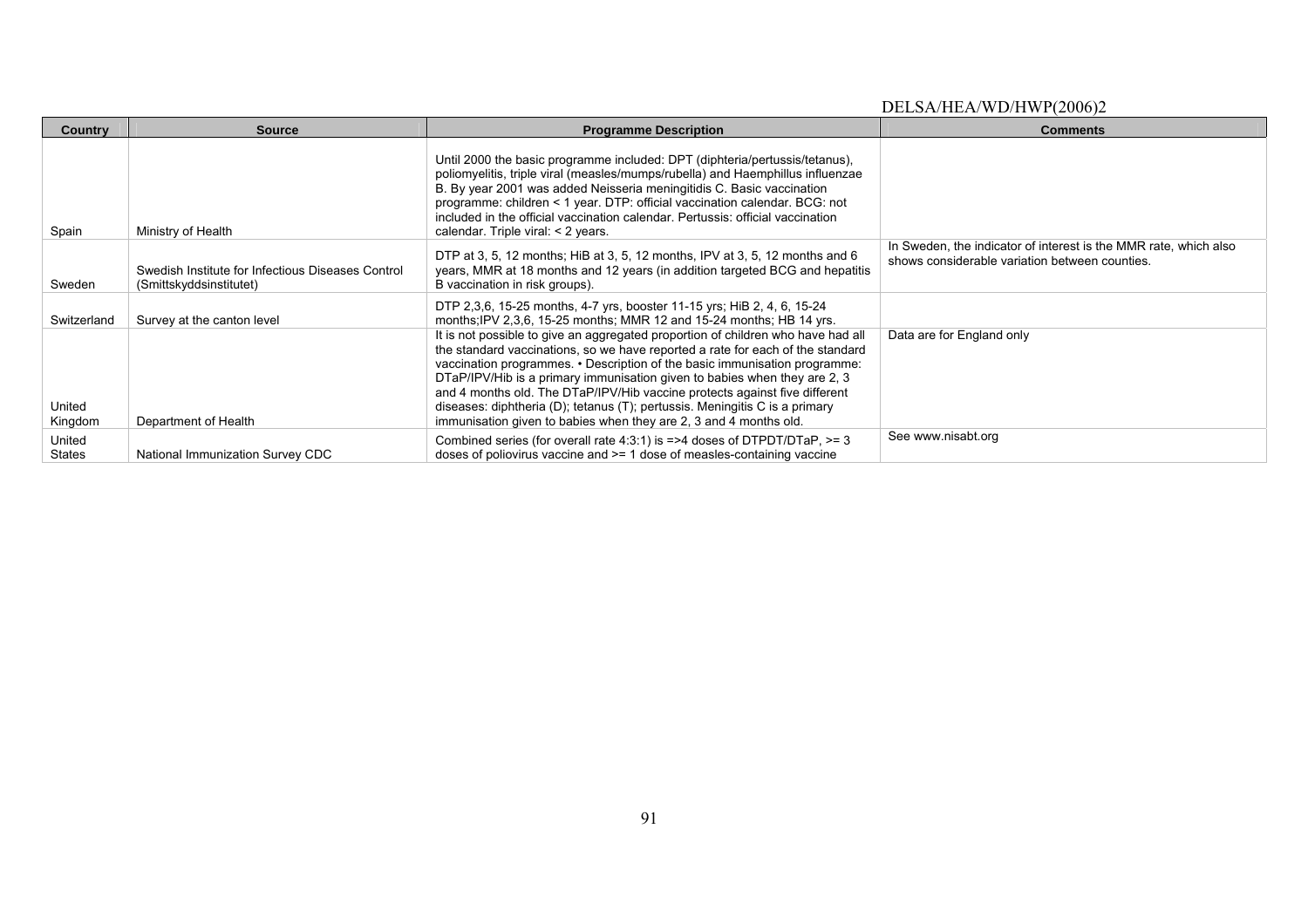| Country | Source | Programme Description | Comments |
|---|---|---|---|
| Spain | Ministry of Health | Until 2000 the basic programme included: DPT (diphteria/pertussis/tetanus), poliomyelitis, triple viral (measles/mumps/rubella) and Haemphillus influenzae B. By year 2001 was added Neisseria meningitidis C. Basic vaccination programme: children < 1 year. DTP: official vaccination calendar. BCG: not included in the official vaccination calendar. Pertussis: official vaccination calendar. Triple viral: < 2 years. | |
| Sweden | Swedish Institute for Infectious Diseases Control (Smittskyddsinstitutet) | DTP at 3, 5, 12 months; HiB at 3, 5, 12 months, IPV at 3, 5, 12 months and 6 years, MMR at 18 months and 12 years (in addition targeted BCG and hepatitis B vaccination in risk groups). | In Sweden, the indicator of interest is the MMR rate, which also shows considerable variation between counties. |
| Switzerland | Survey at the canton level | DTP 2,3,6, 15-25 months, 4-7 yrs, booster 11-15 yrs; HiB 2, 4, 6, 15-24 months;IPV 2,3,6, 15-25 months; MMR 12 and 15-24 months; HB 14 yrs. | |
| United Kingdom | Department of Health | It is not possible to give an aggregated proportion of children who have had all the standard vaccinations, so we have reported a rate for each of the standard vaccination programmes. • Description of the basic immunisation programme: DTaP/IPV/Hib is a primary immunisation given to babies when they are 2, 3 and 4 months old. The DTaP/IPV/Hib vaccine protects against five different diseases: diphtheria (D); tetanus (T); pertussis. Meningitis C is a primary immunisation given to babies when they are 2, 3 and 4 months old. | Data are for England only |
| United States | National Immunization Survey CDC | Combined series (for overall rate 4:3:1) is =>4 doses of DTPDT/DTaP, >= 3 doses of poliovirus vaccine and >= 1 dose of measles-containing vaccine | See www.nisabt.org |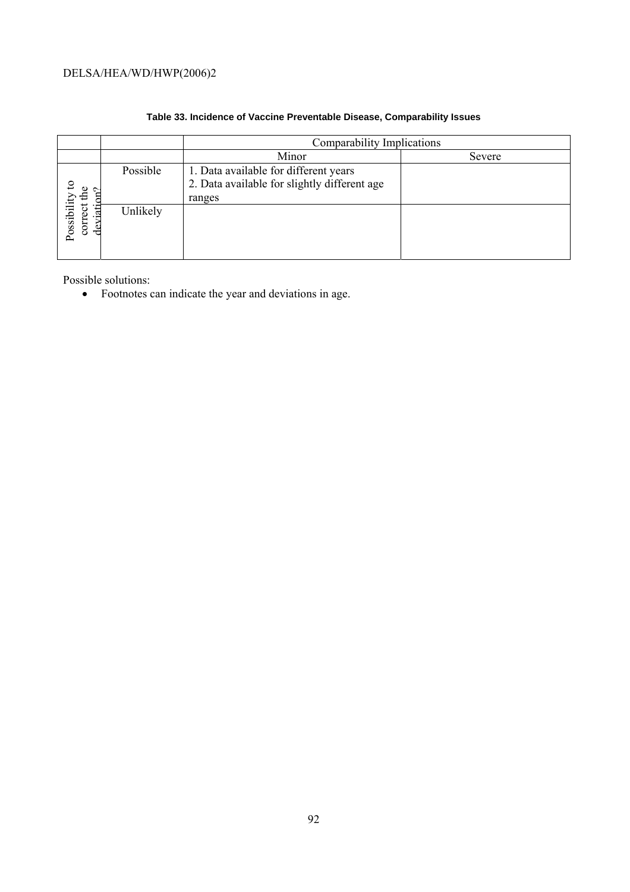**Table 33. Incidence of Vaccine Preventable Disease, Comparability Issues**

| | | Comparability Implications | |
|---|---|---|---|
| | | Minor | Severe |
| Possibility to correct the deviation? | Possible | 1. Data available for different years<br>2. Data available for slightly different age ranges | |
| | Unlikely | | |

Possible solutions:

- Footnotes can indicate the year and deviations in age.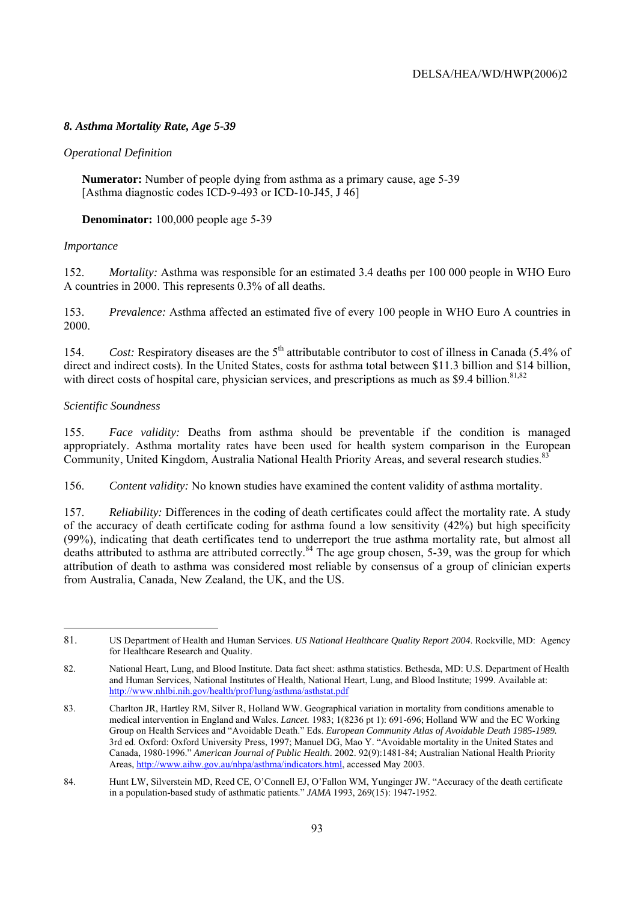### *8. Asthma Mortality Rate, Age 5-39*

*Operational Definition*

**Numerator:** Number of people dying from asthma as a primary cause, age 5-39
[Asthma diagnostic codes ICD-9-493 or ICD-10-J45, J 46]

**Denominator:** 100,000 people age 5-39

*Importance*

152. *Mortality:* Asthma was responsible for an estimated 3.4 deaths per 100 000 people in WHO Euro A countries in 2000. This represents 0.3% of all deaths.

153. *Prevalence:* Asthma affected an estimated five of every 100 people in WHO Euro A countries in 2000.

154. *Cost:* Respiratory diseases are the 5th attributable contributor to cost of illness in Canada (5.4% of direct and indirect costs). In the United States, costs for asthma total between $11.3 billion and $14 billion, with direct costs of hospital care, physician services, and prescriptions as much as $9.4 billion.[81,82]

*Scientific Soundness*

155. *Face validity:* Deaths from asthma should be preventable if the condition is managed appropriately. Asthma mortality rates have been used for health system comparison in the European Community, United Kingdom, Australia National Health Priority Areas, and several research studies.[83]

156. *Content validity:* No known studies have examined the content validity of asthma mortality.

157. *Reliability:* Differences in the coding of death certificates could affect the mortality rate. A study of the accuracy of death certificate coding for asthma found a low sensitivity (42%) but high specificity (99%), indicating that death certificates tend to underreport the true asthma mortality rate, but almost all deaths attributed to asthma are attributed correctly.[84] The age group chosen, 5-39, was the group for which attribution of death to asthma was considered most reliable by consensus of a group of clinician experts from Australia, Canada, New Zealand, the UK, and the US.

---

81. US Department of Health and Human Services. *US National Healthcare Quality Report 2004*. Rockville, MD: Agency for Healthcare Research and Quality.

82. National Heart, Lung, and Blood Institute. Data fact sheet: asthma statistics. Bethesda, MD: U.S. Department of Health and Human Services, National Institutes of Health, National Heart, Lung, and Blood Institute; 1999. Available at: http://www.nhlbi.nih.gov/health/prof/lung/asthma/asthstat.pdf

83. Charlton JR, Hartley RM, Silver R, Holland WW. Geographical variation in mortality from conditions amenable to medical intervention in England and Wales. *Lancet.* 1983; 1(8236 pt 1): 691-696; Holland WW and the EC Working Group on Health Services and "Avoidable Death." Eds. *European Community Atlas of Avoidable Death 1985-1989.* 3rd ed. Oxford: Oxford University Press, 1997; Manuel DG, Mao Y. "Avoidable mortality in the United States and Canada, 1980-1996." *American Journal of Public Health*. 2002. 92(9):1481-84; Australian National Health Priority Areas, http://www.aihw.gov.au/nhpa/asthma/indicators.html, accessed May 2003.

84. Hunt LW, Silverstein MD, Reed CE, O'Connell EJ, O'Fallon WM, Yunginger JW. "Accuracy of the death certificate in a population-based study of asthmatic patients." *JAMA* 1993, 269(15): 1947-1952.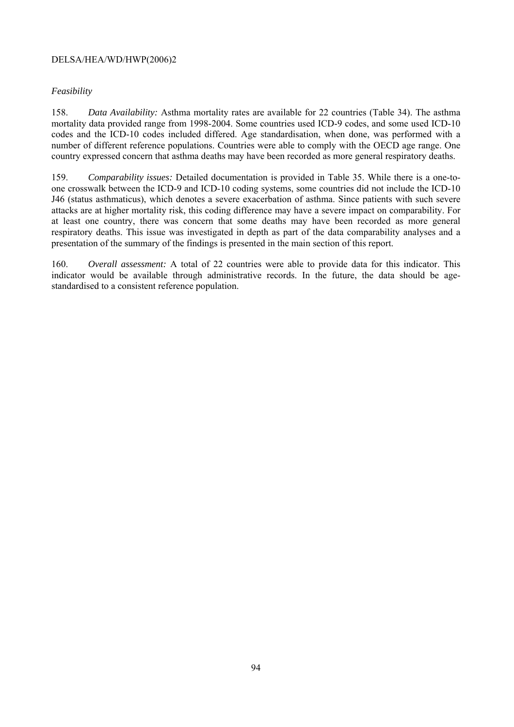*Feasibility*

158. *Data Availability:* Asthma mortality rates are available for 22 countries (Table 34). The asthma mortality data provided range from 1998-2004. Some countries used ICD-9 codes, and some used ICD-10 codes and the ICD-10 codes included differed. Age standardisation, when done, was performed with a number of different reference populations. Countries were able to comply with the OECD age range. One country expressed concern that asthma deaths may have been recorded as more general respiratory deaths.

159. *Comparability issues:* Detailed documentation is provided in Table 35. While there is a one-to-one crosswalk between the ICD-9 and ICD-10 coding systems, some countries did not include the ICD-10 J46 (status asthmaticus), which denotes a severe exacerbation of asthma. Since patients with such severe attacks are at higher mortality risk, this coding difference may have a severe impact on comparability. For at least one country, there was concern that some deaths may have been recorded as more general respiratory deaths. This issue was investigated in depth as part of the data comparability analyses and a presentation of the summary of the findings is presented in the main section of this report.

160. *Overall assessment:* A total of 22 countries were able to provide data for this indicator. This indicator would be available through administrative records. In the future, the data should be age-standardised to a consistent reference population.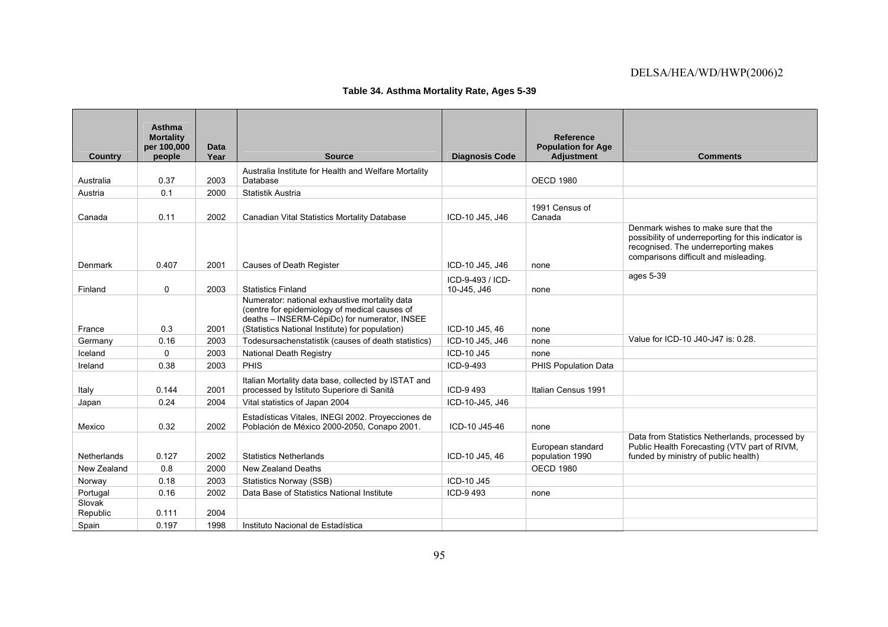## Table 34. Asthma Mortality Rate, Ages 5-39

| Country | Asthma Mortality per 100,000 people | Data Year | Source | Diagnosis Code | Reference Population for Age Adjustment | Comments |
|---|---|---|---|---|---|---|
| Australia | 0.37 | 2003 | Australia Institute for Health and Welfare Mortality Database | | OECD 1980 | |
| Austria | 0.1 | 2000 | Statistik Austria | | | |
| Canada | 0.11 | 2002 | Canadian Vital Statistics Mortality Database | ICD-10 J45, J46 | 1991 Census of Canada | |
| Denmark | 0.407 | 2001 | Causes of Death Register | ICD-10 J45, J46 | none | Denmark wishes to make sure that the possibility of underreporting for this indicator is recognised. The underreporting makes comparisons difficult and misleading. |
| Finland | 0 | 2003 | Statistics Finland | ICD-9-493 / ICD-10-J45, J46 | none | ages 5-39 |
| France | 0.3 | 2001 | Numerator: national exhaustive mortality data (centre for epidemiology of medical causes of deaths – INSERM-CépiDc) for numerator, INSEE (Statistics National Institute) for population) | ICD-10 J45, 46 | none | |
| Germany | 0.16 | 2003 | Todesursachenstatistik (causes of death statistics) | ICD-10 J45, J46 | none | Value for ICD-10 J40-J47 is: 0.28. |
| Iceland | 0 | 2003 | National Death Registry | ICD-10 J45 | none | |
| Ireland | 0.38 | 2003 | PHIS | ICD-9-493 | PHIS Population Data | |
| Italy | 0.144 | 2001 | Italian Mortality data base, collected by ISTAT and processed by Istituto Superiore di Sanità | ICD-9 493 | Italian Census 1991 | |
| Japan | 0.24 | 2004 | Vital statistics of Japan 2004 | ICD-10-J45, J46 | | |
| Mexico | 0.32 | 2002 | Estadísticas Vitales, INEGI 2002. Proyecciones de Población de México 2000-2050, Conapo 2001. | ICD-10 J45-46 | none | |
| Netherlands | 0.127 | 2002 | Statistics Netherlands | ICD-10 J45, 46 | European standard population 1990 | Data from Statistics Netherlands, processed by Public Health Forecasting (VTV part of RIVM, funded by ministry of public health) |
| New Zealand | 0.8 | 2000 | New Zealand Deaths | | OECD 1980 | |
| Norway | 0.18 | 2003 | Statistics Norway (SSB) | ICD-10 J45 | | |
| Portugal | 0.16 | 2002 | Data Base of Statistics National Institute | ICD-9 493 | none | |
| Slovak Republic | 0.111 | 2004 | | | | |
| Spain | 0.197 | 1998 | Instituto Nacional de Estadística | | | |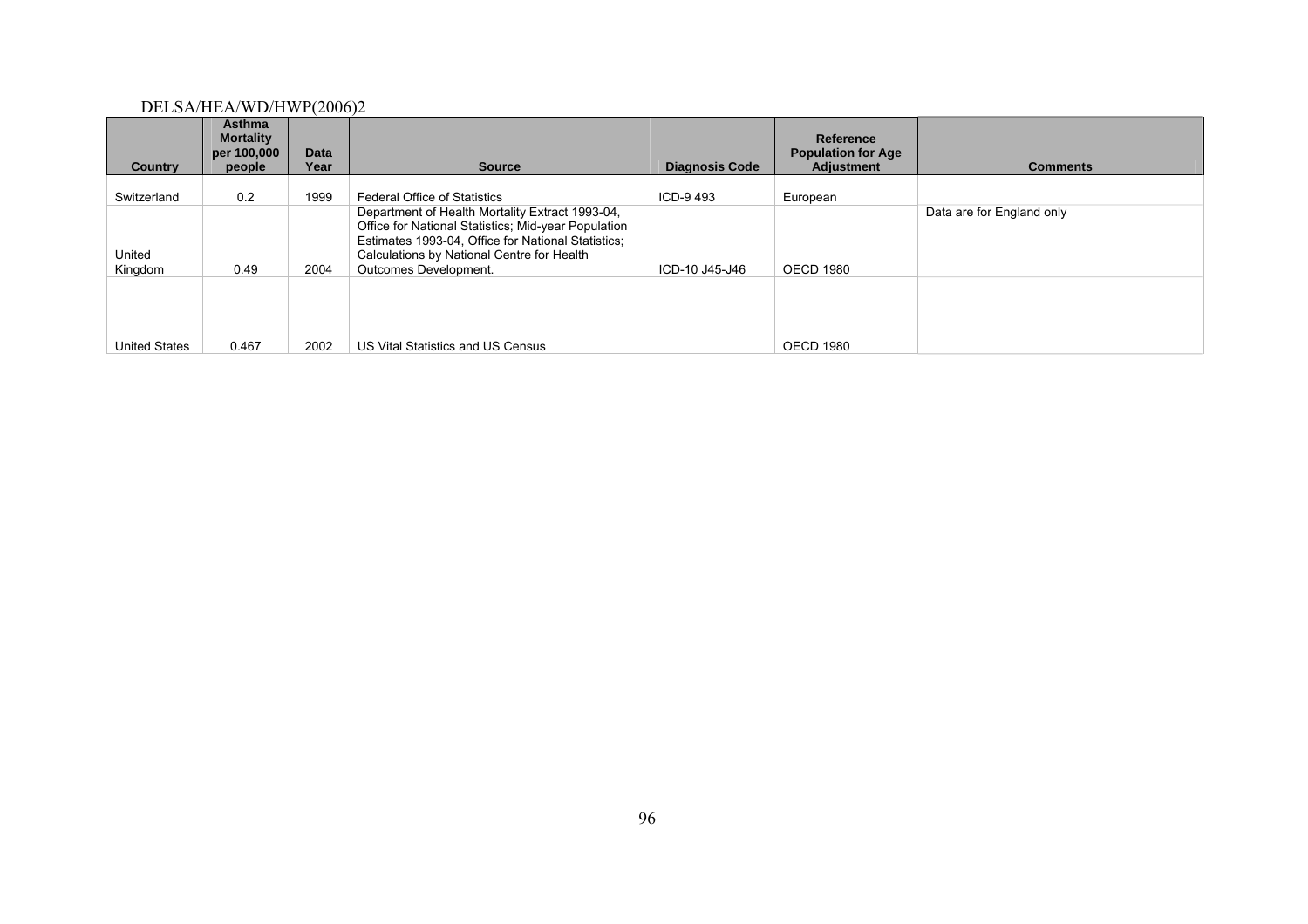| Country | Asthma Mortality per 100,000 people | Data Year | Source | Diagnosis Code | Reference Population for Age Adjustment | Comments |
|---|---|---|---|---|---|---|
| Switzerland | 0.2 | 1999 | Federal Office of Statistics | ICD-9 493 | European | |
| United Kingdom | 0.49 | 2004 | Department of Health Mortality Extract 1993-04, Office for National Statistics; Mid-year Population Estimates 1993-04, Office for National Statistics; Calculations by National Centre for Health Outcomes Development. | ICD-10 J45-J46 | OECD 1980 | Data are for England only |
| United States | 0.467 | 2002 | US Vital Statistics and US Census | | OECD 1980 | |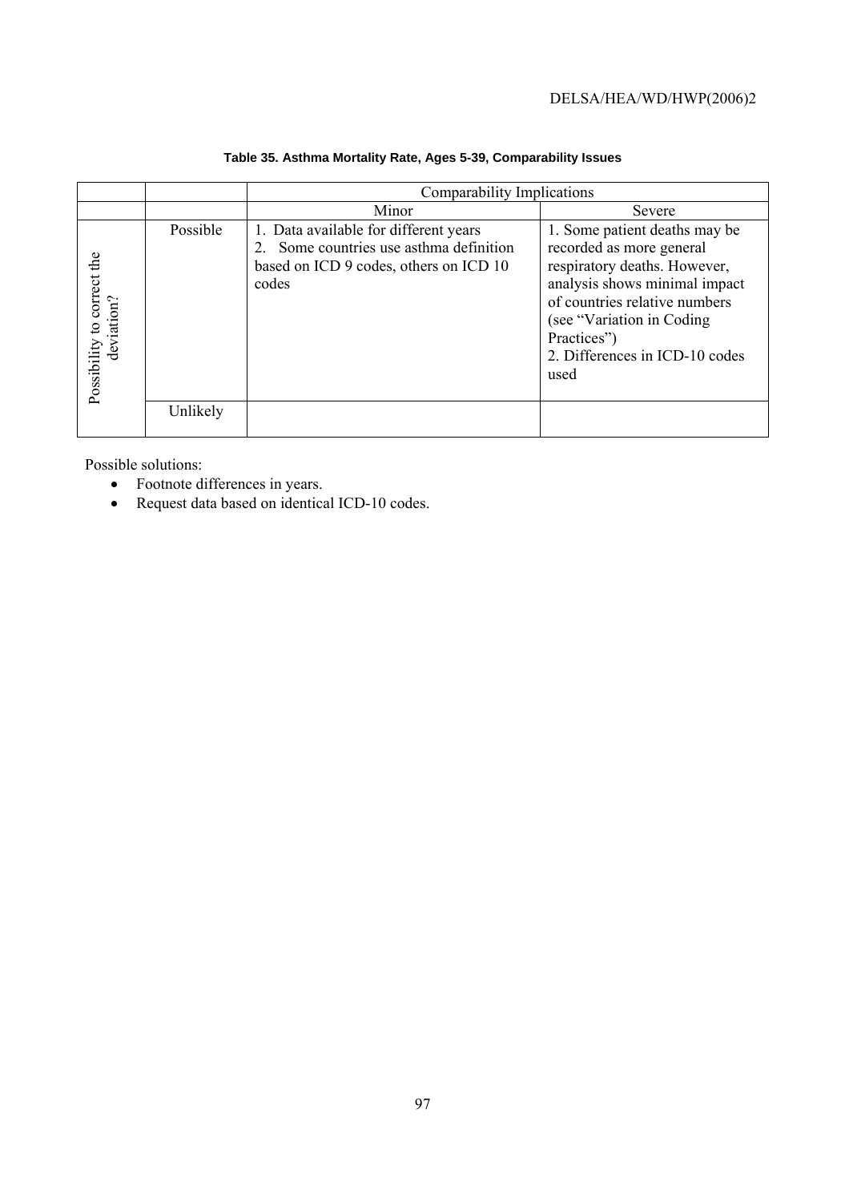**Table 35. Asthma Mortality Rate, Ages 5-39, Comparability Issues**

| | | Comparability Implications | |
|---|---|---|---|
| | | Minor | Severe |
| Possibility to correct the deviation? | Possible | 1. Data available for different years<br>2. Some countries use asthma definition based on ICD 9 codes, others on ICD 10 codes | 1. Some patient deaths may be recorded as more general respiratory deaths. However, analysis shows minimal impact of countries relative numbers (see "Variation in Coding Practices")<br>2. Differences in ICD-10 codes used |
| | Unlikely | | |

Possible solutions:

- Footnote differences in years.
- Request data based on identical ICD-10 codes.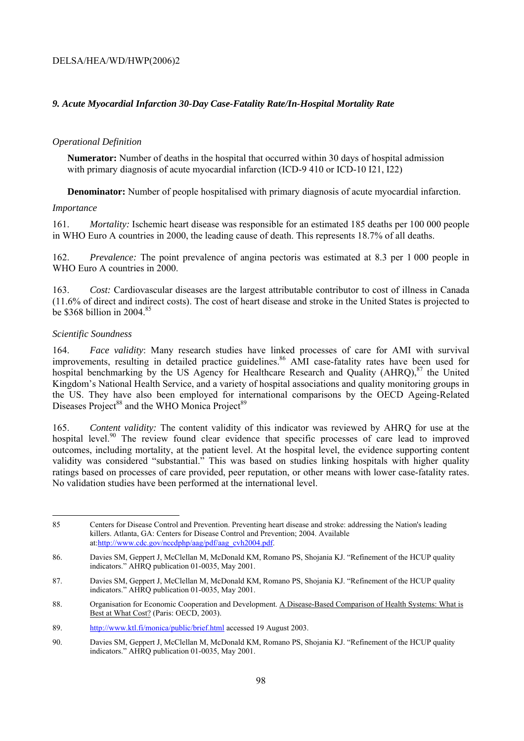### *9. Acute Myocardial Infarction 30-Day Case-Fatality Rate/In-Hospital Mortality Rate*

*Operational Definition*

**Numerator:** Number of deaths in the hospital that occurred within 30 days of hospital admission with primary diagnosis of acute myocardial infarction (ICD-9 410 or ICD-10 I21, I22)

**Denominator:** Number of people hospitalised with primary diagnosis of acute myocardial infarction.

*Importance*

161. *Mortality:* Ischemic heart disease was responsible for an estimated 185 deaths per 100 000 people in WHO Euro A countries in 2000, the leading cause of death. This represents 18.7% of all deaths.

162. *Prevalence:* The point prevalence of angina pectoris was estimated at 8.3 per 1 000 people in WHO Euro A countries in 2000.

163. *Cost:* Cardiovascular diseases are the largest attributable contributor to cost of illness in Canada (11.6% of direct and indirect costs). The cost of heart disease and stroke in the United States is projected to be $368 billion in 2004.[85]

*Scientific Soundness*

164. *Face validity*: Many research studies have linked processes of care for AMI with survival improvements, resulting in detailed practice guidelines.[86] AMI case-fatality rates have been used for hospital benchmarking by the US Agency for Healthcare Research and Quality (AHRQ),[87] the United Kingdom's National Health Service, and a variety of hospital associations and quality monitoring groups in the US. They have also been employed for international comparisons by the OECD Ageing-Related Diseases Project[88] and the WHO Monica Project[89]

165. *Content validity:* The content validity of this indicator was reviewed by AHRQ for use at the hospital level.[90] The review found clear evidence that specific processes of care lead to improved outcomes, including mortality, at the patient level. At the hospital level, the evidence supporting content validity was considered "substantial." This was based on studies linking hospitals with higher quality ratings based on processes of care provided, peer reputation, or other means with lower case-fatality rates. No validation studies have been performed at the international level.

---

85 Centers for Disease Control and Prevention. Preventing heart disease and stroke: addressing the Nation's leading killers. Atlanta, GA: Centers for Disease Control and Prevention; 2004. Available at:http://www.cdc.gov/nccdphp/aag/pdf/aag_cvh2004.pdf.

86. Davies SM, Geppert J, McClellan M, McDonald KM, Romano PS, Shojania KJ. "Refinement of the HCUP quality indicators." AHRQ publication 01-0035, May 2001.

87. Davies SM, Geppert J, McClellan M, McDonald KM, Romano PS, Shojania KJ. "Refinement of the HCUP quality indicators." AHRQ publication 01-0035, May 2001.

88. Organisation for Economic Cooperation and Development. A Disease-Based Comparison of Health Systems: What is Best at What Cost? (Paris: OECD, 2003).

89. http://www.ktl.fi/monica/public/brief.html accessed 19 August 2003.

90. Davies SM, Geppert J, McClellan M, McDonald KM, Romano PS, Shojania KJ. "Refinement of the HCUP quality indicators." AHRQ publication 01-0035, May 2001.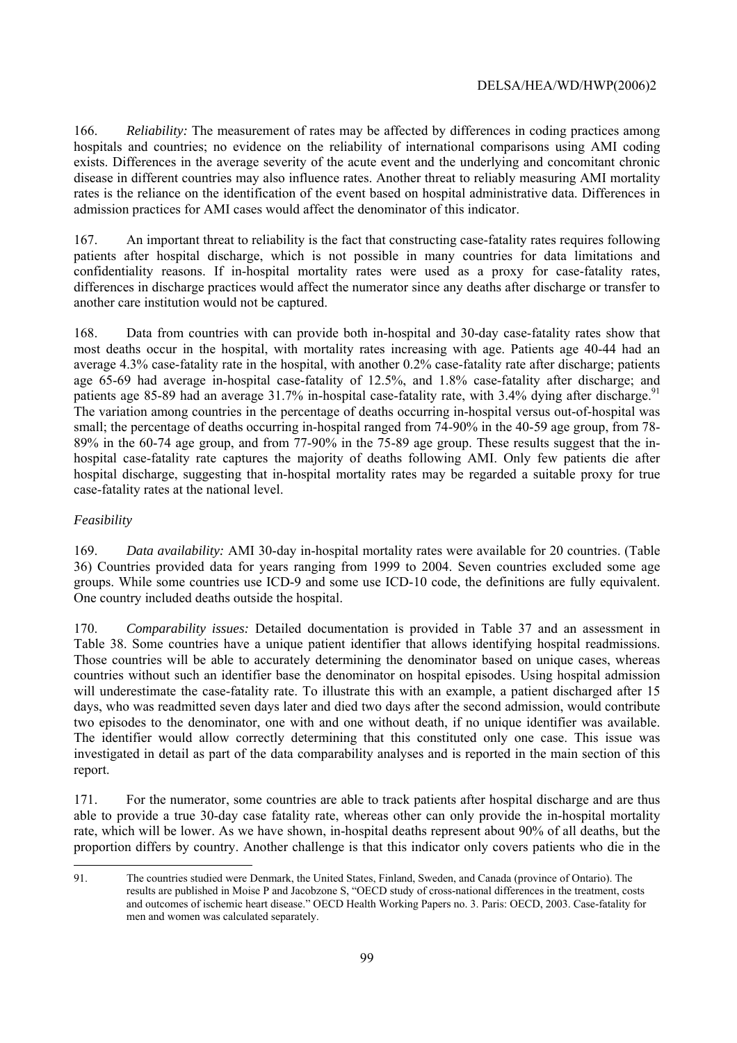166. *Reliability:* The measurement of rates may be affected by differences in coding practices among hospitals and countries; no evidence on the reliability of international comparisons using AMI coding exists. Differences in the average severity of the acute event and the underlying and concomitant chronic disease in different countries may also influence rates. Another threat to reliably measuring AMI mortality rates is the reliance on the identification of the event based on hospital administrative data. Differences in admission practices for AMI cases would affect the denominator of this indicator.

167. An important threat to reliability is the fact that constructing case-fatality rates requires following patients after hospital discharge, which is not possible in many countries for data limitations and confidentiality reasons. If in-hospital mortality rates were used as a proxy for case-fatality rates, differences in discharge practices would affect the numerator since any deaths after discharge or transfer to another care institution would not be captured.

168. Data from countries with can provide both in-hospital and 30-day case-fatality rates show that most deaths occur in the hospital, with mortality rates increasing with age. Patients age 40-44 had an average 4.3% case-fatality rate in the hospital, with another 0.2% case-fatality rate after discharge; patients age 65-69 had average in-hospital case-fatality of 12.5%, and 1.8% case-fatality after discharge; and patients age 85-89 had an average 31.7% in-hospital case-fatality rate, with 3.4% dying after discharge.[91] The variation among countries in the percentage of deaths occurring in-hospital versus out-of-hospital was small; the percentage of deaths occurring in-hospital ranged from 74-90% in the 40-59 age group, from 78-89% in the 60-74 age group, and from 77-90% in the 75-89 age group. These results suggest that the in-hospital case-fatality rate captures the majority of deaths following AMI. Only few patients die after hospital discharge, suggesting that in-hospital mortality rates may be regarded a suitable proxy for true case-fatality rates at the national level.

*Feasibility*

169. *Data availability:* AMI 30-day in-hospital mortality rates were available for 20 countries. (Table 36) Countries provided data for years ranging from 1999 to 2004. Seven countries excluded some age groups. While some countries use ICD-9 and some use ICD-10 code, the definitions are fully equivalent. One country included deaths outside the hospital.

170. *Comparability issues:* Detailed documentation is provided in Table 37 and an assessment in Table 38. Some countries have a unique patient identifier that allows identifying hospital readmissions. Those countries will be able to accurately determining the denominator based on unique cases, whereas countries without such an identifier base the denominator on hospital episodes. Using hospital admission will underestimate the case-fatality rate. To illustrate this with an example, a patient discharged after 15 days, who was readmitted seven days later and died two days after the second admission, would contribute two episodes to the denominator, one with and one without death, if no unique identifier was available. The identifier would allow correctly determining that this constituted only one case. This issue was investigated in detail as part of the data comparability analyses and is reported in the main section of this report.

171. For the numerator, some countries are able to track patients after hospital discharge and are thus able to provide a true 30-day case fatality rate, whereas other can only provide the in-hospital mortality rate, which will be lower. As we have shown, in-hospital deaths represent about 90% of all deaths, but the proportion differs by country. Another challenge is that this indicator only covers patients who die in the

---

91. The countries studied were Denmark, the United States, Finland, Sweden, and Canada (province of Ontario). The results are published in Moise P and Jacobzone S, "OECD study of cross-national differences in the treatment, costs and outcomes of ischemic heart disease." OECD Health Working Papers no. 3. Paris: OECD, 2003. Case-fatality for men and women was calculated separately.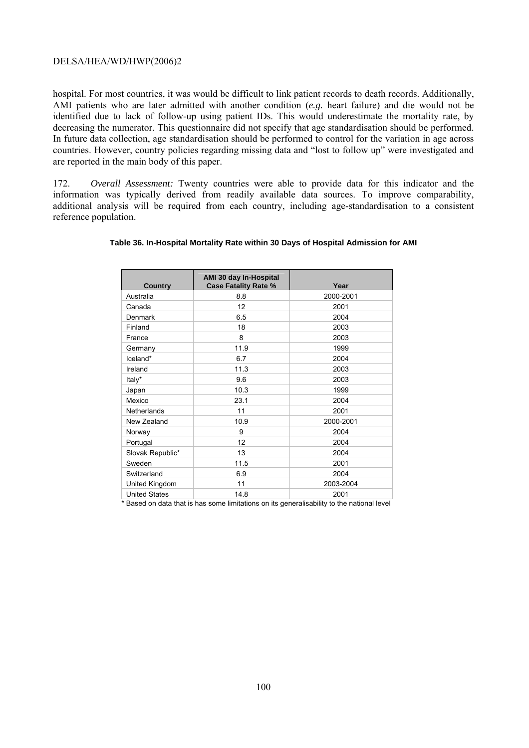hospital. For most countries, it was would be difficult to link patient records to death records. Additionally, AMI patients who are later admitted with another condition (*e.g.* heart failure) and die would not be identified due to lack of follow-up using patient IDs. This would underestimate the mortality rate, by decreasing the numerator. This questionnaire did not specify that age standardisation should be performed. In future data collection, age standardisation should be performed to control for the variation in age across countries. However, country policies regarding missing data and "lost to follow up" were investigated and are reported in the main body of this paper.

172. *Overall Assessment:* Twenty countries were able to provide data for this indicator and the information was typically derived from readily available data sources. To improve comparability, additional analysis will be required from each country, including age-standardisation to a consistent reference population.

**Table 36. In-Hospital Mortality Rate within 30 Days of Hospital Admission for AMI**

| Country | AMI 30 day In-Hospital Case Fatality Rate % | Year |
|---|---|---|
| Australia | 8.8 | 2000-2001 |
| Canada | 12 | 2001 |
| Denmark | 6.5 | 2004 |
| Finland | 18 | 2003 |
| France | 8 | 2003 |
| Germany | 11.9 | 1999 |
| Iceland* | 6.7 | 2004 |
| Ireland | 11.3 | 2003 |
| Italy* | 9.6 | 2003 |
| Japan | 10.3 | 1999 |
| Mexico | 23.1 | 2004 |
| Netherlands | 11 | 2001 |
| New Zealand | 10.9 | 2000-2001 |
| Norway | 9 | 2004 |
| Portugal | 12 | 2004 |
| Slovak Republic* | 13 | 2004 |
| Sweden | 11.5 | 2001 |
| Switzerland | 6.9 | 2004 |
| United Kingdom | 11 | 2003-2004 |
| United States | 14.8 | 2001 |

* Based on data that is has some limitations on its generalisability to the national level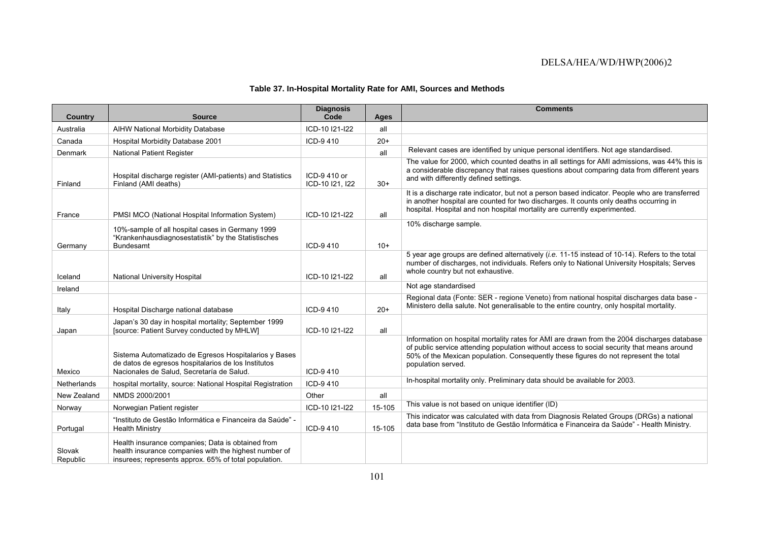**Table 37. In-Hospital Mortality Rate for AMI, Sources and Methods**

| Country | Source | Diagnosis Code | Ages | Comments |
|---|---|---|---|---|
| Australia | AIHW National Morbidity Database | ICD-10 I21-I22 | all | |
| Canada | Hospital Morbidity Database 2001 | ICD-9 410 | 20+ | |
| Denmark | National Patient Register | | all | Relevant cases are identified by unique personal identifiers. Not age standardised. |
| Finland | Hospital discharge register (AMI-patients) and Statistics Finland (AMI deaths) | ICD-9 410 or ICD-10 I21, I22 | 30+ | The value for 2000, which counted deaths in all settings for AMI admissions, was 44% this is a considerable discrepancy that raises questions about comparing data from different years and with differently defined settings. |
| France | PMSI MCO (National Hospital Information System) | ICD-10 I21-I22 | all | It is a discharge rate indicator, but not a person based indicator. People who are transferred in another hospital are counted for two discharges. It counts only deaths occurring in hospital. Hospital and non hospital mortality are currently experimented. |
| Germany | 10%-sample of all hospital cases in Germany 1999 "Krankenhausdiagnosestatistik" by the Statistisches Bundesamt | ICD-9 410 | 10+ | 10% discharge sample. |
| Iceland | National University Hospital | ICD-10 I21-I22 | all | 5 year age groups are defined alternatively (*i.e.* 11-15 instead of 10-14). Refers to the total number of discharges, not individuals. Refers only to National University Hospitals; Serves whole country but not exhaustive. |
| Ireland | | | | Not age standardised |
| Italy | Hospital Discharge national database | ICD-9 410 | 20+ | Regional data (Fonte: SER - regione Veneto) from national hospital discharges data base - Ministero della salute. Not generalisable to the entire country, only hospital mortality. |
| Japan | Japan's 30 day in hospital mortality; September 1999 [source: Patient Survey conducted by MHLW] | ICD-10 I21-I22 | all | |
| Mexico | Sistema Automatizado de Egresos Hospitalarios y Bases de datos de egresos hospitalarios de los Institutos Nacionales de Salud, Secretaría de Salud. | ICD-9 410 | | Information on hospital mortality rates for AMI are drawn from the 2004 discharges database of public service attending population without access to social security that means around 50% of the Mexican population. Consequently these figures do not represent the total population served. |
| Netherlands | hospital mortality, source: National Hospital Registration | ICD-9 410 | | In-hospital mortality only. Preliminary data should be available for 2003. |
| New Zealand | NMDS 2000/2001 | Other | all | |
| Norway | Norwegian Patient register | ICD-10 I21-I22 | 15-105 | This value is not based on unique identifier (ID) |
| Portugal | "Instituto de Gestão Informática e Financeira da Saúde" - Health Ministry | ICD-9 410 | 15-105 | This indicator was calculated with data from Diagnosis Related Groups (DRGs) a national data base from "Instituto de Gestão Informática e Financeira da Saúde" - Health Ministry. |
| Slovak Republic | Health insurance companies; Data is obtained from health insurance companies with the highest number of insurees; represents approx. 65% of total population. | | | |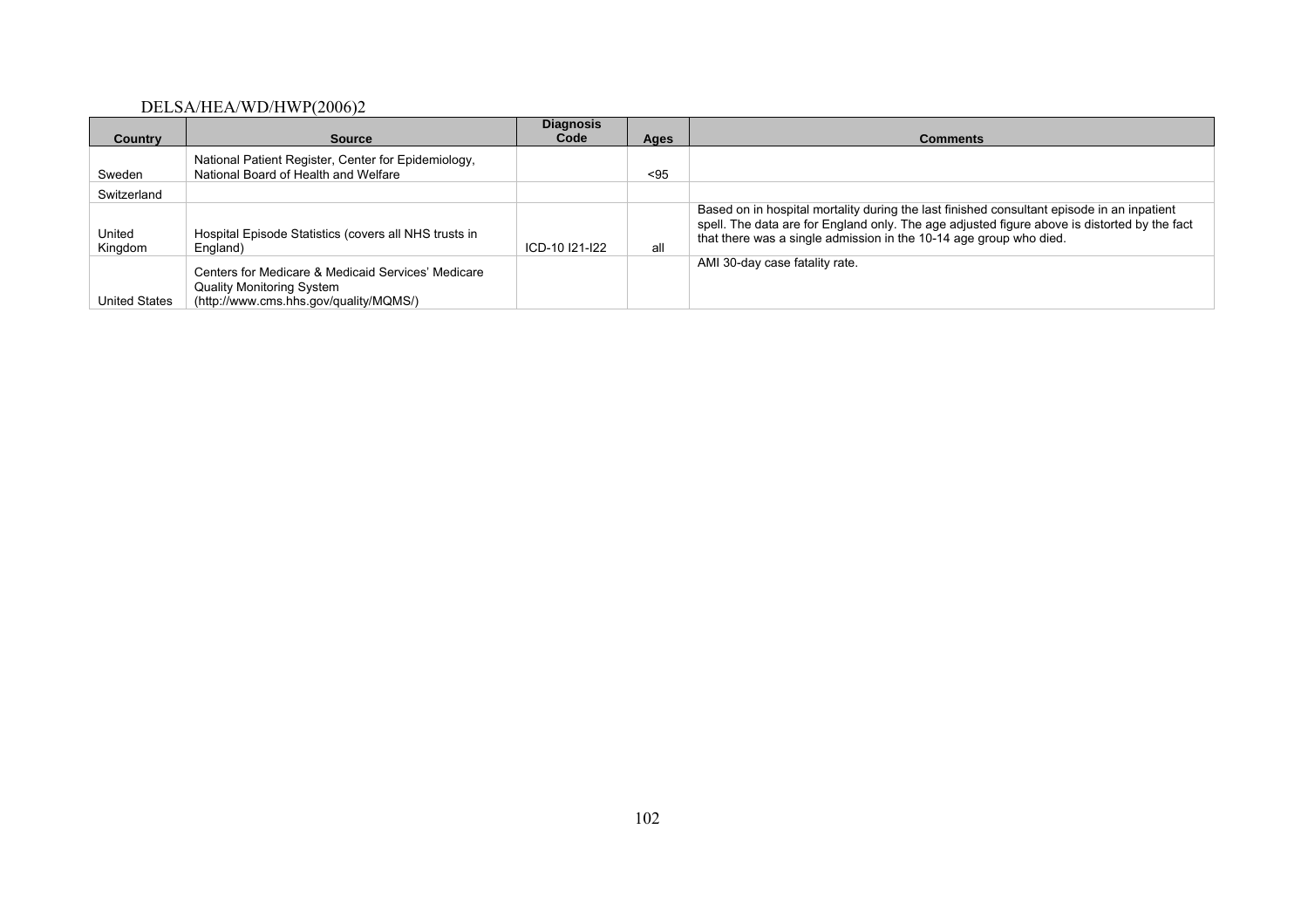| Country | Source | Diagnosis Code | Ages | Comments |
|---|---|---|---|---|
| Sweden | National Patient Register, Center for Epidemiology, National Board of Health and Welfare | | <95 | |
| Switzerland | | | | |
| United Kingdom | Hospital Episode Statistics (covers all NHS trusts in England) | ICD-10 I21-I22 | all | Based on in hospital mortality during the last finished consultant episode in an inpatient spell. The data are for England only. The age adjusted figure above is distorted by the fact that there was a single admission in the 10-14 age group who died. |
| United States | Centers for Medicare & Medicaid Services' Medicare Quality Monitoring System (http://www.cms.hhs.gov/quality/MQMS/) | | | AMI 30-day case fatality rate. |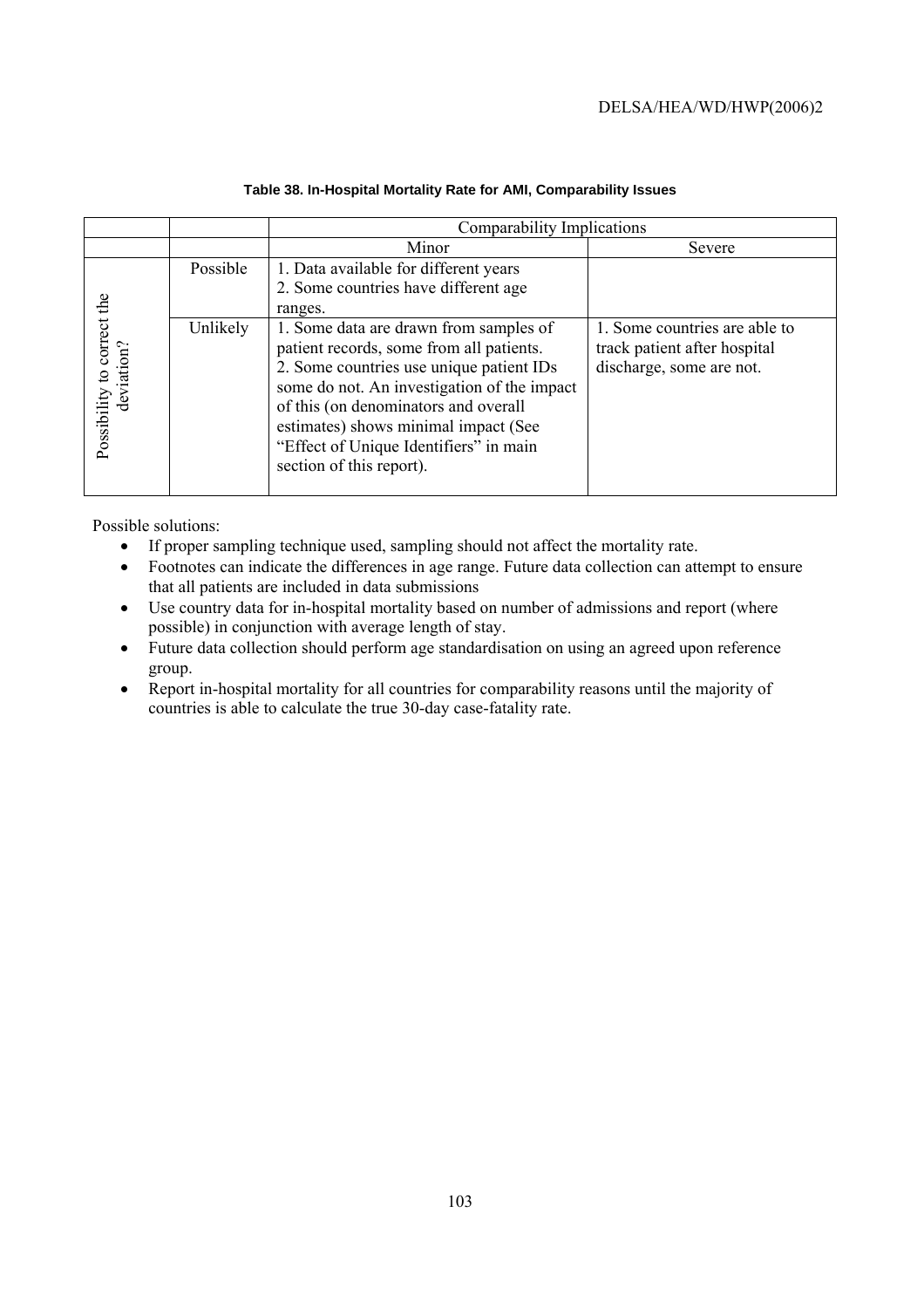**Table 38. In-Hospital Mortality Rate for AMI, Comparability Issues**

| | | Comparability Implications | |
|---|---|---|---|
| | | Minor | Severe |
| Possibility to correct the deviation? | Possible | 1. Data available for different years<br>2. Some countries have different age ranges. | |
| | Unlikely | 1. Some data are drawn from samples of patient records, some from all patients.<br>2. Some countries use unique patient IDs some do not. An investigation of the impact of this (on denominators and overall estimates) shows minimal impact (See "Effect of Unique Identifiers" in main section of this report). | 1. Some countries are able to track patient after hospital discharge, some are not. |

Possible solutions:

- If proper sampling technique used, sampling should not affect the mortality rate.
- Footnotes can indicate the differences in age range. Future data collection can attempt to ensure that all patients are included in data submissions
- Use country data for in-hospital mortality based on number of admissions and report (where possible) in conjunction with average length of stay.
- Future data collection should perform age standardisation on using an agreed upon reference group.
- Report in-hospital mortality for all countries for comparability reasons until the majority of countries is able to calculate the true 30-day case-fatality rate.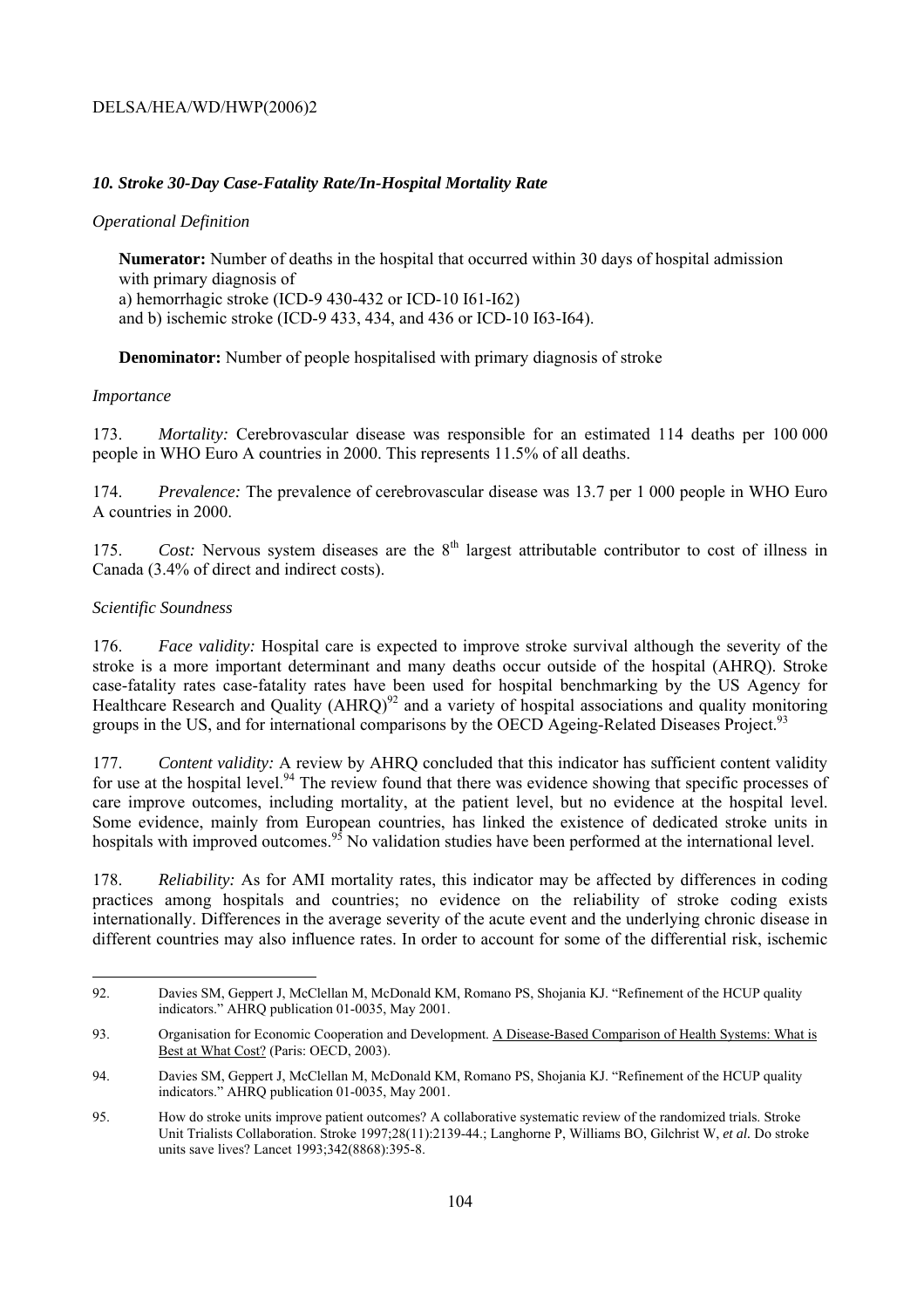### *10. Stroke 30-Day Case-Fatality Rate/In-Hospital Mortality Rate*

*Operational Definition*

**Numerator:** Number of deaths in the hospital that occurred within 30 days of hospital admission with primary diagnosis of
a) hemorrhagic stroke (ICD-9 430-432 or ICD-10 I61-I62)
and b) ischemic stroke (ICD-9 433, 434, and 436 or ICD-10 I63-I64).

**Denominator:** Number of people hospitalised with primary diagnosis of stroke

*Importance*

173. *Mortality:* Cerebrovascular disease was responsible for an estimated 114 deaths per 100 000 people in WHO Euro A countries in 2000. This represents 11.5% of all deaths.

174. *Prevalence:* The prevalence of cerebrovascular disease was 13.7 per 1 000 people in WHO Euro A countries in 2000.

175. *Cost:* Nervous system diseases are the 8th largest attributable contributor to cost of illness in Canada (3.4% of direct and indirect costs).

*Scientific Soundness*

176. *Face validity:* Hospital care is expected to improve stroke survival although the severity of the stroke is a more important determinant and many deaths occur outside of the hospital (AHRQ). Stroke case-fatality rates case-fatality rates have been used for hospital benchmarking by the US Agency for Healthcare Research and Quality (AHRQ)[92] and a variety of hospital associations and quality monitoring groups in the US, and for international comparisons by the OECD Ageing-Related Diseases Project.[93]

177. *Content validity:* A review by AHRQ concluded that this indicator has sufficient content validity for use at the hospital level.[94] The review found that there was evidence showing that specific processes of care improve outcomes, including mortality, at the patient level, but no evidence at the hospital level. Some evidence, mainly from European countries, has linked the existence of dedicated stroke units in hospitals with improved outcomes.[95] No validation studies have been performed at the international level.

178. *Reliability:* As for AMI mortality rates, this indicator may be affected by differences in coding practices among hospitals and countries; no evidence on the reliability of stroke coding exists internationally. Differences in the average severity of the acute event and the underlying chronic disease in different countries may also influence rates. In order to account for some of the differential risk, ischemic

---

92. Davies SM, Geppert J, McClellan M, McDonald KM, Romano PS, Shojania KJ. "Refinement of the HCUP quality indicators." AHRQ publication 01-0035, May 2001.

93. Organisation for Economic Cooperation and Development. A Disease-Based Comparison of Health Systems: What is Best at What Cost? (Paris: OECD, 2003).

94. Davies SM, Geppert J, McClellan M, McDonald KM, Romano PS, Shojania KJ. "Refinement of the HCUP quality indicators." AHRQ publication 01-0035, May 2001.

95. How do stroke units improve patient outcomes? A collaborative systematic review of the randomized trials. Stroke Unit Trialists Collaboration. Stroke 1997;28(11):2139-44.; Langhorne P, Williams BO, Gilchrist W, *et al.* Do stroke units save lives? Lancet 1993;342(8868):395-8.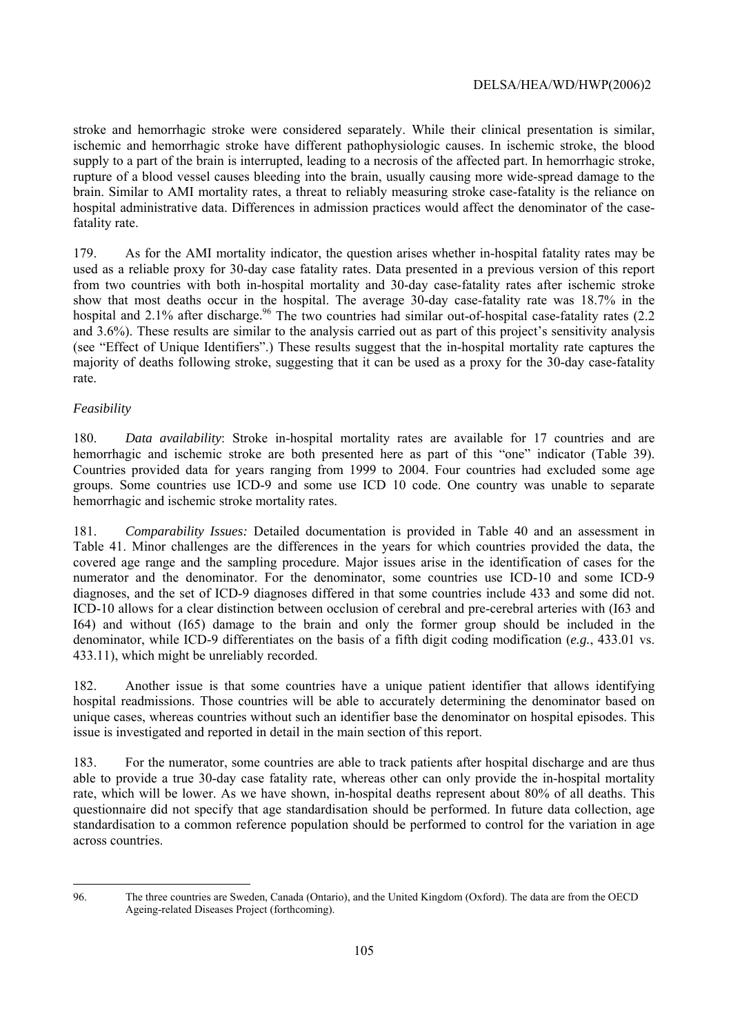stroke and hemorrhagic stroke were considered separately. While their clinical presentation is similar, ischemic and hemorrhagic stroke have different pathophysiologic causes. In ischemic stroke, the blood supply to a part of the brain is interrupted, leading to a necrosis of the affected part. In hemorrhagic stroke, rupture of a blood vessel causes bleeding into the brain, usually causing more wide-spread damage to the brain. Similar to AMI mortality rates, a threat to reliably measuring stroke case-fatality is the reliance on hospital administrative data. Differences in admission practices would affect the denominator of the case-fatality rate.

179. As for the AMI mortality indicator, the question arises whether in-hospital fatality rates may be used as a reliable proxy for 30-day case fatality rates. Data presented in a previous version of this report from two countries with both in-hospital mortality and 30-day case-fatality rates after ischemic stroke show that most deaths occur in the hospital. The average 30-day case-fatality rate was 18.7% in the hospital and 2.1% after discharge.[96] The two countries had similar out-of-hospital case-fatality rates (2.2 and 3.6%). These results are similar to the analysis carried out as part of this project's sensitivity analysis (see "Effect of Unique Identifiers".) These results suggest that the in-hospital mortality rate captures the majority of deaths following stroke, suggesting that it can be used as a proxy for the 30-day case-fatality rate.

*Feasibility*

180. *Data availability*: Stroke in-hospital mortality rates are available for 17 countries and are hemorrhagic and ischemic stroke are both presented here as part of this "one" indicator (Table 39). Countries provided data for years ranging from 1999 to 2004. Four countries had excluded some age groups. Some countries use ICD-9 and some use ICD 10 code. One country was unable to separate hemorrhagic and ischemic stroke mortality rates.

181. *Comparability Issues:* Detailed documentation is provided in Table 40 and an assessment in Table 41. Minor challenges are the differences in the years for which countries provided the data, the covered age range and the sampling procedure. Major issues arise in the identification of cases for the numerator and the denominator. For the denominator, some countries use ICD-10 and some ICD-9 diagnoses, and the set of ICD-9 diagnoses differed in that some countries include 433 and some did not. ICD-10 allows for a clear distinction between occlusion of cerebral and pre-cerebral arteries with (I63 and I64) and without (I65) damage to the brain and only the former group should be included in the denominator, while ICD-9 differentiates on the basis of a fifth digit coding modification (*e.g.*, 433.01 vs. 433.11), which might be unreliably recorded.

182. Another issue is that some countries have a unique patient identifier that allows identifying hospital readmissions. Those countries will be able to accurately determining the denominator based on unique cases, whereas countries without such an identifier base the denominator on hospital episodes. This issue is investigated and reported in detail in the main section of this report.

183. For the numerator, some countries are able to track patients after hospital discharge and are thus able to provide a true 30-day case fatality rate, whereas other can only provide the in-hospital mortality rate, which will be lower. As we have shown, in-hospital deaths represent about 80% of all deaths. This questionnaire did not specify that age standardisation should be performed. In future data collection, age standardisation to a common reference population should be performed to control for the variation in age across countries.

---

96. The three countries are Sweden, Canada (Ontario), and the United Kingdom (Oxford). The data are from the OECD Ageing-related Diseases Project (forthcoming).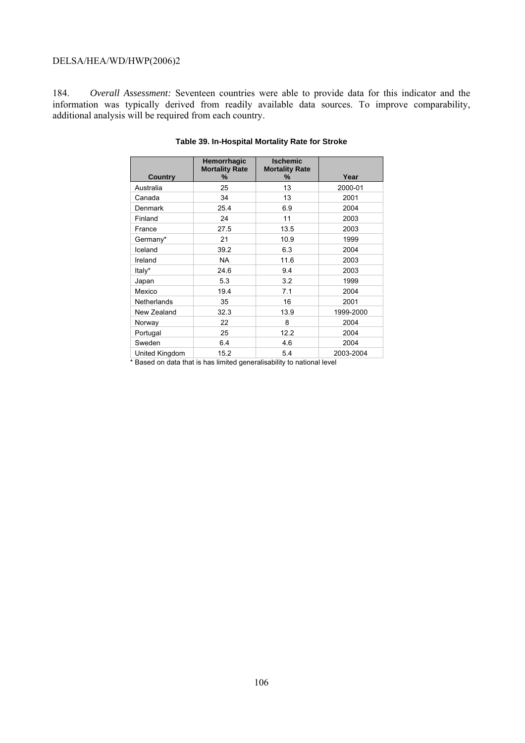184. *Overall Assessment:* Seventeen countries were able to provide data for this indicator and the information was typically derived from readily available data sources. To improve comparability, additional analysis will be required from each country.

**Table 39. In-Hospital Mortality Rate for Stroke**

| Country | Hemorrhagic Mortality Rate % | Ischemic Mortality Rate % | Year |
|---|---|---|---|
| Australia | 25 | 13 | 2000-01 |
| Canada | 34 | 13 | 2001 |
| Denmark | 25.4 | 6.9 | 2004 |
| Finland | 24 | 11 | 2003 |
| France | 27.5 | 13.5 | 2003 |
| Germany* | 21 | 10.9 | 1999 |
| Iceland | 39.2 | 6.3 | 2004 |
| Ireland | NA | 11.6 | 2003 |
| Italy* | 24.6 | 9.4 | 2003 |
| Japan | 5.3 | 3.2 | 1999 |
| Mexico | 19.4 | 7.1 | 2004 |
| Netherlands | 35 | 16 | 2001 |
| New Zealand | 32.3 | 13.9 | 1999-2000 |
| Norway | 22 | 8 | 2004 |
| Portugal | 25 | 12.2 | 2004 |
| Sweden | 6.4 | 4.6 | 2004 |
| United Kingdom | 15.2 | 5.4 | 2003-2004 |

* Based on data that is has limited generalisability to national level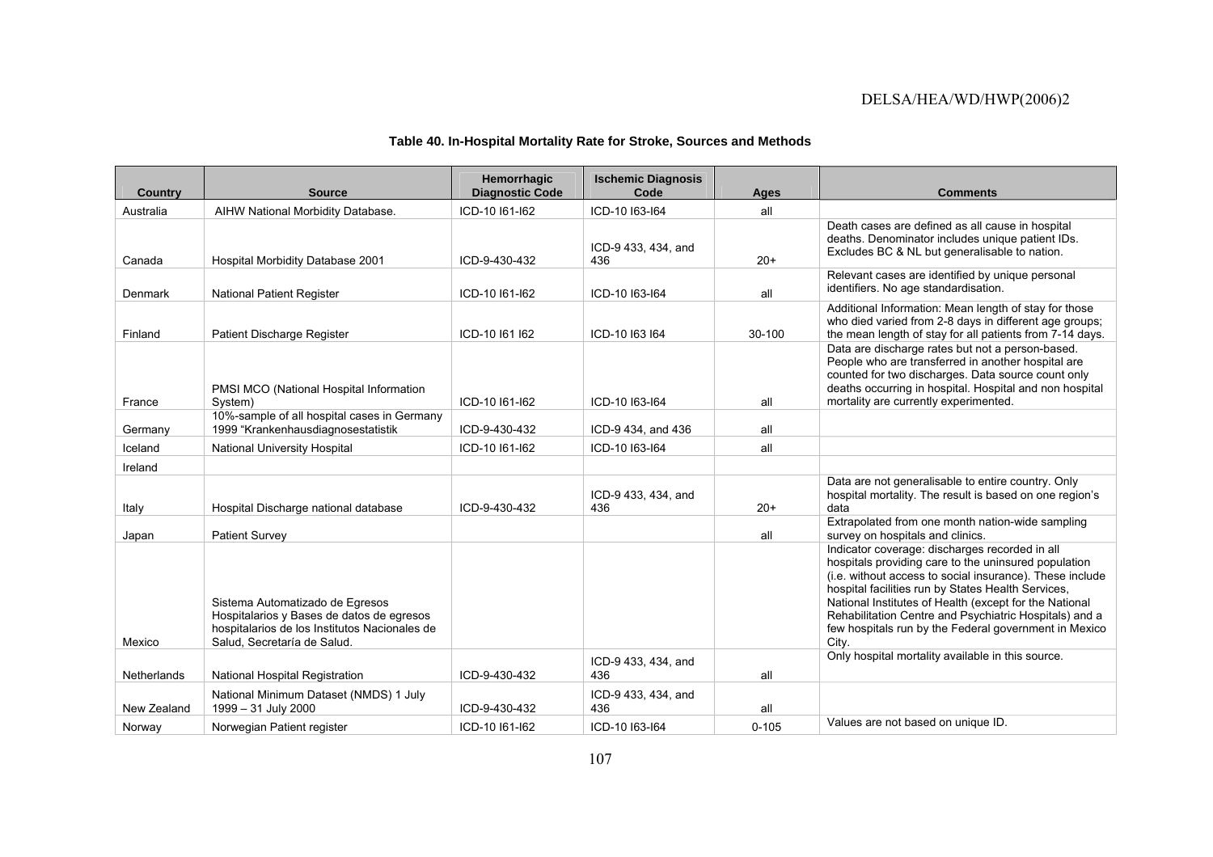**Table 40. In-Hospital Mortality Rate for Stroke, Sources and Methods**

| Country | Source | Hemorrhagic Diagnostic Code | Ischemic Diagnosis Code | Ages | Comments |
|---|---|---|---|---|---|
| Australia | AIHW National Morbidity Database. | ICD-10 I61-I62 | ICD-10 I63-I64 | all | |
| Canada | Hospital Morbidity Database 2001 | ICD-9-430-432 | ICD-9 433, 434, and 436 | 20+ | Death cases are defined as all cause in hospital deaths. Denominator includes unique patient IDs. Excludes BC & NL but generalisable to nation. |
| Denmark | National Patient Register | ICD-10 I61-I62 | ICD-10 I63-I64 | all | Relevant cases are identified by unique personal identifiers. No age standardisation. |
| Finland | Patient Discharge Register | ICD-10 I61 I62 | ICD-10 I63 I64 | 30-100 | Additional Information: Mean length of stay for those who died varied from 2-8 days in different age groups; the mean length of stay for all patients from 7-14 days. |
| France | PMSI MCO (National Hospital Information System) | ICD-10 I61-I62 | ICD-10 I63-I64 | all | Data are discharge rates but not a person-based. People who are transferred in another hospital are counted for two discharges. Data source count only deaths occurring in hospital. Hospital and non hospital mortality are currently experimented. |
| Germany | 10%-sample of all hospital cases in Germany 1999 "Krankenhausdiagnosestatistik | ICD-9-430-432 | ICD-9 434, and 436 | all | |
| Iceland | National University Hospital | ICD-10 I61-I62 | ICD-10 I63-I64 | all | |
| Ireland | | | | | |
| Italy | Hospital Discharge national database | ICD-9-430-432 | ICD-9 433, 434, and 436 | 20+ | Data are not generalisable to entire country. Only hospital mortality. The result is based on one region's data |
| Japan | Patient Survey | | | all | Extrapolated from one month nation-wide sampling survey on hospitals and clinics. |
| Mexico | Sistema Automatizado de Egresos Hospitalarios y Bases de datos de egresos hospitalarios de los Institutos Nacionales de Salud, Secretaría de Salud. | | | | Indicator coverage: discharges recorded in all hospitals providing care to the uninsured population (i.e. without access to social insurance). These include hospital facilities run by States Health Services, National Institutes of Health (except for the National Rehabilitation Centre and Psychiatric Hospitals) and a few hospitals run by the Federal government in Mexico City. |
| Netherlands | National Hospital Registration | ICD-9-430-432 | ICD-9 433, 434, and 436 | all | Only hospital mortality available in this source. |
| New Zealand | National Minimum Dataset (NMDS) 1 July 1999 – 31 July 2000 | ICD-9-430-432 | ICD-9 433, 434, and 436 | all | |
| Norway | Norwegian Patient register | ICD-10 I61-I62 | ICD-10 I63-I64 | 0-105 | Values are not based on unique ID. |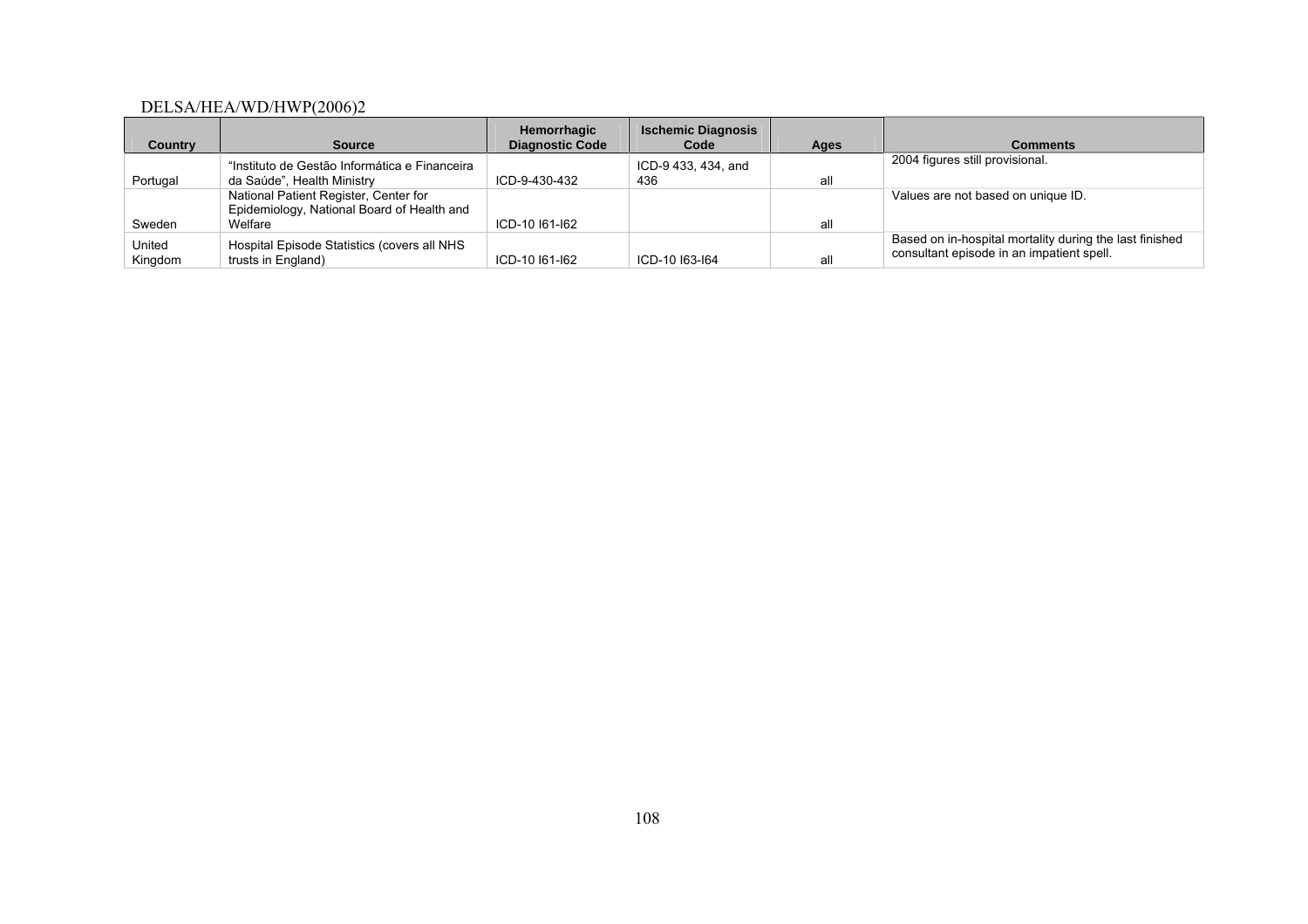| Country | Source | Hemorrhagic Diagnostic Code | Ischemic Diagnosis Code | Ages | Comments |
|---|---|---|---|---|---|
| Portugal | "Instituto de Gestão Informática e Financeira da Saúde", Health Ministry | ICD-9-430-432 | ICD-9 433, 434, and 436 | all | 2004 figures still provisional. |
| Sweden | National Patient Register, Center for Epidemiology, National Board of Health and Welfare | ICD-10 I61-I62 | | all | Values are not based on unique ID. |
| United Kingdom | Hospital Episode Statistics (covers all NHS trusts in England) | ICD-10 I61-I62 | ICD-10 I63-I64 | all | Based on in-hospital mortality during the last finished consultant episode in an impatient spell. |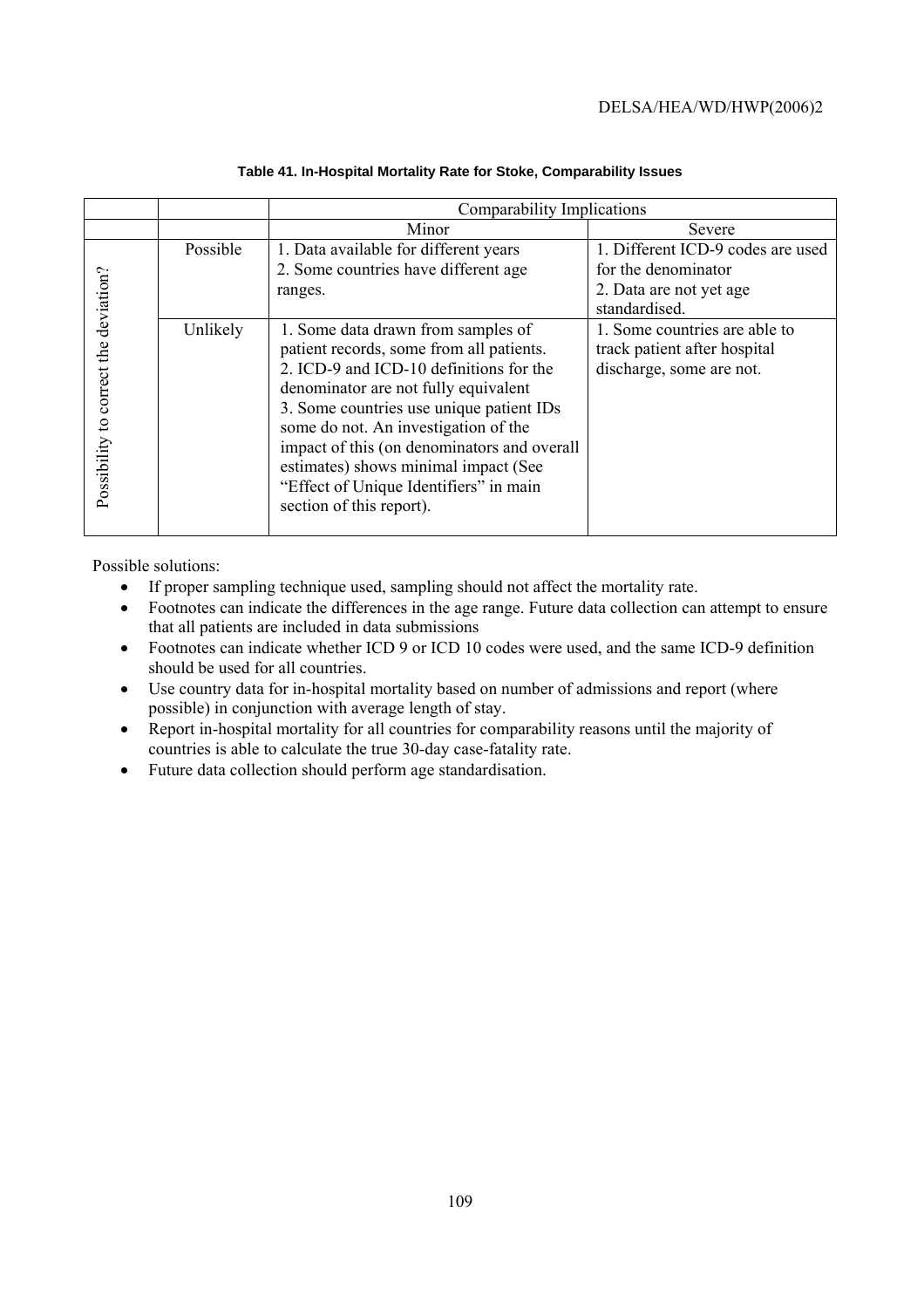**Table 41. In-Hospital Mortality Rate for Stoke, Comparability Issues**

| | | Comparability Implications | |
|---|---|---|---|
| | | Minor | Severe |
| Possibility to correct the deviation? | Possible | 1. Data available for different years<br>2. Some countries have different age ranges. | 1. Different ICD-9 codes are used for the denominator<br>2. Data are not yet age standardised. |
| | Unlikely | 1. Some data drawn from samples of patient records, some from all patients.<br>2. ICD-9 and ICD-10 definitions for the denominator are not fully equivalent<br>3. Some countries use unique patient IDs some do not. An investigation of the impact of this (on denominators and overall estimates) shows minimal impact (See "Effect of Unique Identifiers" in main section of this report). | 1. Some countries are able to track patient after hospital discharge, some are not. |

Possible solutions:

- If proper sampling technique used, sampling should not affect the mortality rate.
- Footnotes can indicate the differences in the age range. Future data collection can attempt to ensure that all patients are included in data submissions
- Footnotes can indicate whether ICD 9 or ICD 10 codes were used, and the same ICD-9 definition should be used for all countries.
- Use country data for in-hospital mortality based on number of admissions and report (where possible) in conjunction with average length of stay.
- Report in-hospital mortality for all countries for comparability reasons until the majority of countries is able to calculate the true 30-day case-fatality rate.
- Future data collection should perform age standardisation.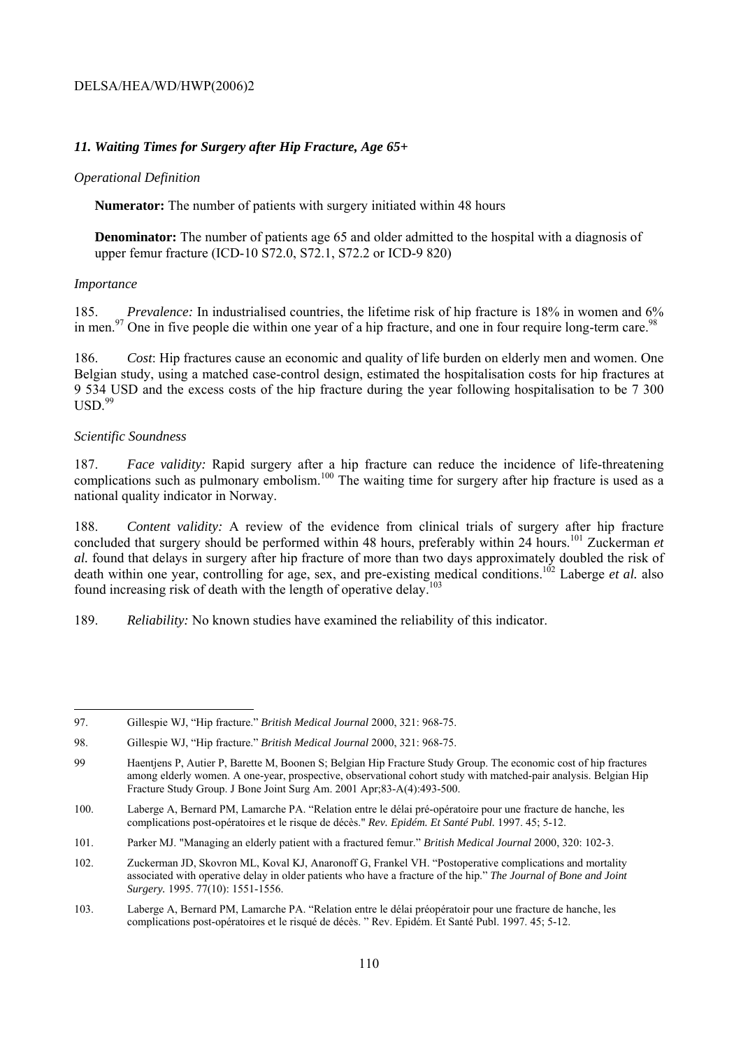### *11. Waiting Times for Surgery after Hip Fracture, Age 65+*

*Operational Definition*

**Numerator:** The number of patients with surgery initiated within 48 hours

**Denominator:** The number of patients age 65 and older admitted to the hospital with a diagnosis of upper femur fracture (ICD-10 S72.0, S72.1, S72.2 or ICD-9 820)

*Importance*

185. *Prevalence:* In industrialised countries, the lifetime risk of hip fracture is 18% in women and 6% in men.[97] One in five people die within one year of a hip fracture, and one in four require long-term care.[98]

186. *Cost*: Hip fractures cause an economic and quality of life burden on elderly men and women. One Belgian study, using a matched case-control design, estimated the hospitalisation costs for hip fractures at 9 534 USD and the excess costs of the hip fracture during the year following hospitalisation to be 7 300 USD.[99]

*Scientific Soundness*

187. *Face validity:* Rapid surgery after a hip fracture can reduce the incidence of life-threatening complications such as pulmonary embolism.[100] The waiting time for surgery after hip fracture is used as a national quality indicator in Norway.

188. *Content validity:* A review of the evidence from clinical trials of surgery after hip fracture concluded that surgery should be performed within 48 hours, preferably within 24 hours.[101] Zuckerman *et al.* found that delays in surgery after hip fracture of more than two days approximately doubled the risk of death within one year, controlling for age, sex, and pre-existing medical conditions.[102] Laberge *et al.* also found increasing risk of death with the length of operative delay.[103]

189. *Reliability:* No known studies have examined the reliability of this indicator.

---

97. Gillespie WJ, "Hip fracture." *British Medical Journal* 2000, 321: 968-75.

98. Gillespie WJ, "Hip fracture." *British Medical Journal* 2000, 321: 968-75.

99 Haentjens P, Autier P, Barette M, Boonen S; Belgian Hip Fracture Study Group. The economic cost of hip fractures among elderly women. A one-year, prospective, observational cohort study with matched-pair analysis. Belgian Hip Fracture Study Group. J Bone Joint Surg Am. 2001 Apr;83-A(4):493-500.

100. Laberge A, Bernard PM, Lamarche PA. "Relation entre le délai pré-opératoire pour une fracture de hanche, les complications post-opératoires et le risque de décès." *Rev. Epidém. Et Santé Publ.* 1997. 45; 5-12.

101. Parker MJ. "Managing an elderly patient with a fractured femur." *British Medical Journal* 2000, 320: 102-3.

102. Zuckerman JD, Skovron ML, Koval KJ, Anaronoff G, Frankel VH. "Postoperative complications and mortality associated with operative delay in older patients who have a fracture of the hip." *The Journal of Bone and Joint Surgery.* 1995. 77(10): 1551-1556.

103. Laberge A, Bernard PM, Lamarche PA. "Relation entre le délai préopératoir pour une fracture de hanche, les complications post-opératoires et le risqué de décès. " Rev. Epidém. Et Santé Publ. 1997. 45; 5-12.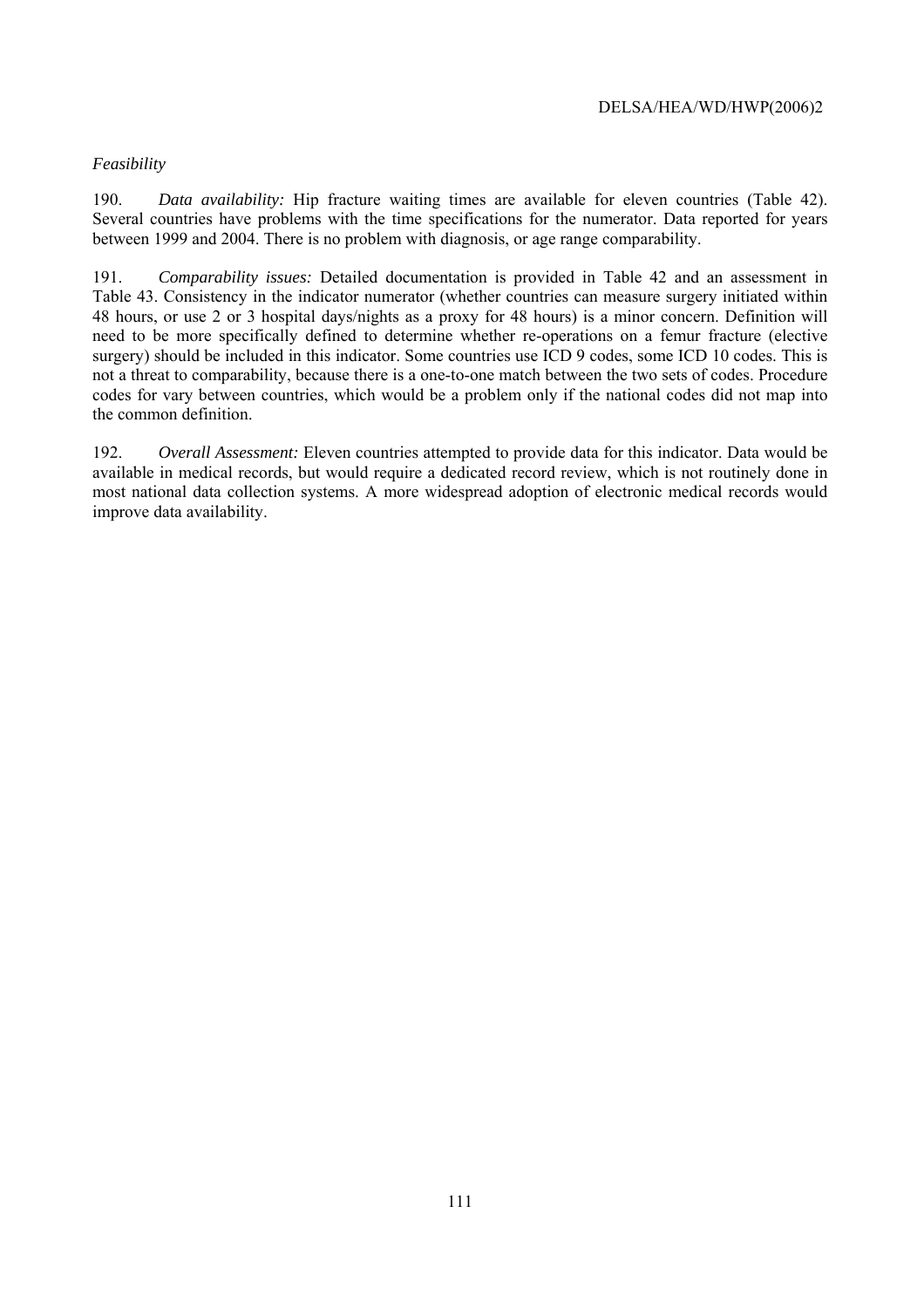*Feasibility*

190. *Data availability:* Hip fracture waiting times are available for eleven countries (Table 42). Several countries have problems with the time specifications for the numerator. Data reported for years between 1999 and 2004. There is no problem with diagnosis, or age range comparability.

191. *Comparability issues:* Detailed documentation is provided in Table 42 and an assessment in Table 43. Consistency in the indicator numerator (whether countries can measure surgery initiated within 48 hours, or use 2 or 3 hospital days/nights as a proxy for 48 hours) is a minor concern. Definition will need to be more specifically defined to determine whether re-operations on a femur fracture (elective surgery) should be included in this indicator. Some countries use ICD 9 codes, some ICD 10 codes. This is not a threat to comparability, because there is a one-to-one match between the two sets of codes. Procedure codes for vary between countries, which would be a problem only if the national codes did not map into the common definition.

192. *Overall Assessment:* Eleven countries attempted to provide data for this indicator. Data would be available in medical records, but would require a dedicated record review, which is not routinely done in most national data collection systems. A more widespread adoption of electronic medical records would improve data availability.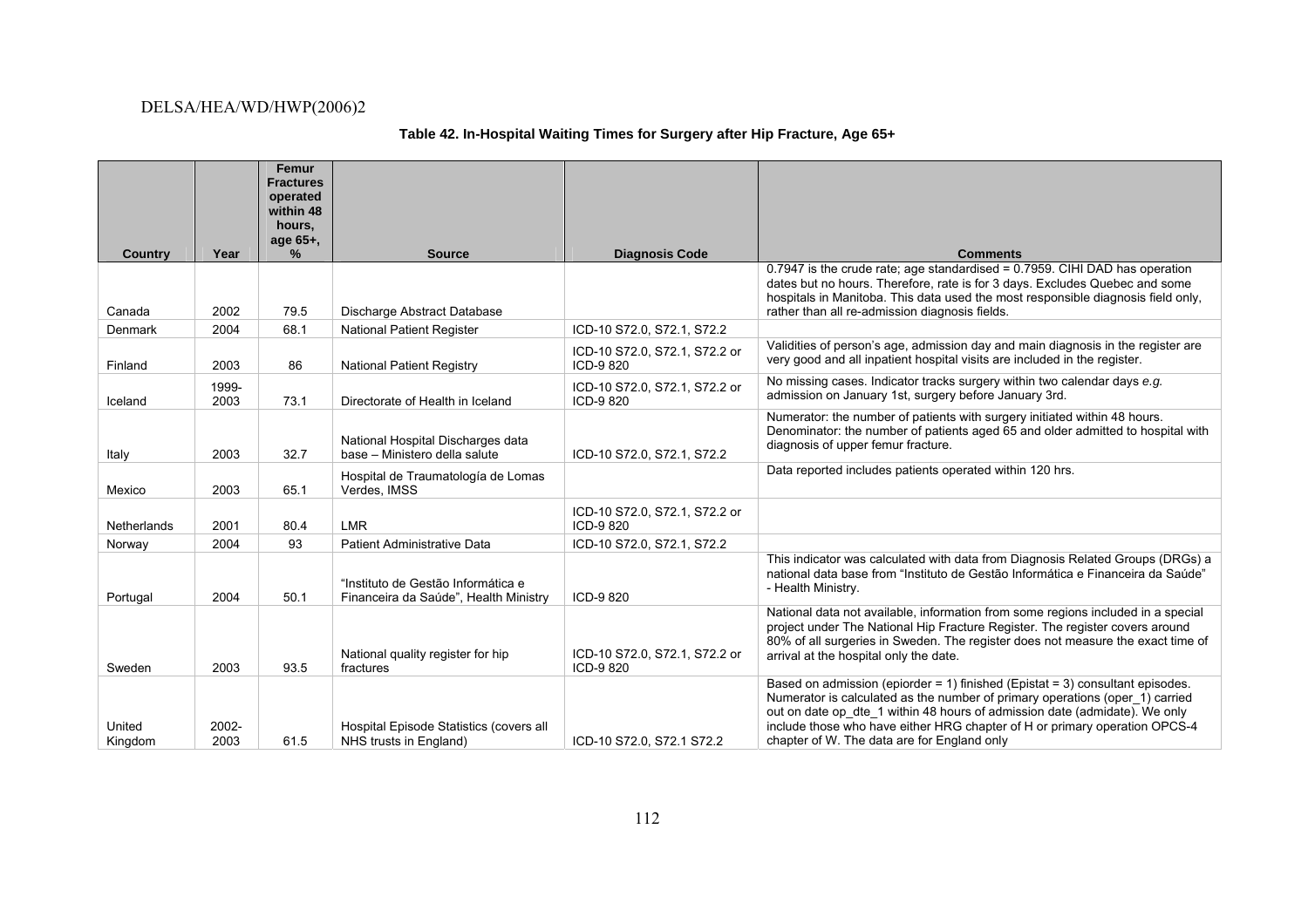**Table 42. In-Hospital Waiting Times for Surgery after Hip Fracture, Age 65+**

| Country | Year | Femur Fractures operated within 48 hours, age 65+, % | Source | Diagnosis Code | Comments |
|---|---|---|---|---|---|
| Canada | 2002 | 79.5 | Discharge Abstract Database | | 0.7947 is the crude rate; age standardised = 0.7959. CIHI DAD has operation dates but no hours. Therefore, rate is for 3 days. Excludes Quebec and some hospitals in Manitoba. This data used the most responsible diagnosis field only, rather than all re-admission diagnosis fields. |
| Denmark | 2004 | 68.1 | National Patient Register | ICD-10 S72.0, S72.1, S72.2 | |
| Finland | 2003 | 86 | National Patient Registry | ICD-10 S72.0, S72.1, S72.2 or ICD-9 820 | Validities of person's age, admission day and main diagnosis in the register are very good and all inpatient hospital visits are included in the register. |
| Iceland | 1999-2003 | 73.1 | Directorate of Health in Iceland | ICD-10 S72.0, S72.1, S72.2 or ICD-9 820 | No missing cases. Indicator tracks surgery within two calendar days *e.g.* admission on January 1st, surgery before January 3rd. |
| Italy | 2003 | 32.7 | National Hospital Discharges data base – Ministero della salute | ICD-10 S72.0, S72.1, S72.2 | Numerator: the number of patients with surgery initiated within 48 hours. Denominator: the number of patients aged 65 and older admitted to hospital with diagnosis of upper femur fracture. |
| Mexico | 2003 | 65.1 | Hospital de Traumatología de Lomas Verdes, IMSS | | Data reported includes patients operated within 120 hrs. |
| Netherlands | 2001 | 80.4 | LMR | ICD-10 S72.0, S72.1, S72.2 or ICD-9 820 | |
| Norway | 2004 | 93 | Patient Administrative Data | ICD-10 S72.0, S72.1, S72.2 | |
| Portugal | 2004 | 50.1 | "Instituto de Gestão Informática e Financeira da Saúde", Health Ministry | ICD-9 820 | This indicator was calculated with data from Diagnosis Related Groups (DRGs) a national data base from "Instituto de Gestão Informática e Financeira da Saúde" - Health Ministry. |
| Sweden | 2003 | 93.5 | National quality register for hip fractures | ICD-10 S72.0, S72.1, S72.2 or ICD-9 820 | National data not available, information from some regions included in a special project under The National Hip Fracture Register. The register covers around 80% of all surgeries in Sweden. The register does not measure the exact time of arrival at the hospital only the date. |
| United Kingdom | 2002-2003 | 61.5 | Hospital Episode Statistics (covers all NHS trusts in England) | ICD-10 S72.0, S72.1 S72.2 | Based on admission (epiorder = 1) finished (Epistat = 3) consultant episodes. Numerator is calculated as the number of primary operations (oper_1) carried out on date op_dte_1 within 48 hours of admission date (admidate). We only include those who have either HRG chapter of H or primary operation OPCS-4 chapter of W. The data are for England only |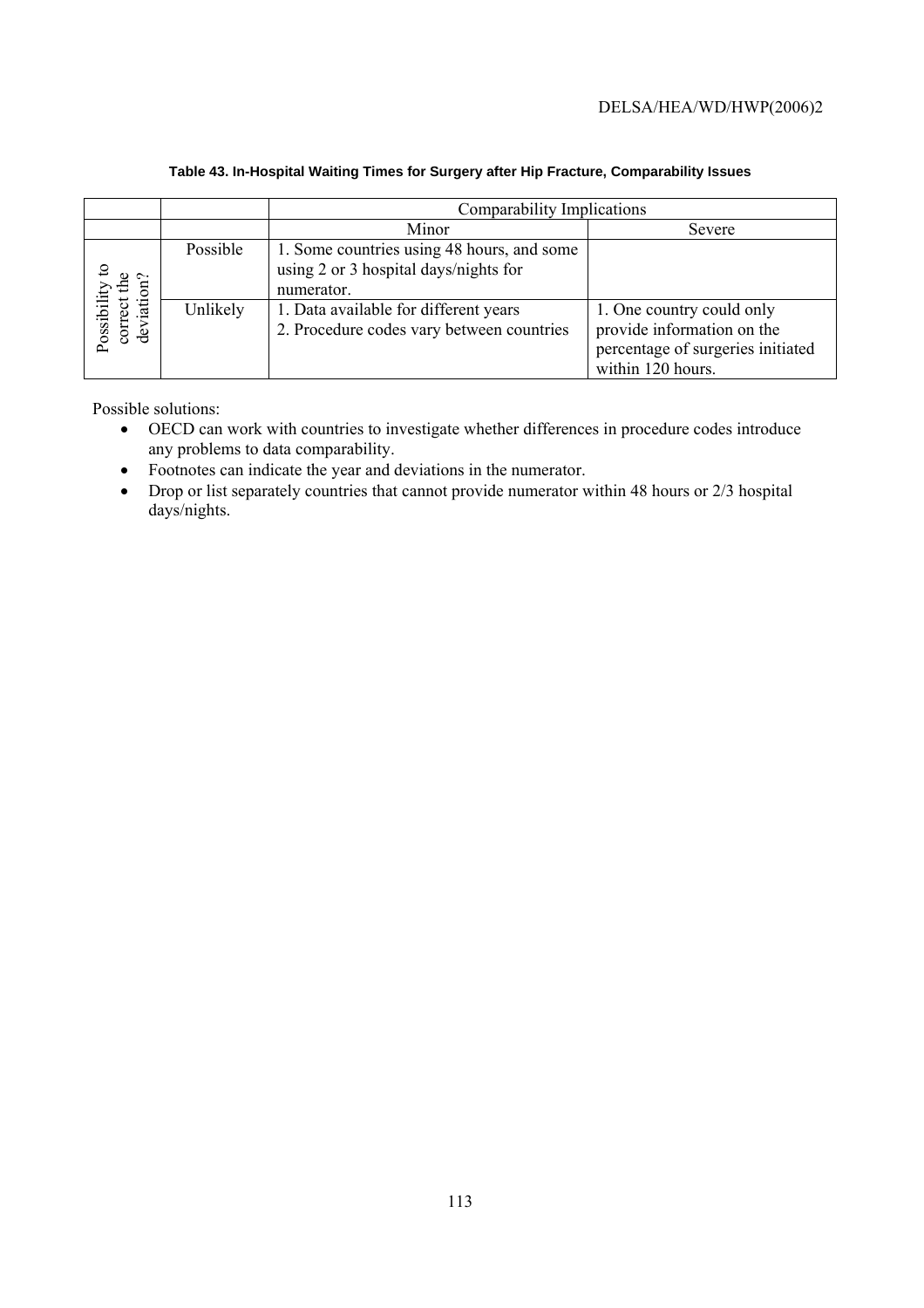**Table 43. In-Hospital Waiting Times for Surgery after Hip Fracture, Comparability Issues**

| | | Comparability Implications | |
|---|---|---|---|
| | | Minor | Severe |
| Possibility to correct the deviation? | Possible | 1. Some countries using 48 hours, and some using 2 or 3 hospital days/nights for numerator. | |
| | Unlikely | 1. Data available for different years<br>2. Procedure codes vary between countries | 1. One country could only provide information on the percentage of surgeries initiated within 120 hours. |

Possible solutions:

- OECD can work with countries to investigate whether differences in procedure codes introduce any problems to data comparability.
- Footnotes can indicate the year and deviations in the numerator.
- Drop or list separately countries that cannot provide numerator within 48 hours or 2/3 hospital days/nights.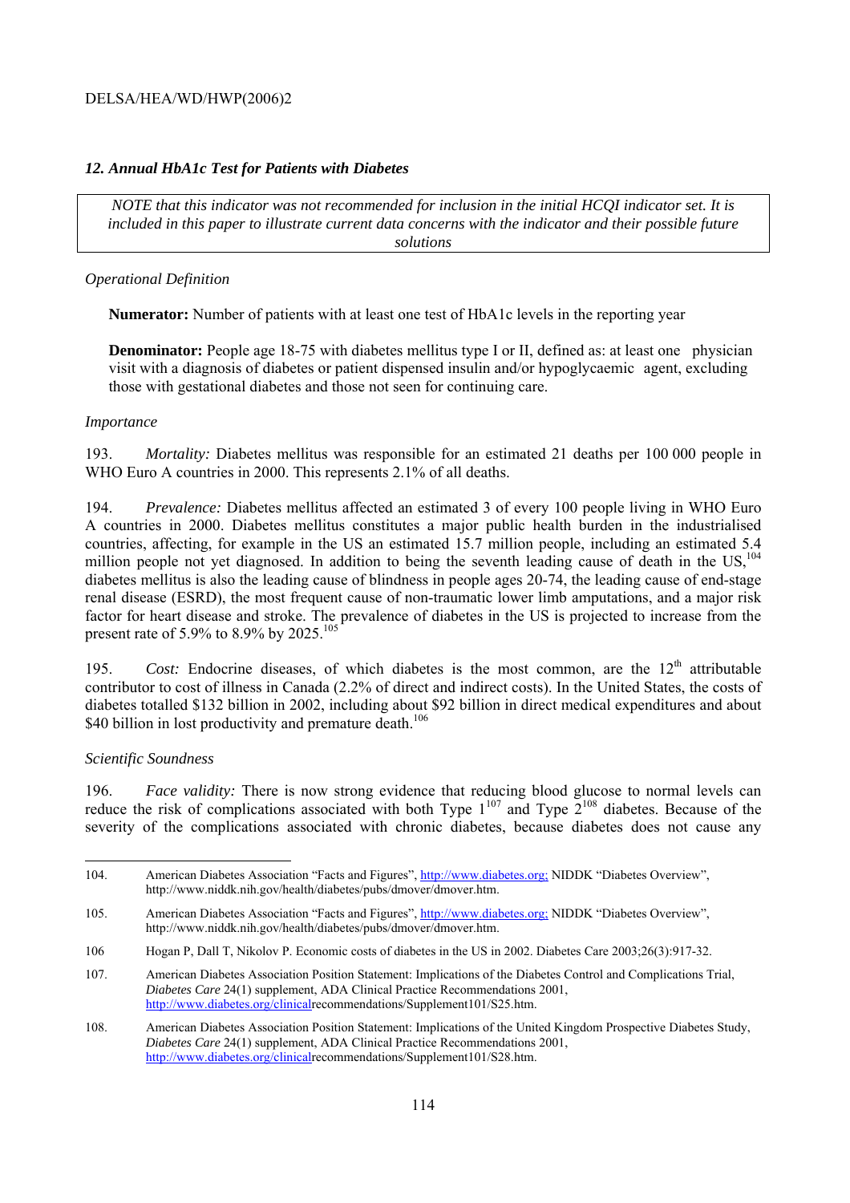### *12. Annual HbA1c Test for Patients with Diabetes*

> *NOTE that this indicator was not recommended for inclusion in the initial HCQI indicator set. It is included in this paper to illustrate current data concerns with the indicator and their possible future solutions*

*Operational Definition*

**Numerator:** Number of patients with at least one test of HbA1c levels in the reporting year

**Denominator:** People age 18-75 with diabetes mellitus type I or II, defined as: at least one physician visit with a diagnosis of diabetes or patient dispensed insulin and/or hypoglycaemic agent, excluding those with gestational diabetes and those not seen for continuing care.

*Importance*

193. *Mortality:* Diabetes mellitus was responsible for an estimated 21 deaths per 100 000 people in WHO Euro A countries in 2000. This represents 2.1% of all deaths.

194. *Prevalence:* Diabetes mellitus affected an estimated 3 of every 100 people living in WHO Euro A countries in 2000. Diabetes mellitus constitutes a major public health burden in the industrialised countries, affecting, for example in the US an estimated 15.7 million people, including an estimated 5.4 million people not yet diagnosed. In addition to being the seventh leading cause of death in the US,[104] diabetes mellitus is also the leading cause of blindness in people ages 20-74, the leading cause of end-stage renal disease (ESRD), the most frequent cause of non-traumatic lower limb amputations, and a major risk factor for heart disease and stroke. The prevalence of diabetes in the US is projected to increase from the present rate of 5.9% to 8.9% by 2025.[105]

195. *Cost:* Endocrine diseases, of which diabetes is the most common, are the 12th attributable contributor to cost of illness in Canada (2.2% of direct and indirect costs). In the United States, the costs of diabetes totalled $132 billion in 2002, including about $92 billion in direct medical expenditures and about $40 billion in lost productivity and premature death.[106]

*Scientific Soundness*

196. *Face validity:* There is now strong evidence that reducing blood glucose to normal levels can reduce the risk of complications associated with both Type 1[107] and Type 2[108] diabetes. Because of the severity of the complications associated with chronic diabetes, because diabetes does not cause any

---

104. American Diabetes Association "Facts and Figures", http://www.diabetes.org; NIDDK "Diabetes Overview", http://www.niddk.nih.gov/health/diabetes/pubs/dmover/dmover.htm.

105. American Diabetes Association "Facts and Figures", http://www.diabetes.org; NIDDK "Diabetes Overview", http://www.niddk.nih.gov/health/diabetes/pubs/dmover/dmover.htm.

106 Hogan P, Dall T, Nikolov P. Economic costs of diabetes in the US in 2002. Diabetes Care 2003;26(3):917-32.

107. American Diabetes Association Position Statement: Implications of the Diabetes Control and Complications Trial, *Diabetes Care* 24(1) supplement, ADA Clinical Practice Recommendations 2001, http://www.diabetes.org/clinicalrecommendations/Supplement101/S25.htm.

108. American Diabetes Association Position Statement: Implications of the United Kingdom Prospective Diabetes Study, *Diabetes Care* 24(1) supplement, ADA Clinical Practice Recommendations 2001, http://www.diabetes.org/clinicalrecommendations/Supplement101/S28.htm.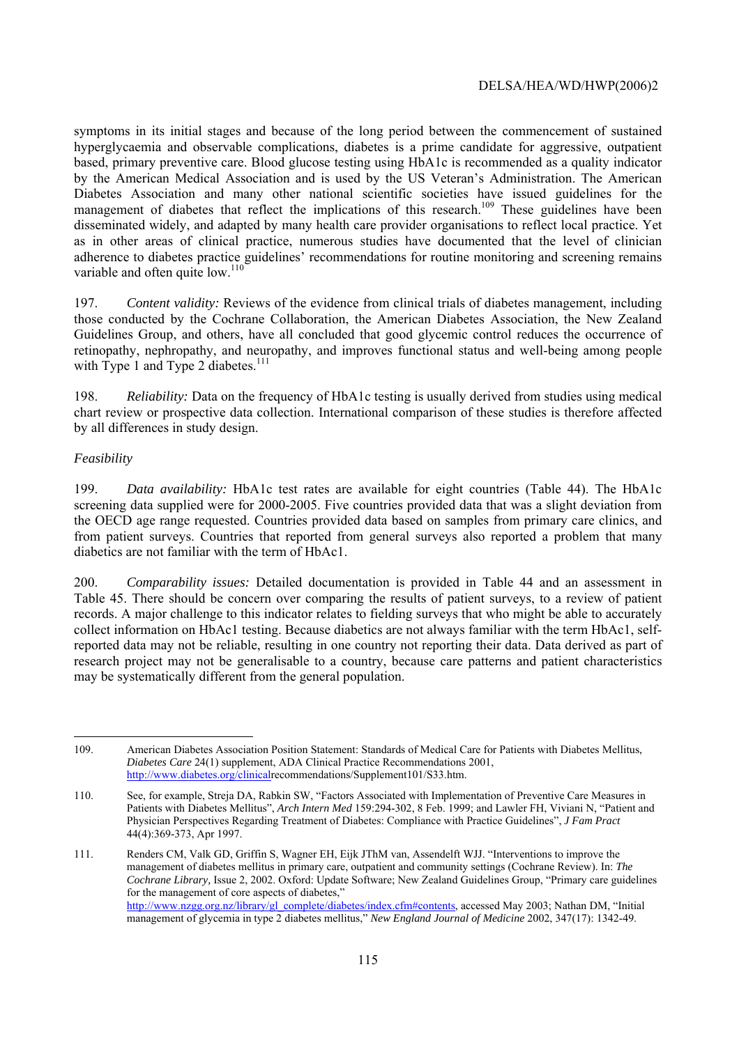symptoms in its initial stages and because of the long period between the commencement of sustained hyperglycaemia and observable complications, diabetes is a prime candidate for aggressive, outpatient based, primary preventive care. Blood glucose testing using HbA1c is recommended as a quality indicator by the American Medical Association and is used by the US Veteran's Administration. The American Diabetes Association and many other national scientific societies have issued guidelines for the management of diabetes that reflect the implications of this research.[109] These guidelines have been disseminated widely, and adapted by many health care provider organisations to reflect local practice. Yet as in other areas of clinical practice, numerous studies have documented that the level of clinician adherence to diabetes practice guidelines' recommendations for routine monitoring and screening remains variable and often quite low.[110]

197. *Content validity:* Reviews of the evidence from clinical trials of diabetes management, including those conducted by the Cochrane Collaboration, the American Diabetes Association, the New Zealand Guidelines Group, and others, have all concluded that good glycemic control reduces the occurrence of retinopathy, nephropathy, and neuropathy, and improves functional status and well-being among people with Type 1 and Type 2 diabetes.[111]

198. *Reliability:* Data on the frequency of HbA1c testing is usually derived from studies using medical chart review or prospective data collection. International comparison of these studies is therefore affected by all differences in study design.

*Feasibility*

199. *Data availability:* HbA1c test rates are available for eight countries (Table 44). The HbA1c screening data supplied were for 2000-2005. Five countries provided data that was a slight deviation from the OECD age range requested. Countries provided data based on samples from primary care clinics, and from patient surveys. Countries that reported from general surveys also reported a problem that many diabetics are not familiar with the term of HbAc1.

200. *Comparability issues:* Detailed documentation is provided in Table 44 and an assessment in Table 45. There should be concern over comparing the results of patient surveys, to a review of patient records. A major challenge to this indicator relates to fielding surveys that who might be able to accurately collect information on HbAc1 testing. Because diabetics are not always familiar with the term HbAc1, self-reported data may not be reliable, resulting in one country not reporting their data. Data derived as part of research project may not be generalisable to a country, because care patterns and patient characteristics may be systematically different from the general population.

---

109. American Diabetes Association Position Statement: Standards of Medical Care for Patients with Diabetes Mellitus, *Diabetes Care* 24(1) supplement, ADA Clinical Practice Recommendations 2001, http://www.diabetes.org/clinicalrecommendations/Supplement101/S33.htm.

110. See, for example, Streja DA, Rabkin SW, "Factors Associated with Implementation of Preventive Care Measures in Patients with Diabetes Mellitus", *Arch Intern Med* 159:294-302, 8 Feb. 1999; and Lawler FH, Viviani N, "Patient and Physician Perspectives Regarding Treatment of Diabetes: Compliance with Practice Guidelines", *J Fam Pract* 44(4):369-373, Apr 1997.

111. Renders CM, Valk GD, Griffin S, Wagner EH, Eijk JThM van, Assendelft WJJ. "Interventions to improve the management of diabetes mellitus in primary care, outpatient and community settings (Cochrane Review). In: *The Cochrane Library,* Issue 2, 2002. Oxford: Update Software; New Zealand Guidelines Group, "Primary care guidelines for the management of core aspects of diabetes," http://www.nzgg.org.nz/library/gl_complete/diabetes/index.cfm#contents, accessed May 2003; Nathan DM, "Initial management of glycemia in type 2 diabetes mellitus," *New England Journal of Medicine* 2002, 347(17): 1342-49.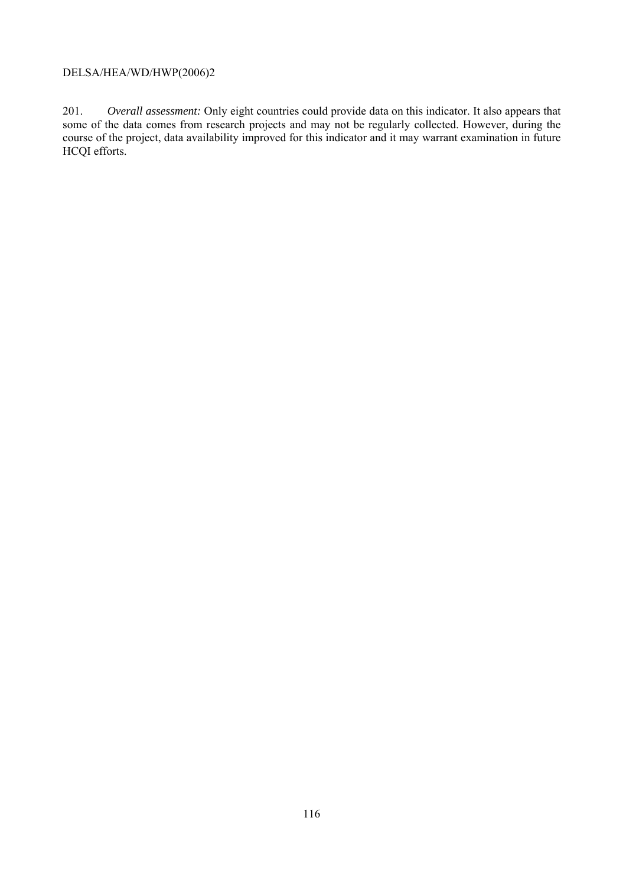201. *Overall assessment:* Only eight countries could provide data on this indicator. It also appears that some of the data comes from research projects and may not be regularly collected. However, during the course of the project, data availability improved for this indicator and it may warrant examination in future HCQI efforts.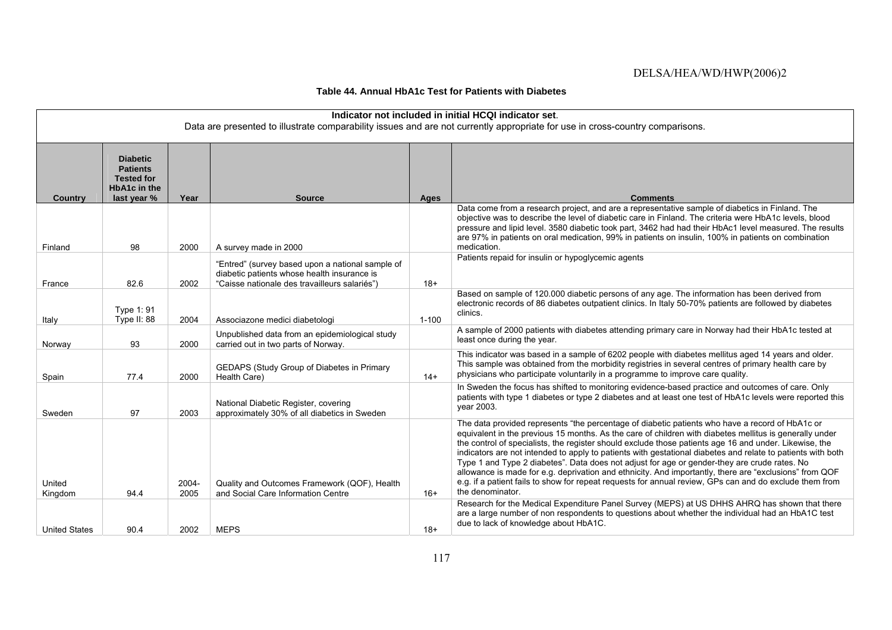**Table 44. Annual HbA1c Test for Patients with Diabetes**

| **Indicator not included in initial HCQI indicator set.** Data are presented to illustrate comparability issues and are not currently appropriate for use in cross-country comparisons. | | | | | |
|---|---|---|---|---|---|
| **Country** | **Diabetic Patients Tested for HbA1c in the last year %** | **Year** | **Source** | **Ages** | **Comments** |
| Finland | 98 | 2000 | A survey made in 2000 | | Data come from a research project, and are a representative sample of diabetics in Finland. The objective was to describe the level of diabetic care in Finland. The criteria were HbA1c levels, blood pressure and lipid level. 3580 diabetic took part, 3462 had had their HbAc1 level measured. The results are 97% in patients on oral medication, 99% in patients on insulin, 100% in patients on combination medication. |
| France | 82.6 | 2002 | "Entred" (survey based upon a national sample of diabetic patients whose health insurance is "Caisse nationale des travailleurs salariés") | 18+ | Patients repaid for insulin or hypoglycemic agents |
| Italy | Type 1: 91<br>Type II: 88 | 2004 | Associazone medici diabetologi | 1-100 | Based on sample of 120.000 diabetic persons of any age. The information has been derived from electronic records of 86 diabetes outpatient clinics. In Italy 50-70% patients are followed by diabetes clinics. |
| Norway | 93 | 2000 | Unpublished data from an epidemiological study carried out in two parts of Norway. | | A sample of 2000 patients with diabetes attending primary care in Norway had their HbA1c tested at least once during the year. |
| Spain | 77.4 | 2000 | GEDAPS (Study Group of Diabetes in Primary Health Care) | 14+ | This indicator was based in a sample of 6202 people with diabetes mellitus aged 14 years and older. This sample was obtained from the morbidity registries in several centres of primary health care by physicians who participate voluntarily in a programme to improve care quality. |
| Sweden | 97 | 2003 | National Diabetic Register, covering approximately 30% of all diabetics in Sweden | | In Sweden the focus has shifted to monitoring evidence-based practice and outcomes of care. Only patients with type 1 diabetes or type 2 diabetes and at least one test of HbA1c levels were reported this year 2003. |
| United Kingdom | 94.4 | 2004-2005 | Quality and Outcomes Framework (QOF), Health and Social Care Information Centre | 16+ | The data provided represents "the percentage of diabetic patients who have a record of HbA1c or equivalent in the previous 15 months. As the care of children with diabetes mellitus is generally under the control of specialists, the register should exclude those patients age 16 and under. Likewise, the indicators are not intended to apply to patients with gestational diabetes and relate to patients with both Type 1 and Type 2 diabetes". Data does not adjust for age or gender-they are crude rates. No allowance is made for e.g. deprivation and ethnicity. And importantly, there are "exclusions" from QOF e.g. if a patient fails to show for repeat requests for annual review, GPs can and do exclude them from the denominator. |
| United States | 90.4 | 2002 | MEPS | 18+ | Research for the Medical Expenditure Panel Survey (MEPS) at US DHHS AHRQ has shown that there are a large number of non respondents to questions about whether the individual had an HbA1C test due to lack of knowledge about HbA1C. |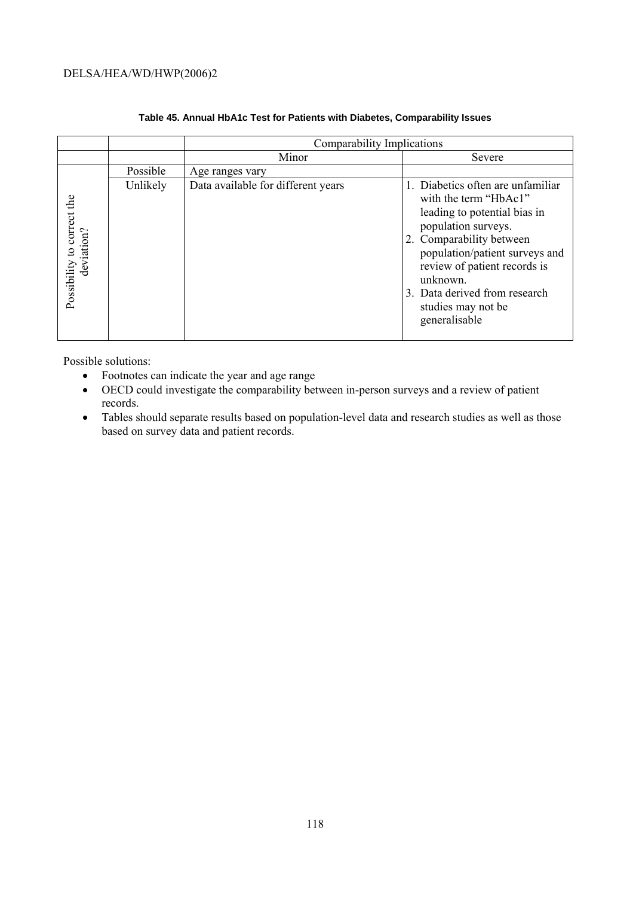**Table 45. Annual HbA1c Test for Patients with Diabetes, Comparability Issues**

| | | Comparability Implications | |
|---|---|---|---|
| | | Minor | Severe |
| Possibility to correct the deviation? | Possible | Age ranges vary | |
| | Unlikely | Data available for different years | 1. Diabetics often are unfamiliar with the term "HbAc1" leading to potential bias in population surveys.<br>2. Comparability between population/patient surveys and review of patient records is unknown.<br>3. Data derived from research studies may not be generalisable |

Possible solutions:

- Footnotes can indicate the year and age range
- OECD could investigate the comparability between in-person surveys and a review of patient records.
- Tables should separate results based on population-level data and research studies as well as those based on survey data and patient records.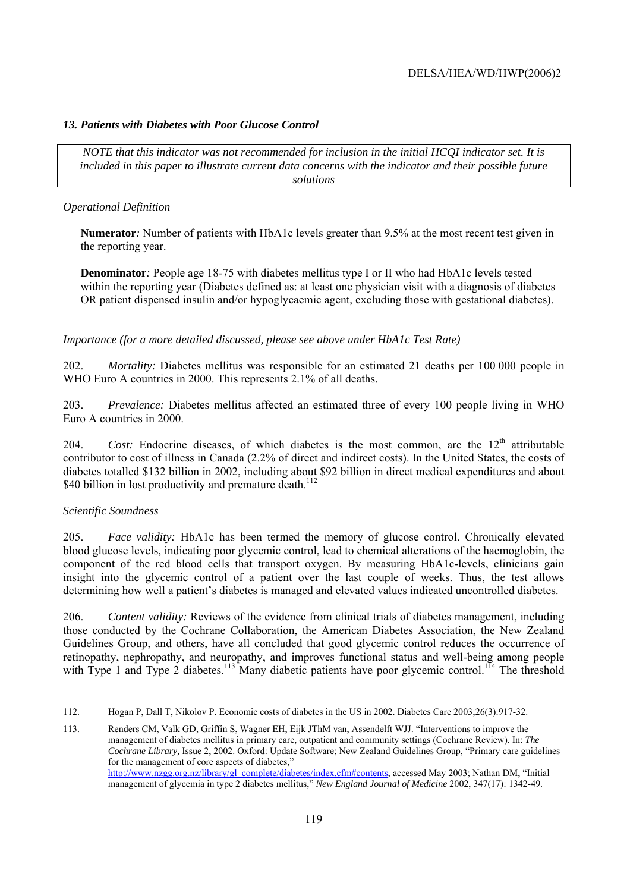### *13. Patients with Diabetes with Poor Glucose Control*

> *NOTE that this indicator was not recommended for inclusion in the initial HCQI indicator set. It is included in this paper to illustrate current data concerns with the indicator and their possible future solutions*

*Operational Definition*

**Numerator***:* Number of patients with HbA1c levels greater than 9.5% at the most recent test given in the reporting year.

**Denominator***:* People age 18-75 with diabetes mellitus type I or II who had HbA1c levels tested within the reporting year (Diabetes defined as: at least one physician visit with a diagnosis of diabetes OR patient dispensed insulin and/or hypoglycaemic agent, excluding those with gestational diabetes).

*Importance (for a more detailed discussed, please see above under HbA1c Test Rate)*

202. *Mortality:* Diabetes mellitus was responsible for an estimated 21 deaths per 100 000 people in WHO Euro A countries in 2000. This represents 2.1% of all deaths.

203. *Prevalence:* Diabetes mellitus affected an estimated three of every 100 people living in WHO Euro A countries in 2000.

204. *Cost:* Endocrine diseases, of which diabetes is the most common, are the 12th attributable contributor to cost of illness in Canada (2.2% of direct and indirect costs). In the United States, the costs of diabetes totalled \$132 billion in 2002, including about \$92 billion in direct medical expenditures and about \$40 billion in lost productivity and premature death.[112]

*Scientific Soundness*

205. *Face validity:* HbA1c has been termed the memory of glucose control. Chronically elevated blood glucose levels, indicating poor glycemic control, lead to chemical alterations of the haemoglobin, the component of the red blood cells that transport oxygen. By measuring HbA1c-levels, clinicians gain insight into the glycemic control of a patient over the last couple of weeks. Thus, the test allows determining how well a patient's diabetes is managed and elevated values indicated uncontrolled diabetes.

206. *Content validity:* Reviews of the evidence from clinical trials of diabetes management, including those conducted by the Cochrane Collaboration, the American Diabetes Association, the New Zealand Guidelines Group, and others, have all concluded that good glycemic control reduces the occurrence of retinopathy, nephropathy, and neuropathy, and improves functional status and well-being among people with Type 1 and Type 2 diabetes.[113] Many diabetic patients have poor glycemic control.[114] The threshold

---

112. Hogan P, Dall T, Nikolov P. Economic costs of diabetes in the US in 2002. Diabetes Care 2003;26(3):917-32.

113. Renders CM, Valk GD, Griffin S, Wagner EH, Eijk JThM van, Assendelft WJJ. "Interventions to improve the management of diabetes mellitus in primary care, outpatient and community settings (Cochrane Review). In: *The Cochrane Library,* Issue 2, 2002. Oxford: Update Software; New Zealand Guidelines Group, "Primary care guidelines for the management of core aspects of diabetes," http://www.nzgg.org.nz/library/gl_complete/diabetes/index.cfm#contents, accessed May 2003; Nathan DM, "Initial management of glycemia in type 2 diabetes mellitus," *New England Journal of Medicine* 2002, 347(17): 1342-49.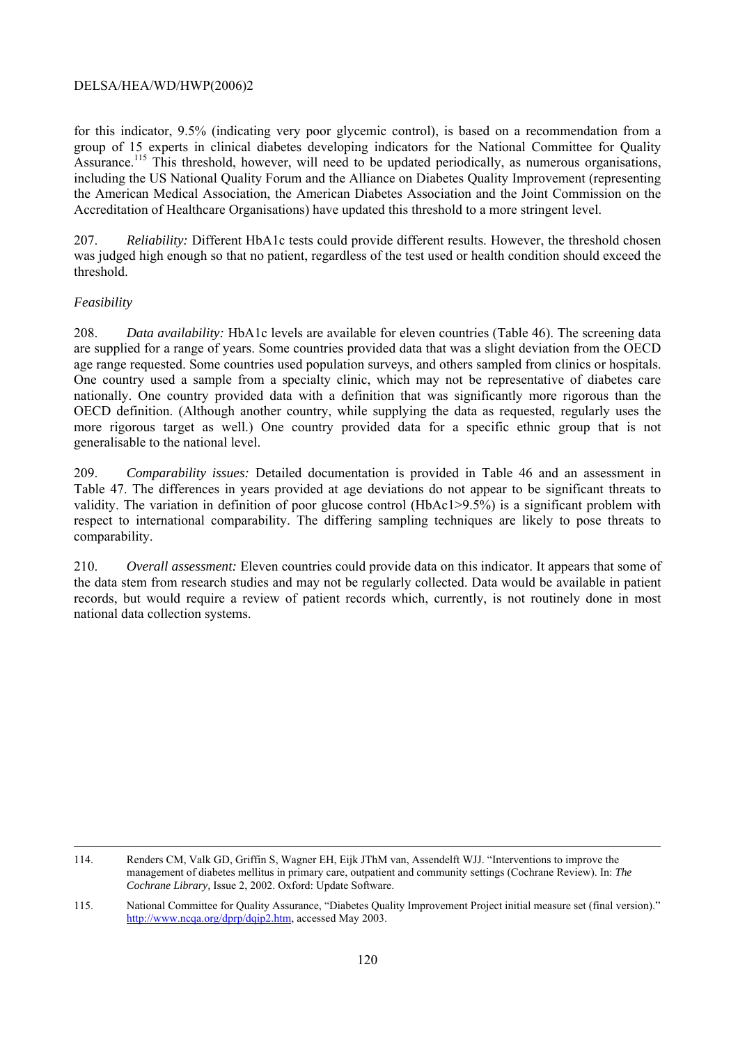for this indicator, 9.5% (indicating very poor glycemic control), is based on a recommendation from a group of 15 experts in clinical diabetes developing indicators for the National Committee for Quality Assurance.[115] This threshold, however, will need to be updated periodically, as numerous organisations, including the US National Quality Forum and the Alliance on Diabetes Quality Improvement (representing the American Medical Association, the American Diabetes Association and the Joint Commission on the Accreditation of Healthcare Organisations) have updated this threshold to a more stringent level.

207. *Reliability:* Different HbA1c tests could provide different results. However, the threshold chosen was judged high enough so that no patient, regardless of the test used or health condition should exceed the threshold.

*Feasibility*

208. *Data availability:* HbA1c levels are available for eleven countries (Table 46). The screening data are supplied for a range of years. Some countries provided data that was a slight deviation from the OECD age range requested. Some countries used population surveys, and others sampled from clinics or hospitals. One country used a sample from a specialty clinic, which may not be representative of diabetes care nationally. One country provided data with a definition that was significantly more rigorous than the OECD definition. (Although another country, while supplying the data as requested, regularly uses the more rigorous target as well.) One country provided data for a specific ethnic group that is not generalisable to the national level.

209. *Comparability issues:* Detailed documentation is provided in Table 46 and an assessment in Table 47. The differences in years provided at age deviations do not appear to be significant threats to validity. The variation in definition of poor glucose control (HbAc1>9.5%) is a significant problem with respect to international comparability. The differing sampling techniques are likely to pose threats to comparability.

210. *Overall assessment:* Eleven countries could provide data on this indicator. It appears that some of the data stem from research studies and may not be regularly collected. Data would be available in patient records, but would require a review of patient records which, currently, is not routinely done in most national data collection systems.

---

114. Renders CM, Valk GD, Griffin S, Wagner EH, Eijk JThM van, Assendelft WJJ. "Interventions to improve the management of diabetes mellitus in primary care, outpatient and community settings (Cochrane Review). In: *The Cochrane Library,* Issue 2, 2002. Oxford: Update Software.

115. National Committee for Quality Assurance, "Diabetes Quality Improvement Project initial measure set (final version)." http://www.ncqa.org/dprp/dqip2.htm, accessed May 2003.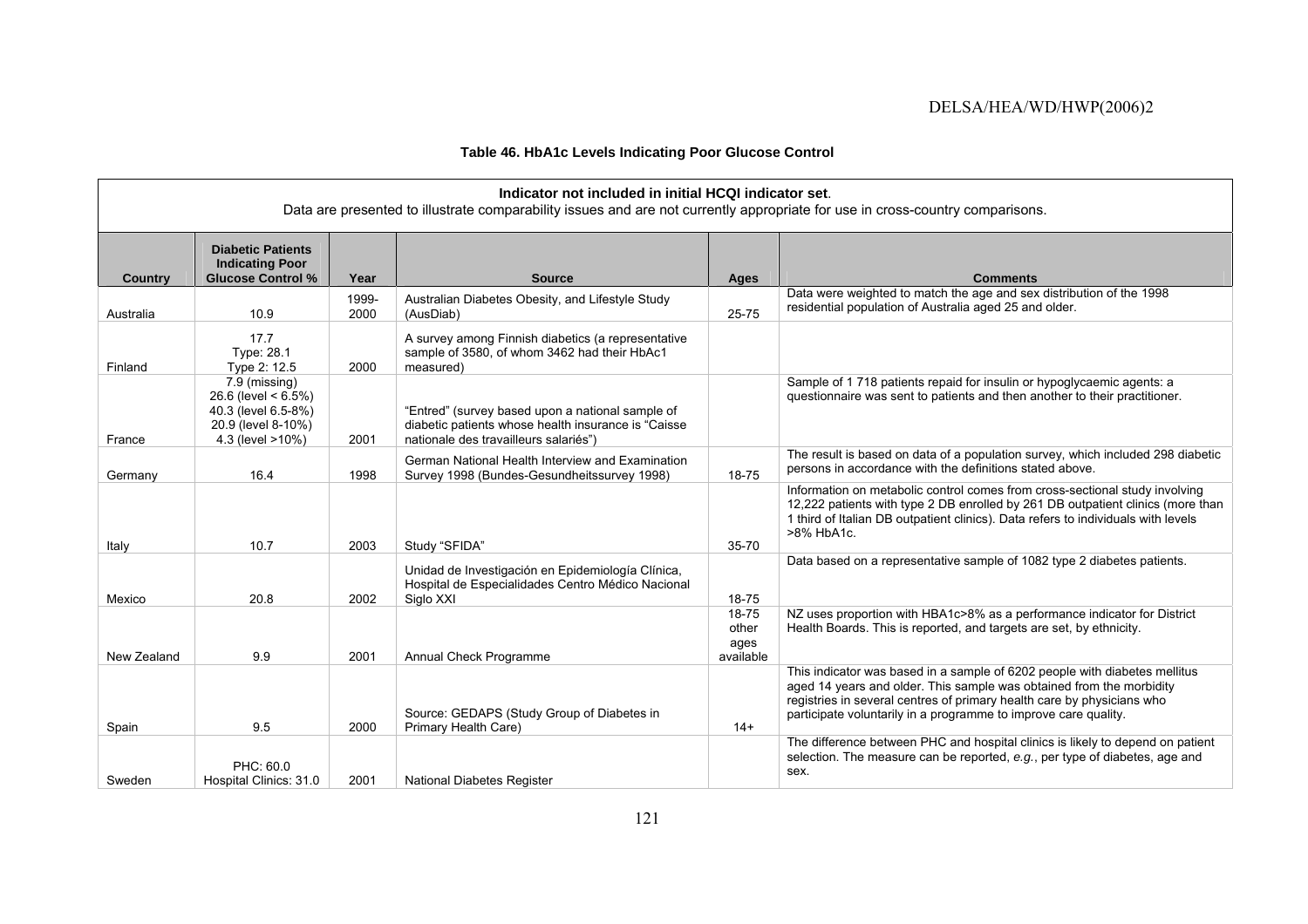**Table 46. HbA1c Levels Indicating Poor Glucose Control**

**Indicator not included in initial HCQI indicator set**.
Data are presented to illustrate comparability issues and are not currently appropriate for use in cross-country comparisons.

| Country | Diabetic Patients Indicating Poor Glucose Control % | Year | Source | Ages | Comments |
|---|---|---|---|---|---|
| Australia | 10.9 | 1999-2000 | Australian Diabetes Obesity, and Lifestyle Study (AusDiab) | 25-75 | Data were weighted to match the age and sex distribution of the 1998 residential population of Australia aged 25 and older. |
| Finland | 17.7<br>Type: 28.1<br>Type 2: 12.5 | 2000 | A survey among Finnish diabetics (a representative sample of 3580, of whom 3462 had their HbAc1 measured) | | |
| France | 7.9 (missing)<br>26.6 (level < 6.5%)<br>40.3 (level 6.5-8%)<br>20.9 (level 8-10%)<br>4.3 (level >10%) | 2001 | "Entred" (survey based upon a national sample of diabetic patients whose health insurance is "Caisse nationale des travailleurs salariés") | | Sample of 1 718 patients repaid for insulin or hypoglycaemic agents: a questionnaire was sent to patients and then another to their practitioner. |
| Germany | 16.4 | 1998 | German National Health Interview and Examination Survey 1998 (Bundes-Gesundheitssurvey 1998) | 18-75 | The result is based on data of a population survey, which included 298 diabetic persons in accordance with the definitions stated above. |
| Italy | 10.7 | 2003 | Study "SFIDA" | 35-70 | Information on metabolic control comes from cross-sectional study involving 12,222 patients with type 2 DB enrolled by 261 DB outpatient clinics (more than 1 third of Italian DB outpatient clinics). Data refers to individuals with levels >8% HbA1c. |
| Mexico | 20.8 | 2002 | Unidad de Investigación en Epidemiología Clínica, Hospital de Especialidades Centro Médico Nacional Siglo XXI | 18-75 | Data based on a representative sample of 1082 type 2 diabetes patients. |
| New Zealand | 9.9 | 2001 | Annual Check Programme | 18-75 other ages available | NZ uses proportion with HBA1c>8% as a performance indicator for District Health Boards. This is reported, and targets are set, by ethnicity. |
| Spain | 9.5 | 2000 | Source: GEDAPS (Study Group of Diabetes in Primary Health Care) | 14+ | This indicator was based in a sample of 6202 people with diabetes mellitus aged 14 years and older. This sample was obtained from the morbidity registries in several centres of primary health care by physicians who participate voluntarily in a programme to improve care quality. |
| Sweden | PHC: 60.0<br>Hospital Clinics: 31.0 | 2001 | National Diabetes Register | | The difference between PHC and hospital clinics is likely to depend on patient selection. The measure can be reported, *e.g.*, per type of diabetes, age and sex. |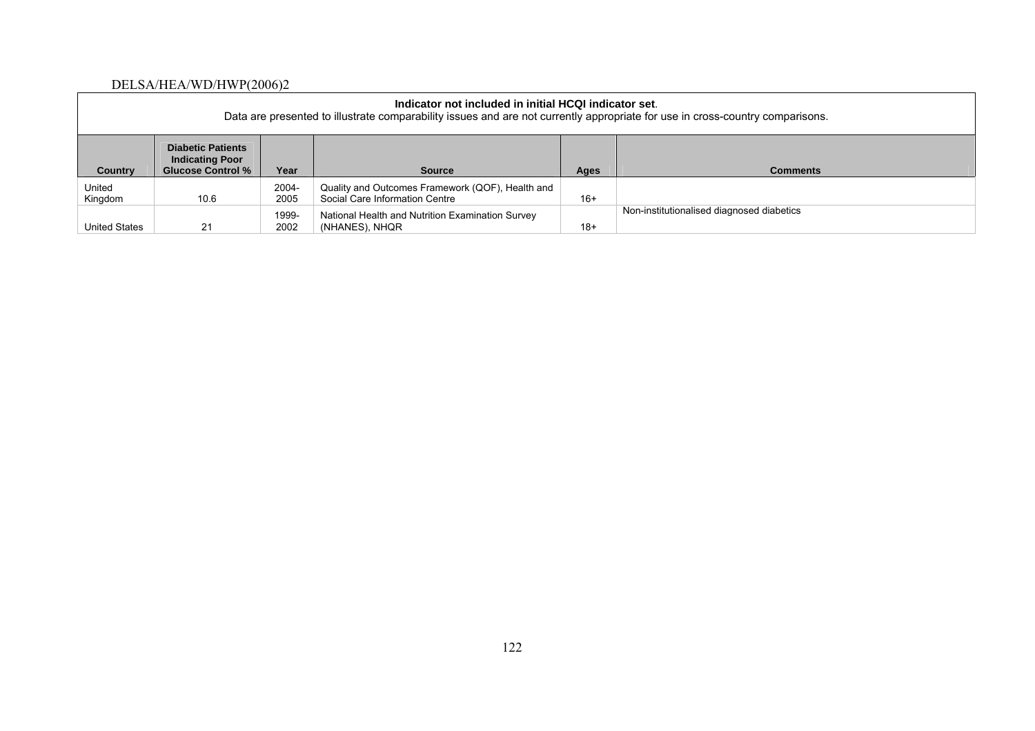**Indicator not included in initial HCQI indicator set**.
Data are presented to illustrate comparability issues and are not currently appropriate for use in cross-country comparisons.

| Country | Diabetic Patients Indicating Poor Glucose Control % | Year | Source | Ages | Comments |
|---|---|---|---|---|---|
| United Kingdom | 10.6 | 2004-2005 | Quality and Outcomes Framework (QOF), Health and Social Care Information Centre | 16+ | |
| United States | 21 | 1999-2002 | National Health and Nutrition Examination Survey (NHANES), NHQR | 18+ | Non-institutionalised diagnosed diabetics |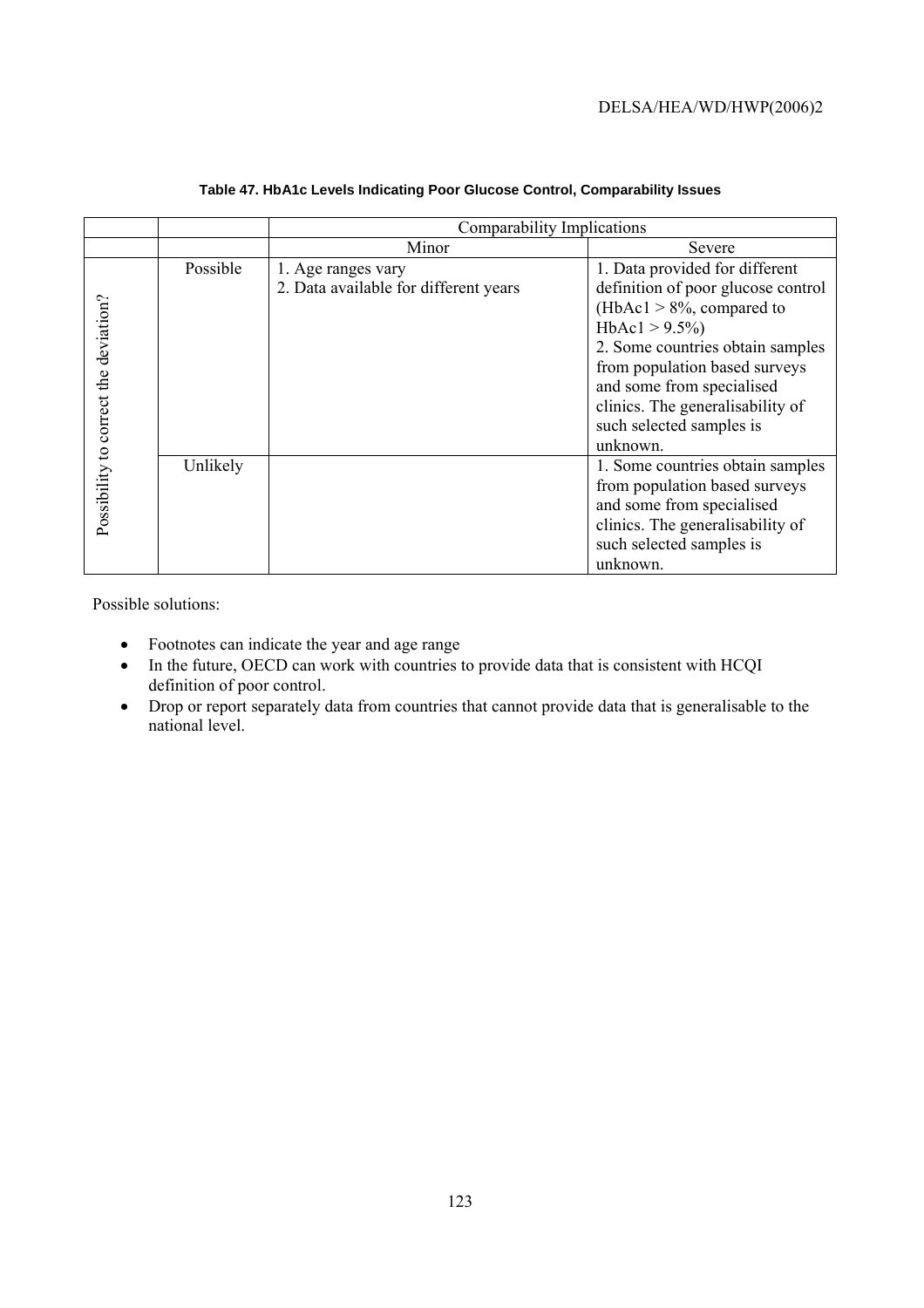**Table 47. HbA1c Levels Indicating Poor Glucose Control, Comparability Issues**

| | | Comparability Implications | |
|---|---|---|---|
| | | Minor | Severe |
| Possibility to correct the deviation? | Possible | 1. Age ranges vary<br>2. Data available for different years | 1. Data provided for different definition of poor glucose control (HbAc1 > 8%, compared to HbAc1 > 9.5%)<br>2. Some countries obtain samples from population based surveys and some from specialised clinics. The generalisability of such selected samples is unknown. |
| | Unlikely | | 1. Some countries obtain samples from population based surveys and some from specialised clinics. The generalisability of such selected samples is unknown. |

Possible solutions:

- Footnotes can indicate the year and age range
- In the future, OECD can work with countries to provide data that is consistent with HCQI definition of poor control.
- Drop or report separately data from countries that cannot provide data that is generalisable to the national level.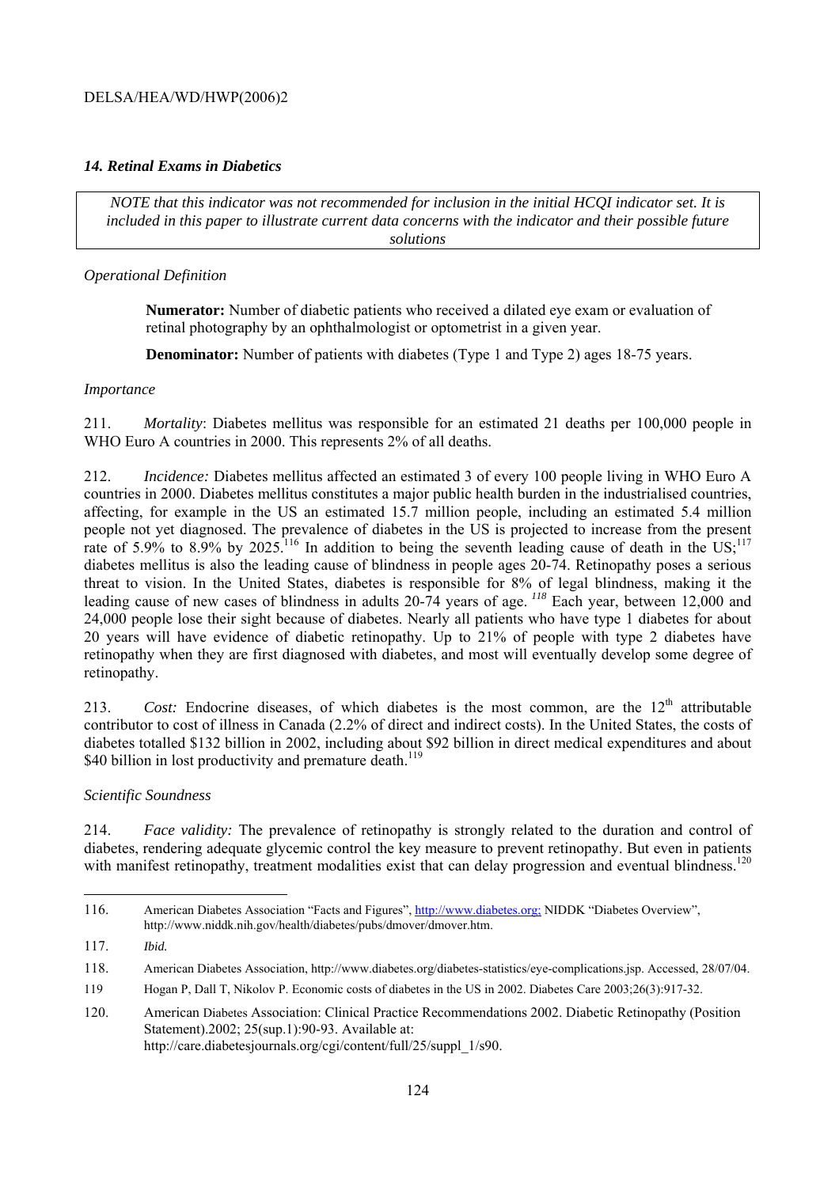### *14. Retinal Exams in Diabetics*

> *NOTE that this indicator was not recommended for inclusion in the initial HCQI indicator set. It is included in this paper to illustrate current data concerns with the indicator and their possible future solutions*

*Operational Definition*

**Numerator:** Number of diabetic patients who received a dilated eye exam or evaluation of retinal photography by an ophthalmologist or optometrist in a given year.

**Denominator:** Number of patients with diabetes (Type 1 and Type 2) ages 18-75 years.

*Importance*

211. *Mortality*: Diabetes mellitus was responsible for an estimated 21 deaths per 100,000 people in WHO Euro A countries in 2000. This represents 2% of all deaths.

212. *Incidence:* Diabetes mellitus affected an estimated 3 of every 100 people living in WHO Euro A countries in 2000. Diabetes mellitus constitutes a major public health burden in the industrialised countries, affecting, for example in the US an estimated 15.7 million people, including an estimated 5.4 million people not yet diagnosed. The prevalence of diabetes in the US is projected to increase from the present rate of 5.9% to 8.9% by 2025.[116] In addition to being the seventh leading cause of death in the US;[117] diabetes mellitus is also the leading cause of blindness in people ages 20-74. Retinopathy poses a serious threat to vision. In the United States, diabetes is responsible for 8% of legal blindness, making it the leading cause of new cases of blindness in adults 20-74 years of age. [118] Each year, between 12,000 and 24,000 people lose their sight because of diabetes. Nearly all patients who have type 1 diabetes for about 20 years will have evidence of diabetic retinopathy. Up to 21% of people with type 2 diabetes have retinopathy when they are first diagnosed with diabetes, and most will eventually develop some degree of retinopathy.

213. *Cost:* Endocrine diseases, of which diabetes is the most common, are the 12th attributable contributor to cost of illness in Canada (2.2% of direct and indirect costs). In the United States, the costs of diabetes totalled $132 billion in 2002, including about $92 billion in direct medical expenditures and about $40 billion in lost productivity and premature death.[119]

*Scientific Soundness*

214. *Face validity:* The prevalence of retinopathy is strongly related to the duration and control of diabetes, rendering adequate glycemic control the key measure to prevent retinopathy. But even in patients with manifest retinopathy, treatment modalities exist that can delay progression and eventual blindness.[120]

---

116. American Diabetes Association "Facts and Figures", http://www.diabetes.org; NIDDK "Diabetes Overview", http://www.niddk.nih.gov/health/diabetes/pubs/dmover/dmover.htm.

117. *Ibid.*

118. American Diabetes Association, http://www.diabetes.org/diabetes-statistics/eye-complications.jsp. Accessed, 28/07/04.

119 Hogan P, Dall T, Nikolov P. Economic costs of diabetes in the US in 2002. Diabetes Care 2003;26(3):917-32.

120. American Diabetes Association: Clinical Practice Recommendations 2002. Diabetic Retinopathy (Position Statement).2002; 25(sup.1):90-93. Available at: http://care.diabetesjournals.org/cgi/content/full/25/suppl_1/s90.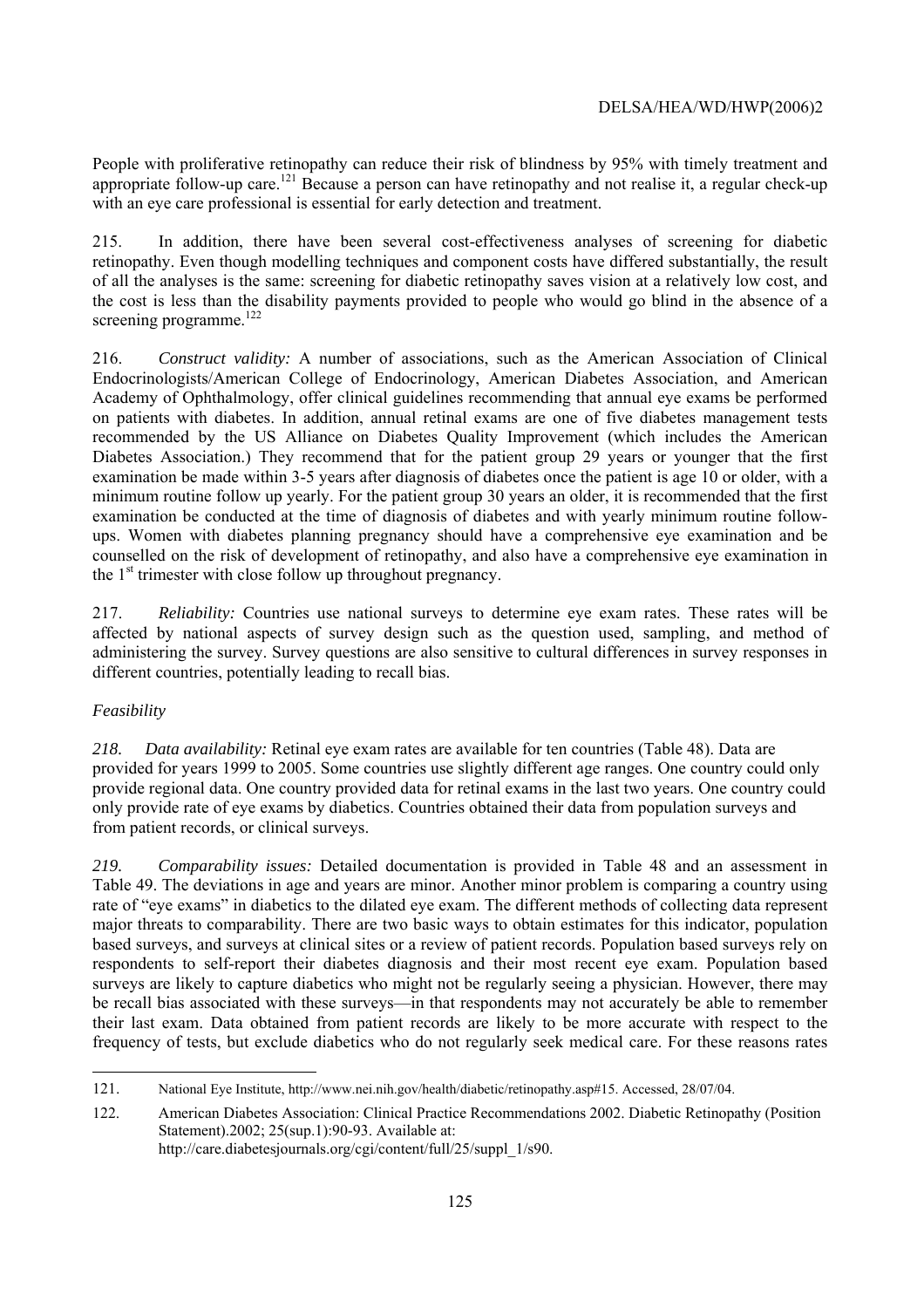People with proliferative retinopathy can reduce their risk of blindness by 95% with timely treatment and appropriate follow-up care.[121] Because a person can have retinopathy and not realise it, a regular check-up with an eye care professional is essential for early detection and treatment.

215. In addition, there have been several cost-effectiveness analyses of screening for diabetic retinopathy. Even though modelling techniques and component costs have differed substantially, the result of all the analyses is the same: screening for diabetic retinopathy saves vision at a relatively low cost, and the cost is less than the disability payments provided to people who would go blind in the absence of a screening programme.[122]

216. *Construct validity:* A number of associations, such as the American Association of Clinical Endocrinologists/American College of Endocrinology, American Diabetes Association, and American Academy of Ophthalmology, offer clinical guidelines recommending that annual eye exams be performed on patients with diabetes. In addition, annual retinal exams are one of five diabetes management tests recommended by the US Alliance on Diabetes Quality Improvement (which includes the American Diabetes Association.) They recommend that for the patient group 29 years or younger that the first examination be made within 3-5 years after diagnosis of diabetes once the patient is age 10 or older, with a minimum routine follow up yearly. For the patient group 30 years an older, it is recommended that the first examination be conducted at the time of diagnosis of diabetes and with yearly minimum routine follow-ups. Women with diabetes planning pregnancy should have a comprehensive eye examination and be counselled on the risk of development of retinopathy, and also have a comprehensive eye examination in the 1st trimester with close follow up throughout pregnancy.

217. *Reliability:* Countries use national surveys to determine eye exam rates. These rates will be affected by national aspects of survey design such as the question used, sampling, and method of administering the survey. Survey questions are also sensitive to cultural differences in survey responses in different countries, potentially leading to recall bias.

*Feasibility*

*218. Data availability:* Retinal eye exam rates are available for ten countries (Table 48). Data are provided for years 1999 to 2005. Some countries use slightly different age ranges. One country could only provide regional data. One country provided data for retinal exams in the last two years. One country could only provide rate of eye exams by diabetics. Countries obtained their data from population surveys and from patient records, or clinical surveys.

*219. Comparability issues:* Detailed documentation is provided in Table 48 and an assessment in Table 49. The deviations in age and years are minor. Another minor problem is comparing a country using rate of "eye exams" in diabetics to the dilated eye exam. The different methods of collecting data represent major threats to comparability. There are two basic ways to obtain estimates for this indicator, population based surveys, and surveys at clinical sites or a review of patient records. Population based surveys rely on respondents to self-report their diabetes diagnosis and their most recent eye exam. Population based surveys are likely to capture diabetics who might not be regularly seeing a physician. However, there may be recall bias associated with these surveys—in that respondents may not accurately be able to remember their last exam. Data obtained from patient records are likely to be more accurate with respect to the frequency of tests, but exclude diabetics who do not regularly seek medical care. For these reasons rates

---

121. National Eye Institute, http://www.nei.nih.gov/health/diabetic/retinopathy.asp#15. Accessed, 28/07/04.

122. American Diabetes Association: Clinical Practice Recommendations 2002. Diabetic Retinopathy (Position Statement).2002; 25(sup.1):90-93. Available at: http://care.diabetesjournals.org/cgi/content/full/25/suppl_1/s90.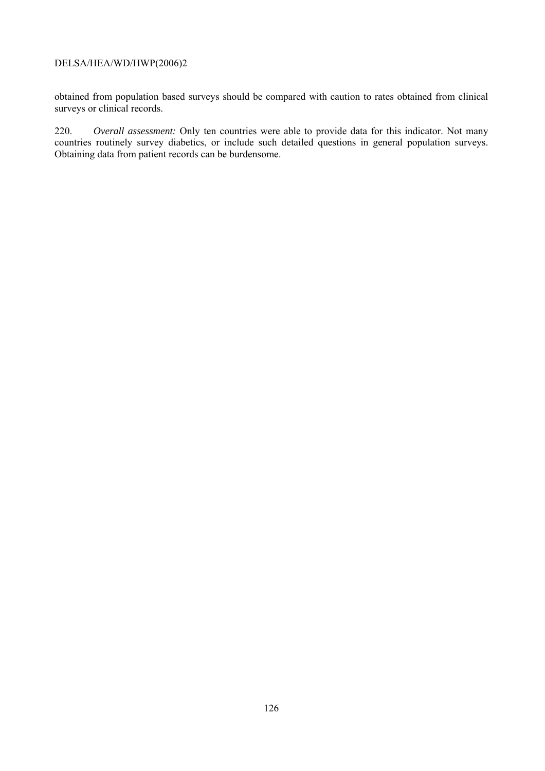obtained from population based surveys should be compared with caution to rates obtained from clinical surveys or clinical records.

220. *Overall assessment:* Only ten countries were able to provide data for this indicator. Not many countries routinely survey diabetics, or include such detailed questions in general population surveys. Obtaining data from patient records can be burdensome.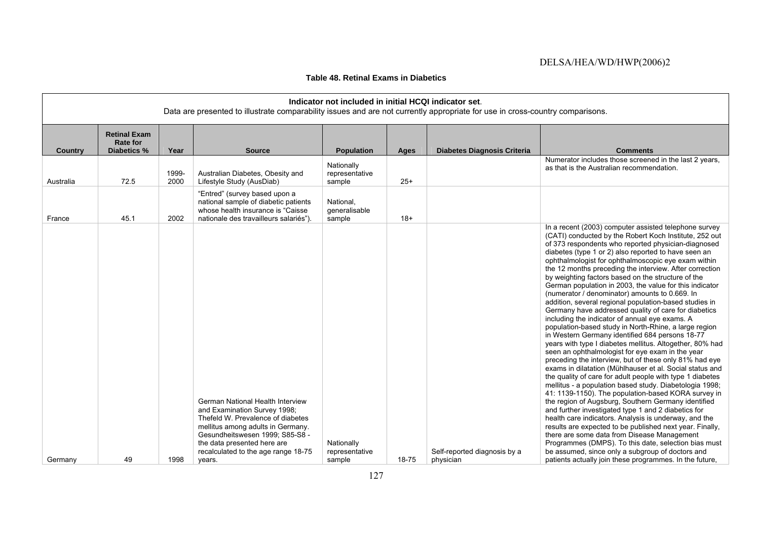**Table 48. Retinal Exams in Diabetics**

| **Indicator not included in initial HCQI indicator set**. Data are presented to illustrate comparability issues and are not currently appropriate for use in cross-country comparisons. | | | | | | | |
|---|---|---|---|---|---|---|---|
| **Country** | **Retinal Exam Rate for Diabetics %** | **Year** | **Source** | **Population** | **Ages** | **Diabetes Diagnosis Criteria** | **Comments** |
| Australia | 72.5 | 1999-2000 | Australian Diabetes, Obesity and Lifestyle Study (AusDiab) | Nationally representative sample | 25+ | | Numerator includes those screened in the last 2 years, as that is the Australian recommendation. |
| France | 45.1 | 2002 | "Entred" (survey based upon a national sample of diabetic patients whose health insurance is "Caisse nationale des travailleurs salariés"). | National, generalisable sample | 18+ | | |
| Germany | 49 | 1998 | German National Health Interview and Examination Survey 1998; Thefeld W. Prevalence of diabetes mellitus among adults in Germany. Gesundheitswesen 1999; S85-S8 - the data presented here are recalculated to the age range 18-75 years. | Nationally representative sample | 18-75 | Self-reported diagnosis by a physician | In a recent (2003) computer assisted telephone survey (CATI) conducted by the Robert Koch Institute, 252 out of 373 respondents who reported physician-diagnosed diabetes (type 1 or 2) also reported to have seen an ophthalmologist for ophthalmoscopic eye exam within the 12 months preceding the interview. After correction by weighting factors based on the structure of the German population in 2003, the value for this indicator (numerator / denominator) amounts to 0.669. In addition, several regional population-based studies in Germany have addressed quality of care for diabetics including the indicator of annual eye exams. A population-based study in North-Rhine, a large region in Western Germany identified 684 persons 18-77 years with type I diabetes mellitus. Altogether, 80% had seen an ophthalmologist for eye exam in the year preceding the interview, but of these only 81% had eye exams in dilatation (Mühlhauser et al. Social status and the quality of care for adult people with type 1 diabetes mellitus - a population based study. Diabetologia 1998; 41: 1139-1150). The population-based KORA survey in the region of Augsburg, Southern Germany identified and further investigated type 1 and 2 diabetics for health care indicators. Analysis is underway, and the results are expected to be published next year. Finally, there are some data from Disease Management Programmes (DMPS). To this date, selection bias must be assumed, since only a subgroup of doctors and patients actually join these programmes. In the future, |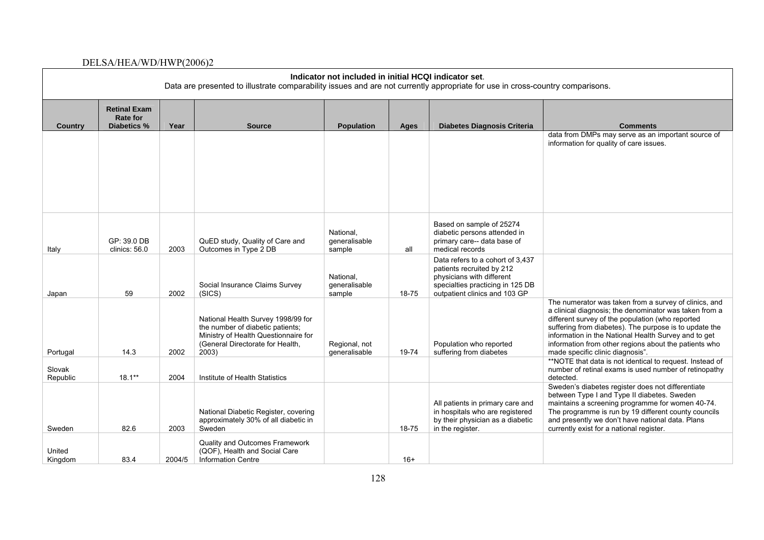**Indicator not included in initial HCQI indicator set.**
Data are presented to illustrate comparability issues and are not currently appropriate for use in cross-country comparisons.

| Country | Retinal Exam Rate for Diabetics % | Year | Source | Population | Ages | Diabetes Diagnosis Criteria | Comments |
|---|---|---|---|---|---|---|---|
| | | | | | | | data from DMPs may serve as an important source of information for quality of care issues. |
| Italy | GP: 39.0 DB clinics: 56.0 | 2003 | QuED study, Quality of Care and Outcomes in Type 2 DB | National, generalisable sample | all | Based on sample of 25274 diabetic persons attended in primary care-- data base of medical records | |
| Japan | 59 | 2002 | Social Insurance Claims Survey (SICS) | National, generalisable sample | 18-75 | Data refers to a cohort of 3,437 patients recruited by 212 physicians with different specialties practicing in 125 DB outpatient clinics and 103 GP | |
| Portugal | 14.3 | 2002 | National Health Survey 1998/99 for the number of diabetic patients; Ministry of Health Questionnaire for (General Directorate for Health, 2003) | Regional, not generalisable | 19-74 | Population who reported suffering from diabetes | The numerator was taken from a survey of clinics, and a clinical diagnosis; the denominator was taken from a different survey of the population (who reported suffering from diabetes). The purpose is to update the information in the National Health Survey and to get information from other regions about the patients who made specific clinic diagnosis". |
| Slovak Republic | 18.1** | 2004 | Institute of Health Statistics | | | | **NOTE that data is not identical to request. Instead of number of retinal exams is used number of retinopathy detected. |
| Sweden | 82.6 | 2003 | National Diabetic Register, covering approximately 30% of all diabetic in Sweden | | 18-75 | All patients in primary care and in hospitals who are registered by their physician as a diabetic in the register. | Sweden's diabetes register does not differentiate between Type I and Type II diabetes. Sweden maintains a screening programme for women 40-74. The programme is run by 19 different county councils and presently we don't have national data. Plans currently exist for a national register. |
| United Kingdom | 83.4 | 2004/5 | Quality and Outcomes Framework (QOF), Health and Social Care Information Centre | | 16+ | | |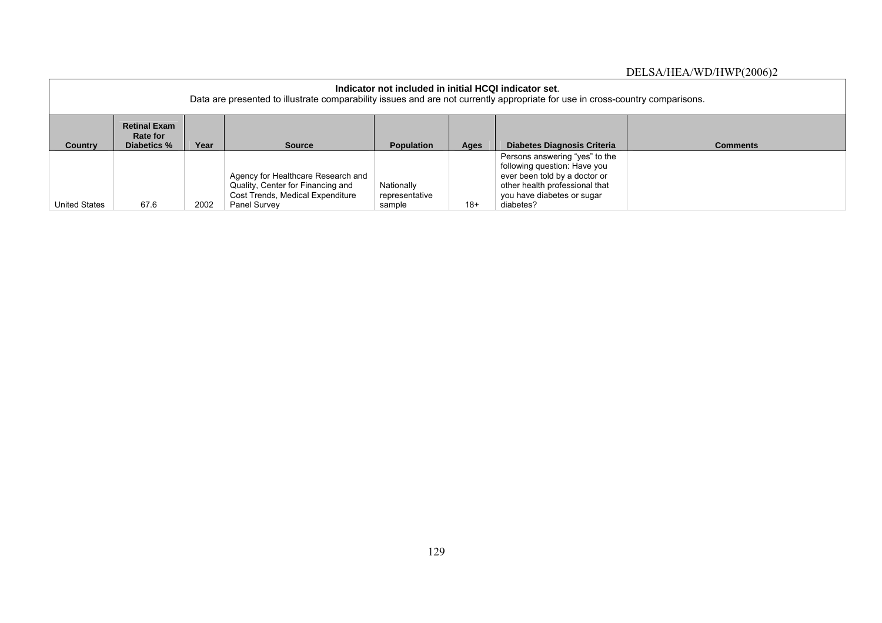**Indicator not included in initial HCQI indicator set.**

Data are presented to illustrate comparability issues and are not currently appropriate for use in cross-country comparisons.

| Country | Retinal Exam Rate for Diabetics % | Year | Source | Population | Ages | Diabetes Diagnosis Criteria | Comments |
|---|---|---|---|---|---|---|---|
| United States | 67.6 | 2002 | Agency for Healthcare Research and Quality, Center for Financing and Cost Trends, Medical Expenditure Panel Survey | Nationally representative sample | 18+ | Persons answering "yes" to the following question: Have you ever been told by a doctor or other health professional that you have diabetes or sugar diabetes? | |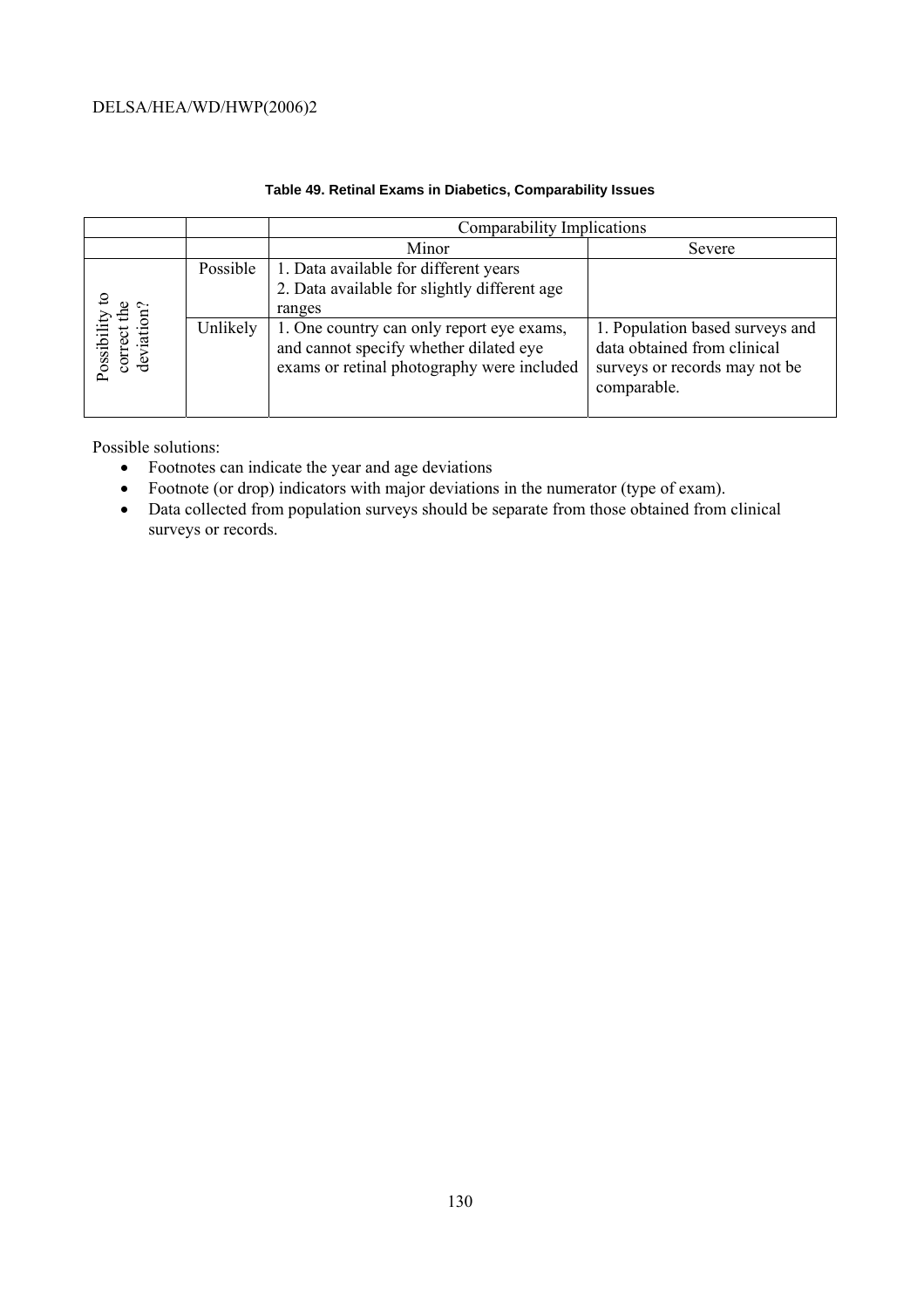**Table 49. Retinal Exams in Diabetics, Comparability Issues**

| | | Comparability Implications | |
|---|---|---|---|
| | | Minor | Severe |
| Possibility to correct the deviation? | Possible | 1. Data available for different years<br>2. Data available for slightly different age ranges | |
| | Unlikely | 1. One country can only report eye exams, and cannot specify whether dilated eye exams or retinal photography were included | 1. Population based surveys and data obtained from clinical surveys or records may not be comparable. |

Possible solutions:

- Footnotes can indicate the year and age deviations
- Footnote (or drop) indicators with major deviations in the numerator (type of exam).
- Data collected from population surveys should be separate from those obtained from clinical surveys or records.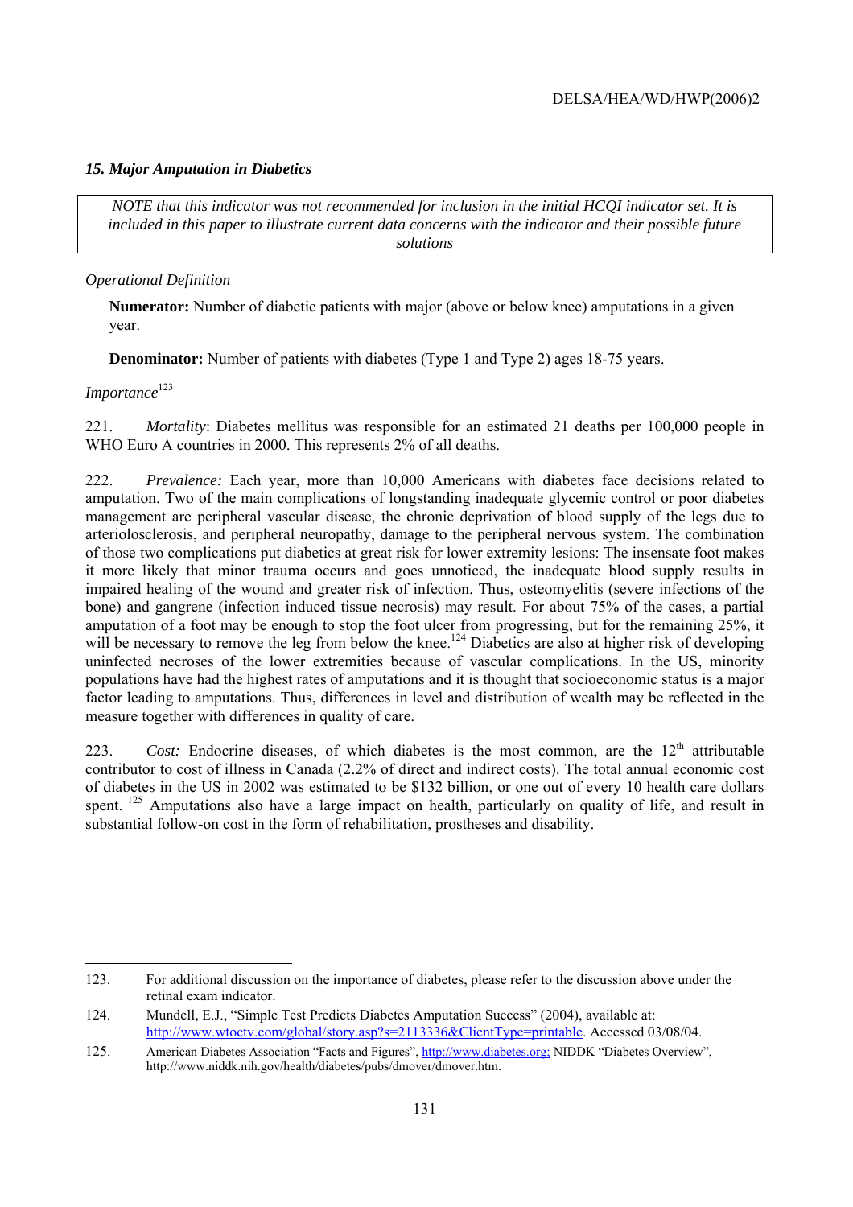### *15. Major Amputation in Diabetics*

> *NOTE that this indicator was not recommended for inclusion in the initial HCQI indicator set. It is included in this paper to illustrate current data concerns with the indicator and their possible future solutions*

*Operational Definition*

**Numerator:** Number of diabetic patients with major (above or below knee) amputations in a given year.

**Denominator:** Number of patients with diabetes (Type 1 and Type 2) ages 18-75 years.

*Importance*[123]

221. *Mortality*: Diabetes mellitus was responsible for an estimated 21 deaths per 100,000 people in WHO Euro A countries in 2000. This represents 2% of all deaths.

222. *Prevalence:* Each year, more than 10,000 Americans with diabetes face decisions related to amputation. Two of the main complications of longstanding inadequate glycemic control or poor diabetes management are peripheral vascular disease, the chronic deprivation of blood supply of the legs due to arteriolosclerosis, and peripheral neuropathy, damage to the peripheral nervous system. The combination of those two complications put diabetics at great risk for lower extremity lesions: The insensate foot makes it more likely that minor trauma occurs and goes unnoticed, the inadequate blood supply results in impaired healing of the wound and greater risk of infection. Thus, osteomyelitis (severe infections of the bone) and gangrene (infection induced tissue necrosis) may result. For about 75% of the cases, a partial amputation of a foot may be enough to stop the foot ulcer from progressing, but for the remaining 25%, it will be necessary to remove the leg from below the knee.[124] Diabetics are also at higher risk of developing uninfected necroses of the lower extremities because of vascular complications. In the US, minority populations have had the highest rates of amputations and it is thought that socioeconomic status is a major factor leading to amputations. Thus, differences in level and distribution of wealth may be reflected in the measure together with differences in quality of care.

223. *Cost:* Endocrine diseases, of which diabetes is the most common, are the 12th attributable contributor to cost of illness in Canada (2.2% of direct and indirect costs). The total annual economic cost of diabetes in the US in 2002 was estimated to be $132 billion, or one out of every 10 health care dollars spent. [125] Amputations also have a large impact on health, particularly on quality of life, and result in substantial follow-on cost in the form of rehabilitation, prostheses and disability.

---

123. For additional discussion on the importance of diabetes, please refer to the discussion above under the retinal exam indicator.

124. Mundell, E.J., "Simple Test Predicts Diabetes Amputation Success" (2004), available at: http://www.wtoctv.com/global/story.asp?s=2113336&ClientType=printable. Accessed 03/08/04.

125. American Diabetes Association "Facts and Figures", http://www.diabetes.org; NIDDK "Diabetes Overview", http://www.niddk.nih.gov/health/diabetes/pubs/dmover/dmover.htm.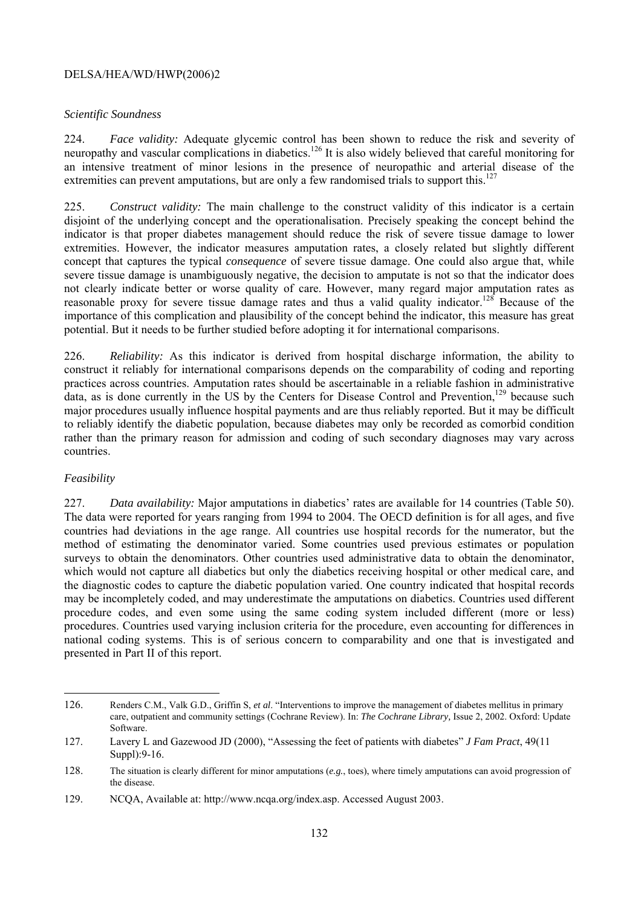*Scientific Soundness*

224. *Face validity:* Adequate glycemic control has been shown to reduce the risk and severity of neuropathy and vascular complications in diabetics.[126] It is also widely believed that careful monitoring for an intensive treatment of minor lesions in the presence of neuropathic and arterial disease of the extremities can prevent amputations, but are only a few randomised trials to support this.[127]

225. *Construct validity:* The main challenge to the construct validity of this indicator is a certain disjoint of the underlying concept and the operationalisation. Precisely speaking the concept behind the indicator is that proper diabetes management should reduce the risk of severe tissue damage to lower extremities. However, the indicator measures amputation rates, a closely related but slightly different concept that captures the typical *consequence* of severe tissue damage. One could also argue that, while severe tissue damage is unambiguously negative, the decision to amputate is not so that the indicator does not clearly indicate better or worse quality of care. However, many regard major amputation rates as reasonable proxy for severe tissue damage rates and thus a valid quality indicator.[128] Because of the importance of this complication and plausibility of the concept behind the indicator, this measure has great potential. But it needs to be further studied before adopting it for international comparisons.

226. *Reliability:* As this indicator is derived from hospital discharge information, the ability to construct it reliably for international comparisons depends on the comparability of coding and reporting practices across countries. Amputation rates should be ascertainable in a reliable fashion in administrative data, as is done currently in the US by the Centers for Disease Control and Prevention,[129] because such major procedures usually influence hospital payments and are thus reliably reported. But it may be difficult to reliably identify the diabetic population, because diabetes may only be recorded as comorbid condition rather than the primary reason for admission and coding of such secondary diagnoses may vary across countries.

*Feasibility*

227. *Data availability:* Major amputations in diabetics' rates are available for 14 countries (Table 50). The data were reported for years ranging from 1994 to 2004. The OECD definition is for all ages, and five countries had deviations in the age range. All countries use hospital records for the numerator, but the method of estimating the denominator varied. Some countries used previous estimates or population surveys to obtain the denominators. Other countries used administrative data to obtain the denominator, which would not capture all diabetics but only the diabetics receiving hospital or other medical care, and the diagnostic codes to capture the diabetic population varied. One country indicated that hospital records may be incompletely coded, and may underestimate the amputations on diabetics. Countries used different procedure codes, and even some using the same coding system included different (more or less) procedures. Countries used varying inclusion criteria for the procedure, even accounting for differences in national coding systems. This is of serious concern to comparability and one that is investigated and presented in Part II of this report.

---

126. Renders C.M., Valk G.D., Griffin S, *et al*. "Interventions to improve the management of diabetes mellitus in primary care, outpatient and community settings (Cochrane Review). In: *The Cochrane Library*, Issue 2, 2002. Oxford: Update Software.

127. Lavery L and Gazewood JD (2000), "Assessing the feet of patients with diabetes" *J Fam Pract*, 49(11 Suppl):9-16.

128. The situation is clearly different for minor amputations (*e.g.*, toes), where timely amputations can avoid progression of the disease.

129. NCQA, Available at: http://www.ncqa.org/index.asp. Accessed August 2003.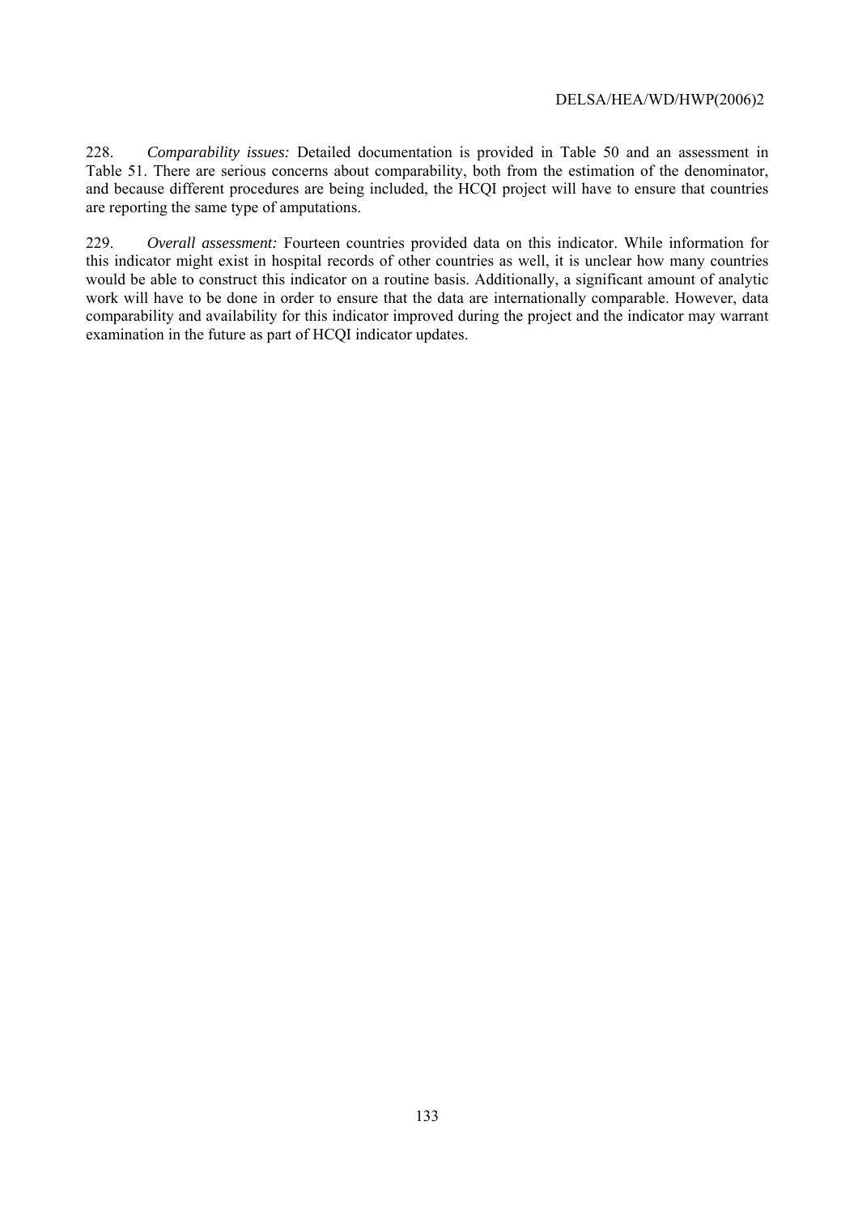228. *Comparability issues:* Detailed documentation is provided in Table 50 and an assessment in Table 51. There are serious concerns about comparability, both from the estimation of the denominator, and because different procedures are being included, the HCQI project will have to ensure that countries are reporting the same type of amputations.

229. *Overall assessment:* Fourteen countries provided data on this indicator. While information for this indicator might exist in hospital records of other countries as well, it is unclear how many countries would be able to construct this indicator on a routine basis. Additionally, a significant amount of analytic work will have to be done in order to ensure that the data are internationally comparable. However, data comparability and availability for this indicator improved during the project and the indicator may warrant examination in the future as part of HCQI indicator updates.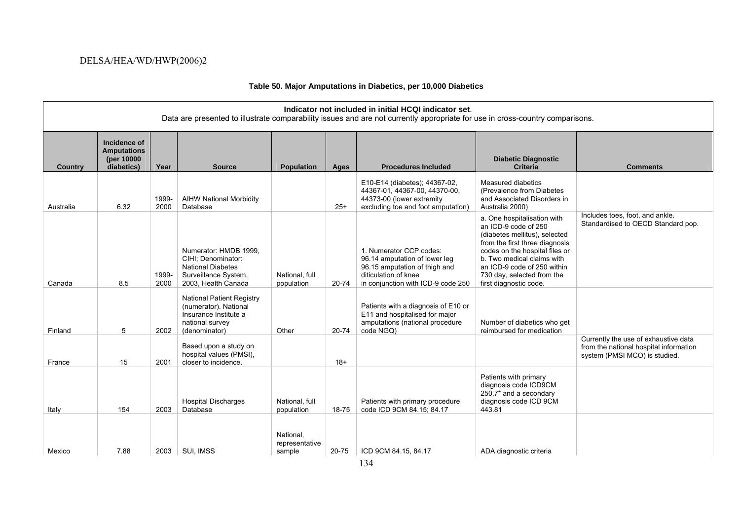**Table 50. Major Amputations in Diabetics, per 10,000 Diabetics**

**Indicator not included in initial HCQI indicator set.**
Data are presented to illustrate comparability issues and are not currently appropriate for use in cross-country comparisons.

| Country | Incidence of Amputations (per 10000 diabetics) | Year | Source | Population | Ages | Procedures Included | Diabetic Diagnostic Criteria | Comments |
|---|---|---|---|---|---|---|---|---|
| Australia | 6.32 | 1999-2000 | AIHW National Morbidity Database | | 25+ | E10-E14 (diabetes); 44367-02, 44367-01, 44367-00, 44370-00, 44373-00 (lower extremity excluding toe and foot amputation) | Measured diabetics (Prevalence from Diabetes and Associated Disorders in Australia 2000) | |
| Canada | 8.5 | 1999-2000 | Numerator: HMDB 1999, CIHI; Denominator: National Diabetes Surveillance System, 2003, Health Canada | National, full population | 20-74 | 1. Numerator CCP codes: 96.14 amputation of lower leg 96.15 amputation of thigh and diticulation of knee in conjunction with ICD-9 code 250 | a. One hospitalisation with an ICD-9 code of 250 (diabetes mellitus), selected from the first three diagnosis codes on the hospital files or b. Two medical claims with an ICD-9 code of 250 within 730 day, selected from the first diagnostic code. | Includes toes, foot, and ankle. Standardised to OECD Standard pop. |
| Finland | 5 | 2002 | National Patient Registry (numerator). National Insurance Institute a national survey (denominator) | Other | 20-74 | Patients with a diagnosis of E10 or E11 and hospitalised for major amputations (national procedure code NGQ) | Number of diabetics who get reimbursed for medication | |
| France | 15 | 2001 | Based upon a study on hospital values (PMSI), closer to incidence. | | 18+ | | | Currently the use of exhaustive data from the national hospital information system (PMSI MCO) is studied. |
| Italy | 154 | 2003 | Hospital Discharges Database | National, full population | 18-75 | Patients with primary procedure code ICD 9CM 84.15; 84.17 | Patients with primary diagnosis code ICD9CM 250.7* and a secondary diagnosis code ICD 9CM 443.81 | |
| Mexico | 7.88 | 2003 | SUI, IMSS | National, representative sample | 20-75 | ICD 9CM 84.15, 84.17 | ADA diagnostic criteria | |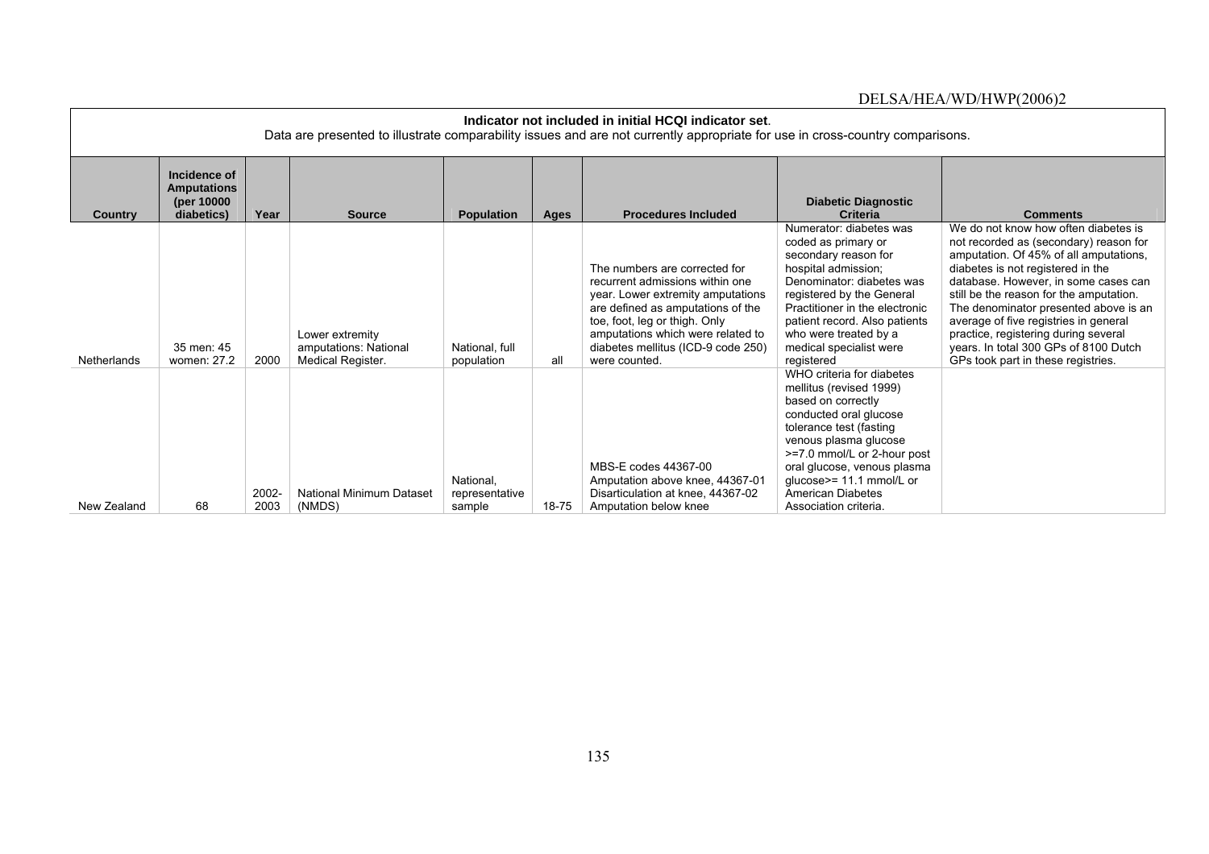**Indicator not included in initial HCQI indicator set**.
Data are presented to illustrate comparability issues and are not currently appropriate for use in cross-country comparisons.

| Country | Incidence of Amputations (per 10000 diabetics) | Year | Source | Population | Ages | Procedures Included | Diabetic Diagnostic Criteria | Comments |
|---|---|---|---|---|---|---|---|---|
| Netherlands | 35 men: 45 women: 27.2 | 2000 | Lower extremity amputations: National Medical Register. | National, full population | all | The numbers are corrected for recurrent admissions within one year. Lower extremity amputations are defined as amputations of the toe, foot, leg or thigh. Only amputations which were related to diabetes mellitus (ICD-9 code 250) were counted. | Numerator: diabetes was coded as primary or secondary reason for hospital admission; Denominator: diabetes was registered by the General Practitioner in the electronic patient record. Also patients who were treated by a medical specialist were registered | We do not know how often diabetes is not recorded as (secondary) reason for amputation. Of 45% of all amputations, diabetes is not registered in the database. However, in some cases can still be the reason for the amputation. The denominator presented above is an average of five registries in general practice, registering during several years. In total 300 GPs of 8100 Dutch GPs took part in these registries. |
| New Zealand | 68 | 2002-2003 | National Minimum Dataset (NMDS) | National, representative sample | 18-75 | MBS-E codes 44367-00 Amputation above knee, 44367-01 Disarticulation at knee, 44367-02 Amputation below knee | WHO criteria for diabetes mellitus (revised 1999) based on correctly conducted oral glucose tolerance test (fasting venous plasma glucose >=7.0 mmol/L or 2-hour post oral glucose, venous plasma glucose>= 11.1 mmol/L or American Diabetes Association criteria. | |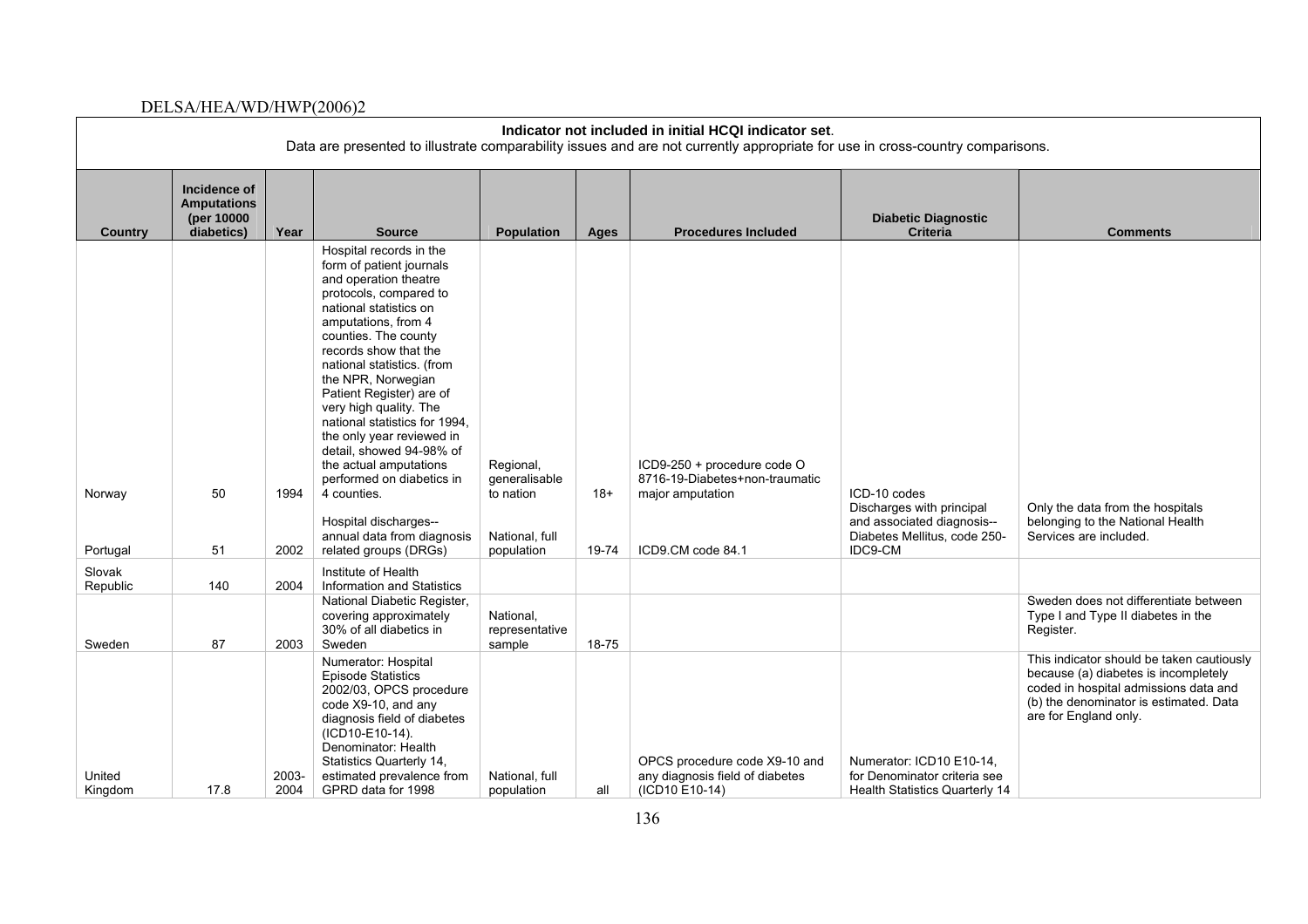**Indicator not included in initial HCQI indicator set**.
Data are presented to illustrate comparability issues and are not currently appropriate for use in cross-country comparisons.

| Country | Incidence of Amputations (per 10000 diabetics) | Year | Source | Population | Ages | Procedures Included | Diabetic Diagnostic Criteria | Comments |
|---|---|---|---|---|---|---|---|---|
| Norway | 50 | 1994 | Hospital records in the form of patient journals and operation theatre protocols, compared to national statistics on amputations, from 4 counties. The county records show that the national statistics. (from the NPR, Norwegian Patient Register) are of very high quality. The national statistics for 1994, the only year reviewed in detail, showed 94-98% of the actual amputations performed on diabetics in 4 counties. | Regional, generalisable to nation | 18+ | ICD9-250 + procedure code O 8716-19-Diabetes+non-traumatic major amputation | ICD-10 codes | |
| Portugal | 51 | 2002 | Hospital discharges--annual data from diagnosis related groups (DRGs) | National, full population | 19-74 | ICD9.CM code 84.1 | Discharges with principal and associated diagnosis--Diabetes Mellitus, code 250-IDC9-CM | Only the data from the hospitals belonging to the National Health Services are included. |
| Slovak Republic | 140 | 2004 | Institute of Health Information and Statistics | | | | | |
| Sweden | 87 | 2003 | National Diabetic Register, covering approximately 30% of all diabetics in Sweden | National, representative sample | 18-75 | | | Sweden does not differentiate between Type I and Type II diabetes in the Register. |
| United Kingdom | 17.8 | 2003-2004 | Numerator: Hospital Episode Statistics 2002/03, OPCS procedure code X9-10, and any diagnosis field of diabetes (ICD10-E10-14). Denominator: Health Statistics Quarterly 14, estimated prevalence from GPRD data for 1998 | National, full population | all | OPCS procedure code X9-10 and any diagnosis field of diabetes (ICD10 E10-14) | Numerator: ICD10 E10-14, for Denominator criteria see Health Statistics Quarterly 14 | This indicator should be taken cautiously because (a) diabetes is incompletely coded in hospital admissions data and (b) the denominator is estimated. Data are for England only. |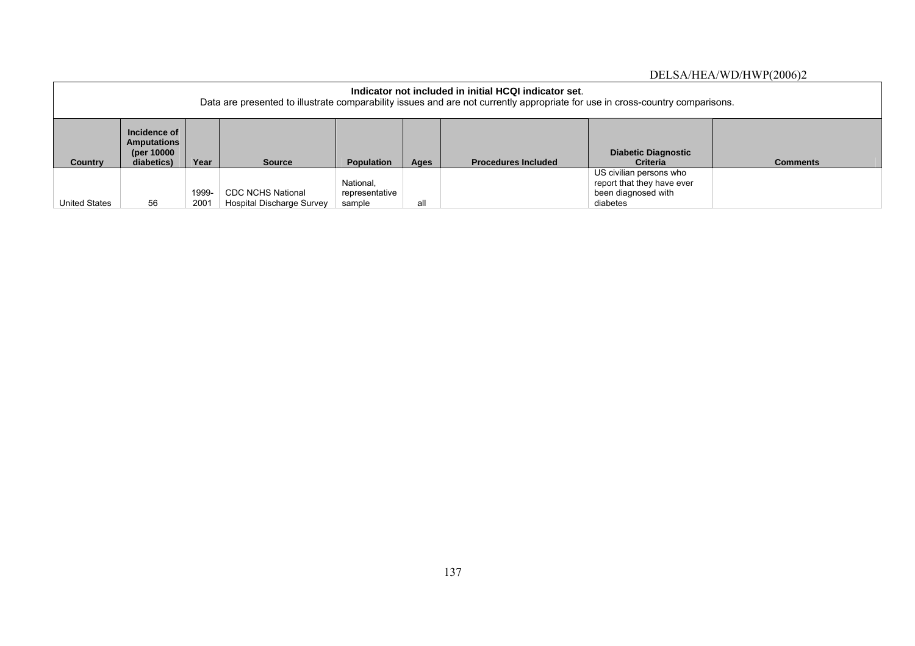**Indicator not included in initial HCQI indicator set**.
Data are presented to illustrate comparability issues and are not currently appropriate for use in cross-country comparisons.

| Country | Incidence of Amputations (per 10000 diabetics) | Year | Source | Population | Ages | Procedures Included | Diabetic Diagnostic Criteria | Comments |
|---|---|---|---|---|---|---|---|---|
| United States | 56 | 1999-2001 | CDC NCHS National Hospital Discharge Survey | National, representative sample | all | | US civilian persons who report that they have ever been diagnosed with diabetes | |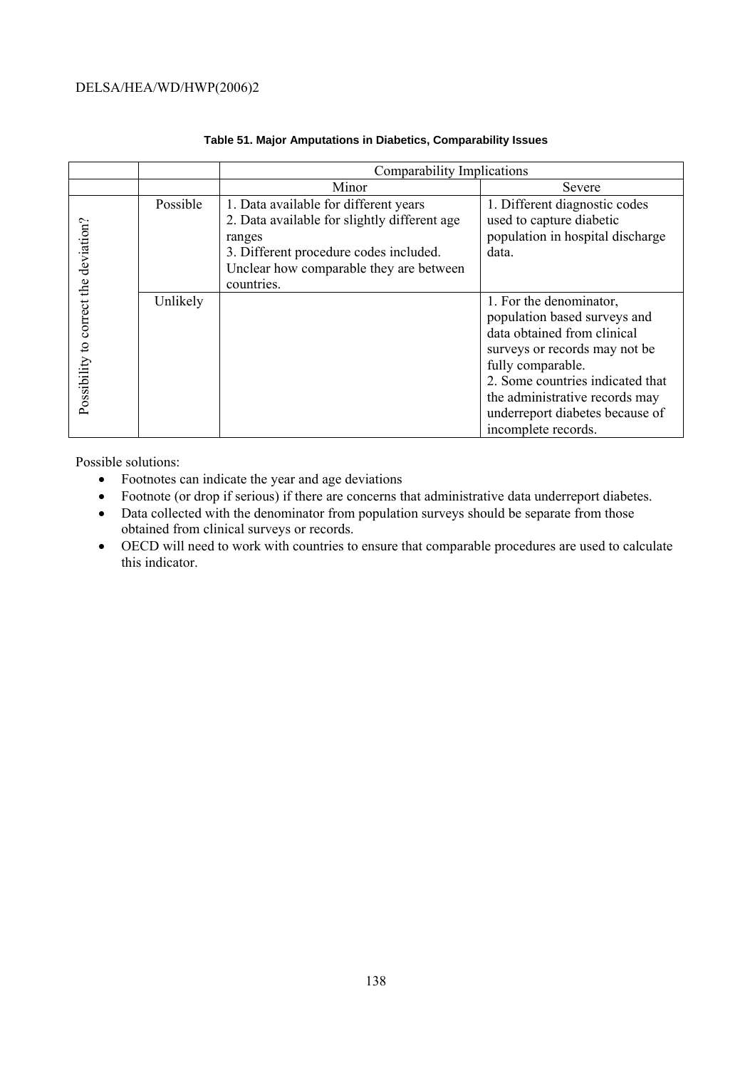**Table 51. Major Amputations in Diabetics, Comparability Issues**

| | | Comparability Implications | |
|---|---|---|---|
| | | Minor | Severe |
| Possibility to correct the deviation? | Possible | 1. Data available for different years<br>2. Data available for slightly different age ranges<br>3. Different procedure codes included. Unclear how comparable they are between countries. | 1. Different diagnostic codes used to capture diabetic population in hospital discharge data. |
| | Unlikely | | 1. For the denominator, population based surveys and data obtained from clinical surveys or records may not be fully comparable.<br>2. Some countries indicated that the administrative records may underreport diabetes because of incomplete records. |

Possible solutions:

- Footnotes can indicate the year and age deviations
- Footnote (or drop if serious) if there are concerns that administrative data underreport diabetes.
- Data collected with the denominator from population surveys should be separate from those obtained from clinical surveys or records.
- OECD will need to work with countries to ensure that comparable procedures are used to calculate this indicator.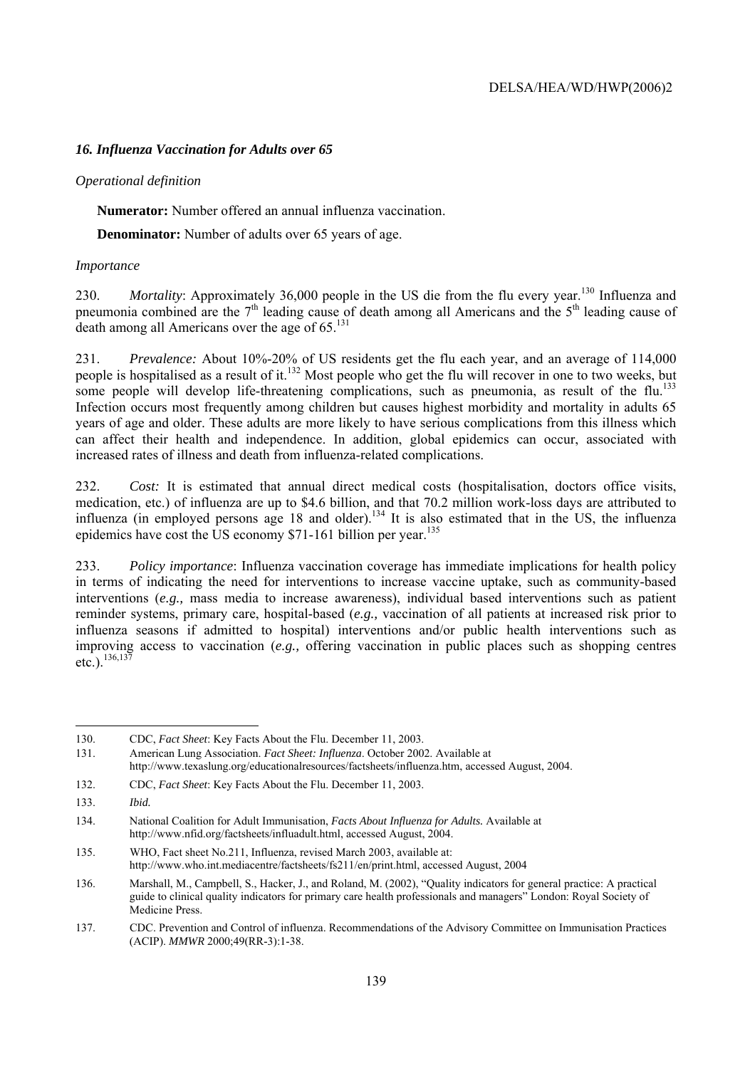### *16. Influenza Vaccination for Adults over 65*

*Operational definition*

**Numerator:** Number offered an annual influenza vaccination.

**Denominator:** Number of adults over 65 years of age.

*Importance*

230. *Mortality*: Approximately 36,000 people in the US die from the flu every year.[130] Influenza and pneumonia combined are the 7th leading cause of death among all Americans and the 5th leading cause of death among all Americans over the age of 65.[131]

231. *Prevalence:* About 10%-20% of US residents get the flu each year, and an average of 114,000 people is hospitalised as a result of it.[132] Most people who get the flu will recover in one to two weeks, but some people will develop life-threatening complications, such as pneumonia, as result of the flu.[133] Infection occurs most frequently among children but causes highest morbidity and mortality in adults 65 years of age and older. These adults are more likely to have serious complications from this illness which can affect their health and independence. In addition, global epidemics can occur, associated with increased rates of illness and death from influenza-related complications.

232. *Cost:* It is estimated that annual direct medical costs (hospitalisation, doctors office visits, medication, etc.) of influenza are up to \$4.6 billion, and that 70.2 million work-loss days are attributed to influenza (in employed persons age 18 and older).[134] It is also estimated that in the US, the influenza epidemics have cost the US economy \$71-161 billion per year.[135]

233. *Policy importance*: Influenza vaccination coverage has immediate implications for health policy in terms of indicating the need for interventions to increase vaccine uptake, such as community-based interventions (*e.g.,* mass media to increase awareness), individual based interventions such as patient reminder systems, primary care, hospital-based (*e.g.,* vaccination of all patients at increased risk prior to influenza seasons if admitted to hospital) interventions and/or public health interventions such as improving access to vaccination (*e.g.,* offering vaccination in public places such as shopping centres etc.).[136,137]

---

130. CDC, *Fact Sheet*: Key Facts About the Flu. December 11, 2003.

131. American Lung Association. *Fact Sheet: Influenza*. October 2002. Available at http://www.texaslung.org/educationalresources/factsheets/influenza.htm, accessed August, 2004.

132. CDC, *Fact Sheet*: Key Facts About the Flu. December 11, 2003.

133. *Ibid.*

134. National Coalition for Adult Immunisation, *Facts About Influenza for Adults.* Available at http://www.nfid.org/factsheets/influadult.html, accessed August, 2004.

135. WHO, Fact sheet No.211, Influenza, revised March 2003, available at: http://www.who.int.mediacentre/factsheets/fs211/en/print.html, accessed August, 2004

136. Marshall, M., Campbell, S., Hacker, J., and Roland, M. (2002), "Quality indicators for general practice: A practical guide to clinical quality indicators for primary care health professionals and managers" London: Royal Society of Medicine Press.

137. CDC. Prevention and Control of influenza. Recommendations of the Advisory Committee on Immunisation Practices (ACIP). *MMWR* 2000;49(RR-3):1-38.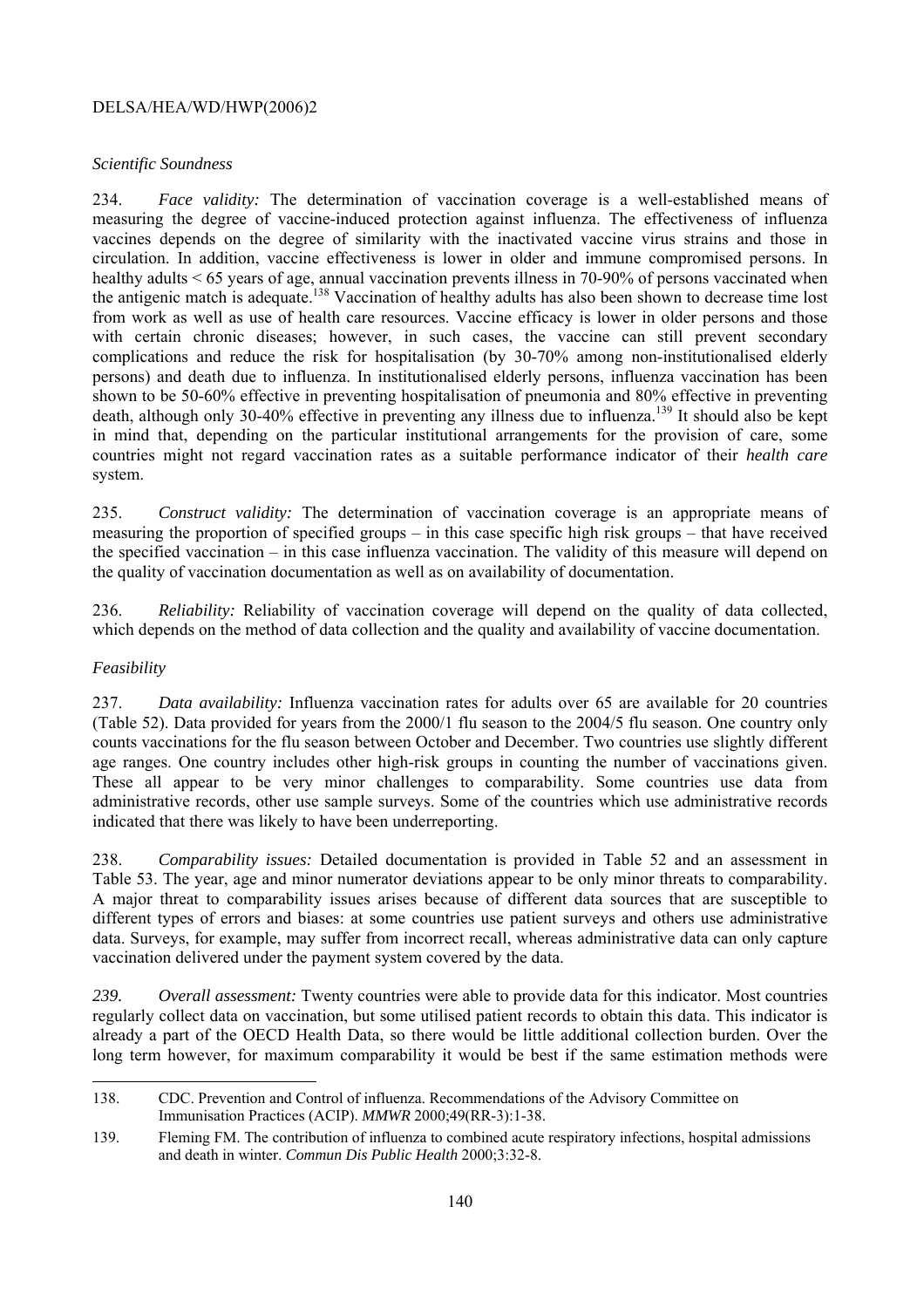*Scientific Soundness*

234. *Face validity:* The determination of vaccination coverage is a well-established means of measuring the degree of vaccine-induced protection against influenza. The effectiveness of influenza vaccines depends on the degree of similarity with the inactivated vaccine virus strains and those in circulation. In addition, vaccine effectiveness is lower in older and immune compromised persons. In healthy adults < 65 years of age, annual vaccination prevents illness in 70-90% of persons vaccinated when the antigenic match is adequate.[138] Vaccination of healthy adults has also been shown to decrease time lost from work as well as use of health care resources. Vaccine efficacy is lower in older persons and those with certain chronic diseases; however, in such cases, the vaccine can still prevent secondary complications and reduce the risk for hospitalisation (by 30-70% among non-institutionalised elderly persons) and death due to influenza. In institutionalised elderly persons, influenza vaccination has been shown to be 50-60% effective in preventing hospitalisation of pneumonia and 80% effective in preventing death, although only 30-40% effective in preventing any illness due to influenza.[139] It should also be kept in mind that, depending on the particular institutional arrangements for the provision of care, some countries might not regard vaccination rates as a suitable performance indicator of their *health care* system.

235. *Construct validity:* The determination of vaccination coverage is an appropriate means of measuring the proportion of specified groups – in this case specific high risk groups – that have received the specified vaccination – in this case influenza vaccination. The validity of this measure will depend on the quality of vaccination documentation as well as on availability of documentation.

236. *Reliability:* Reliability of vaccination coverage will depend on the quality of data collected, which depends on the method of data collection and the quality and availability of vaccine documentation.

*Feasibility*

237. *Data availability:* Influenza vaccination rates for adults over 65 are available for 20 countries (Table 52). Data provided for years from the 2000/1 flu season to the 2004/5 flu season. One country only counts vaccinations for the flu season between October and December. Two countries use slightly different age ranges. One country includes other high-risk groups in counting the number of vaccinations given. These all appear to be very minor challenges to comparability. Some countries use data from administrative records, other use sample surveys. Some of the countries which use administrative records indicated that there was likely to have been underreporting.

238. *Comparability issues:* Detailed documentation is provided in Table 52 and an assessment in Table 53. The year, age and minor numerator deviations appear to be only minor threats to comparability. A major threat to comparability issues arises because of different data sources that are susceptible to different types of errors and biases: at some countries use patient surveys and others use administrative data. Surveys, for example, may suffer from incorrect recall, whereas administrative data can only capture vaccination delivered under the payment system covered by the data.

*239. Overall assessment:* Twenty countries were able to provide data for this indicator. Most countries regularly collect data on vaccination, but some utilised patient records to obtain this data. This indicator is already a part of the OECD Health Data, so there would be little additional collection burden. Over the long term however, for maximum comparability it would be best if the same estimation methods were

---

138. CDC. Prevention and Control of influenza. Recommendations of the Advisory Committee on Immunisation Practices (ACIP). *MMWR* 2000;49(RR-3):1-38.

139. Fleming FM. The contribution of influenza to combined acute respiratory infections, hospital admissions and death in winter. *Commun Dis Public Health* 2000;3:32-8.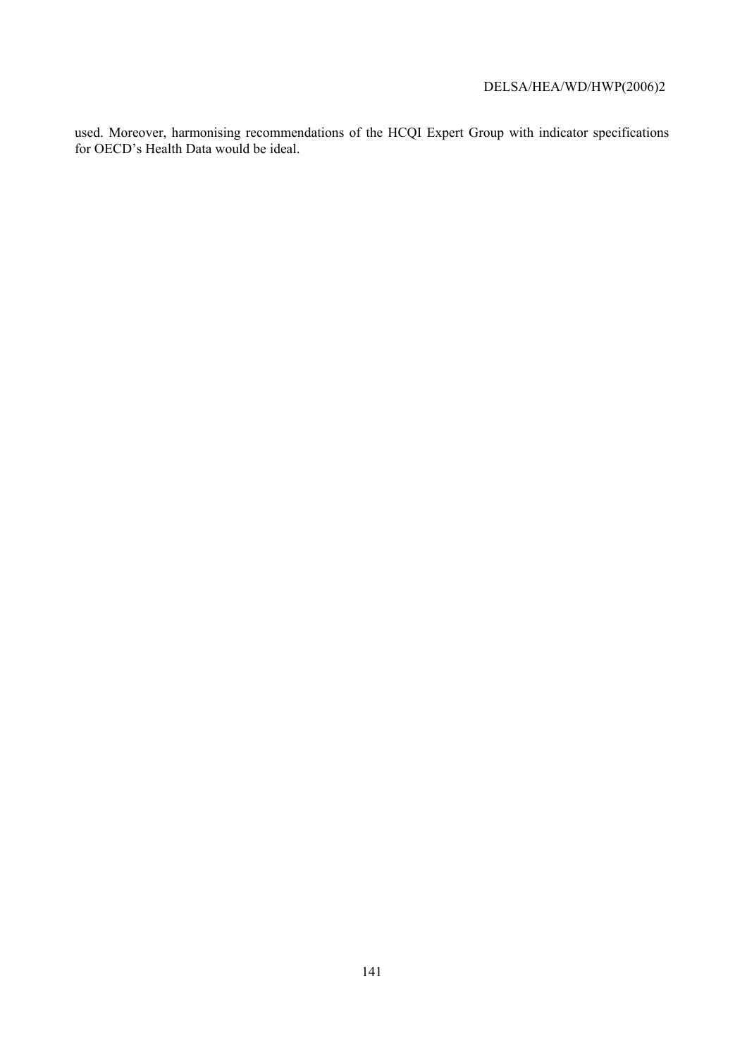used. Moreover, harmonising recommendations of the HCQI Expert Group with indicator specifications for OECD's Health Data would be ideal.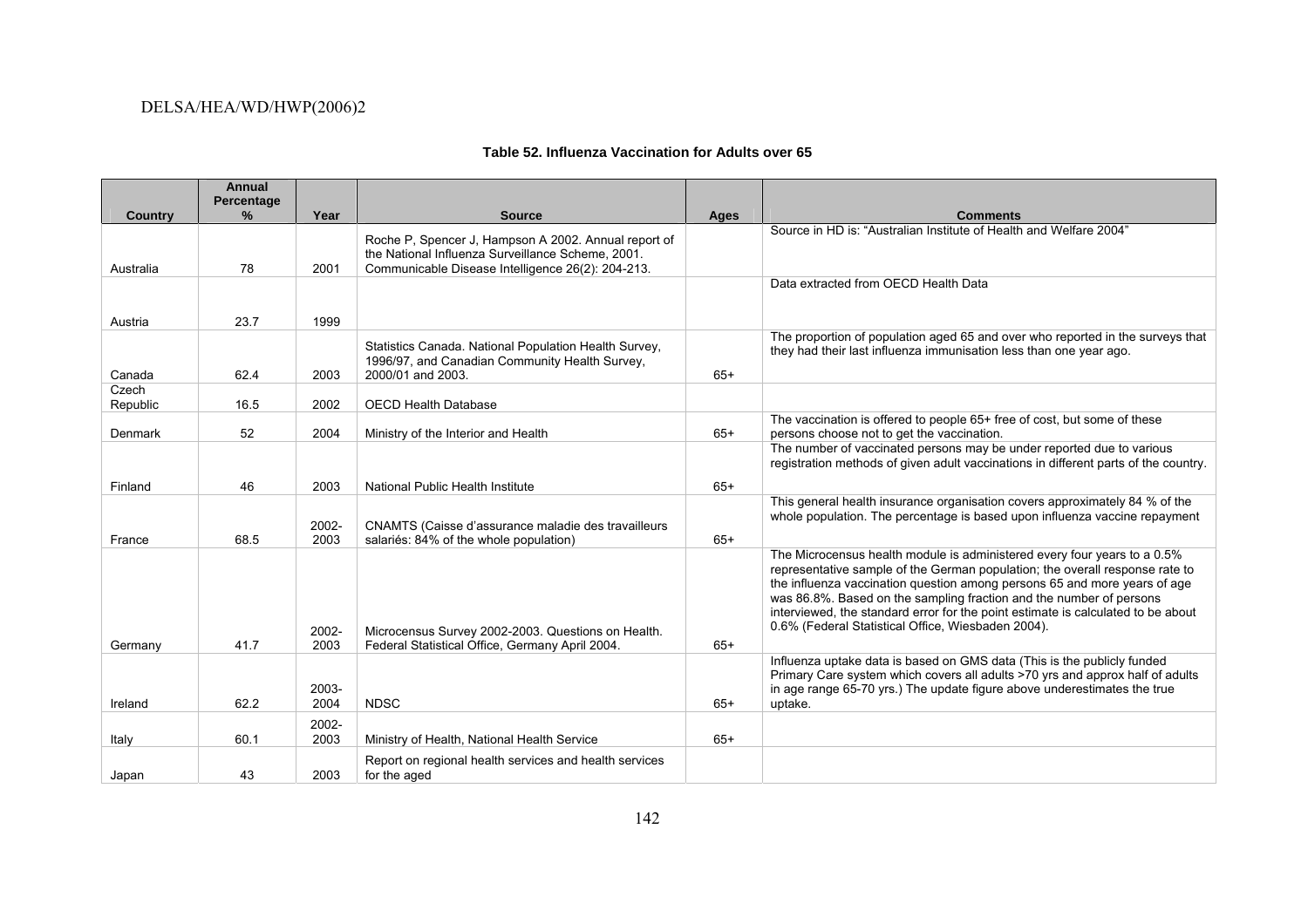**Table 52. Influenza Vaccination for Adults over 65**

| Country | Annual Percentage % | Year | Source | Ages | Comments |
|---|---|---|---|---|---|
| Australia | 78 | 2001 | Roche P, Spencer J, Hampson A 2002. Annual report of the National Influenza Surveillance Scheme, 2001. Communicable Disease Intelligence 26(2): 204-213. | | Source in HD is: "Australian Institute of Health and Welfare 2004" |
| Austria | 23.7 | 1999 | | | Data extracted from OECD Health Data |
| Canada | 62.4 | 2003 | Statistics Canada. National Population Health Survey, 1996/97, and Canadian Community Health Survey, 2000/01 and 2003. | 65+ | The proportion of population aged 65 and over who reported in the surveys that they had their last influenza immunisation less than one year ago. |
| Czech Republic | 16.5 | 2002 | OECD Health Database | | |
| Denmark | 52 | 2004 | Ministry of the Interior and Health | 65+ | The vaccination is offered to people 65+ free of cost, but some of these persons choose not to get the vaccination. |
| Finland | 46 | 2003 | National Public Health Institute | 65+ | The number of vaccinated persons may be under reported due to various registration methods of given adult vaccinations in different parts of the country. |
| France | 68.5 | 2002-2003 | CNAMTS (Caisse d'assurance maladie des travailleurs salariés: 84% of the whole population) | 65+ | This general health insurance organisation covers approximately 84 % of the whole population. The percentage is based upon influenza vaccine repayment |
| Germany | 41.7 | 2002-2003 | Microcensus Survey 2002-2003. Questions on Health. Federal Statistical Office, Germany April 2004. | 65+ | The Microcensus health module is administered every four years to a 0.5% representative sample of the German population; the overall response rate to the influenza vaccination question among persons 65 and more years of age was 86.8%. Based on the sampling fraction and the number of persons interviewed, the standard error for the point estimate is calculated to be about 0.6% (Federal Statistical Office, Wiesbaden 2004). |
| Ireland | 62.2 | 2003-2004 | NDSC | 65+ | Influenza uptake data is based on GMS data (This is the publicly funded Primary Care system which covers all adults >70 yrs and approx half of adults in age range 65-70 yrs.) The update figure above underestimates the true uptake. |
| Italy | 60.1 | 2002-2003 | Ministry of Health, National Health Service | 65+ | |
| Japan | 43 | 2003 | Report on regional health services and health services for the aged | | |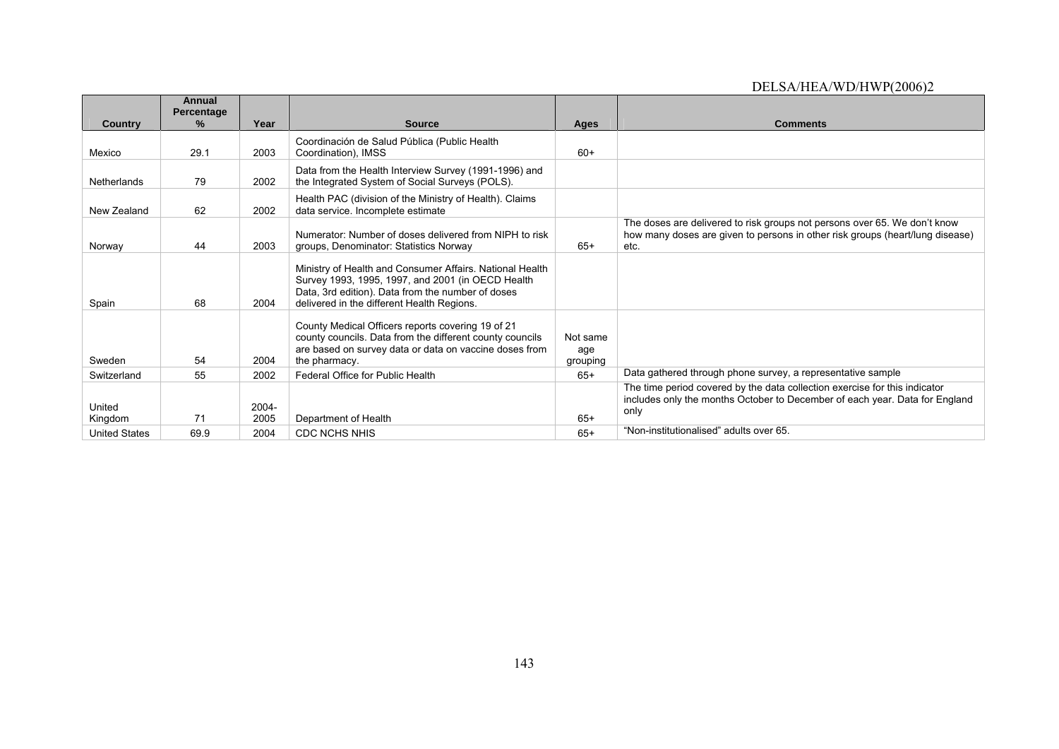| Country | Annual Percentage % | Year | Source | Ages | Comments |
| --- | --- | --- | --- | --- | --- |
| Mexico | 29.1 | 2003 | Coordinación de Salud Pública (Public Health Coordination), IMSS | 60+ | |
| Netherlands | 79 | 2002 | Data from the Health Interview Survey (1991-1996) and the Integrated System of Social Surveys (POLS). | | |
| New Zealand | 62 | 2002 | Health PAC (division of the Ministry of Health). Claims data service. Incomplete estimate | | |
| Norway | 44 | 2003 | Numerator: Number of doses delivered from NIPH to risk groups, Denominator: Statistics Norway | 65+ | The doses are delivered to risk groups not persons over 65. We don't know how many doses are given to persons in other risk groups (heart/lung disease) etc. |
| Spain | 68 | 2004 | Ministry of Health and Consumer Affairs. National Health Survey 1993, 1995, 1997, and 2001 (in OECD Health Data, 3rd edition). Data from the number of doses delivered in the different Health Regions. | | |
| Sweden | 54 | 2004 | County Medical Officers reports covering 19 of 21 county councils. Data from the different county councils are based on survey data or data on vaccine doses from the pharmacy. | Not same age grouping | |
| Switzerland | 55 | 2002 | Federal Office for Public Health | 65+ | Data gathered through phone survey, a representative sample |
| United Kingdom | 71 | 2004-2005 | Department of Health | 65+ | The time period covered by the data collection exercise for this indicator includes only the months October to December of each year. Data for England only |
| United States | 69.9 | 2004 | CDC NCHS NHIS | 65+ | "Non-institutionalised" adults over 65. |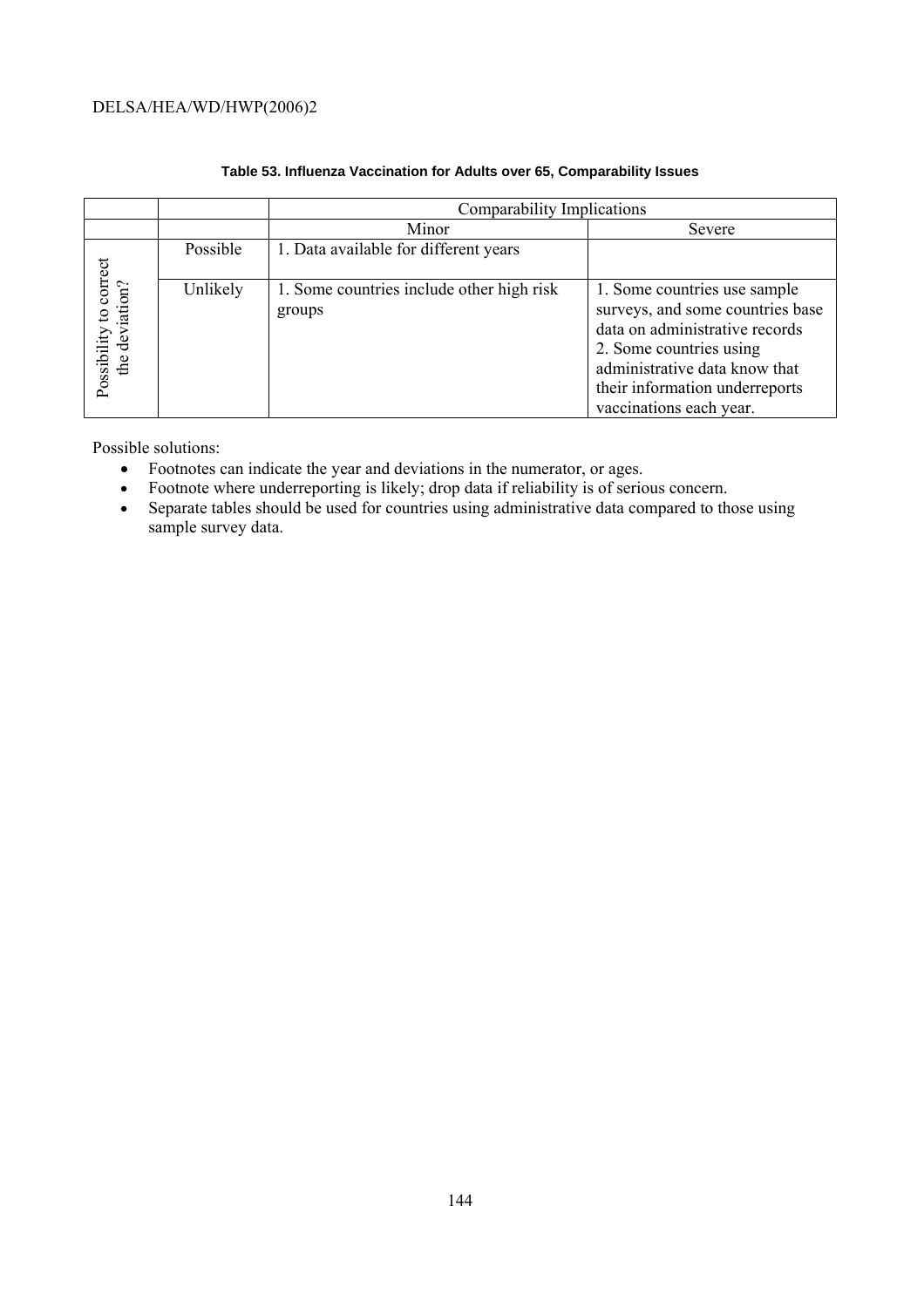**Table 53. Influenza Vaccination for Adults over 65, Comparability Issues**

| | | Comparability Implications | |
|---|---|---|---|
| | | Minor | Severe |
| Possibility to correct the deviation? | Possible | 1. Data available for different years | |
| | Unlikely | 1. Some countries include other high risk groups | 1. Some countries use sample surveys, and some countries base data on administrative records<br>2. Some countries using administrative data know that their information underreports vaccinations each year. |

Possible solutions:

- Footnotes can indicate the year and deviations in the numerator, or ages.
- Footnote where underreporting is likely; drop data if reliability is of serious concern.
- Separate tables should be used for countries using administrative data compared to those using sample survey data.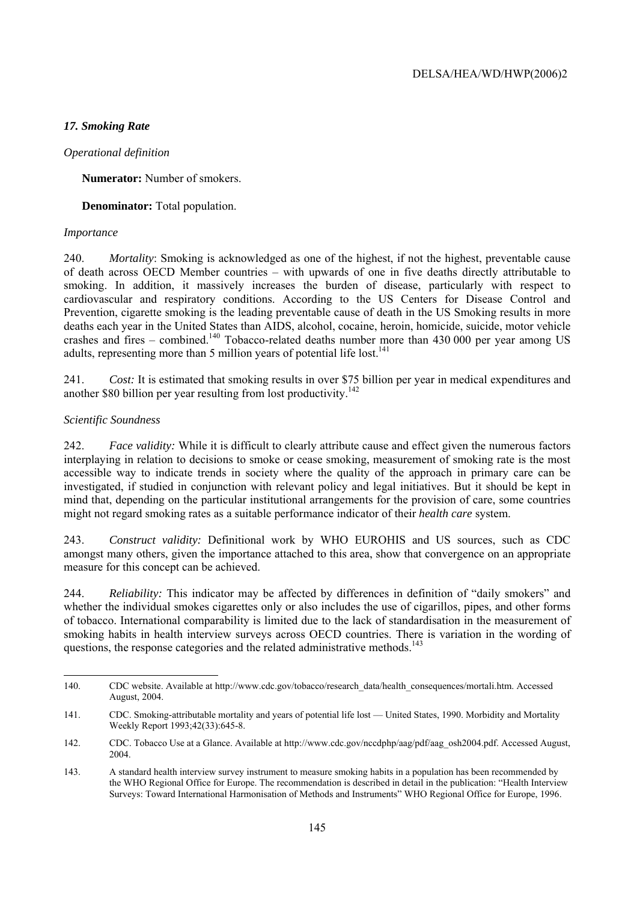### *17. Smoking Rate*

*Operational definition*

**Numerator:** Number of smokers.

**Denominator:** Total population.

*Importance*

240. *Mortality*: Smoking is acknowledged as one of the highest, if not the highest, preventable cause of death across OECD Member countries – with upwards of one in five deaths directly attributable to smoking. In addition, it massively increases the burden of disease, particularly with respect to cardiovascular and respiratory conditions. According to the US Centers for Disease Control and Prevention, cigarette smoking is the leading preventable cause of death in the US Smoking results in more deaths each year in the United States than AIDS, alcohol, cocaine, heroin, homicide, suicide, motor vehicle crashes and fires – combined.[140] Tobacco-related deaths number more than 430 000 per year among US adults, representing more than 5 million years of potential life lost.[141]

241. *Cost:* It is estimated that smoking results in over $75 billion per year in medical expenditures and another $80 billion per year resulting from lost productivity.[142]

*Scientific Soundness*

242. *Face validity:* While it is difficult to clearly attribute cause and effect given the numerous factors interplaying in relation to decisions to smoke or cease smoking, measurement of smoking rate is the most accessible way to indicate trends in society where the quality of the approach in primary care can be investigated, if studied in conjunction with relevant policy and legal initiatives. But it should be kept in mind that, depending on the particular institutional arrangements for the provision of care, some countries might not regard smoking rates as a suitable performance indicator of their *health care* system.

243. *Construct validity:* Definitional work by WHO EUROHIS and US sources, such as CDC amongst many others, given the importance attached to this area, show that convergence on an appropriate measure for this concept can be achieved.

244. *Reliability:* This indicator may be affected by differences in definition of "daily smokers" and whether the individual smokes cigarettes only or also includes the use of cigarillos, pipes, and other forms of tobacco. International comparability is limited due to the lack of standardisation in the measurement of smoking habits in health interview surveys across OECD countries. There is variation in the wording of questions, the response categories and the related administrative methods.[143]

---

140. CDC website. Available at http://www.cdc.gov/tobacco/research_data/health_consequences/mortali.htm. Accessed August, 2004.

141. CDC. Smoking-attributable mortality and years of potential life lost — United States, 1990. Morbidity and Mortality Weekly Report 1993;42(33):645-8.

142. CDC. Tobacco Use at a Glance. Available at http://www.cdc.gov/nccdphp/aag/pdf/aag_osh2004.pdf. Accessed August, 2004.

143. A standard health interview survey instrument to measure smoking habits in a population has been recommended by the WHO Regional Office for Europe. The recommendation is described in detail in the publication: "Health Interview Surveys: Toward International Harmonisation of Methods and Instruments" WHO Regional Office for Europe, 1996.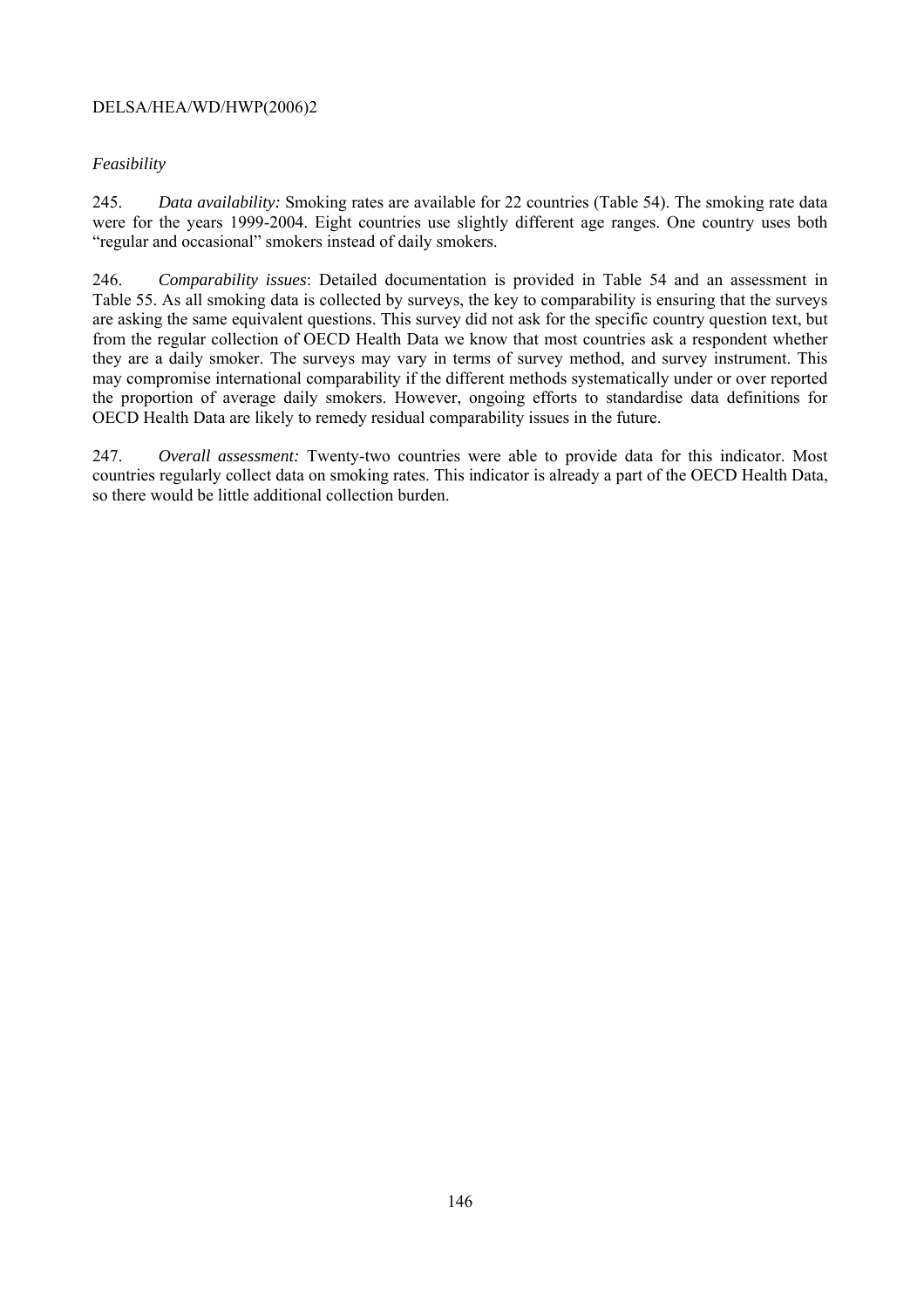*Feasibility*

245. *Data availability:* Smoking rates are available for 22 countries (Table 54). The smoking rate data were for the years 1999-2004. Eight countries use slightly different age ranges. One country uses both "regular and occasional" smokers instead of daily smokers.

246. *Comparability issues*: Detailed documentation is provided in Table 54 and an assessment in Table 55. As all smoking data is collected by surveys, the key to comparability is ensuring that the surveys are asking the same equivalent questions. This survey did not ask for the specific country question text, but from the regular collection of OECD Health Data we know that most countries ask a respondent whether they are a daily smoker. The surveys may vary in terms of survey method, and survey instrument. This may compromise international comparability if the different methods systematically under or over reported the proportion of average daily smokers. However, ongoing efforts to standardise data definitions for OECD Health Data are likely to remedy residual comparability issues in the future.

247. *Overall assessment:* Twenty-two countries were able to provide data for this indicator. Most countries regularly collect data on smoking rates. This indicator is already a part of the OECD Health Data, so there would be little additional collection burden.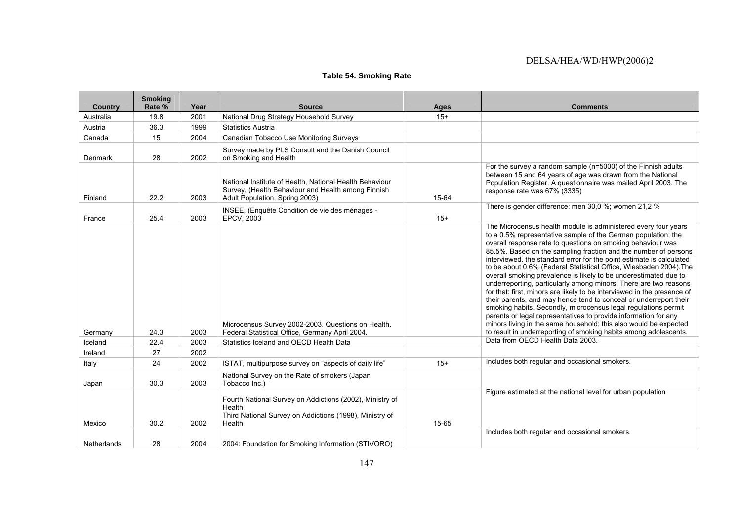**Table 54. Smoking Rate**

| Country | Smoking Rate % | Year | Source | Ages | Comments |
|---|---|---|---|---|---|
| Australia | 19.8 | 2001 | National Drug Strategy Household Survey | 15+ | |
| Austria | 36.3 | 1999 | Statistics Austria | | |
| Canada | 15 | 2004 | Canadian Tobacco Use Monitoring Surveys | | |
| Denmark | 28 | 2002 | Survey made by PLS Consult and the Danish Council on Smoking and Health | | |
| Finland | 22.2 | 2003 | National Institute of Health, National Health Behaviour Survey, (Health Behaviour and Health among Finnish Adult Population, Spring 2003) | 15-64 | For the survey a random sample (n=5000) of the Finnish adults between 15 and 64 years of age was drawn from the National Population Register. A questionnaire was mailed April 2003. The response rate was 67% (3335) |
| France | 25.4 | 2003 | INSEE, (Enquête Condition de vie des ménages - EPCV, 2003 | 15+ | There is gender difference: men 30,0 %; women 21,2 % |
| Germany | 24.3 | 2003 | Microcensus Survey 2002-2003. Questions on Health. Federal Statistical Office, Germany April 2004. | | The Microcensus health module is administered every four years to a 0.5% representative sample of the German population; the overall response rate to questions on smoking behaviour was 85.5%. Based on the sampling fraction and the number of persons interviewed, the standard error for the point estimate is calculated to be about 0.6% (Federal Statistical Office, Wiesbaden 2004).The overall smoking prevalence is likely to be underestimated due to underreporting, particularly among minors. There are two reasons for that: first, minors are likely to be interviewed in the presence of their parents, and may hence tend to conceal or underreport their smoking habits. Secondly, microcensus legal regulations permit parents or legal representatives to provide information for any minors living in the same household; this also would be expected to result in underreporting of smoking habits among adolescents. |
| Iceland | 22.4 | 2003 | Statistics Iceland and OECD Health Data | | Data from OECD Health Data 2003. |
| Ireland | 27 | 2002 | | | |
| Italy | 24 | 2002 | ISTAT, multipurpose survey on "aspects of daily life" | 15+ | Includes both regular and occasional smokers. |
| Japan | 30.3 | 2003 | National Survey on the Rate of smokers (Japan Tobacco Inc.) | | |
| Mexico | 30.2 | 2002 | Fourth National Survey on Addictions (2002), Ministry of Health<br>Third National Survey on Addictions (1998), Ministry of Health | 15-65 | Figure estimated at the national level for urban population |
| Netherlands | 28 | 2004 | 2004: Foundation for Smoking Information (STIVORO) | | Includes both regular and occasional smokers. |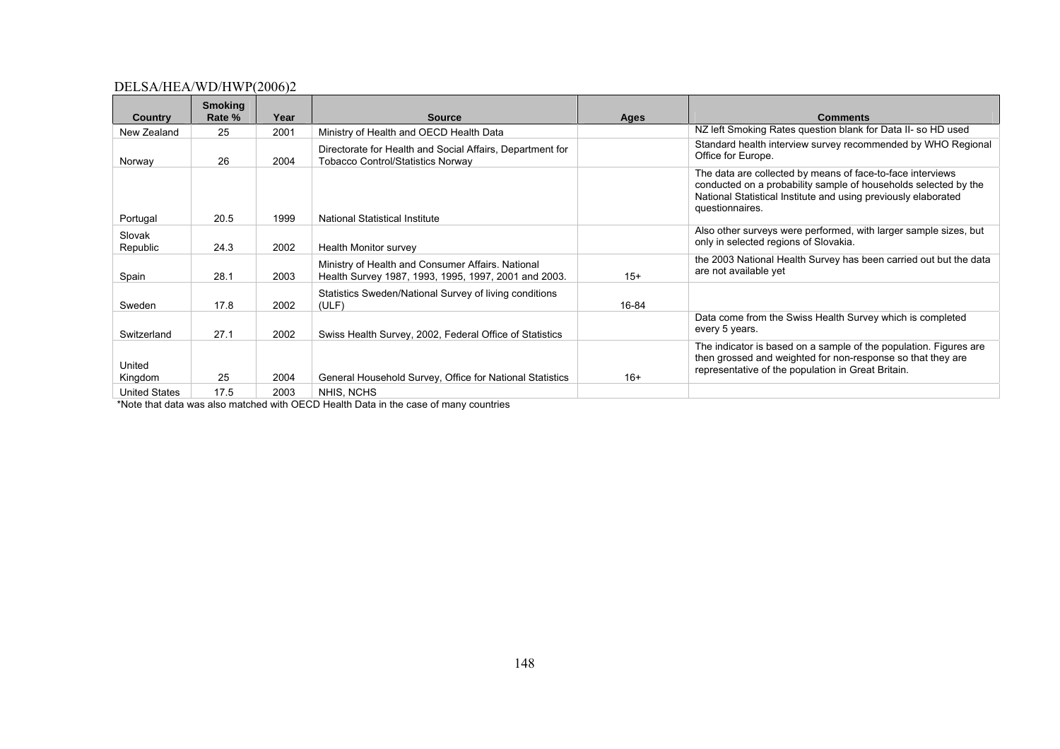| Country | Smoking Rate % | Year | Source | Ages | Comments |
|---|---|---|---|---|---|
| New Zealand | 25 | 2001 | Ministry of Health and OECD Health Data | | NZ left Smoking Rates question blank for Data II- so HD used |
| Norway | 26 | 2004 | Directorate for Health and Social Affairs, Department for Tobacco Control/Statistics Norway | | Standard health interview survey recommended by WHO Regional Office for Europe. |
| Portugal | 20.5 | 1999 | National Statistical Institute | | The data are collected by means of face-to-face interviews conducted on a probability sample of households selected by the National Statistical Institute and using previously elaborated questionnaires. |
| Slovak Republic | 24.3 | 2002 | Health Monitor survey | | Also other surveys were performed, with larger sample sizes, but only in selected regions of Slovakia. |
| Spain | 28.1 | 2003 | Ministry of Health and Consumer Affairs. National Health Survey 1987, 1993, 1995, 1997, 2001 and 2003. | 15+ | the 2003 National Health Survey has been carried out but the data are not available yet |
| Sweden | 17.8 | 2002 | Statistics Sweden/National Survey of living conditions (ULF) | 16-84 | |
| Switzerland | 27.1 | 2002 | Swiss Health Survey, 2002, Federal Office of Statistics | | Data come from the Swiss Health Survey which is completed every 5 years. |
| United Kingdom | 25 | 2004 | General Household Survey, Office for National Statistics | 16+ | The indicator is based on a sample of the population. Figures are then grossed and weighted for non-response so that they are representative of the population in Great Britain. |
| United States | 17.5 | 2003 | NHIS, NCHS | | |

*Note that data was also matched with OECD Health Data in the case of many countries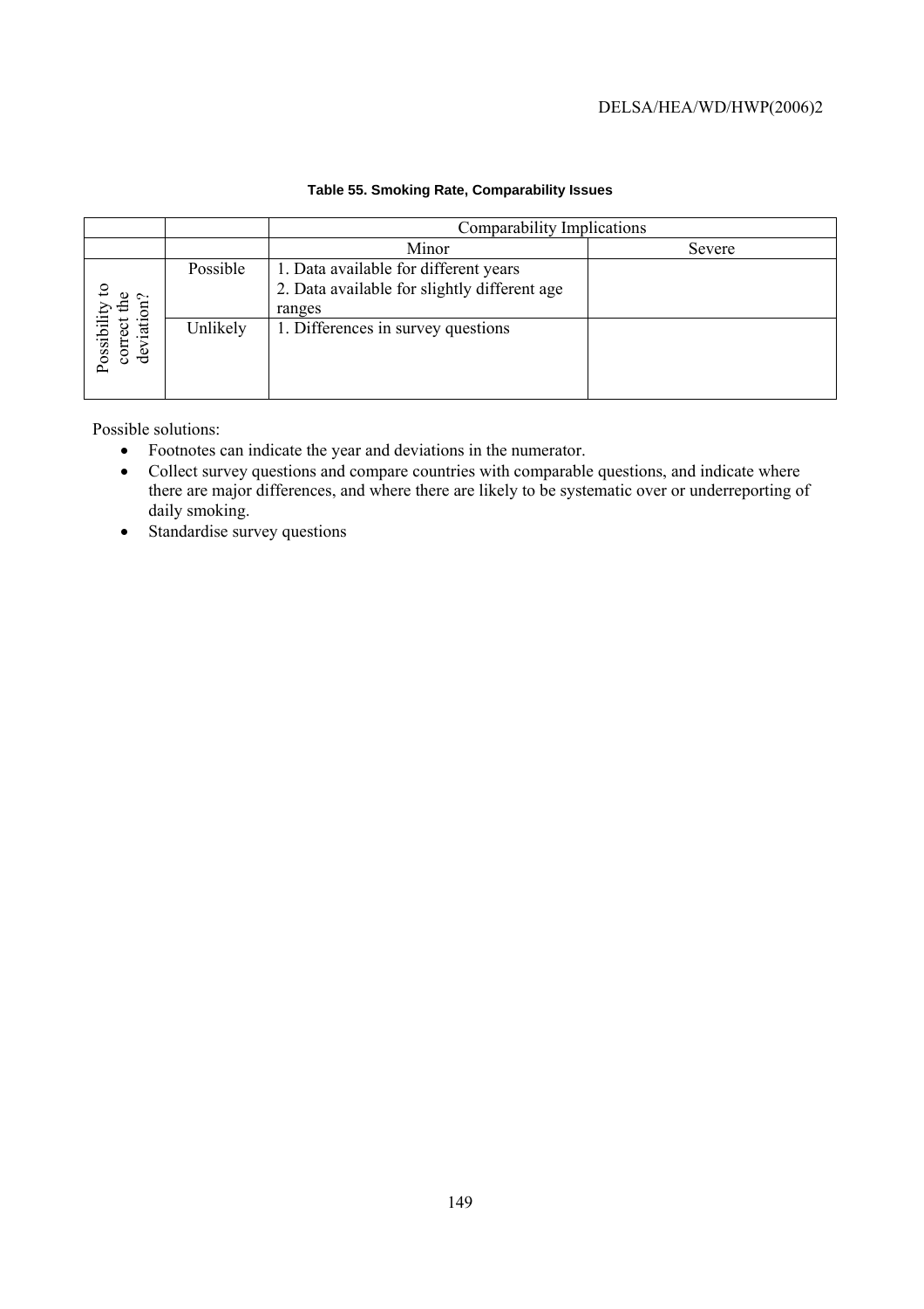**Table 55. Smoking Rate, Comparability Issues**

| | | Comparability Implications | |
|---|---|---|---|
| | | Minor | Severe |
| Possibility to correct the deviation? | Possible | 1. Data available for different years<br>2. Data available for slightly different age ranges | |
| | Unlikely | 1. Differences in survey questions | |

Possible solutions:

- Footnotes can indicate the year and deviations in the numerator.
- Collect survey questions and compare countries with comparable questions, and indicate where there are major differences, and where there are likely to be systematic over or underreporting of daily smoking.
- Standardise survey questions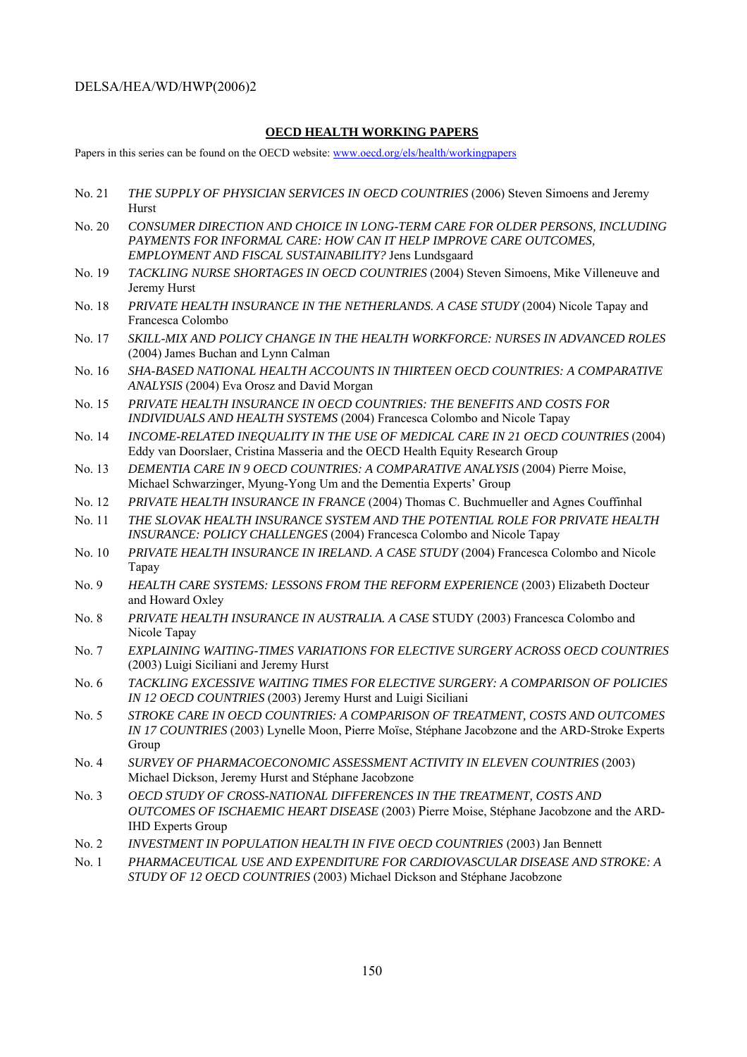**OECD HEALTH WORKING PAPERS**

Papers in this series can be found on the OECD website: www.oecd.org/els/health/workingpapers

No. 21 *THE SUPPLY OF PHYSICIAN SERVICES IN OECD COUNTRIES* (2006) Steven Simoens and Jeremy Hurst

No. 20 *CONSUMER DIRECTION AND CHOICE IN LONG-TERM CARE FOR OLDER PERSONS, INCLUDING PAYMENTS FOR INFORMAL CARE: HOW CAN IT HELP IMPROVE CARE OUTCOMES, EMPLOYMENT AND FISCAL SUSTAINABILITY?* Jens Lundsgaard

No. 19 *TACKLING NURSE SHORTAGES IN OECD COUNTRIES* (2004) Steven Simoens, Mike Villeneuve and Jeremy Hurst

No. 18 *PRIVATE HEALTH INSURANCE IN THE NETHERLANDS. A CASE STUDY* (2004) Nicole Tapay and Francesca Colombo

No. 17 *SKILL-MIX AND POLICY CHANGE IN THE HEALTH WORKFORCE: NURSES IN ADVANCED ROLES* (2004) James Buchan and Lynn Calman

No. 16 *SHA-BASED NATIONAL HEALTH ACCOUNTS IN THIRTEEN OECD COUNTRIES: A COMPARATIVE ANALYSIS* (2004) Eva Orosz and David Morgan

No. 15 *PRIVATE HEALTH INSURANCE IN OECD COUNTRIES: THE BENEFITS AND COSTS FOR INDIVIDUALS AND HEALTH SYSTEMS* (2004) Francesca Colombo and Nicole Tapay

No. 14 *INCOME-RELATED INEQUALITY IN THE USE OF MEDICAL CARE IN 21 OECD COUNTRIES* (2004) Eddy van Doorslaer, Cristina Masseria and the OECD Health Equity Research Group

No. 13 *DEMENTIA CARE IN 9 OECD COUNTRIES: A COMPARATIVE ANALYSIS* (2004) Pierre Moise, Michael Schwarzinger, Myung-Yong Um and the Dementia Experts' Group

No. 12 *PRIVATE HEALTH INSURANCE IN FRANCE* (2004) Thomas C. Buchmueller and Agnes Couffinhal

No. 11 *THE SLOVAK HEALTH INSURANCE SYSTEM AND THE POTENTIAL ROLE FOR PRIVATE HEALTH INSURANCE: POLICY CHALLENGES* (2004) Francesca Colombo and Nicole Tapay

No. 10 *PRIVATE HEALTH INSURANCE IN IRELAND. A CASE STUDY* (2004) Francesca Colombo and Nicole Tapay

No. 9 *HEALTH CARE SYSTEMS: LESSONS FROM THE REFORM EXPERIENCE* (2003) Elizabeth Docteur and Howard Oxley

No. 8 *PRIVATE HEALTH INSURANCE IN AUSTRALIA. A CASE* STUDY (2003) Francesca Colombo and Nicole Tapay

No. 7 *EXPLAINING WAITING-TIMES VARIATIONS FOR ELECTIVE SURGERY ACROSS OECD COUNTRIES* (2003) Luigi Siciliani and Jeremy Hurst

No. 6 *TACKLING EXCESSIVE WAITING TIMES FOR ELECTIVE SURGERY: A COMPARISON OF POLICIES IN 12 OECD COUNTRIES* (2003) Jeremy Hurst and Luigi Siciliani

No. 5 *STROKE CARE IN OECD COUNTRIES: A COMPARISON OF TREATMENT, COSTS AND OUTCOMES IN 17 COUNTRIES* (2003) Lynelle Moon, Pierre Moïse, Stéphane Jacobzone and the ARD-Stroke Experts Group

No. 4 *SURVEY OF PHARMACOECONOMIC ASSESSMENT ACTIVITY IN ELEVEN COUNTRIES* (2003) Michael Dickson, Jeremy Hurst and Stéphane Jacobzone

No. 3 *OECD STUDY OF CROSS-NATIONAL DIFFERENCES IN THE TREATMENT, COSTS AND OUTCOMES OF ISCHAEMIC HEART DISEASE* (2003) Pierre Moise, Stéphane Jacobzone and the ARD-IHD Experts Group

No. 2 *INVESTMENT IN POPULATION HEALTH IN FIVE OECD COUNTRIES* (2003) Jan Bennett

No. 1 *PHARMACEUTICAL USE AND EXPENDITURE FOR CARDIOVASCULAR DISEASE AND STROKE: A STUDY OF 12 OECD COUNTRIES* (2003) Michael Dickson and Stéphane Jacobzone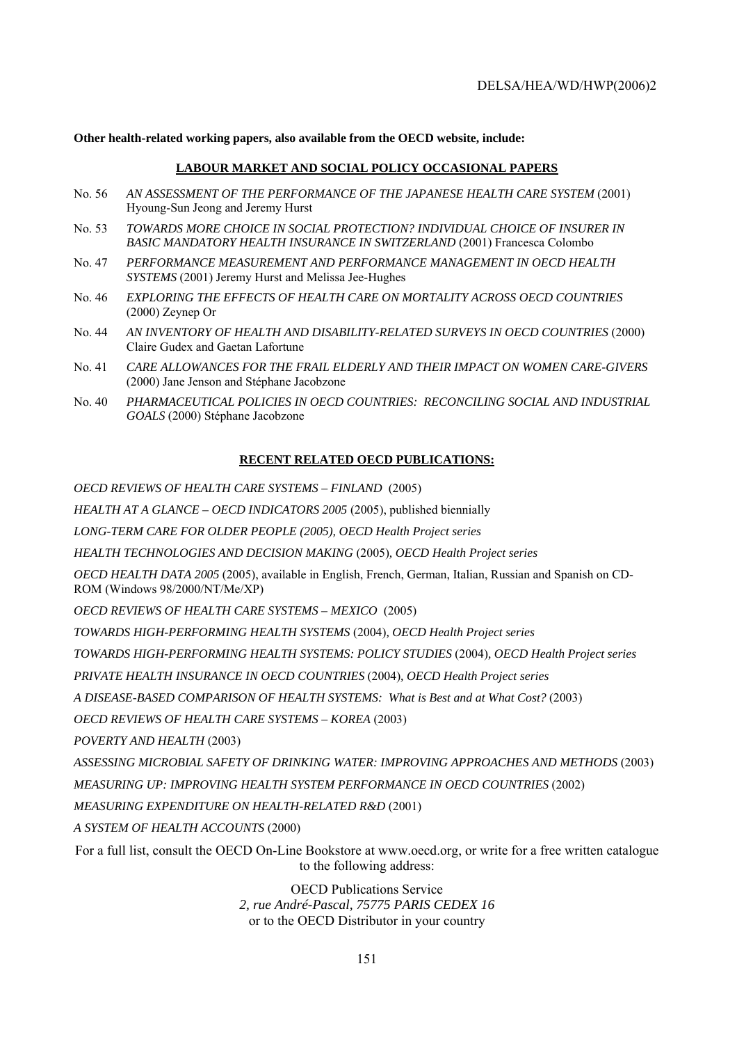**Other health-related working papers, also available from the OECD website, include:**

**LABOUR MARKET AND SOCIAL POLICY OCCASIONAL PAPERS**

No. 56 *AN ASSESSMENT OF THE PERFORMANCE OF THE JAPANESE HEALTH CARE SYSTEM* (2001) Hyoung-Sun Jeong and Jeremy Hurst

No. 53 *TOWARDS MORE CHOICE IN SOCIAL PROTECTION? INDIVIDUAL CHOICE OF INSURER IN BASIC MANDATORY HEALTH INSURANCE IN SWITZERLAND* (2001) Francesca Colombo

No. 47 *PERFORMANCE MEASUREMENT AND PERFORMANCE MANAGEMENT IN OECD HEALTH SYSTEMS* (2001) Jeremy Hurst and Melissa Jee-Hughes

No. 46 *EXPLORING THE EFFECTS OF HEALTH CARE ON MORTALITY ACROSS OECD COUNTRIES* (2000) Zeynep Or

No. 44 *AN INVENTORY OF HEALTH AND DISABILITY-RELATED SURVEYS IN OECD COUNTRIES* (2000) Claire Gudex and Gaetan Lafortune

No. 41 *CARE ALLOWANCES FOR THE FRAIL ELDERLY AND THEIR IMPACT ON WOMEN CARE-GIVERS* (2000) Jane Jenson and Stéphane Jacobzone

No. 40 *PHARMACEUTICAL POLICIES IN OECD COUNTRIES: RECONCILING SOCIAL AND INDUSTRIAL GOALS* (2000) Stéphane Jacobzone

**RECENT RELATED OECD PUBLICATIONS:**

*OECD REVIEWS OF HEALTH CARE SYSTEMS – FINLAND* (2005)

*HEALTH AT A GLANCE – OECD INDICATORS 2005* (2005), published biennially

*LONG-TERM CARE FOR OLDER PEOPLE (2005), OECD Health Project series*

*HEALTH TECHNOLOGIES AND DECISION MAKING* (2005), *OECD Health Project series*

*OECD HEALTH DATA 2005* (2005), available in English, French, German, Italian, Russian and Spanish on CD-ROM (Windows 98/2000/NT/Me/XP)

*OECD REVIEWS OF HEALTH CARE SYSTEMS – MEXICO* (2005)

*TOWARDS HIGH-PERFORMING HEALTH SYSTEMS* (2004), *OECD Health Project series*

*TOWARDS HIGH-PERFORMING HEALTH SYSTEMS: POLICY STUDIES* (2004), *OECD Health Project series*

*PRIVATE HEALTH INSURANCE IN OECD COUNTRIES* (2004), *OECD Health Project series*

*A DISEASE-BASED COMPARISON OF HEALTH SYSTEMS: What is Best and at What Cost?* (2003)

*OECD REVIEWS OF HEALTH CARE SYSTEMS – KOREA* (2003)

*POVERTY AND HEALTH* (2003)

*ASSESSING MICROBIAL SAFETY OF DRINKING WATER: IMPROVING APPROACHES AND METHODS* (2003)

*MEASURING UP: IMPROVING HEALTH SYSTEM PERFORMANCE IN OECD COUNTRIES* (2002)

*MEASURING EXPENDITURE ON HEALTH-RELATED R&D* (2001)

*A SYSTEM OF HEALTH ACCOUNTS* (2000)

For a full list, consult the OECD On-Line Bookstore at www.oecd.org, or write for a free written catalogue to the following address:

OECD Publications Service
*2, rue André-Pascal, 75775 PARIS CEDEX 16*
or to the OECD Distributor in your country